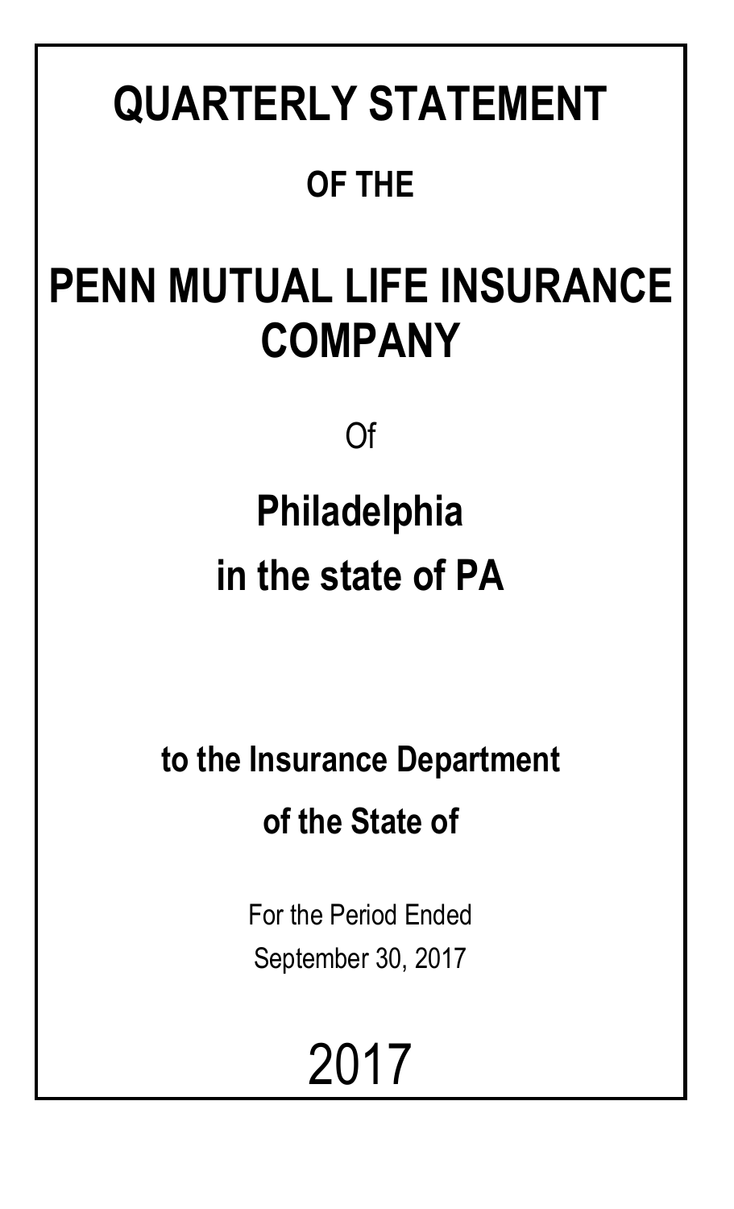# QUARTERLY STATEMENT

## OF THE

# PENN MUTUAL LIFE INSURANCE COMPANY

Of

## Philadelphia

## in the state of PA

### to the Insurance Department

### of the State of

For the Period Ended

September 30, 2017

2017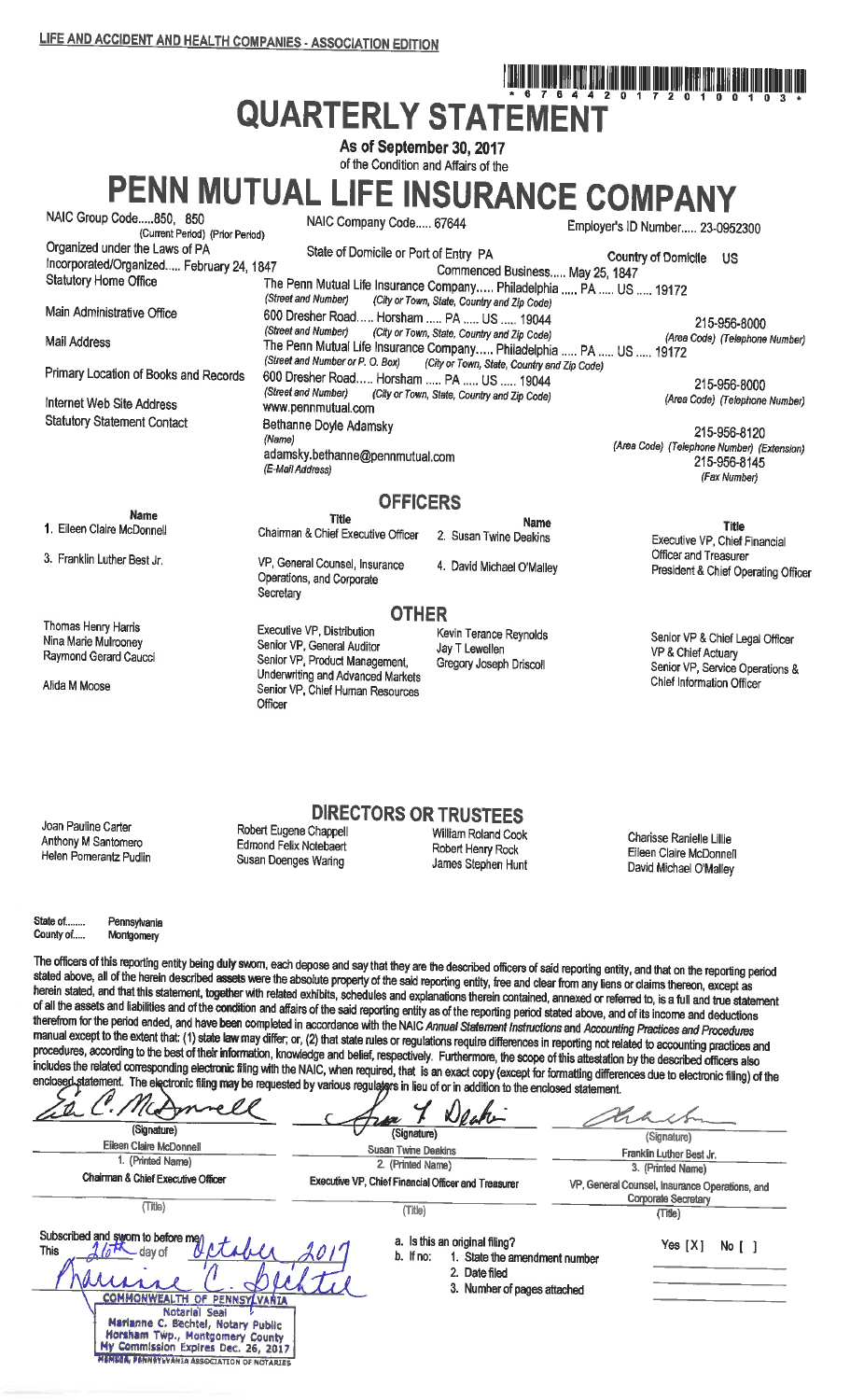LIFE AND ACCIDENT AND HEALTH COMPANIES - ASSOCIATION EDITION

\* 6 7 6 4 4 2 0 1 7 2 0 1 0 0 1 0 3 \*

# QUARTERLY STATEMENT

As of September 30, 2017

of the Condition and Affairs of the

# PENN MUTUAL LIFE INSURANCE COMPANY

| | | |
|---|---|---|
| NAIC Group Code.....850, 850 (Current Period) (Prior Period) | NAIC Company Code..... 67644 | Employer's ID Number..... 23-0952300 |
| Organized under the Laws of PA | State of Domicile or Port of Entry PA | Country of Domicile US |
| Incorporated/Organized..... February 24, 1847 | Commenced Business..... May 25, 1847 | |
| Statutory Home Office | The Penn Mutual Life Insurance Company..... Philadelphia ..... PA ..... US ..... 19172 (Street and Number) (City or Town, State, Country and Zip Code) | |
| Main Administrative Office | 600 Dresher Road..... Horsham ..... PA ..... US ..... 19044 (Street and Number) (City or Town, State, Country and Zip Code) | 215-956-8000 (Area Code) (Telephone Number) |
| Mail Address | The Penn Mutual Life Insurance Company..... Philadelphia ..... PA ..... US ..... 19172 (Street and Number or P. O. Box) (City or Town, State, Country and Zip Code) | |
| Primary Location of Books and Records | 600 Dresher Road..... Horsham ..... PA ..... US ..... 19044 (Street and Number) (City or Town, State, Country and Zip Code) | 215-956-8000 (Area Code) (Telephone Number) |
| Internet Web Site Address | www.pennmutual.com | |
| Statutory Statement Contact | Bethanne Doyle Adamsky (Name) | 215-956-8120 (Area Code) (Telephone Number) (Extension) |
| | adamsky.bethanne@pennmutual.com (E-Mail Address) | 215-956-8145 (Fax Number) |

## OFFICERS

| Name | Title | Name | Title |
|---|---|---|---|
| 1. Eileen Claire McDonnell | Chairman & Chief Executive Officer | 2. Susan Twine Deakins | Executive VP, Chief Financial Officer and Treasurer |
| 3. Franklin Luther Best Jr. | VP, General Counsel, Insurance Operations, and Corporate Secretary | 4. David Michael O'Malley | President & Chief Operating Officer |

## OTHER

| | | | |
|---|---|---|---|
| Thomas Henry Harris | Executive VP, Distribution | Kevin Terance Reynolds | Senior VP & Chief Legal Officer |
| Nina Marie Mulrooney | Senior VP, General Auditor | Jay T Lewellen | VP & Chief Actuary |
| Raymond Gerard Caucci | Senior VP, Product Management, Underwriting and Advanced Markets | Gregory Joseph Driscoll | Senior VP, Service Operations & Chief Information Officer |
| Alida M Moose | Senior VP, Chief Human Resources Officer | | |

## DIRECTORS OR TRUSTEES

| | | | |
|---|---|---|---|
| Joan Pauline Carter | Robert Eugene Chappell | William Roland Cook | Charisse Ranielle Lillie |
| Anthony M Santomero | Edmond Felix Notebaert | Robert Henry Rock | Eileen Claire McDonnell |
| Helen Pomerantz Pudlin | Susan Doenges Waring | James Stephen Hunt | David Michael O'Malley |

State of........ Pennsylvania
County of..... Montgomery

The officers of this reporting entity being duly sworn, each depose and say that they are the described officers of said reporting entity, and that on the reporting period stated above, all of the herein described assets were the absolute property of the said reporting entity, free and clear from any liens or claims thereon, except as herein stated, and that this statement, together with related exhibits, schedules and explanations therein contained, annexed or referred to, is a full and true statement of all the assets and liabilities and of the condition and affairs of the said reporting entity as of the reporting period stated above, and of its income and deductions therefrom for the period ended, and have been completed in accordance with the NAIC *Annual Statement Instructions* and *Accounting Practices and Procedures manual* except to the extent that: (1) state law may differ; or, (2) that state rules or regulations require differences in reporting not related to accounting practices and procedures, according to the best of their information, knowledge and belief, respectively. Furthermore, the scope of this attestation by the described officers also includes the related corresponding electronic filing with the NAIC, when required, that is an exact copy (except for formatting differences due to electronic filing) of the enclosed statement. The electronic filing may be requested by various regulators in lieu of or in addition to the enclosed statement.

| (Signature) | (Signature) | (Signature) |
|---|---|---|
| Eileen Claire McDonnell | Susan Twine Deakins | Franklin Luther Best Jr. |
| 1. (Printed Name) | 2. (Printed Name) | 3. (Printed Name) |
| Chairman & Chief Executive Officer | Executive VP, Chief Financial Officer and Treasurer | VP, General Counsel, Insurance Operations, and Corporate Secretary |
| (Title) | (Title) | (Title) |

Subscribed and sworn to before me
This 26th day of October 2017

COMMONWEALTH OF PENNSYLVANIA
Notarial Seal
Marianne C. Bechtel, Notary Public
Horsham Twp., Montgomery County
My Commission Expires Dec. 26, 2017
MEMBER, PENNSYLVANIA ASSOCIATION OF NOTARIES

a. Is this an original filing? Yes [X] No [ ]

b. If no:
1. State the amendment number
2. Date filed
3. Number of pages attached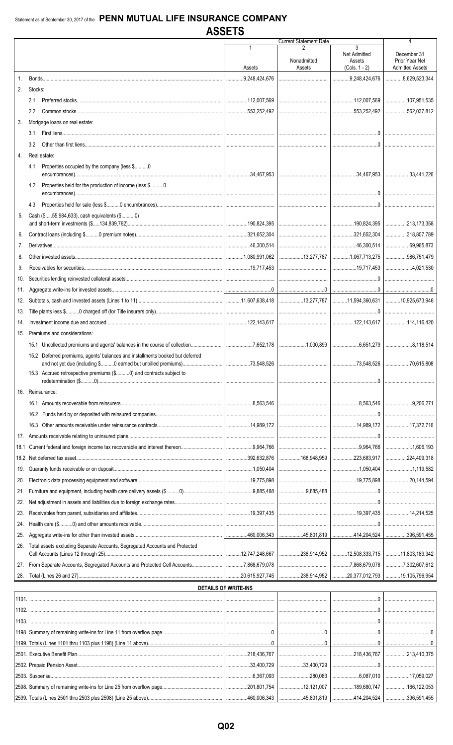Statement as of September 30, 2017 of the **PENN MUTUAL LIFE INSURANCE COMPANY**

# ASSETS

| | | Current Statement Date | | | 4 |
|---|---|---|---|---|---|
| | | 1<br>Assets | 2<br>Nonadmitted Assets | 3<br>Net Admitted Assets (Cols. 1 - 2) | December 31 Prior Year Net Admitted Assets |
| 1. | Bonds | 9,248,424,676 | | 9,248,424,676 | 8,629,523,344 |
| 2. | Stocks: | | | | |
| | 2.1 Preferred stocks | 112,007,569 | | 112,007,569 | 107,951,535 |
| | 2.2 Common stocks | 553,252,492 | | 553,252,492 | 562,037,812 |
| 3. | Mortgage loans on real estate: | | | | |
| | 3.1 First liens | | | 0 | |
| | 3.2 Other than first liens | | | 0 | |
| 4. | Real estate: | | | | |
| | 4.1 Properties occupied by the company (less $..........0 encumbrances) | 34,467,953 | | 34,467,953 | 33,441,226 |
| | 4.2 Properties held for the production of income (less $..........0 encumbrances) | | | 0 | |
| | 4.3 Properties held for sale (less $..........0 encumbrances) | | | 0 | |
| 5. | Cash ($.....55,984,633), cash equivalents ($..........0) and short-term investments ($.....134,839,762) | 190,824,395 | | 190,824,395 | 213,173,358 |
| 6. | Contract loans (including $..........0 premium notes) | 321,652,304 | | 321,652,304 | 318,807,789 |
| 7. | Derivatives | 46,300,514 | | 46,300,514 | 69,965,873 |
| 8. | Other invested assets | 1,080,991,062 | 13,277,787 | 1,067,713,275 | 986,751,479 |
| 9. | Receivables for securities | 19,717,453 | | 19,717,453 | 4,021,530 |
| 10. | Securities lending reinvested collateral assets | | | 0 | |
| 11. | Aggregate write-ins for invested assets | 0 | 0 | 0 | 0 |
| 12. | Subtotals, cash and invested assets (Lines 1 to 11) | 11,607,638,418 | 13,277,787 | 11,594,360,631 | 10,925,673,946 |
| 13. | Title plants less $..........0 charged off (for Title insurers only) | | | 0 | |
| 14. | Investment income due and accrued | 122,143,617 | | 122,143,617 | 114,116,420 |
| 15. | Premiums and considerations: | | | | |
| | 15.1 Uncollected premiums and agents' balances in the course of collection | 7,652,178 | 1,000,899 | 6,651,279 | 8,118,514 |
| | 15.2 Deferred premiums, agents' balances and installments booked but deferred and not yet due (including $..........0 earned but unbilled premiums) | 73,548,526 | | 73,548,526 | 70,615,808 |
| | 15.3 Accrued retrospective premiums ($..........0) and contracts subject to redetermination ($..........0) | | | 0 | |
| 16. | Reinsurance: | | | | |
| | 16.1 Amounts recoverable from reinsurers | 8,563,546 | | 8,563,546 | 9,206,271 |
| | 16.2 Funds held by or deposited with reinsured companies | | | 0 | |
| | 16.3 Other amounts receivable under reinsurance contracts | 14,989,172 | | 14,989,172 | 17,372,716 |
| 17. | Amounts receivable relating to uninsured plans | | | 0 | |
| 18.1 | Current federal and foreign income tax recoverable and interest thereon | 9,964,766 | | 9,964,766 | 1,606,193 |
| 18.2 | Net deferred tax asset | 392,632,876 | 168,948,959 | 223,683,917 | 224,409,318 |
| 19. | Guaranty funds receivable or on deposit | 1,050,404 | | 1,050,404 | 1,119,582 |
| 20. | Electronic data processing equipment and software | 19,775,898 | | 19,775,898 | 20,144,594 |
| 21. | Furniture and equipment, including health care delivery assets ($..........0) | 9,885,488 | 9,885,488 | 0 | |
| 22. | Net adjustment in assets and liabilities due to foreign exchange rates | | | 0 | |
| 23. | Receivables from parent, subsidiaries and affiliates | 19,397,435 | | 19,397,435 | 14,214,525 |
| 24. | Health care ($..........0) and other amounts receivable | | | 0 | |
| 25. | Aggregate write-ins for other than invested assets | 460,006,343 | 45,801,819 | 414,204,524 | 396,591,455 |
| 26. | Total assets excluding Separate Accounts, Segregated Accounts and Protected Cell Accounts (Lines 12 through 25) | 12,747,248,667 | 238,914,952 | 12,508,333,715 | 11,803,189,342 |
| 27. | From Separate Accounts, Segregated Accounts and Protected Cell Accounts | 7,868,679,078 | | 7,868,679,078 | 7,302,607,612 |
| 28. | Total (Lines 26 and 27) | 20,615,927,745 | 238,914,952 | 20,377,012,793 | 19,105,796,954 |

## DETAILS OF WRITE-INS

| | | | | |
|---|---|---|---|---|
| 1101. | | | 0 | |
| 1102. | | | 0 | |
| 1103. | | | 0 | |
| 1198. Summary of remaining write-ins for Line 11 from overflow page | 0 | 0 | 0 | 0 |
| 1199. Totals (Lines 1101 thru 1103 plus 1198) (Line 11 above) | 0 | 0 | 0 | 0 |
| 2501. Executive Benefit Plan | 218,436,767 | | 218,436,767 | 213,410,375 |
| 2502. Prepaid Pension Asset | 33,400,729 | 33,400,729 | 0 | |
| 2503. Suspense | 6,367,093 | 280,083 | 6,087,010 | 17,059,027 |
| 2598. Summary of remaining write-ins for Line 25 from overflow page | 201,801,754 | 12,121,007 | 189,680,747 | 166,122,053 |
| 2599. Totals (Lines 2501 thru 2503 plus 2598) (Line 25 above) | 460,006,343 | 45,801,819 | 414,204,524 | 396,591,455 |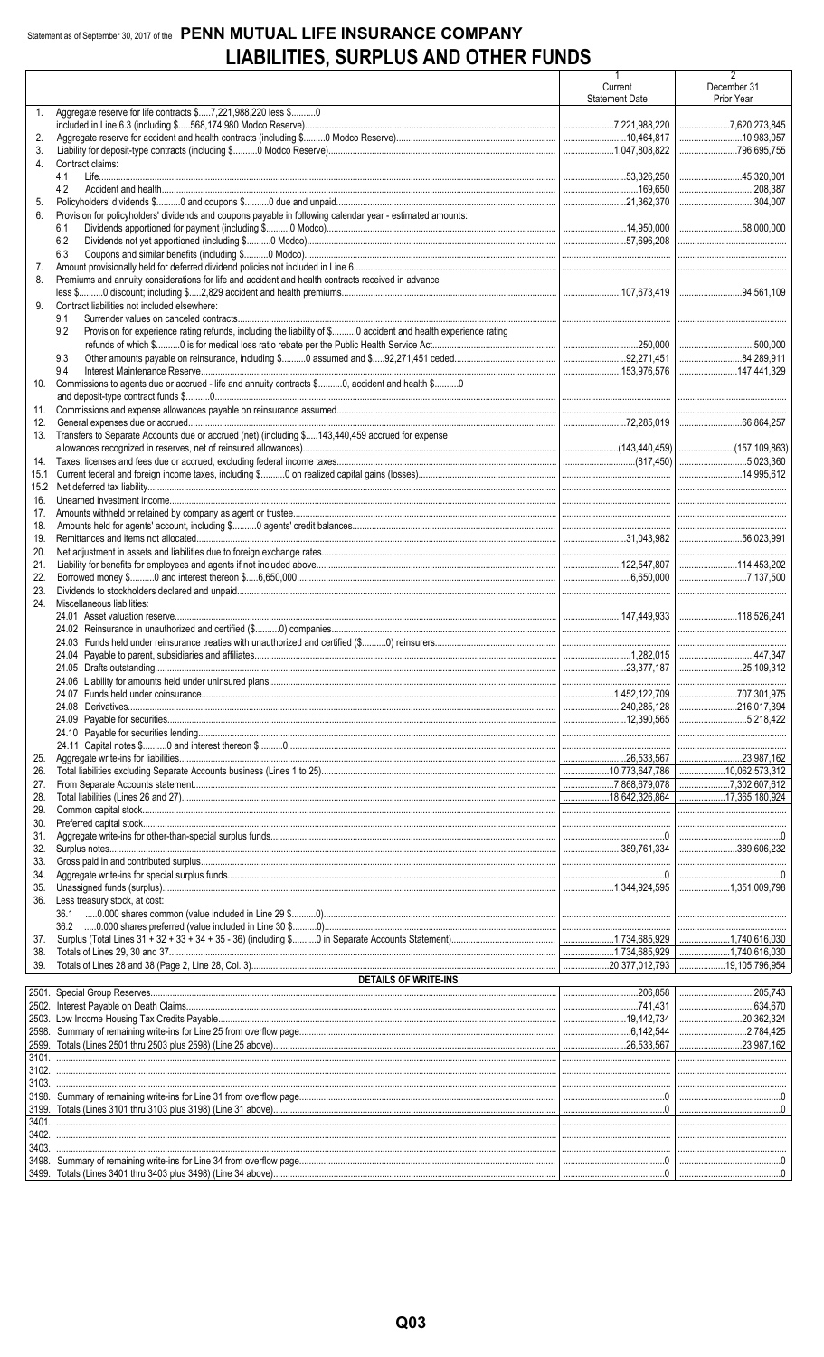Statement as of September 30, 2017 of the **PENN MUTUAL LIFE INSURANCE COMPANY**

# LIABILITIES, SURPLUS AND OTHER FUNDS

| | | 1<br>Current<br>Statement Date | 2<br>December 31<br>Prior Year |
|---|---|---|---|
| 1. | Aggregate reserve for life contracts $.....7,221,988,220 less $..........0 included in Line 6.3 (including $.....568,174,980 Modco Reserve) | 7,221,988,220 | 7,620,273,845 |
| 2. | Aggregate reserve for accident and health contracts (including $..........0 Modco Reserve) | 10,464,817 | 10,983,057 |
| 3. | Liability for deposit-type contracts (including $..........0 Modco Reserve) | 1,047,808,822 | 796,695,755 |
| 4. | Contract claims: | | |
| | 4.1 Life | 53,326,250 | 45,320,001 |
| | 4.2 Accident and health | 169,650 | 208,387 |
| 5. | Policyholders' dividends $..........0 and coupons $..........0 due and unpaid | 21,362,370 | 304,007 |
| 6. | Provision for policyholders' dividends and coupons payable in following calendar year - estimated amounts: | | |
| | 6.1 Dividends apportioned for payment (including $..........0 Modco) | 14,950,000 | 58,000,000 |
| | 6.2 Dividends not yet apportioned (including $..........0 Modco) | 57,696,208 | |
| | 6.3 Coupons and similar benefits (including $..........0 Modco) | | |
| 7. | Amount provisionally held for deferred dividend policies not included in Line 6 | | |
| 8. | Premiums and annuity considerations for life and accident and health contracts received in advance less $..........0 discount; including $.....2,829 accident and health premiums | 107,673,419 | 94,561,109 |
| 9. | Contract liabilities not included elsewhere: | | |
| | 9.1 Surrender values on canceled contracts | | |
| | 9.2 Provision for experience rating refunds, including the liability of $..........0 accident and health experience rating refunds of which $..........0 is for medical loss ratio rebate per the Public Health Service Act | 250,000 | 500,000 |
| | 9.3 Other amounts payable on reinsurance, including $..........0 assumed and $.....92,271,451 ceded | 92,271,451 | 84,289,911 |
| | 9.4 Interest Maintenance Reserve | 153,976,576 | 147,441,329 |
| 10. | Commissions to agents due or accrued - life and annuity contracts $..........0, accident and health $..........0 and deposit-type contract funds $..........0 | | |
| 11. | Commissions and expense allowances payable on reinsurance assumed | | |
| 12. | General expenses due or accrued | 72,285,019 | 66,864,257 |
| 13. | Transfers to Separate Accounts due or accrued (net) (including $.....143,440,459 accrued for expense allowances recognized in reserves, net of reinsured allowances) | (143,440,459) | (157,109,863) |
| 14. | Taxes, licenses and fees due or accrued, excluding federal income taxes | (817,450) | 5,023,360 |
| 15.1 | Current federal and foreign income taxes, including $..........0 on realized capital gains (losses) | | 14,995,612 |
| 15.2 | Net deferred tax liability | | |
| 16. | Unearned investment income | | |
| 17. | Amounts withheld or retained by company as agent or trustee | | |
| 18. | Amounts held for agents' account, including $..........0 agents' credit balances | | |
| 19. | Remittances and items not allocated | 31,043,982 | 56,023,991 |
| 20. | Net adjustment in assets and liabilities due to foreign exchange rates | | |
| 21. | Liability for benefits for employees and agents if not included above | 122,547,807 | 114,453,202 |
| 22. | Borrowed money $..........0 and interest thereon $.....6,650,000 | 6,650,000 | 7,137,500 |
| 23. | Dividends to stockholders declared and unpaid | | |
| 24. | Miscellaneous liabilities: | | |
| | 24.01 Asset valuation reserve | 147,449,933 | 118,526,241 |
| | 24.02 Reinsurance in unauthorized and certified ($..........0) companies | | |
| | 24.03 Funds held under reinsurance treaties with unauthorized and certified ($..........0) reinsurers | | |
| | 24.04 Payable to parent, subsidiaries and affiliates | 1,282,015 | 447,347 |
| | 24.05 Drafts outstanding | 23,377,187 | 25,109,312 |
| | 24.06 Liability for amounts held under uninsured plans | | |
| | 24.07 Funds held under coinsurance | 1,452,122,709 | 707,301,975 |
| | 24.08 Derivatives | 240,285,128 | 216,017,394 |
| | 24.09 Payable for securities | 12,390,565 | 5,218,422 |
| | 24.10 Payable for securities lending | | |
| | 24.11 Capital notes $..........0 and interest thereon $..........0 | | |
| 25. | Aggregate write-ins for liabilities | 26,533,567 | 23,987,162 |
| 26. | Total liabilities excluding Separate Accounts business (Lines 1 to 25) | 10,773,647,786 | 10,062,573,312 |
| 27. | From Separate Accounts statement | 7,868,679,078 | 7,302,607,612 |
| 28. | Total liabilities (Lines 26 and 27) | 18,642,326,864 | 17,365,180,924 |
| 29. | Common capital stock | | |
| 30. | Preferred capital stock | | |
| 31. | Aggregate write-ins for other-than-special surplus funds | 0 | 0 |
| 32. | Surplus notes | 389,761,334 | 389,606,232 |
| 33. | Gross paid in and contributed surplus | | |
| 34. | Aggregate write-ins for special surplus funds | 0 | 0 |
| 35. | Unassigned funds (surplus) | 1,344,924,595 | 1,351,009,798 |
| 36. | Less treasury stock, at cost: | | |
| | 36.1 .....0.000 shares common (value included in Line 29 $..........0) | | |
| | 36.2 .....0.000 shares preferred (value included in Line 30 $..........0) | | |
| 37. | Surplus (Total Lines 31 + 32 + 33 + 34 + 35 - 36) (including $..........0 in Separate Accounts Statement) | 1,734,685,929 | 1,740,616,030 |
| 38. | Totals of Lines 29, 30 and 37 | 1,734,685,929 | 1,740,616,030 |
| 39. | Totals of Lines 28 and 38 (Page 2, Line 28, Col. 3) | 20,377,012,793 | 19,105,796,954 |
| | **DETAILS OF WRITE-INS** | | |
| 2501. | Special Group Reserves | 206,858 | 205,743 |
| 2502. | Interest Payable on Death Claims | 741,431 | 634,670 |
| 2503. | Low Income Housing Tax Credits Payable | 19,442,734 | 20,362,324 |
| 2598. | Summary of remaining write-ins for Line 25 from overflow page | 6,142,544 | 2,784,425 |
| 2599. | Totals (Lines 2501 thru 2503 plus 2598) (Line 25 above) | 26,533,567 | 23,987,162 |
| 3101. | | | |
| 3102. | | | |
| 3103. | | | |
| 3198. | Summary of remaining write-ins for Line 31 from overflow page | 0 | 0 |
| 3199. | Totals (Lines 3101 thru 3103 plus 3198) (Line 31 above) | 0 | 0 |
| 3401. | | | |
| 3402. | | | |
| 3403. | | | |
| 3498. | Summary of remaining write-ins for Line 34 from overflow page | 0 | 0 |
| 3499. | Totals (Lines 3401 thru 3403 plus 3498) (Line 34 above) | 0 | 0 |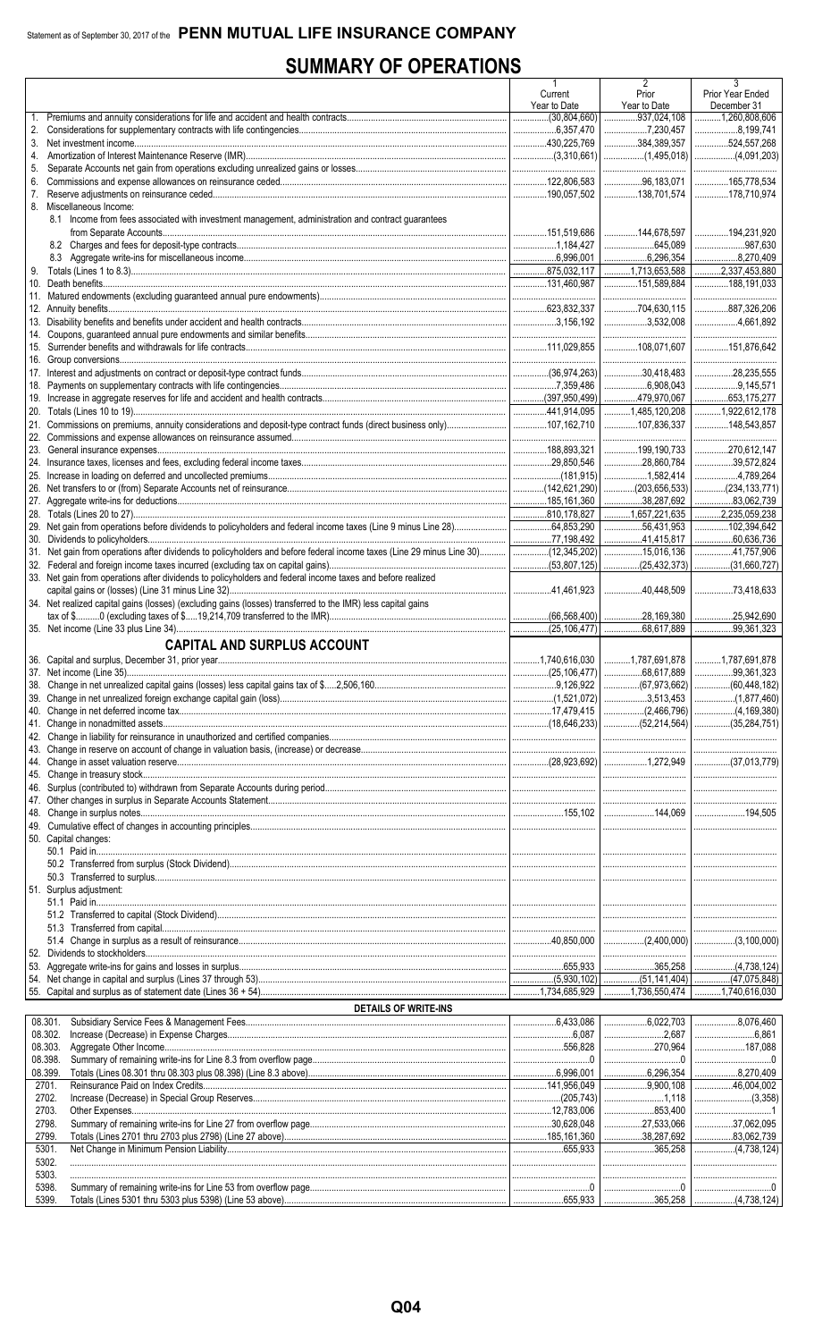Statement as of September 30, 2017 of the **PENN MUTUAL LIFE INSURANCE COMPANY**

# SUMMARY OF OPERATIONS

| | 1 Current Year to Date | 2 Prior Year to Date | 3 Prior Year Ended December 31 |
|---|---|---|---|
| 1. Premiums and annuity considerations for life and accident and health contracts | (30,804,660) | 937,024,108 | 1,260,808,606 |
| 2. Considerations for supplementary contracts with life contingencies | 6,357,470 | 7,230,457 | 8,199,741 |
| 3. Net investment income | 430,225,769 | 384,389,357 | 524,557,268 |
| 4. Amortization of Interest Maintenance Reserve (IMR) | (3,310,661) | (1,495,018) | (4,091,203) |
| 5. Separate Accounts net gain from operations excluding unrealized gains or losses | | | |
| 6. Commissions and expense allowances on reinsurance ceded | 122,806,583 | 96,183,071 | 165,778,534 |
| 7. Reserve adjustments on reinsurance ceded | 190,057,502 | 138,701,574 | 178,710,974 |
| 8. Miscellaneous Income: | | | |
| 8.1 Income from fees associated with investment management, administration and contract guarantees from Separate Accounts | 151,519,686 | 144,678,597 | 194,231,920 |
| 8.2 Charges and fees for deposit-type contracts | 1,184,427 | 645,089 | 987,630 |
| 8.3 Aggregate write-ins for miscellaneous income | 6,996,001 | 6,296,354 | 8,270,409 |
| 9. Totals (Lines 1 to 8.3) | 875,032,117 | 1,713,653,588 | 2,337,453,880 |
| 10. Death benefits | 131,460,987 | 151,589,884 | 188,191,033 |
| 11. Matured endowments (excluding guaranteed annual pure endowments) | | | |
| 12. Annuity benefits | 623,832,337 | 704,630,115 | 887,326,206 |
| 13. Disability benefits and benefits under accident and health contracts | 3,156,192 | 3,532,008 | 4,661,892 |
| 14. Coupons, guaranteed annual pure endowments and similar benefits | | | |
| 15. Surrender benefits and withdrawals for life contracts | 111,029,855 | 108,071,607 | 151,876,642 |
| 16. Group conversions | | | |
| 17. Interest and adjustments on contract or deposit-type contract funds | (36,974,263) | 30,418,483 | 28,235,555 |
| 18. Payments on supplementary contracts with life contingencies | 7,359,486 | 6,908,043 | 9,145,571 |
| 19. Increase in aggregate reserves for life and accident and health contracts | (397,950,499) | 479,970,067 | 653,175,277 |
| 20. Totals (Lines 10 to 19) | 441,914,095 | 1,485,120,208 | 1,922,612,178 |
| 21. Commissions on premiums, annuity considerations and deposit-type contract funds (direct business only) | 107,162,710 | 107,836,337 | 148,543,857 |
| 22. Commissions and expense allowances on reinsurance assumed | | | |
| 23. General insurance expenses | 188,893,321 | 199,190,733 | 270,612,147 |
| 24. Insurance taxes, licenses and fees, excluding federal income taxes | 29,850,546 | 28,860,784 | 39,572,824 |
| 25. Increase in loading on deferred and uncollected premiums | (181,915) | 1,582,414 | 4,789,264 |
| 26. Net transfers to or (from) Separate Accounts net of reinsurance | (142,621,290) | (203,656,533) | (234,133,771) |
| 27. Aggregate write-ins for deductions | 185,161,360 | 38,287,692 | 83,062,739 |
| 28. Totals (Lines 20 to 27) | 810,178,827 | 1,657,221,635 | 2,235,059,238 |
| 29. Net gain from operations before dividends to policyholders and federal income taxes (Line 9 minus Line 28) | 64,853,290 | 56,431,953 | 102,394,642 |
| 30. Dividends to policyholders | 77,198,492 | 41,415,817 | 60,636,736 |
| 31. Net gain from operations after dividends to policyholders and before federal income taxes (Line 29 minus Line 30) | (12,345,202) | 15,016,136 | 41,757,906 |
| 32. Federal and foreign income taxes incurred (excluding tax on capital gains) | (53,807,125) | (25,432,373) | (31,660,727) |
| 33. Net gain from operations after dividends to policyholders and federal income taxes and before realized capital gains or (losses) (Line 31 minus Line 32) | 41,461,923 | 40,448,509 | 73,418,633 |
| 34. Net realized capital gains (losses) (excluding gains (losses) transferred to the IMR) less capital gains tax of $..........0 (excluding taxes of $.....19,214,709 transferred to the IMR) | (66,568,400) | 28,169,380 | 25,942,690 |
| 35. Net income (Line 33 plus Line 34) | (25,106,477) | 68,617,889 | 99,361,323 |
| **CAPITAL AND SURPLUS ACCOUNT** | | | |
| 36. Capital and surplus, December 31, prior year | 1,740,616,030 | 1,787,691,878 | 1,787,691,878 |
| 37. Net income (Line 35) | (25,106,477) | 68,617,889 | 99,361,323 |
| 38. Change in net unrealized capital gains (losses) less capital gains tax of $.....2,506,160 | 9,126,922 | (67,973,662) | (60,448,182) |
| 39. Change in net unrealized foreign exchange capital gain (loss) | (1,521,072) | 3,513,453 | (1,877,460) |
| 40. Change in net deferred income tax | 17,479,415 | (2,466,796) | (4,169,380) |
| 41. Change in nonadmitted assets | (18,646,233) | (52,214,564) | (35,284,751) |
| 42. Change in liability for reinsurance in unauthorized and certified companies | | | |
| 43. Change in reserve on account of change in valuation basis, (increase) or decrease | | | |
| 44. Change in asset valuation reserve | (28,923,692) | 1,272,949 | (37,013,779) |
| 45. Change in treasury stock | | | |
| 46. Surplus (contributed to) withdrawn from Separate Accounts during period | | | |
| 47. Other changes in surplus in Separate Accounts Statement | | | |
| 48. Change in surplus notes | 155,102 | 144,069 | 194,505 |
| 49. Cumulative effect of changes in accounting principles | | | |
| 50. Capital changes: | | | |
| 50.1 Paid in | | | |
| 50.2 Transferred from surplus (Stock Dividend) | | | |
| 50.3 Transferred to surplus | | | |
| 51. Surplus adjustment: | | | |
| 51.1 Paid in | | | |
| 51.2 Transferred to capital (Stock Dividend) | | | |
| 51.3 Transferred from capital | | | |
| 51.4 Change in surplus as a result of reinsurance | 40,850,000 | (2,400,000) | (3,100,000) |
| 52. Dividends to stockholders | | | |
| 53. Aggregate write-ins for gains and losses in surplus | 655,933 | 365,258 | (4,738,124) |
| 54. Net change in capital and surplus (Lines 37 through 53) | (5,930,102) | (51,141,404) | (47,075,848) |
| 55. Capital and surplus as of statement date (Lines 36 + 54) | 1,734,685,929 | 1,736,550,474 | 1,740,616,030 |
| **DETAILS OF WRITE-INS** | | | |
| 08.301. Subsidiary Service Fees & Management Fees | 6,433,086 | 6,022,703 | 8,076,460 |
| 08.302. Increase (Decrease) in Expense Charges | 6,087 | 2,687 | 6,861 |
| 08.303. Aggregate Other Income | 556,828 | 270,964 | 187,088 |
| 08.398. Summary of remaining write-ins for Line 8.3 from overflow page | 0 | 0 | 0 |
| 08.399. Totals (Lines 08.301 thru 08.303 plus 08.398) (Line 8.3 above) | 6,996,001 | 6,296,354 | 8,270,409 |
| 2701. Reinsurance Paid on Index Credits | 141,956,049 | 9,900,108 | 46,004,002 |
| 2702. Increase (Decrease) in Special Group Reserves | (205,743) | 1,118 | (3,358) |
| 2703. Other Expenses | 12,783,006 | 853,400 | 1 |
| 2798. Summary of remaining write-ins for Line 27 from overflow page | 30,628,048 | 27,533,066 | 37,062,095 |
| 2799. Totals (Lines 2701 thru 2703 plus 2798) (Line 27 above) | 185,161,360 | 38,287,692 | 83,062,739 |
| 5301. Net Change in Minimum Pension Liability | 655,933 | 365,258 | (4,738,124) |
| 5302. | | | |
| 5303. | | | |
| 5398. Summary of remaining write-ins for Line 53 from overflow page | 0 | 0 | 0 |
| 5399. Totals (Lines 5301 thru 5303 plus 5398) (Line 53 above) | 655,933 | 365,258 | (4,738,124) |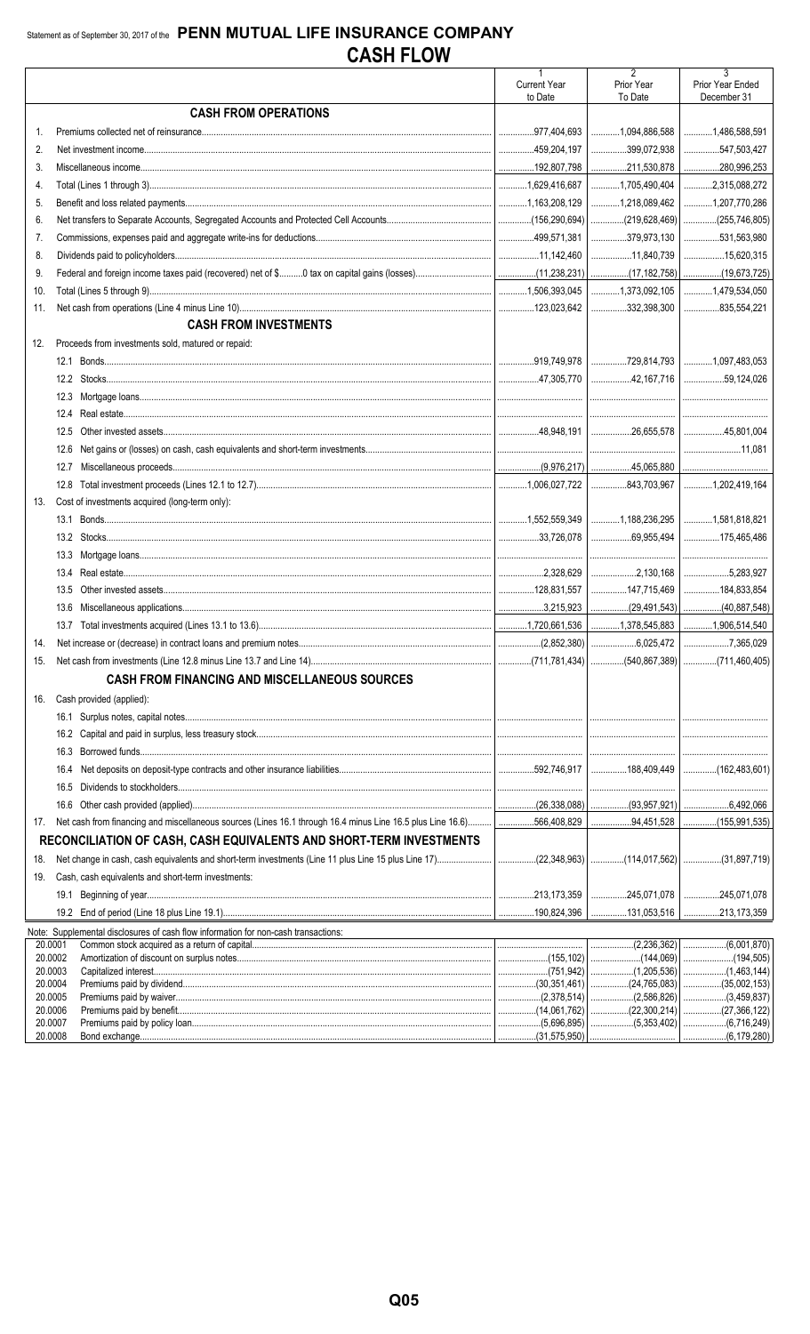Statement as of September 30, 2017 of the **PENN MUTUAL LIFE INSURANCE COMPANY**

# CASH FLOW

| | | 1<br>Current Year<br>to Date | 2<br>Prior Year<br>To Date | 3<br>Prior Year Ended<br>December 31 |
|---|---|---|---|---|
| | **CASH FROM OPERATIONS** | | | |
| 1. | Premiums collected net of reinsurance | 977,404,693 | 1,094,886,588 | 1,486,588,591 |
| 2. | Net investment income | 459,204,197 | 399,072,938 | 547,503,427 |
| 3. | Miscellaneous income | 192,807,798 | 211,530,878 | 280,996,253 |
| 4. | Total (Lines 1 through 3) | 1,629,416,687 | 1,705,490,404 | 2,315,088,272 |
| 5. | Benefit and loss related payments | 1,163,208,129 | 1,218,089,462 | 1,207,770,286 |
| 6. | Net transfers to Separate Accounts, Segregated Accounts and Protected Cell Accounts | (156,290,694) | (219,628,469) | (255,746,805) |
| 7. | Commissions, expenses paid and aggregate write-ins for deductions | 499,571,381 | 379,973,130 | 531,563,980 |
| 8. | Dividends paid to policyholders | 11,142,460 | 11,840,739 | 15,620,315 |
| 9. | Federal and foreign income taxes paid (recovered) net of $..........0 tax on capital gains (losses) | (11,238,231) | (17,182,758) | (19,673,725) |
| 10. | Total (Lines 5 through 9) | 1,506,393,045 | 1,373,092,105 | 1,479,534,050 |
| 11. | Net cash from operations (Line 4 minus Line 10) | 123,023,642 | 332,398,300 | 835,554,221 |
| | **CASH FROM INVESTMENTS** | | | |
| 12. | Proceeds from investments sold, matured or repaid: | | | |
| | 12.1 Bonds | 919,749,978 | 729,814,793 | 1,097,483,053 |
| | 12.2 Stocks | 47,305,770 | 42,167,716 | 59,124,026 |
| | 12.3 Mortgage loans | | | |
| | 12.4 Real estate | | | |
| | 12.5 Other invested assets | 48,948,191 | 26,655,578 | 45,801,004 |
| | 12.6 Net gains or (losses) on cash, cash equivalents and short-term investments | | | 11,081 |
| | 12.7 Miscellaneous proceeds | (9,976,217) | 45,065,880 | |
| | 12.8 Total investment proceeds (Lines 12.1 to 12.7) | 1,006,027,722 | 843,703,967 | 1,202,419,164 |
| 13. | Cost of investments acquired (long-term only): | | | |
| | 13.1 Bonds | 1,552,559,349 | 1,188,236,295 | 1,581,818,821 |
| | 13.2 Stocks | 33,726,078 | 69,955,494 | 175,465,486 |
| | 13.3 Mortgage loans | | | |
| | 13.4 Real estate | 2,328,629 | 2,130,168 | 5,283,927 |
| | 13.5 Other invested assets | 128,831,557 | 147,715,469 | 184,833,854 |
| | 13.6 Miscellaneous applications | 3,215,923 | (29,491,543) | (40,887,548) |
| | 13.7 Total investments acquired (Lines 13.1 to 13.6) | 1,720,661,536 | 1,378,545,883 | 1,906,514,540 |
| 14. | Net increase or (decrease) in contract loans and premium notes | (2,852,380) | 6,025,472 | 7,365,029 |
| 15. | Net cash from investments (Line 12.8 minus Line 13.7 and Line 14) | (711,781,434) | (540,867,389) | (711,460,405) |
| | **CASH FROM FINANCING AND MISCELLANEOUS SOURCES** | | | |
| 16. | Cash provided (applied): | | | |
| | 16.1 Surplus notes, capital notes | | | |
| | 16.2 Capital and paid in surplus, less treasury stock | | | |
| | 16.3 Borrowed funds | | | |
| | 16.4 Net deposits on deposit-type contracts and other insurance liabilities | 592,746,917 | 188,409,449 | (162,483,601) |
| | 16.5 Dividends to stockholders | | | |
| | 16.6 Other cash provided (applied) | (26,338,088) | (93,957,921) | 6,492,066 |
| 17. | Net cash from financing and miscellaneous sources (Lines 16.1 through 16.4 minus Line 16.5 plus Line 16.6) | 566,408,829 | 94,451,528 | (155,991,535) |
| | **RECONCILIATION OF CASH, CASH EQUIVALENTS AND SHORT-TERM INVESTMENTS** | | | |
| 18. | Net change in cash, cash equivalents and short-term investments (Line 11 plus Line 15 plus Line 17) | (22,348,963) | (114,017,562) | (31,897,719) |
| 19. | Cash, cash equivalents and short-term investments: | | | |
| | 19.1 Beginning of year | 213,173,359 | 245,071,078 | 245,071,078 |
| | 19.2 End of period (Line 18 plus Line 19.1) | 190,824,396 | 131,053,516 | 213,173,359 |

Note: Supplemental disclosures of cash flow information for non-cash transactions:

| | | 1 | 2 | 3 |
|---|---|---|---|---|
| 20.0001 | Common stock acquired as a return of capital | | (2,236,362) | (6,001,870) |
| 20.0002 | Amortization of discount on surplus notes | (155,102) | (144,069) | (194,505) |
| 20.0003 | Capitalized interest | (751,942) | (1,205,536) | (1,463,144) |
| 20.0004 | Premiums paid by dividend | (30,351,461) | (24,765,083) | (35,002,153) |
| 20.0005 | Premiums paid by waiver | (2,378,514) | (2,586,826) | (3,459,837) |
| 20.0006 | Premiums paid by benefit | (14,061,762) | (22,300,214) | (27,366,122) |
| 20.0007 | Premiums paid by policy loan | (5,696,895) | (5,353,402) | (6,716,249) |
| 20.0008 | Bond exchange | (31,575,950) | | (6,179,280) |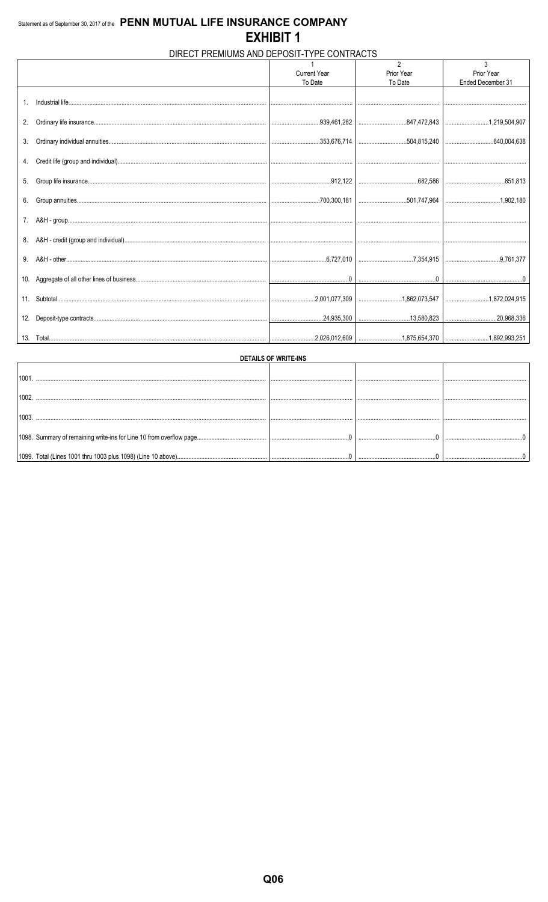Statement as of September 30, 2017 of the **PENN MUTUAL LIFE INSURANCE COMPANY**

# EXHIBIT 1

## DIRECT PREMIUMS AND DEPOSIT-TYPE CONTRACTS

| | 1<br>Current Year<br>To Date | 2<br>Prior Year<br>To Date | 3<br>Prior Year<br>Ended December 31 |
|---|---|---|---|
| 1. Industrial life | | | |
| 2. Ordinary life insurance | 939,461,282 | 847,472,843 | 1,219,504,907 |
| 3. Ordinary individual annuities | 353,676,714 | 504,815,240 | 640,004,638 |
| 4. Credit life (group and individual) | | | |
| 5. Group life insurance | 912,122 | 682,586 | 851,813 |
| 6. Group annuities | 700,300,181 | 501,747,964 | 1,902,180 |
| 7. A&H - group | | | |
| 8. A&H - credit (group and individual) | | | |
| 9. A&H - other | 6,727,010 | 7,354,915 | 9,761,377 |
| 10. Aggregate of all other lines of business | 0 | 0 | 0 |
| 11. Subtotal | 2,001,077,309 | 1,862,073,547 | 1,872,024,915 |
| 12. Deposit-type contracts | 24,935,300 | 13,580,823 | 20,968,336 |
| 13. Total | 2,026,012,609 | 1,875,654,370 | 1,892,993,251 |

**DETAILS OF WRITE-INS**

| | | | |
|---|---|---|---|
| 1001. | | | |
| 1002. | | | |
| 1003. | | | |
| 1098. Summary of remaining write-ins for Line 10 from overflow page | 0 | 0 | 0 |
| 1099. Total (Lines 1001 thru 1003 plus 1098) (Line 10 above) | 0 | 0 | 0 |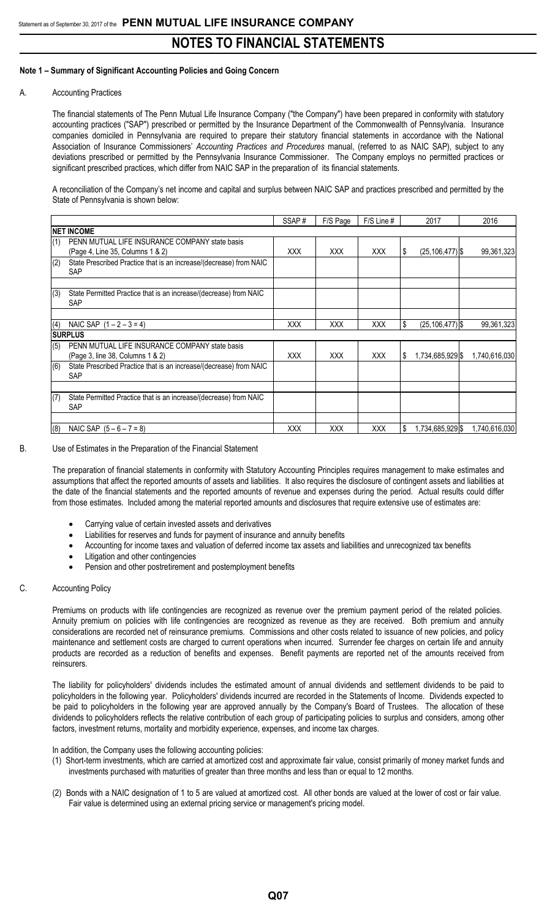# NOTES TO FINANCIAL STATEMENTS

## Note 1 – Summary of Significant Accounting Policies and Going Concern

### A. Accounting Practices

The financial statements of The Penn Mutual Life Insurance Company ("the Company") have been prepared in conformity with statutory accounting practices ("SAP") prescribed or permitted by the Insurance Department of the Commonwealth of Pennsylvania. Insurance companies domiciled in Pennsylvania are required to prepare their statutory financial statements in accordance with the National Association of Insurance Commissioners' *Accounting Practices and Procedures* manual, (referred to as NAIC SAP), subject to any deviations prescribed or permitted by the Pennsylvania Insurance Commissioner. The Company employs no permitted practices or significant prescribed practices, which differ from NAIC SAP in the preparation of its financial statements.

A reconciliation of the Company's net income and capital and surplus between NAIC SAP and practices prescribed and permitted by the State of Pennsylvania is shown below:

| | | SSAP # | F/S Page | F/S Line # | 2017 | 2016 |
|---|---|---|---|---|---|---|
| **NET INCOME** | | | | | | |
| (1) | PENN MUTUAL LIFE INSURANCE COMPANY state basis (Page 4, Line 35, Columns 1 & 2) | XXX | XXX | XXX | $ (25,106,477) | $ 99,361,323 |
| (2) | State Prescribed Practice that is an increase/(decrease) from NAIC SAP | | | | | |
| (3) | State Permitted Practice that is an increase/(decrease) from NAIC SAP | | | | | |
| (4) | NAIC SAP (1 – 2 – 3 = 4) | XXX | XXX | XXX | $ (25,106,477) | $ 99,361,323 |
| **SURPLUS** | | | | | | |
| (5) | PENN MUTUAL LIFE INSURANCE COMPANY state basis (Page 3, line 38, Columns 1 & 2) | XXX | XXX | XXX | $ 1,734,685,929 | $ 1,740,616,030 |
| (6) | State Prescribed Practice that is an increase/(decrease) from NAIC SAP | | | | | |
| (7) | State Permitted Practice that is an increase/(decrease) from NAIC SAP | | | | | |
| (8) | NAIC SAP (5 – 6 – 7 = 8) | XXX | XXX | XXX | $ 1,734,685,929 | $ 1,740,616,030 |

### B. Use of Estimates in the Preparation of the Financial Statement

The preparation of financial statements in conformity with Statutory Accounting Principles requires management to make estimates and assumptions that affect the reported amounts of assets and liabilities. It also requires the disclosure of contingent assets and liabilities at the date of the financial statements and the reported amounts of revenue and expenses during the period. Actual results could differ from those estimates. Included among the material reported amounts and disclosures that require extensive use of estimates are:

- Carrying value of certain invested assets and derivatives
- Liabilities for reserves and funds for payment of insurance and annuity benefits
- Accounting for income taxes and valuation of deferred income tax assets and liabilities and unrecognized tax benefits
- Litigation and other contingencies
- Pension and other postretirement and postemployment benefits

### C. Accounting Policy

Premiums on products with life contingencies are recognized as revenue over the premium payment period of the related policies. Annuity premium on policies with life contingencies are recognized as revenue as they are received. Both premium and annuity considerations are recorded net of reinsurance premiums. Commissions and other costs related to issuance of new policies, and policy maintenance and settlement costs are charged to current operations when incurred. Surrender fee charges on certain life and annuity products are recorded as a reduction of benefits and expenses. Benefit payments are reported net of the amounts received from reinsurers.

The liability for policyholders' dividends includes the estimated amount of annual dividends and settlement dividends to be paid to policyholders in the following year. Policyholders' dividends incurred are recorded in the Statements of Income. Dividends expected to be paid to policyholders in the following year are approved annually by the Company's Board of Trustees. The allocation of these dividends to policyholders reflects the relative contribution of each group of participating policies to surplus and considers, among other factors, investment returns, mortality and morbidity experience, expenses, and income tax charges.

In addition, the Company uses the following accounting policies:

(1) Short-term investments, which are carried at amortized cost and approximate fair value, consist primarily of money market funds and investments purchased with maturities of greater than three months and less than or equal to 12 months.

(2) Bonds with a NAIC designation of 1 to 5 are valued at amortized cost. All other bonds are valued at the lower of cost or fair value. Fair value is determined using an external pricing service or management's pricing model.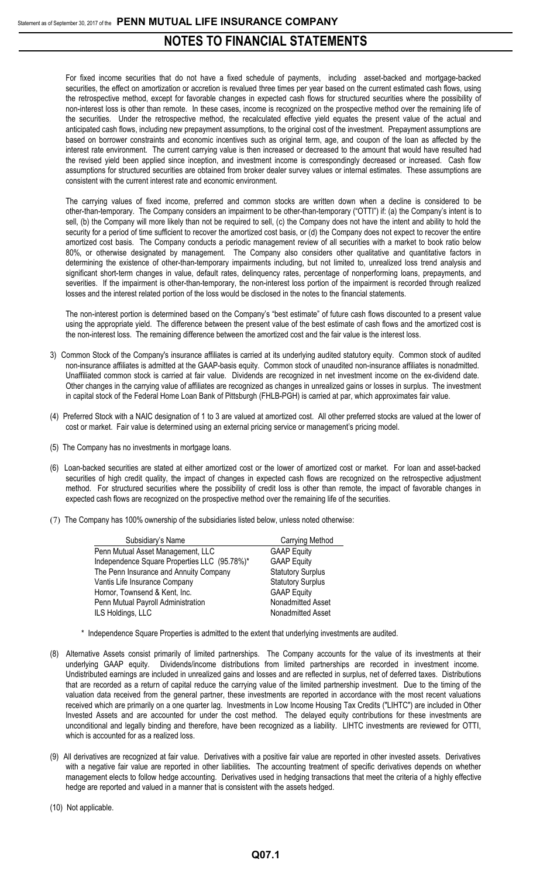For fixed income securities that do not have a fixed schedule of payments, including asset-backed and mortgage-backed securities, the effect on amortization or accretion is revalued three times per year based on the current estimated cash flows, using the retrospective method, except for favorable changes in expected cash flows for structured securities where the possibility of non-interest loss is other than remote. In these cases, income is recognized on the prospective method over the remaining life of the securities. Under the retrospective method, the recalculated effective yield equates the present value of the actual and anticipated cash flows, including new prepayment assumptions, to the original cost of the investment. Prepayment assumptions are based on borrower constraints and economic incentives such as original term, age, and coupon of the loan as affected by the interest rate environment. The current carrying value is then increased or decreased to the amount that would have resulted had the revised yield been applied since inception, and investment income is correspondingly decreased or increased. Cash flow assumptions for structured securities are obtained from broker dealer survey values or internal estimates. These assumptions are consistent with the current interest rate and economic environment.

The carrying values of fixed income, preferred and common stocks are written down when a decline is considered to be other-than-temporary. The Company considers an impairment to be other-than-temporary ("OTTI") if: (a) the Company's intent is to sell, (b) the Company will more likely than not be required to sell, (c) the Company does not have the intent and ability to hold the security for a period of time sufficient to recover the amortized cost basis, or (d) the Company does not expect to recover the entire amortized cost basis. The Company conducts a periodic management review of all securities with a market to book ratio below 80%, or otherwise designated by management. The Company also considers other qualitative and quantitative factors in determining the existence of other-than-temporary impairments including, but not limited to, unrealized loss trend analysis and significant short-term changes in value, default rates, delinquency rates, percentage of nonperforming loans, prepayments, and severities. If the impairment is other-than-temporary, the non-interest loss portion of the impairment is recorded through realized losses and the interest related portion of the loss would be disclosed in the notes to the financial statements.

The non-interest portion is determined based on the Company's "best estimate" of future cash flows discounted to a present value using the appropriate yield. The difference between the present value of the best estimate of cash flows and the amortized cost is the non-interest loss. The remaining difference between the amortized cost and the fair value is the interest loss.

3) Common Stock of the Company's insurance affiliates is carried at its underlying audited statutory equity. Common stock of audited non-insurance affiliates is admitted at the GAAP-basis equity. Common stock of unaudited non-insurance affiliates is nonadmitted. Unaffiliated common stock is carried at fair value. Dividends are recognized in net investment income on the ex-dividend date. Other changes in the carrying value of affiliates are recognized as changes in unrealized gains or losses in surplus. The investment in capital stock of the Federal Home Loan Bank of Pittsburgh (FHLB-PGH) is carried at par, which approximates fair value.

(4) Preferred Stock with a NAIC designation of 1 to 3 are valued at amortized cost. All other preferred stocks are valued at the lower of cost or market. Fair value is determined using an external pricing service or management's pricing model.

(5) The Company has no investments in mortgage loans.

(6) Loan-backed securities are stated at either amortized cost or the lower of amortized cost or market. For loan and asset-backed securities of high credit quality, the impact of changes in expected cash flows are recognized on the retrospective adjustment method. For structured securities where the possibility of credit loss is other than remote, the impact of favorable changes in expected cash flows are recognized on the prospective method over the remaining life of the securities.

(7) The Company has 100% ownership of the subsidiaries listed below, unless noted otherwise:

| Subsidiary's Name | Carrying Method |
|---|---|
| Penn Mutual Asset Management, LLC | GAAP Equity |
| Independence Square Properties LLC (95.78%)* | GAAP Equity |
| The Penn Insurance and Annuity Company | Statutory Surplus |
| Vantis Life Insurance Company | Statutory Surplus |
| Hornor, Townsend & Kent, Inc. | GAAP Equity |
| Penn Mutual Payroll Administration | Nonadmitted Asset |
| ILS Holdings, LLC | Nonadmitted Asset |

\* Independence Square Properties is admitted to the extent that underlying investments are audited.

(8) Alternative Assets consist primarily of limited partnerships. The Company accounts for the value of its investments at their underlying GAAP equity. Dividends/income distributions from limited partnerships are recorded in investment income. Undistributed earnings are included in unrealized gains and losses and are reflected in surplus, net of deferred taxes. Distributions that are recorded as a return of capital reduce the carrying value of the limited partnership investment. Due to the timing of the valuation data received from the general partner, these investments are reported in accordance with the most recent valuations received which are primarily on a one quarter lag. Investments in Low Income Housing Tax Credits ("LIHTC") are included in Other Invested Assets and are accounted for under the cost method. The delayed equity contributions for these investments are unconditional and legally binding and therefore, have been recognized as a liability. LIHTC investments are reviewed for OTTI, which is accounted for as a realized loss.

(9) All derivatives are recognized at fair value. Derivatives with a positive fair value are reported in other invested assets. Derivatives with a negative fair value are reported in other liabilities. The accounting treatment of specific derivatives depends on whether management elects to follow hedge accounting. Derivatives used in hedging transactions that meet the criteria of a highly effective hedge are reported and valued in a manner that is consistent with the assets hedged.

(10) Not applicable.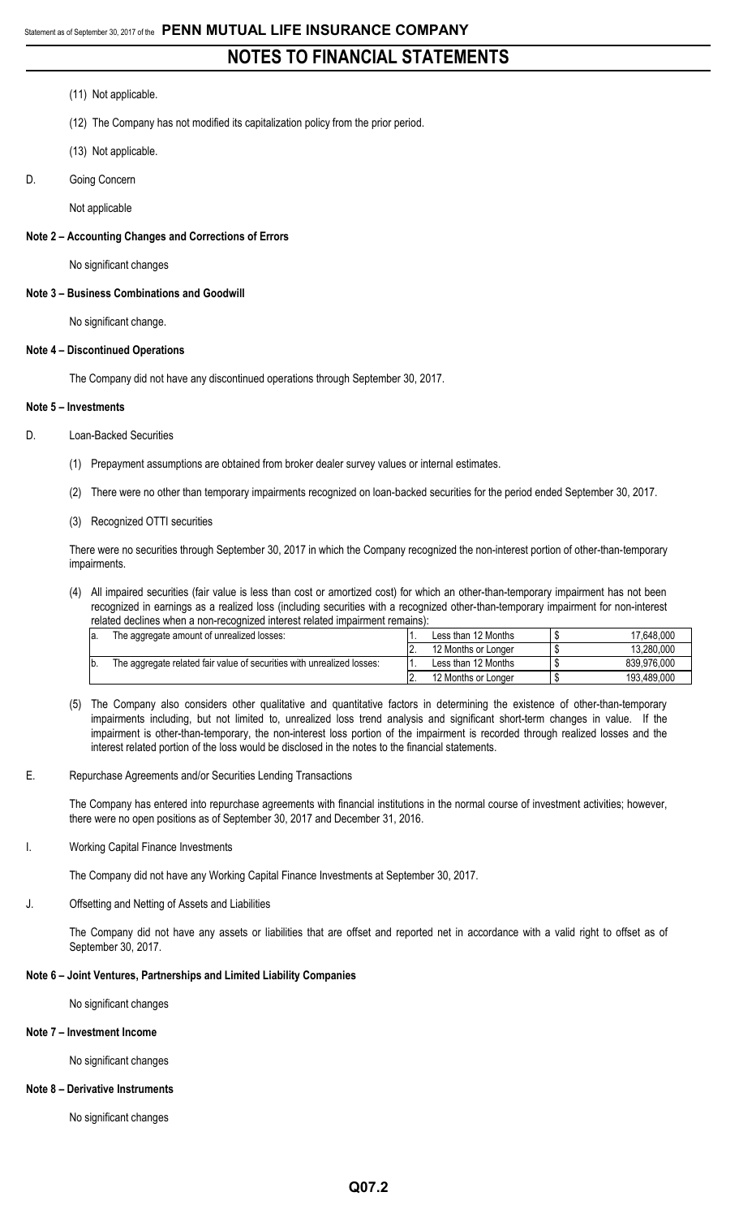# NOTES TO FINANCIAL STATEMENTS

(11) Not applicable.

(12) The Company has not modified its capitalization policy from the prior period.

(13) Not applicable.

D. Going Concern

Not applicable

**Note 2 – Accounting Changes and Corrections of Errors**

No significant changes

**Note 3 – Business Combinations and Goodwill**

No significant change.

**Note 4 – Discontinued Operations**

The Company did not have any discontinued operations through September 30, 2017.

**Note 5 – Investments**

D. Loan-Backed Securities

(1) Prepayment assumptions are obtained from broker dealer survey values or internal estimates.

(2) There were no other than temporary impairments recognized on loan-backed securities for the period ended September 30, 2017.

(3) Recognized OTTI securities

There were no securities through September 30, 2017 in which the Company recognized the non-interest portion of other-than-temporary impairments.

(4) All impaired securities (fair value is less than cost or amortized cost) for which an other-than-temporary impairment has not been recognized in earnings as a realized loss (including securities with a recognized other-than-temporary impairment for non-interest related declines when a non-recognized interest related impairment remains):

| | | | | | |
|---|---|---|---|---|---|
| a. | The aggregate amount of unrealized losses: | 1. | Less than 12 Months | $ | 17,648,000 |
| | | 2. | 12 Months or Longer | $ | 13,280,000 |
| b. | The aggregate related fair value of securities with unrealized losses: | 1. | Less than 12 Months | $ | 839,976,000 |
| | | 2. | 12 Months or Longer | $ | 193,489,000 |

(5) The Company also considers other qualitative and quantitative factors in determining the existence of other-than-temporary impairments including, but not limited to, unrealized loss trend analysis and significant short-term changes in value. If the impairment is other-than-temporary, the non-interest loss portion of the impairment is recorded through realized losses and the interest related portion of the loss would be disclosed in the notes to the financial statements.

E. Repurchase Agreements and/or Securities Lending Transactions

The Company has entered into repurchase agreements with financial institutions in the normal course of investment activities; however, there were no open positions as of September 30, 2017 and December 31, 2016.

I. Working Capital Finance Investments

The Company did not have any Working Capital Finance Investments at September 30, 2017.

J. Offsetting and Netting of Assets and Liabilities

The Company did not have any assets or liabilities that are offset and reported net in accordance with a valid right to offset as of September 30, 2017.

**Note 6 – Joint Ventures, Partnerships and Limited Liability Companies**

No significant changes

**Note 7 – Investment Income**

No significant changes

**Note 8 – Derivative Instruments**

No significant changes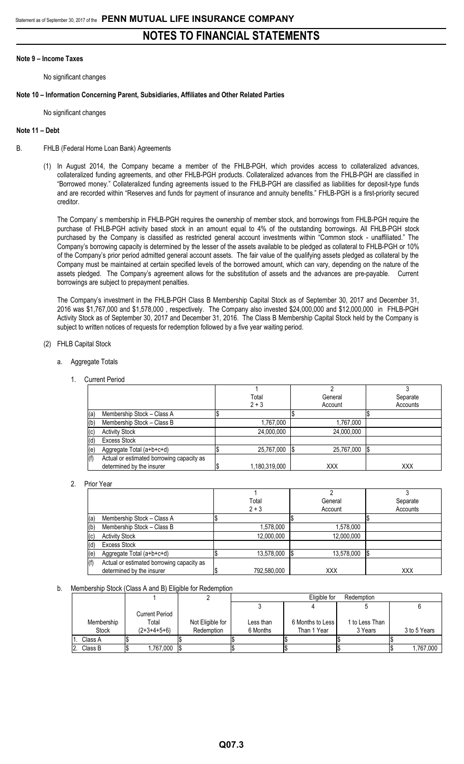## Note 9 – Income Taxes

No significant changes

## Note 10 – Information Concerning Parent, Subsidiaries, Affiliates and Other Related Parties

No significant changes

## Note 11 – Debt

B. FHLB (Federal Home Loan Bank) Agreements

(1) In August 2014, the Company became a member of the FHLB-PGH, which provides access to collateralized advances, collateralized funding agreements, and other FHLB-PGH products. Collateralized advances from the FHLB-PGH are classified in "Borrowed money." Collateralized funding agreements issued to the FHLB-PGH are classified as liabilities for deposit-type funds and are recorded within "Reserves and funds for payment of insurance and annuity benefits." FHLB-PGH is a first-priority secured creditor.

The Company' s membership in FHLB-PGH requires the ownership of member stock, and borrowings from FHLB-PGH require the purchase of FHLB-PGH activity based stock in an amount equal to 4% of the outstanding borrowings. All FHLB-PGH stock purchased by the Company is classified as restricted general account investments within "Common stock - unaffiliated." The Company's borrowing capacity is determined by the lesser of the assets available to be pledged as collateral to FHLB-PGH or 10% of the Company's prior period admitted general account assets. The fair value of the qualifying assets pledged as collateral by the Company must be maintained at certain specified levels of the borrowed amount, which can vary, depending on the nature of the assets pledged. The Company's agreement allows for the substitution of assets and the advances are pre-payable. Current borrowings are subject to prepayment penalties.

The Company's investment in the FHLB-PGH Class B Membership Capital Stock as of September 30, 2017 and December 31, 2016 was $1,767,000 and $1,578,000 , respectively. The Company also invested $24,000,000 and $12,000,000 in FHLB-PGH Activity Stock as of September 30, 2017 and December 31, 2016. The Class B Membership Capital Stock held by the Company is subject to written notices of requests for redemption followed by a five year waiting period.

(2) FHLB Capital Stock

a. Aggregate Totals

1. Current Period

| | | 1<br>Total<br>2 + 3 | 2<br>General<br>Account | 3<br>Separate<br>Accounts |
|---|---|---|---|---|
| (a) | Membership Stock – Class A | $ | $ | $ |
| (b) | Membership Stock – Class B | 1,767,000 | 1,767,000 | |
| (c) | Activity Stock | 24,000,000 | 24,000,000 | |
| (d) | Excess Stock | | | |
| (e) | Aggregate Total (a+b+c+d) | $ 25,767,000 | $ 25,767,000 | $ |
| (f) | Actual or estimated borrowing capacity as determined by the insurer | $ 1,180,319,000 | XXX | XXX |

2. Prior Year

| | | 1<br>Total<br>2 + 3 | 2<br>General<br>Account | 3<br>Separate<br>Accounts |
|---|---|---|---|---|
| (a) | Membership Stock – Class A | $ | $ | $ |
| (b) | Membership Stock – Class B | 1,578,000 | 1,578,000 | |
| (c) | Activity Stock | 12,000,000 | 12,000,000 | |
| (d) | Excess Stock | | | |
| (e) | Aggregate Total (a+b+c+d) | $ 13,578,000 | $ 13,578,000 | $ |
| (f) | Actual or estimated borrowing capacity as determined by the insurer | $ 792,580,000 | XXX | XXX |

b. Membership Stock (Class A and B) Eligible for Redemption

| | 1 | 2 | Eligible for Redemption | | | |
|---|---|---|---|---|---|---|
| | | | 3 | 4 | 5 | 6 |
| Membership Stock | Current Period Total (2+3+4+5+6) | Not Eligible for Redemption | Less than 6 Months | 6 Months to Less Than 1 Year | 1 to Less Than 3 Years | 3 to 5 Years |
| 1. Class A | $ | $ | $ | $ | $ | $ |
| 2. Class B | $ 1,767,000 | $ | $ | $ | $ | $ 1,767,000 |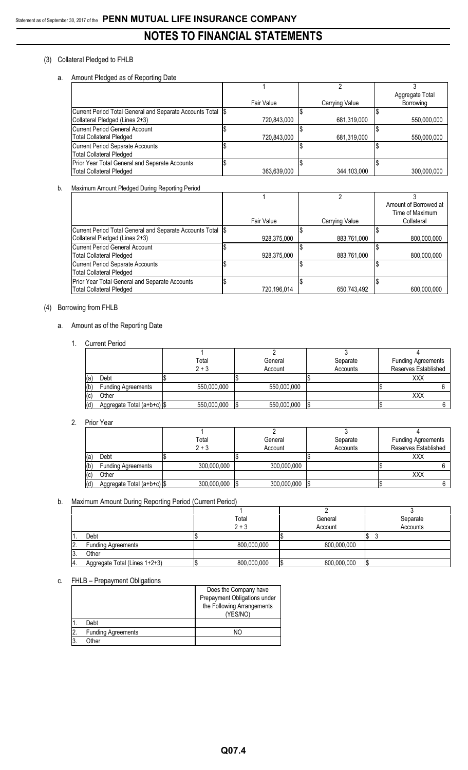# NOTES TO FINANCIAL STATEMENTS

(3) Collateral Pledged to FHLB

a. Amount Pledged as of Reporting Date

| | 1 | 2 | 3 |
|---|---|---|---|
| | Fair Value | Carrying Value | Aggregate Total Borrowing |
| Current Period Total General and Separate Accounts Total Collateral Pledged (Lines 2+3) | $ 720,843,000 | $ 681,319,000 | $ 550,000,000 |
| Current Period General Account Total Collateral Pledged | $ 720,843,000 | $ 681,319,000 | $ 550,000,000 |
| Current Period Separate Accounts Total Collateral Pledged | $ | $ | $ |
| Prior Year Total General and Separate Accounts Total Collateral Pledged | $ 363,639,000 | $ 344,103,000 | $ 300,000,000 |

b. Maximum Amount Pledged During Reporting Period

| | 1 | 2 | 3 |
|---|---|---|---|
| | Fair Value | Carrying Value | Amount of Borrowed at Time of Maximum Collateral |
| Current Period Total General and Separate Accounts Total Collateral Pledged (Lines 2+3) | $ 928,375,000 | $ 883,761,000 | $ 800,000,000 |
| Current Period General Account Total Collateral Pledged | $ 928,375,000 | $ 883,761,000 | $ 800,000,000 |
| Current Period Separate Accounts Total Collateral Pledged | $ | $ | $ |
| Prior Year Total General and Separate Accounts Total Collateral Pledged | $ 720,196,014 | $ 650,743,492 | $ 600,000,000 |

(4) Borrowing from FHLB

a. Amount as of the Reporting Date

1. Current Period

| | | 1 | 2 | 3 | 4 |
|---|---|---|---|---|---|
| | | Total 2 + 3 | General Account | Separate Accounts | Funding Agreements Reserves Established |
| (a) | Debt | $ | $ | $ | XXX |
| (b) | Funding Agreements | 550,000,000 | 550,000,000 | | $ 6 |
| (c) | Other | | | | XXX |
| (d) | Aggregate Total (a+b+c) | $ 550,000,000 | $ 550,000,000 | $ | $ 6 |

2. Prior Year

| | | 1 | 2 | 3 | 4 |
|---|---|---|---|---|---|
| | | Total 2 + 3 | General Account | Separate Accounts | Funding Agreements Reserves Established |
| (a) | Debt | $ | $ | $ | XXX |
| (b) | Funding Agreements | 300,000,000 | 300,000,000 | | $ 6 |
| (c) | Other | | | | XXX |
| (d) | Aggregate Total (a+b+c) | $ 300,000,000 | $ 300,000,000 | $ | $ 6 |

b. Maximum Amount During Reporting Period (Current Period)

| | | 1 | 2 | 3 |
|---|---|---|---|---|
| | | Total 2 + 3 | General Account | Separate Accounts |
| 1. | Debt | $ | $ | $ 3 |
| 2. | Funding Agreements | 800,000,000 | 800,000,000 | |
| 3. | Other | | | |
| 4. | Aggregate Total (Lines 1+2+3) | $ 800,000,000 | $ 800,000,000 | $ |

c. FHLB – Prepayment Obligations

| | | Does the Company have Prepayment Obligations under the Following Arrangements (YES/NO) |
|---|---|---|
| 1. | Debt | |
| 2. | Funding Agreements | NO |
| 3. | Other | |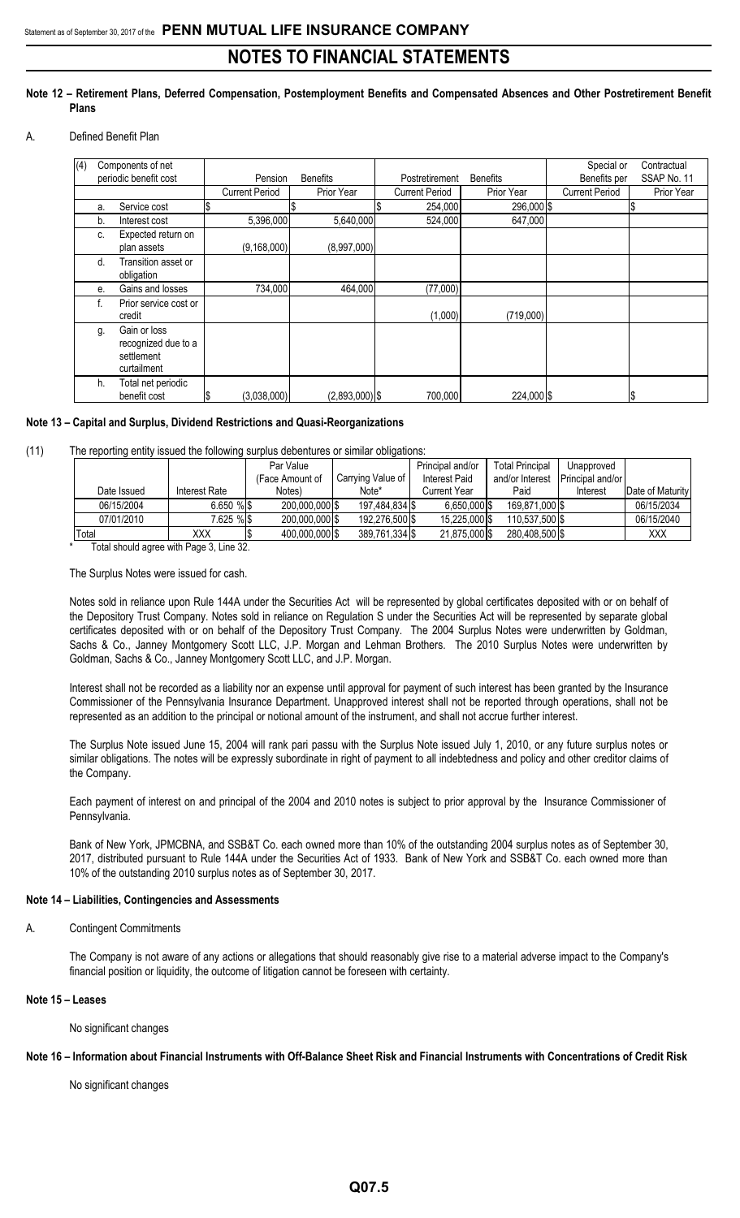## Note 12 – Retirement Plans, Deferred Compensation, Postemployment Benefits and Compensated Absences and Other Postretirement Benefit Plans

A. Defined Benefit Plan

| (4) Components of net periodic benefit cost | Pension Benefits | | Postretirement Benefits | | Special or Contractual Benefits per SSAP No. 11 | |
|---|---|---|---|---|---|---|
| | Current Period | Prior Year | Current Period | Prior Year | Current Period | Prior Year |
| a. Service cost | $ | $ | $ 254,000 | 296,000 | $ | $ |
| b. Interest cost | 5,396,000 | 5,640,000 | 524,000 | 647,000 | | |
| c. Expected return on plan assets | (9,168,000) | (8,997,000) | | | | |
| d. Transition asset or obligation | | | | | | |
| e. Gains and losses | 734,000 | 464,000 | (77,000) | | | |
| f. Prior service cost or credit | | | (1,000) | (719,000) | | |
| g. Gain or loss recognized due to a settlement curtailment | | | | | | |
| h. Total net periodic benefit cost | $ (3,038,000) | (2,893,000) | $ 700,000 | 224,000 | $ | $ |

## Note 13 – Capital and Surplus, Dividend Restrictions and Quasi-Reorganizations

(11) The reporting entity issued the following surplus debentures or similar obligations:

| Date Issued | Interest Rate | Par Value (Face Amount of Notes) | Carrying Value of Note* | Principal and/or Interest Paid Current Year | Total Principal and/or Interest Paid | Unapproved Principal and/or Interest | Date of Maturity |
|---|---|---|---|---|---|---|---|
| 06/15/2004 | 6.650 % | $ 200,000,000 | $ 197,484,834 | $ 6,650,000 | $ 169,871,000 | $ | 06/15/2034 |
| 07/01/2010 | 7.625 % | $ 200,000,000 | $ 192,276,500 | $ 15,225,000 | $ 110,537,500 | $ | 06/15/2040 |
| Total | XXX | $ 400,000,000 | $ 389,761,334 | $ 21,875,000 | $ 280,408,500 | $ | XXX |

\* Total should agree with Page 3, Line 32.

The Surplus Notes were issued for cash.

Notes sold in reliance upon Rule 144A under the Securities Act will be represented by global certificates deposited with or on behalf of the Depository Trust Company. Notes sold in reliance on Regulation S under the Securities Act will be represented by separate global certificates deposited with or on behalf of the Depository Trust Company. The 2004 Surplus Notes were underwritten by Goldman, Sachs & Co., Janney Montgomery Scott LLC, J.P. Morgan and Lehman Brothers. The 2010 Surplus Notes were underwritten by Goldman, Sachs & Co., Janney Montgomery Scott LLC, and J.P. Morgan.

Interest shall not be recorded as a liability nor an expense until approval for payment of such interest has been granted by the Insurance Commissioner of the Pennsylvania Insurance Department. Unapproved interest shall not be reported through operations, shall not be represented as an addition to the principal or notional amount of the instrument, and shall not accrue further interest.

The Surplus Note issued June 15, 2004 will rank pari passu with the Surplus Note issued July 1, 2010, or any future surplus notes or similar obligations. The notes will be expressly subordinate in right of payment to all indebtedness and policy and other creditor claims of the Company.

Each payment of interest on and principal of the 2004 and 2010 notes is subject to prior approval by the Insurance Commissioner of Pennsylvania.

Bank of New York, JPMCBNA, and SSB&T Co. each owned more than 10% of the outstanding 2004 surplus notes as of September 30, 2017, distributed pursuant to Rule 144A under the Securities Act of 1933. Bank of New York and SSB&T Co. each owned more than 10% of the outstanding 2010 surplus notes as of September 30, 2017.

## Note 14 – Liabilities, Contingencies and Assessments

A. Contingent Commitments

The Company is not aware of any actions or allegations that should reasonably give rise to a material adverse impact to the Company's financial position or liquidity, the outcome of litigation cannot be foreseen with certainty.

## Note 15 – Leases

No significant changes

## Note 16 – Information about Financial Instruments with Off-Balance Sheet Risk and Financial Instruments with Concentrations of Credit Risk

No significant changes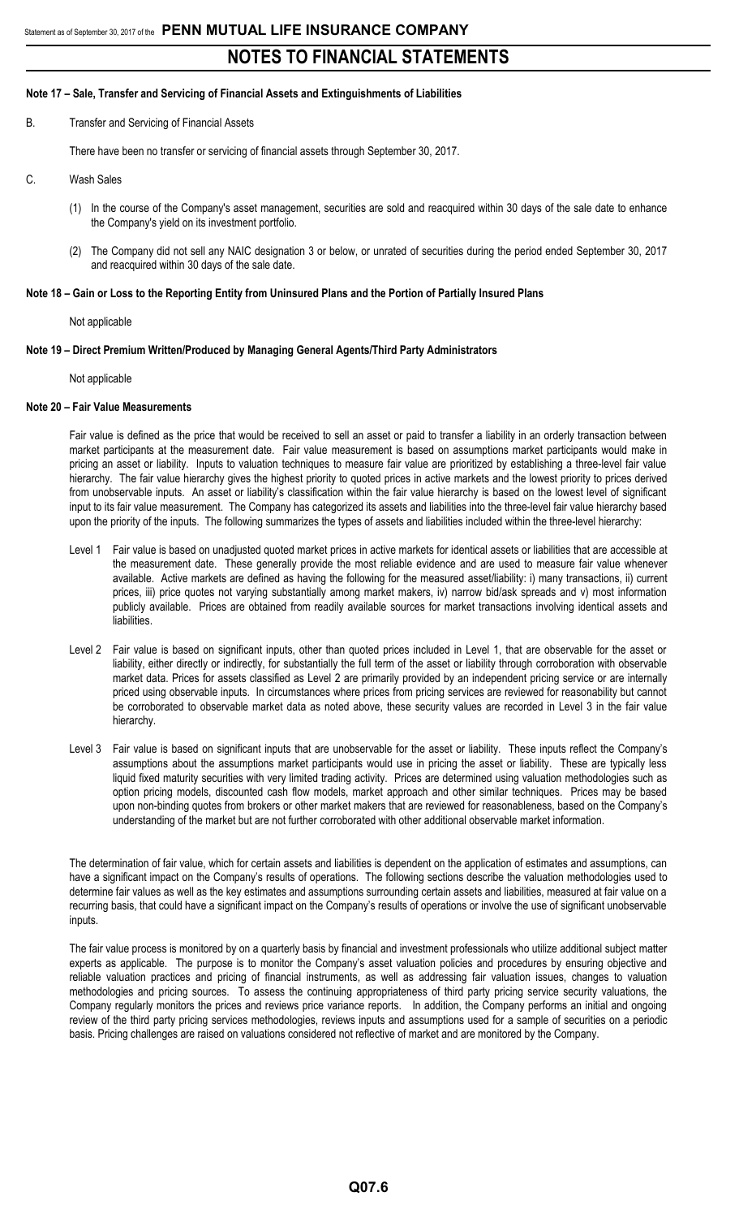# NOTES TO FINANCIAL STATEMENTS

## Note 17 – Sale, Transfer and Servicing of Financial Assets and Extinguishments of Liabilities

B. Transfer and Servicing of Financial Assets

There have been no transfer or servicing of financial assets through September 30, 2017.

C. Wash Sales

(1) In the course of the Company's asset management, securities are sold and reacquired within 30 days of the sale date to enhance the Company's yield on its investment portfolio.

(2) The Company did not sell any NAIC designation 3 or below, or unrated of securities during the period ended September 30, 2017 and reacquired within 30 days of the sale date.

## Note 18 – Gain or Loss to the Reporting Entity from Uninsured Plans and the Portion of Partially Insured Plans

Not applicable

## Note 19 – Direct Premium Written/Produced by Managing General Agents/Third Party Administrators

Not applicable

## Note 20 – Fair Value Measurements

Fair value is defined as the price that would be received to sell an asset or paid to transfer a liability in an orderly transaction between market participants at the measurement date. Fair value measurement is based on assumptions market participants would make in pricing an asset or liability. Inputs to valuation techniques to measure fair value are prioritized by establishing a three-level fair value hierarchy. The fair value hierarchy gives the highest priority to quoted prices in active markets and the lowest priority to prices derived from unobservable inputs. An asset or liability's classification within the fair value hierarchy is based on the lowest level of significant input to its fair value measurement. The Company has categorized its assets and liabilities into the three-level fair value hierarchy based upon the priority of the inputs. The following summarizes the types of assets and liabilities included within the three-level hierarchy:

Level 1 Fair value is based on unadjusted quoted market prices in active markets for identical assets or liabilities that are accessible at the measurement date. These generally provide the most reliable evidence and are used to measure fair value whenever available. Active markets are defined as having the following for the measured asset/liability: i) many transactions, ii) current prices, iii) price quotes not varying substantially among market makers, iv) narrow bid/ask spreads and v) most information publicly available. Prices are obtained from readily available sources for market transactions involving identical assets and liabilities.

Level 2 Fair value is based on significant inputs, other than quoted prices included in Level 1, that are observable for the asset or liability, either directly or indirectly, for substantially the full term of the asset or liability through corroboration with observable market data. Prices for assets classified as Level 2 are primarily provided by an independent pricing service or are internally priced using observable inputs. In circumstances where prices from pricing services are reviewed for reasonability but cannot be corroborated to observable market data as noted above, these security values are recorded in Level 3 in the fair value hierarchy.

Level 3 Fair value is based on significant inputs that are unobservable for the asset or liability. These inputs reflect the Company's assumptions about the assumptions market participants would use in pricing the asset or liability. These are typically less liquid fixed maturity securities with very limited trading activity. Prices are determined using valuation methodologies such as option pricing models, discounted cash flow models, market approach and other similar techniques. Prices may be based upon non-binding quotes from brokers or other market makers that are reviewed for reasonableness, based on the Company's understanding of the market but are not further corroborated with other additional observable market information.

The determination of fair value, which for certain assets and liabilities is dependent on the application of estimates and assumptions, can have a significant impact on the Company's results of operations. The following sections describe the valuation methodologies used to determine fair values as well as the key estimates and assumptions surrounding certain assets and liabilities, measured at fair value on a recurring basis, that could have a significant impact on the Company's results of operations or involve the use of significant unobservable inputs.

The fair value process is monitored by on a quarterly basis by financial and investment professionals who utilize additional subject matter experts as applicable. The purpose is to monitor the Company's asset valuation policies and procedures by ensuring objective and reliable valuation practices and pricing of financial instruments, as well as addressing fair valuation issues, changes to valuation methodologies and pricing sources. To assess the continuing appropriateness of third party pricing service security valuations, the Company regularly monitors the prices and reviews price variance reports. In addition, the Company performs an initial and ongoing review of the third party pricing services methodologies, reviews inputs and assumptions used for a sample of securities on a periodic basis. Pricing challenges are raised on valuations considered not reflective of market and are monitored by the Company.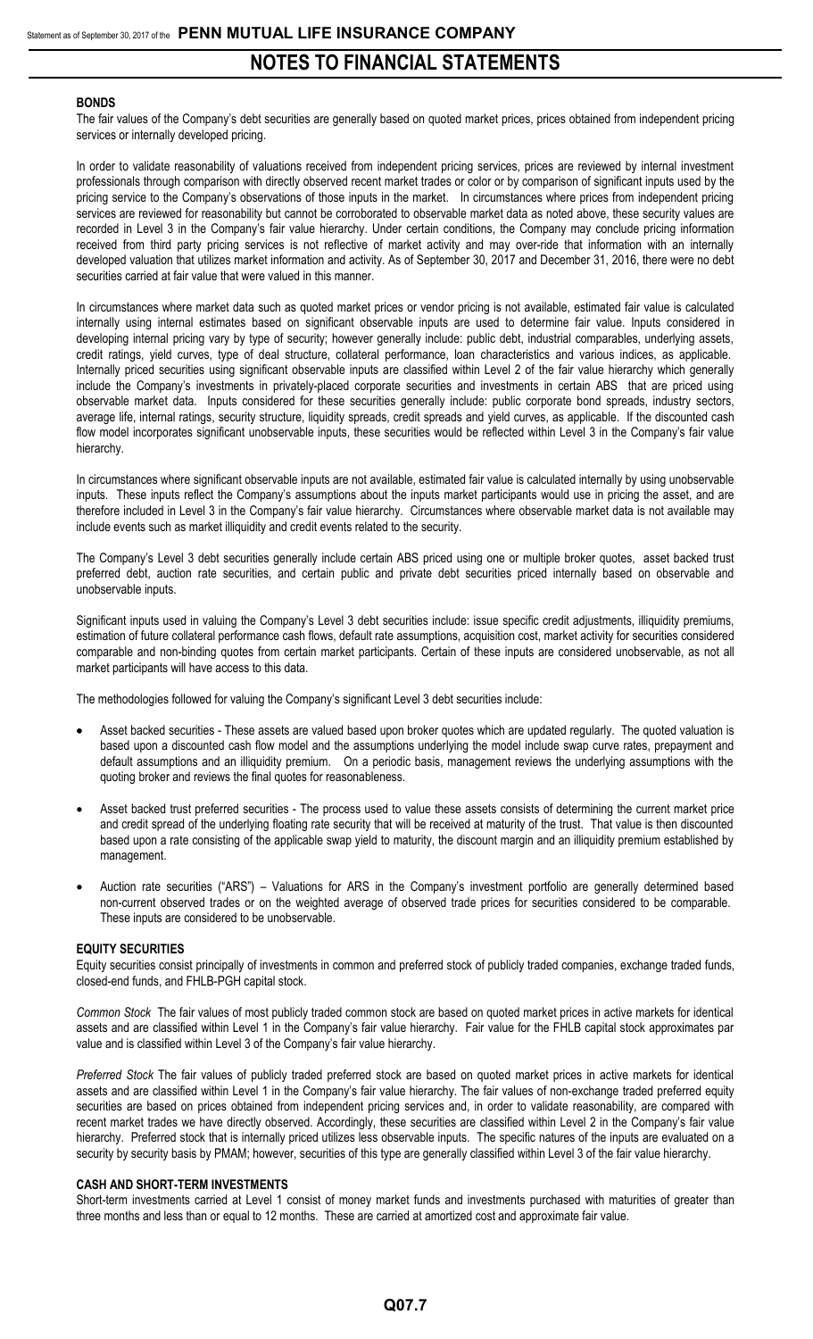#### BONDS

The fair values of the Company's debt securities are generally based on quoted market prices, prices obtained from independent pricing services or internally developed pricing.

In order to validate reasonability of valuations received from independent pricing services, prices are reviewed by internal investment professionals through comparison with directly observed recent market trades or color or by comparison of significant inputs used by the pricing service to the Company's observations of those inputs in the market. In circumstances where prices from independent pricing services are reviewed for reasonability but cannot be corroborated to observable market data as noted above, these security values are recorded in Level 3 in the Company's fair value hierarchy. Under certain conditions, the Company may conclude pricing information received from third party pricing services is not reflective of market activity and may over-ride that information with an internally developed valuation that utilizes market information and activity. As of September 30, 2017 and December 31, 2016, there were no debt securities carried at fair value that were valued in this manner.

In circumstances where market data such as quoted market prices or vendor pricing is not available, estimated fair value is calculated internally using internal estimates based on significant observable inputs are used to determine fair value. Inputs considered in developing internal pricing vary by type of security; however generally include: public debt, industrial comparables, underlying assets, credit ratings, yield curves, type of deal structure, collateral performance, loan characteristics and various indices, as applicable. Internally priced securities using significant observable inputs are classified within Level 2 of the fair value hierarchy which generally include the Company's investments in privately-placed corporate securities and investments in certain ABS that are priced using observable market data. Inputs considered for these securities generally include: public corporate bond spreads, industry sectors, average life, internal ratings, security structure, liquidity spreads, credit spreads and yield curves, as applicable. If the discounted cash flow model incorporates significant unobservable inputs, these securities would be reflected within Level 3 in the Company's fair value hierarchy.

In circumstances where significant observable inputs are not available, estimated fair value is calculated internally by using unobservable inputs. These inputs reflect the Company's assumptions about the inputs market participants would use in pricing the asset, and are therefore included in Level 3 in the Company's fair value hierarchy. Circumstances where observable market data is not available may include events such as market illiquidity and credit events related to the security.

The Company's Level 3 debt securities generally include certain ABS priced using one or multiple broker quotes, asset backed trust preferred debt, auction rate securities, and certain public and private debt securities priced internally based on observable and unobservable inputs.

Significant inputs used in valuing the Company's Level 3 debt securities include: issue specific credit adjustments, illiquidity premiums, estimation of future collateral performance cash flows, default rate assumptions, acquisition cost, market activity for securities considered comparable and non-binding quotes from certain market participants. Certain of these inputs are considered unobservable, as not all market participants will have access to this data.

The methodologies followed for valuing the Company's significant Level 3 debt securities include:

- Asset backed securities - These assets are valued based upon broker quotes which are updated regularly. The quoted valuation is based upon a discounted cash flow model and the assumptions underlying the model include swap curve rates, prepayment and default assumptions and an illiquidity premium. On a periodic basis, management reviews the underlying assumptions with the quoting broker and reviews the final quotes for reasonableness.
- Asset backed trust preferred securities - The process used to value these assets consists of determining the current market price and credit spread of the underlying floating rate security that will be received at maturity of the trust. That value is then discounted based upon a rate consisting of the applicable swap yield to maturity, the discount margin and an illiquidity premium established by management.
- Auction rate securities ("ARS") – Valuations for ARS in the Company's investment portfolio are generally determined based non-current observed trades or on the weighted average of observed trade prices for securities considered to be comparable. These inputs are considered to be unobservable.

#### EQUITY SECURITIES

Equity securities consist principally of investments in common and preferred stock of publicly traded companies, exchange traded funds, closed-end funds, and FHLB-PGH capital stock.

*Common Stock* The fair values of most publicly traded common stock are based on quoted market prices in active markets for identical assets and are classified within Level 1 in the Company's fair value hierarchy. Fair value for the FHLB capital stock approximates par value and is classified within Level 3 of the Company's fair value hierarchy.

*Preferred Stock* The fair values of publicly traded preferred stock are based on quoted market prices in active markets for identical assets and are classified within Level 1 in the Company's fair value hierarchy. The fair values of non-exchange traded preferred equity securities are based on prices obtained from independent pricing services and, in order to validate reasonability, are compared with recent market trades we have directly observed. Accordingly, these securities are classified within Level 2 in the Company's fair value hierarchy. Preferred stock that is internally priced utilizes less observable inputs. The specific natures of the inputs are evaluated on a security by security basis by PMAM; however, securities of this type are generally classified within Level 3 of the fair value hierarchy.

#### CASH AND SHORT-TERM INVESTMENTS

Short-term investments carried at Level 1 consist of money market funds and investments purchased with maturities of greater than three months and less than or equal to 12 months. These are carried at amortized cost and approximate fair value.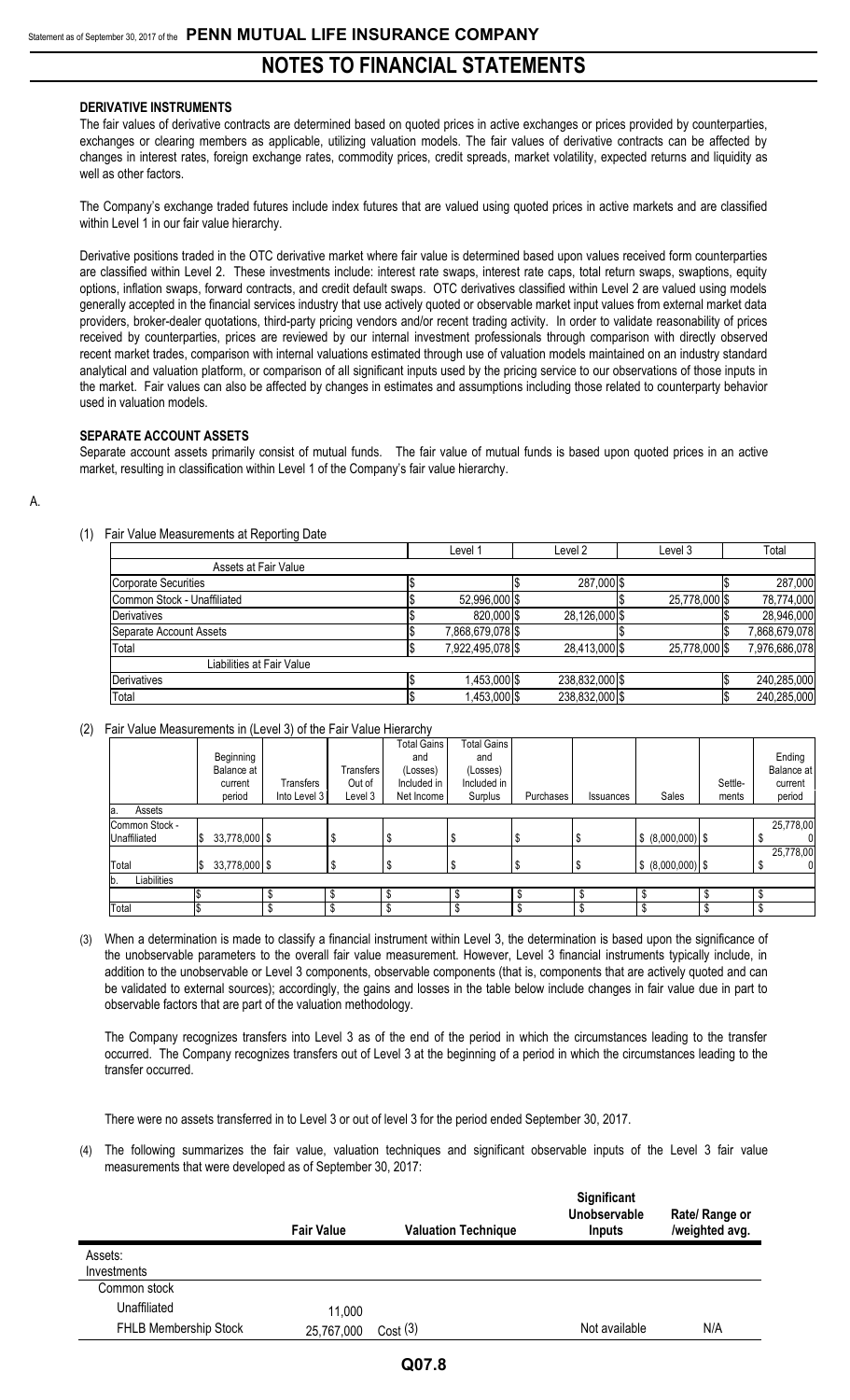**DERIVATIVE INSTRUMENTS**

The fair values of derivative contracts are determined based on quoted prices in active exchanges or prices provided by counterparties, exchanges or clearing members as applicable, utilizing valuation models. The fair values of derivative contracts can be affected by changes in interest rates, foreign exchange rates, commodity prices, credit spreads, market volatility, expected returns and liquidity as well as other factors.

The Company's exchange traded futures include index futures that are valued using quoted prices in active markets and are classified within Level 1 in our fair value hierarchy.

Derivative positions traded in the OTC derivative market where fair value is determined based upon values received form counterparties are classified within Level 2. These investments include: interest rate swaps, interest rate caps, total return swaps, swaptions, equity options, inflation swaps, forward contracts, and credit default swaps. OTC derivatives classified within Level 2 are valued using models generally accepted in the financial services industry that use actively quoted or observable market input values from external market data providers, broker-dealer quotations, third-party pricing vendors and/or recent trading activity. In order to validate reasonability of prices received by counterparties, prices are reviewed by our internal investment professionals through comparison with directly observed recent market trades, comparison with internal valuations estimated through use of valuation models maintained on an industry standard analytical and valuation platform, or comparison of all significant inputs used by the pricing service to our observations of those inputs in the market. Fair values can also be affected by changes in estimates and assumptions including those related to counterparty behavior used in valuation models.

**SEPARATE ACCOUNT ASSETS**

Separate account assets primarily consist of mutual funds. The fair value of mutual funds is based upon quoted prices in an active market, resulting in classification within Level 1 of the Company's fair value hierarchy.

A.

(1) Fair Value Measurements at Reporting Date

| | Level 1 | Level 2 | Level 3 | Total |
|---|---|---|---|---|
| Assets at Fair Value | | | | |
| Corporate Securities | $ | $ 287,000 | $ | $ 287,000 |
| Common Stock - Unaffiliated | $ 52,996,000 | $ | $ 25,778,000 | $ 78,774,000 |
| Derivatives | $ 820,000 | $ 28,126,000 | $ | $ 28,946,000 |
| Separate Account Assets | $ 7,868,679,078 | $ | $ | $ 7,868,679,078 |
| Total | $ 7,922,495,078 | $ 28,413,000 | $ 25,778,000 | $ 7,976,686,078 |
| Liabilities at Fair Value | | | | |
| Derivatives | $ 1,453,000 | $ 238,832,000 | $ | $ 240,285,000 |
| Total | $ 1,453,000 | $ 238,832,000 | $ | $ 240,285,000 |

(2) Fair Value Measurements in (Level 3) of the Fair Value Hierarchy

| | Beginning Balance at current period | Transfers Into Level 3 | Transfers Out of Level 3 | Total Gains and (Losses) Included in Net Income | Total Gains and (Losses) Included in Surplus | Purchases | Issuances | Sales | Settlements | Ending Balance at current period |
|---|---|---|---|---|---|---|---|---|---|---|
| a. Assets | | | | | | | | | | |
| Common Stock - Unaffiliated | $ 33,778,000 | $ | $ | $ | $ | $ | $ | $ (8,000,000) | $ | $ 25,778,000 |
| Total | $ 33,778,000 | $ | $ | $ | $ | $ | $ | $ (8,000,000) | $ | $ 25,778,000 |
| b. Liabilities | | | | | | | | | | |
| | $ | $ | $ | $ | $ | $ | $ | $ | $ | $ |
| Total | $ | $ | $ | $ | $ | $ | $ | $ | $ | $ |

(3) When a determination is made to classify a financial instrument within Level 3, the determination is based upon the significance of the unobservable parameters to the overall fair value measurement. However, Level 3 financial instruments typically include, in addition to the unobservable or Level 3 components, observable components (that is, components that are actively quoted and can be validated to external sources); accordingly, the gains and losses in the table below include changes in fair value due in part to observable factors that are part of the valuation methodology.

The Company recognizes transfers into Level 3 as of the end of the period in which the circumstances leading to the transfer occurred. The Company recognizes transfers out of Level 3 at the beginning of a period in which the circumstances leading to the transfer occurred.

There were no assets transferred in to Level 3 or out of level 3 for the period ended September 30, 2017.

(4) The following summarizes the fair value, valuation techniques and significant observable inputs of the Level 3 fair value measurements that were developed as of September 30, 2017:

| | Fair Value | Valuation Technique | Significant Unobservable Inputs | Rate/ Range or /weighted avg. |
|---|---|---|---|---|
| Assets: | | | | |
| Investments | | | | |
| Common stock | | | | |
| Unaffiliated | 11,000 | | | |
| FHLB Membership Stock | 25,767,000 | Cost (3) | Not available | N/A |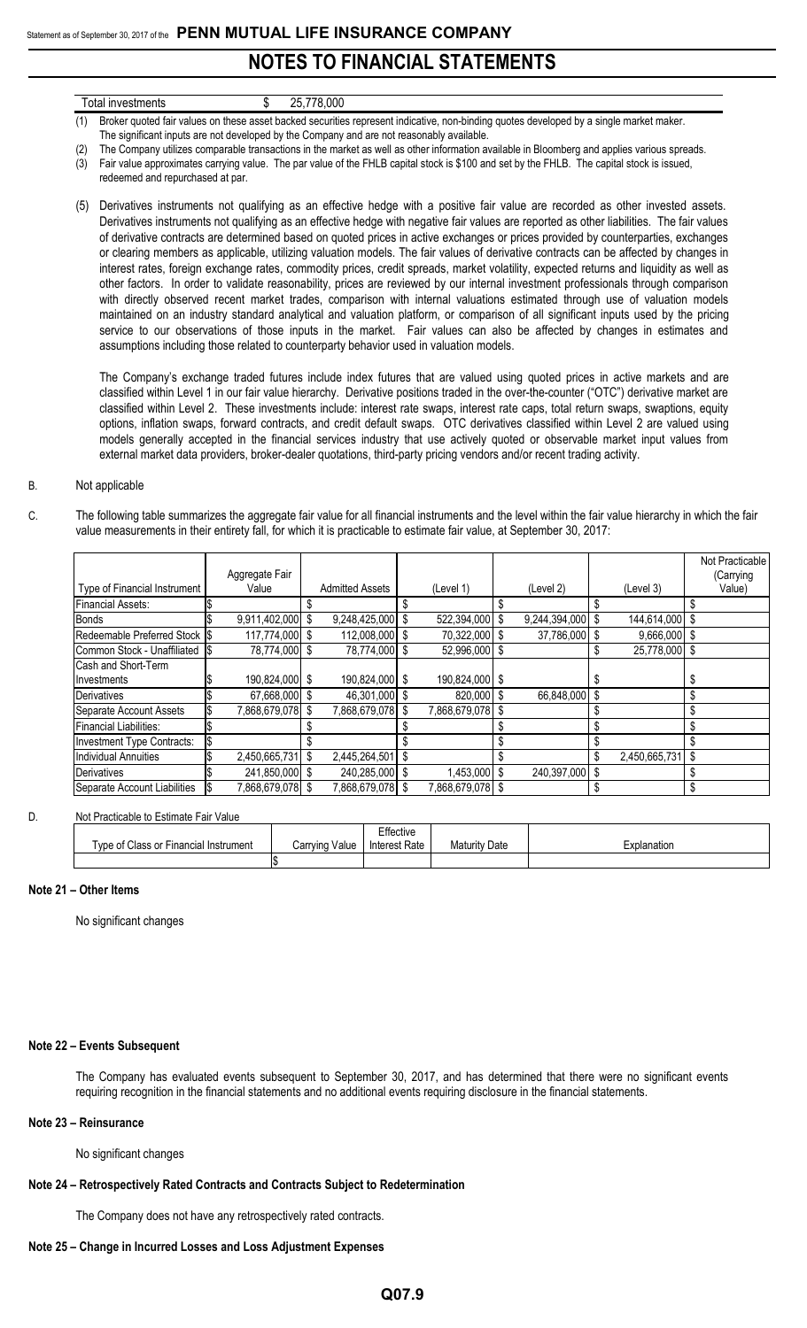| Total investments | $ 25,778,000 |
|---|---|

(1) Broker quoted fair values on these asset backed securities represent indicative, non-binding quotes developed by a single market maker. The significant inputs are not developed by the Company and are not reasonably available.

(2) The Company utilizes comparable transactions in the market as well as other information available in Bloomberg and applies various spreads.

(3) Fair value approximates carrying value. The par value of the FHLB capital stock is $100 and set by the FHLB. The capital stock is issued, redeemed and repurchased at par.

(5) Derivatives instruments not qualifying as an effective hedge with a positive fair value are recorded as other invested assets. Derivatives instruments not qualifying as an effective hedge with negative fair values are reported as other liabilities. The fair values of derivative contracts are determined based on quoted prices in active exchanges or prices provided by counterparties, exchanges or clearing members as applicable, utilizing valuation models. The fair values of derivative contracts can be affected by changes in interest rates, foreign exchange rates, commodity prices, credit spreads, market volatility, expected returns and liquidity as well as other factors. In order to validate reasonability, prices are reviewed by our internal investment professionals through comparison with directly observed recent market trades, comparison with internal valuations estimated through use of valuation models maintained on an industry standard analytical and valuation platform, or comparison of all significant inputs used by the pricing service to our observations of those inputs in the market. Fair values can also be affected by changes in estimates and assumptions including those related to counterparty behavior used in valuation models.

The Company's exchange traded futures include index futures that are valued using quoted prices in active markets and are classified within Level 1 in our fair value hierarchy. Derivative positions traded in the over-the-counter ("OTC") derivative market are classified within Level 2. These investments include: interest rate swaps, interest rate caps, total return swaps, swaptions, equity options, inflation swaps, forward contracts, and credit default swaps. OTC derivatives classified within Level 2 are valued using models generally accepted in the financial services industry that use actively quoted or observable market input values from external market data providers, broker-dealer quotations, third-party pricing vendors and/or recent trading activity.

B. Not applicable

C. The following table summarizes the aggregate fair value for all financial instruments and the level within the fair value hierarchy in which the fair value measurements in their entirety fall, for which it is practicable to estimate fair value, at September 30, 2017:

| Type of Financial Instrument | Aggregate Fair Value | Admitted Assets | (Level 1) | (Level 2) | (Level 3) | Not Practicable (Carrying Value) |
|---|---|---|---|---|---|---|
| Financial Assets: | $ | $ | $ | $ | $ | $ |
| Bonds | $ 9,911,402,000 | $ 9,248,425,000 | $ 522,394,000 | $ 9,244,394,000 | $ 144,614,000 | $ |
| Redeemable Preferred Stock | $ 117,774,000 | $ 112,008,000 | $ 70,322,000 | $ 37,786,000 | $ 9,666,000 | $ |
| Common Stock - Unaffiliated | $ 78,774,000 | $ 78,774,000 | $ 52,996,000 | $ | $ 25,778,000 | $ |
| Cash and Short-Term Investments | $ 190,824,000 | $ 190,824,000 | $ 190,824,000 | $ | $ | $ |
| Derivatives | $ 67,668,000 | $ 46,301,000 | $ 820,000 | $ 66,848,000 | $ | $ |
| Separate Account Assets | $ 7,868,679,078 | $ 7,868,679,078 | $ 7,868,679,078 | $ | $ | $ |
| Financial Liabilities: | $ | $ | $ | $ | $ | $ |
| Investment Type Contracts: | $ | $ | $ | $ | $ | $ |
| Individual Annuities | $ 2,450,665,731 | $ 2,445,264,501 | $ | $ | $ 2,450,665,731 | $ |
| Derivatives | $ 241,850,000 | $ 240,285,000 | $ 1,453,000 | $ 240,397,000 | $ | $ |
| Separate Account Liabilities | $ 7,868,679,078 | $ 7,868,679,078 | $ 7,868,679,078 | $ | $ | $ |

D. Not Practicable to Estimate Fair Value

| Type of Class or Financial Instrument | Carrying Value | Effective Interest Rate | Maturity Date | Explanation |
|---|---|---|---|---|
| | $ | | | |

## Note 21 – Other Items

No significant changes

## Note 22 – Events Subsequent

The Company has evaluated events subsequent to September 30, 2017, and has determined that there were no significant events requiring recognition in the financial statements and no additional events requiring disclosure in the financial statements.

## Note 23 – Reinsurance

No significant changes

## Note 24 – Retrospectively Rated Contracts and Contracts Subject to Redetermination

The Company does not have any retrospectively rated contracts.

## Note 25 – Change in Incurred Losses and Loss Adjustment Expenses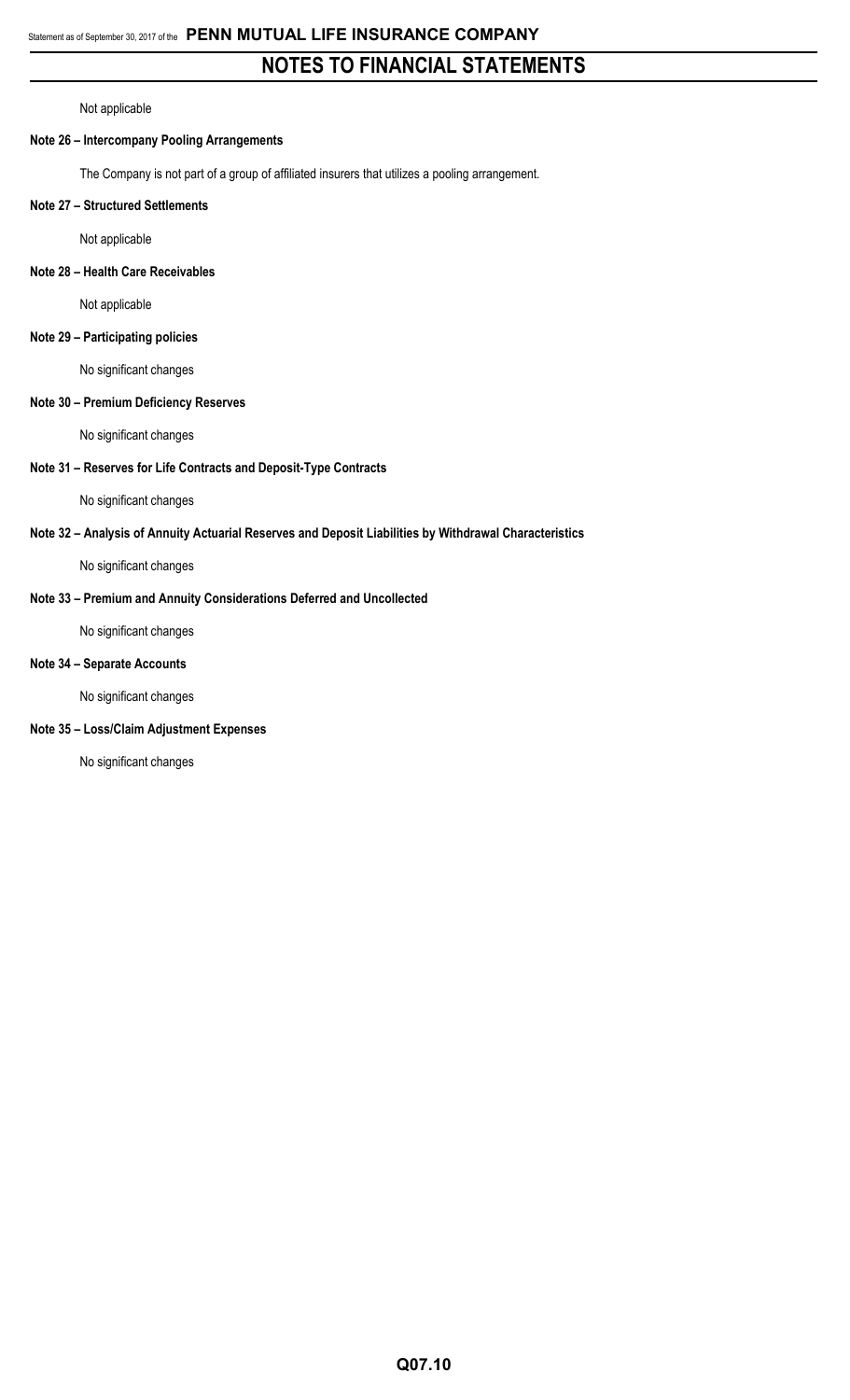# NOTES TO FINANCIAL STATEMENTS

Not applicable

**Note 26 – Intercompany Pooling Arrangements**

The Company is not part of a group of affiliated insurers that utilizes a pooling arrangement.

**Note 27 – Structured Settlements**

Not applicable

**Note 28 – Health Care Receivables**

Not applicable

**Note 29 – Participating policies**

No significant changes

**Note 30 – Premium Deficiency Reserves**

No significant changes

**Note 31 – Reserves for Life Contracts and Deposit-Type Contracts**

No significant changes

**Note 32 – Analysis of Annuity Actuarial Reserves and Deposit Liabilities by Withdrawal Characteristics**

No significant changes

**Note 33 – Premium and Annuity Considerations Deferred and Uncollected**

No significant changes

**Note 34 – Separate Accounts**

No significant changes

**Note 35 – Loss/Claim Adjustment Expenses**

No significant changes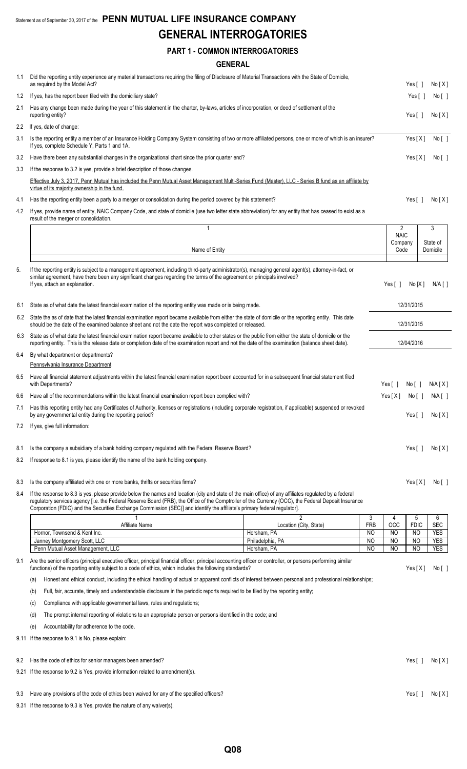Statement as of September 30, 2017 of the **PENN MUTUAL LIFE INSURANCE COMPANY**

# GENERAL INTERROGATORIES

## PART 1 - COMMON INTERROGATORIES

### GENERAL

1.1 Did the reporting entity experience any material transactions requiring the filing of Disclosure of Material Transactions with the State of Domicile, as required by the Model Act? Yes [ ] No [ X ]

1.2 If yes, has the report been filed with the domiciliary state? Yes [ ] No [ ]

2.1 Has any change been made during the year of this statement in the charter, by-laws, articles of incorporation, or deed of settlement of the reporting entity? Yes [ ] No [ X ]

2.2 If yes, date of change:

3.1 Is the reporting entity a member of an Insurance Holding Company System consisting of two or more affiliated persons, one or more of which is an insurer? If yes, complete Schedule Y, Parts 1 and 1A. Yes [ X ] No [ ]

3.2 Have there been any substantial changes in the organizational chart since the prior quarter end? Yes [ X ] No [ ]

3.3 If the response to 3.2 is yes, provide a brief description of those changes.

Effective July 3, 2017, Penn Mutual has included the Penn Mutual Asset Management Multi-Series Fund (Master), LLC - Series B fund as an affiliate by virtue of its majority ownership in the fund.

4.1 Has the reporting entity been a party to a merger or consolidation during the period covered by this statement? Yes [ ] No [ X ]

4.2 If yes, provide name of entity, NAIC Company Code, and state of domicile (use two letter state abbreviation) for any entity that has ceased to exist as a result of the merger or consolidation.

| 1<br>Name of Entity | 2<br>NAIC Company Code | 3<br>State of Domicile |
|---|---|---|
| | | |

5. If the reporting entity is subject to a management agreement, including third-party administrator(s), managing general agent(s), attorney-in-fact, or similar agreement, have there been any significant changes regarding the terms of the agreement or principals involved? If yes, attach an explanation. Yes [ ] No [X] N/A [ ]

6.1 State as of what date the latest financial examination of the reporting entity was made or is being made. 12/31/2015

6.2 State the as of date that the latest financial examination report became available from either the state of domicile or the reporting entity. This date should be the date of the examined balance sheet and not the date the report was completed or released. 12/31/2015

6.3 State as of what date the latest financial examination report became available to other states or the public from either the state of domicile or the reporting entity. This is the release date or completion date of the examination report and not the date of the examination (balance sheet date). 12/04/2016

6.4 By what department or departments?

Pennsylvania Insurance Department

6.5 Have all financial statement adjustments within the latest financial examination report been accounted for in a subsequent financial statement filed with Departments? Yes [ ] No [ ] N/A [ X ]

6.6 Have all of the recommendations within the latest financial examination report been complied with? Yes [ X ] No [ ] N/A [ ]

7.1 Has this reporting entity had any Certificates of Authority, licenses or registrations (including corporate registration, if applicable) suspended or revoked by any governmental entity during the reporting period? Yes [ ] No [ X ]

7.2 If yes, give full information:

8.1 Is the company a subsidiary of a bank holding company regulated with the Federal Reserve Board? Yes [ ] No [ X ]

8.2 If response to 8.1 is yes, please identify the name of the bank holding company.

8.3 Is the company affiliated with one or more banks, thrifts or securities firms? Yes [ X ] No [ ]

8.4 If the response to 8.3 is yes, please provide below the names and location (city and state of the main office) of any affiliates regulated by a federal regulatory services agency [i.e. the Federal Reserve Board (FRB), the Office of the Comptroller of the Currency (OCC), the Federal Deposit Insurance Corporation (FDIC) and the Securities Exchange Commission (SEC)] and identify the affiliate's primary federal regulator].

| 1<br>Affiliate Name | 2<br>Location (City, State) | 3<br>FRB | 4<br>OCC | 5<br>FDIC | 6<br>SEC |
|---|---|---|---|---|---|
| Hornor, Townsend & Kent Inc. | Horsham, PA | NO | NO | NO | YES |
| Janney Montgomery Scott, LLC | Philadelphia, PA | NO | NO | NO | YES |
| Penn Mutual Asset Management, LLC | Horsham, PA | NO | NO | NO | YES |

9.1 Are the senior officers (principal executive officer, principal financial officer, principal accounting officer or controller, or persons performing similar functions) of the reporting entity subject to a code of ethics, which includes the following standards? Yes [ X ] No [ ]

(a) Honest and ethical conduct, including the ethical handling of actual or apparent conflicts of interest between personal and professional relationships;

(b) Full, fair, accurate, timely and understandable disclosure in the periodic reports required to be filed by the reporting entity;

(c) Compliance with applicable governmental laws, rules and regulations;

(d) The prompt internal reporting of violations to an appropriate person or persons identified in the code; and

(e) Accountability for adherence to the code.

9.11 If the response to 9.1 is No, please explain:

9.2 Has the code of ethics for senior managers been amended? Yes [ ] No [ X ]

9.21 If the response to 9.2 is Yes, provide information related to amendment(s).

9.3 Have any provisions of the code of ethics been waived for any of the specified officers? Yes [ ] No [ X ]

9.31 If the response to 9.3 is Yes, provide the nature of any waiver(s).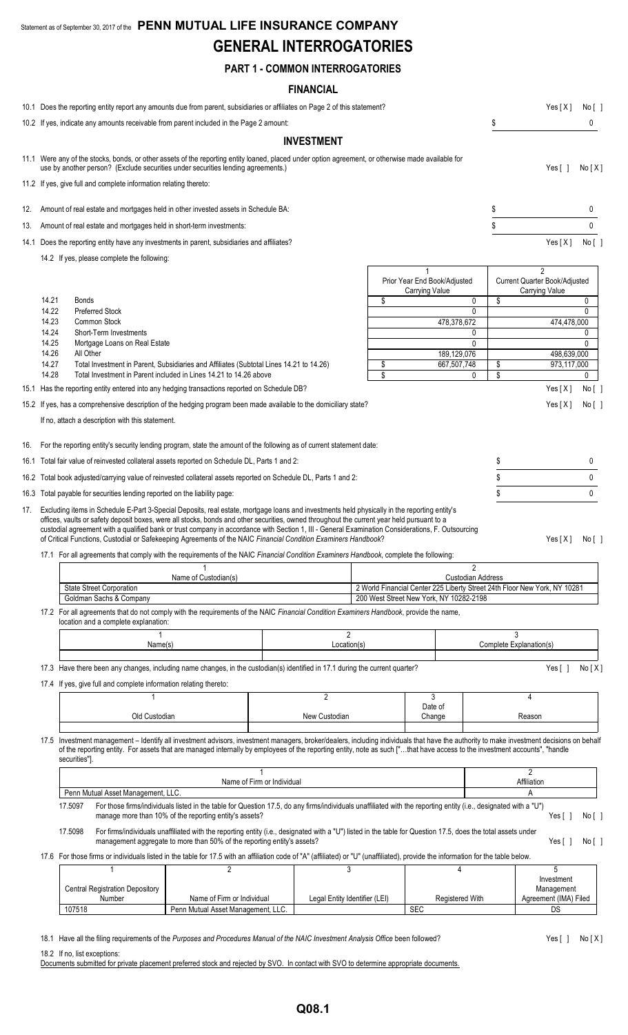Statement as of September 30, 2017 of the **PENN MUTUAL LIFE INSURANCE COMPANY**

# GENERAL INTERROGATORIES

## PART 1 - COMMON INTERROGATORIES

### FINANCIAL

10.1 Does the reporting entity report any amounts due from parent, subsidiaries or affiliates on Page 2 of this statement? Yes [ X ] No [ ]

10.2 If yes, indicate any amounts receivable from parent included in the Page 2 amount: $ 0

### INVESTMENT

11.1 Were any of the stocks, bonds, or other assets of the reporting entity loaned, placed under option agreement, or otherwise made available for use by another person? (Exclude securities under securities lending agreements.) Yes [ ] No [ X ]

11.2 If yes, give full and complete information relating thereto:

12. Amount of real estate and mortgages held in other invested assets in Schedule BA: $ 0

13. Amount of real estate and mortgages held in short-term investments: $ 0

14.1 Does the reporting entity have any investments in parent, subsidiaries and affiliates? Yes [ X ] No [ ]

14.2 If yes, please complete the following:

| | | 1<br>Prior Year End Book/Adjusted Carrying Value | 2<br>Current Quarter Book/Adjusted Carrying Value |
|---|---|---|---|
| 14.21 | Bonds | $ 0 | $ 0 |
| 14.22 | Preferred Stock | 0 | 0 |
| 14.23 | Common Stock | 478,378,672 | 474,478,000 |
| 14.24 | Short-Term Investments | 0 | 0 |
| 14.25 | Mortgage Loans on Real Estate | 0 | 0 |
| 14.26 | All Other | 189,129,076 | 498,639,000 |
| 14.27 | Total Investment in Parent, Subsidiaries and Affiliates (Subtotal Lines 14.21 to 14.26) | $ 667,507,748 | $ 973,117,000 |
| 14.28 | Total Investment in Parent included in Lines 14.21 to 14.26 above | $ 0 | $ 0 |

15.1 Has the reporting entity entered into any hedging transactions reported on Schedule DB? Yes [ X ] No [ ]

15.2 If yes, has a comprehensive description of the hedging program been made available to the domiciliary state? Yes [ X ] No [ ]

If no, attach a description with this statement.

16. For the reporting entity's security lending program, state the amount of the following as of current statement date:

16.1 Total fair value of reinvested collateral assets reported on Schedule DL, Parts 1 and 2: $ 0

16.2 Total book adjusted/carrying value of reinvested collateral assets reported on Schedule DL, Parts 1 and 2: $ 0

16.3 Total payable for securities lending reported on the liability page: $ 0

17. Excluding items in Schedule E-Part 3-Special Deposits, real estate, mortgage loans and investments held physically in the reporting entity's offices, vaults or safety deposit boxes, were all stocks, bonds and other securities, owned throughout the current year held pursuant to a custodial agreement with a qualified bank or trust company in accordance with Section 1, III - General Examination Considerations, F. Outsourcing of Critical Functions, Custodial or Safekeeping Agreements of the NAIC *Financial Condition Examiners Handbook*? Yes [ X ] No [ ]

17.1 For all agreements that comply with the requirements of the NAIC *Financial Condition Examiners Handbook*, complete the following:

| 1<br>Name of Custodian(s) | 2<br>Custodian Address |
|---|---|
| State Street Corporation | 2 World Financial Center 225 Liberty Street 24th Floor New York, NY 10281 |
| Goldman Sachs & Company | 200 West Street New York, NY 10282-2198 |

17.2 For all agreements that do not comply with the requirements of the NAIC *Financial Condition Examiners Handbook*, provide the name, location and a complete explanation:

| 1<br>Name(s) | 2<br>Location(s) | 3<br>Complete Explanation(s) |
|---|---|---|
| | | |

17.3 Have there been any changes, including name changes, in the custodian(s) identified in 17.1 during the current quarter? Yes [ ] No [ X ]

17.4 If yes, give full and complete information relating thereto:

| 1<br>Old Custodian | 2<br>New Custodian | 3<br>Date of Change | 4<br>Reason |
|---|---|---|---|
| | | | |

17.5 Investment management – Identify all investment advisors, investment managers, broker/dealers, including individuals that have the authority to make investment decisions on behalf of the reporting entity. For assets that are managed internally by employees of the reporting entity, note as such ["…that have access to the investment accounts", "handle securities"].

| 1<br>Name of Firm or Individual | 2<br>Affiliation |
|---|---|
| Penn Mutual Asset Management, LLC. | A |

17.5097 For those firms/individuals listed in the table for Question 17.5, do any firms/individuals unaffiliated with the reporting entity (i.e., designated with a "U") manage more than 10% of the reporting entity's assets? Yes [ ] No [ ]

17.5098 For firms/individuals unaffiliated with the reporting entity (i.e., designated with a "U") listed in the table for Question 17.5, does the total assets under management aggregate to more than 50% of the reporting entity's assets? Yes [ ] No [ ]

17.6 For those firms or individuals listed in the table for 17.5 with an affiliation code of "A" (affiliated) or "U" (unaffiliated), provide the information for the table below.

| 1<br>Central Registration Depository Number | 2<br>Name of Firm or Individual | 3<br>Legal Entity Identifier (LEI) | 4<br>Registered With | 5<br>Investment Management Agreement (IMA) Filed |
|---|---|---|---|---|
| 107518 | Penn Mutual Asset Management, LLC. | | SEC | DS |

18.1 Have all the filing requirements of the *Purposes and Procedures Manual of the NAIC Investment Analysis Office* been followed? Yes [ ] No [ X ]

18.2 If no, list exceptions:

Documents submitted for private placement preferred stock and rejected by SVO. In contact with SVO to determine appropriate documents.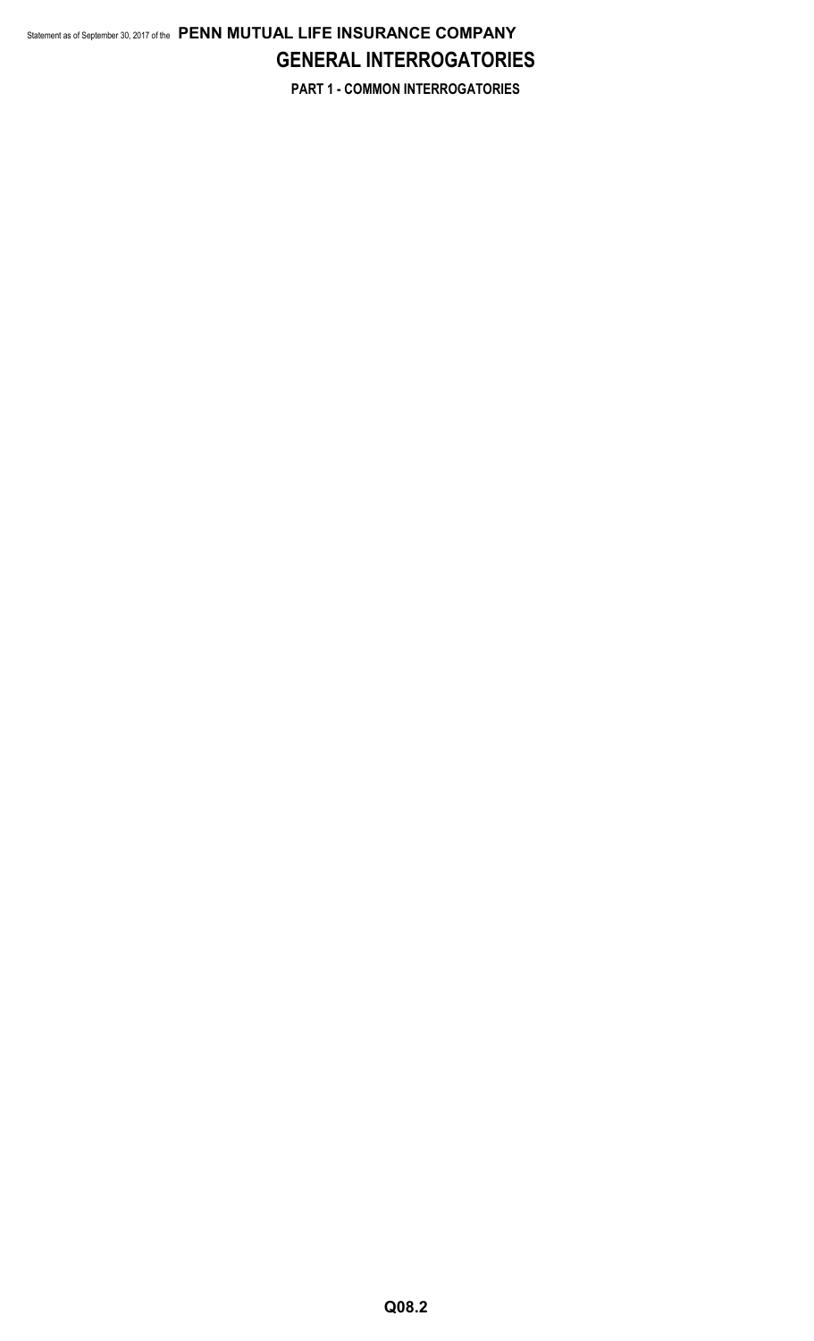# GENERAL INTERROGATORIES

## PART 1 - COMMON INTERROGATORIES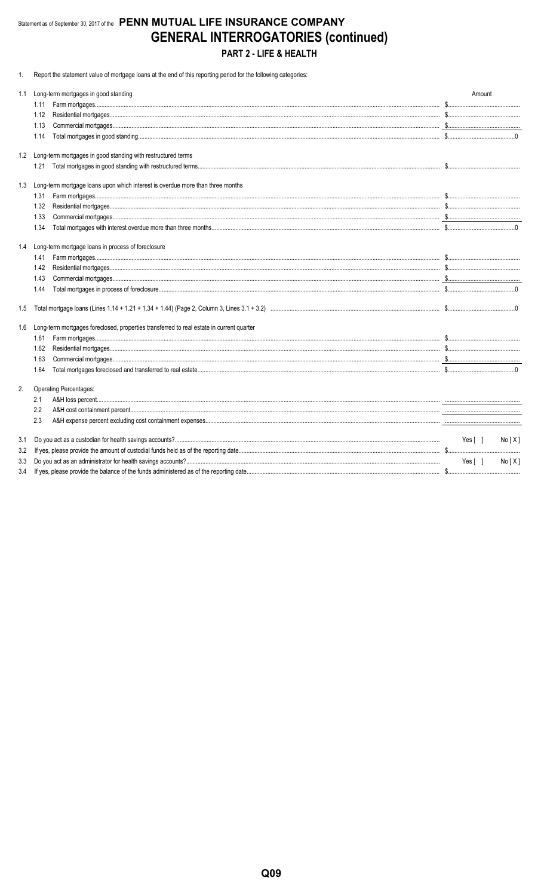Statement as of September 30, 2017 of the **PENN MUTUAL LIFE INSURANCE COMPANY**

# GENERAL INTERROGATORIES (continued)

## PART 2 - LIFE & HEALTH

1. Report the statement value of mortgage loans at the end of this reporting period for the following categories:

| | | Amount |
|---|---|---|
| 1.1 | Long-term mortgages in good standing | |
| | 1.11 Farm mortgages | $ |
| | 1.12 Residential mortgages | $ |
| | 1.13 Commercial mortgages | $ |
| | 1.14 Total mortgages in good standing | $ 0 |
| 1.2 | Long-term mortgages in good standing with restructured terms | |
| | 1.21 Total mortgages in good standing with restructured terms | $ |
| 1.3 | Long-term mortgage loans upon which interest is overdue more than three months | |
| | 1.31 Farm mortgages | $ |
| | 1.32 Residential mortgages | $ |
| | 1.33 Commercial mortgages | $ |
| | 1.34 Total mortgages with interest overdue more than three months | $ 0 |
| 1.4 | Long-term mortgage loans in process of foreclosure | |
| | 1.41 Farm mortgages | $ |
| | 1.42 Residential mortgages | $ |
| | 1.43 Commercial mortgages | $ |
| | 1.44 Total mortgages in process of foreclosure | $ 0 |
| 1.5 | Total mortgage loans (Lines 1.14 + 1.21 + 1.34 + 1.44) (Page 2, Column 3, Lines 3.1 + 3.2) | $ 0 |
| 1.6 | Long-term mortgages foreclosed, properties transferred to real estate in current quarter | |
| | 1.61 Farm mortgages | $ |
| | 1.62 Residential mortgages | $ |
| | 1.63 Commercial mortgages | $ |
| | 1.64 Total mortgages foreclosed and transferred to real estate | $ 0 |

2. Operating Percentages:

| | |
|---|---|
| 2.1 A&H loss percent | |
| 2.2 A&H cost containment percent | |
| 2.3 A&H expense percent excluding cost containment expenses | |

| | | |
|---|---|---|
| 3.1 | Do you act as a custodian for health savings accounts? | Yes [ ] No [ X ] |
| 3.2 | If yes, please provide the amount of custodial funds held as of the reporting date | $ |
| 3.3 | Do you act as an administrator for health savings accounts? | Yes [ ] No [ X ] |
| 3.4 | If yes, please provide the balance of the funds administered as of the reporting date | $ |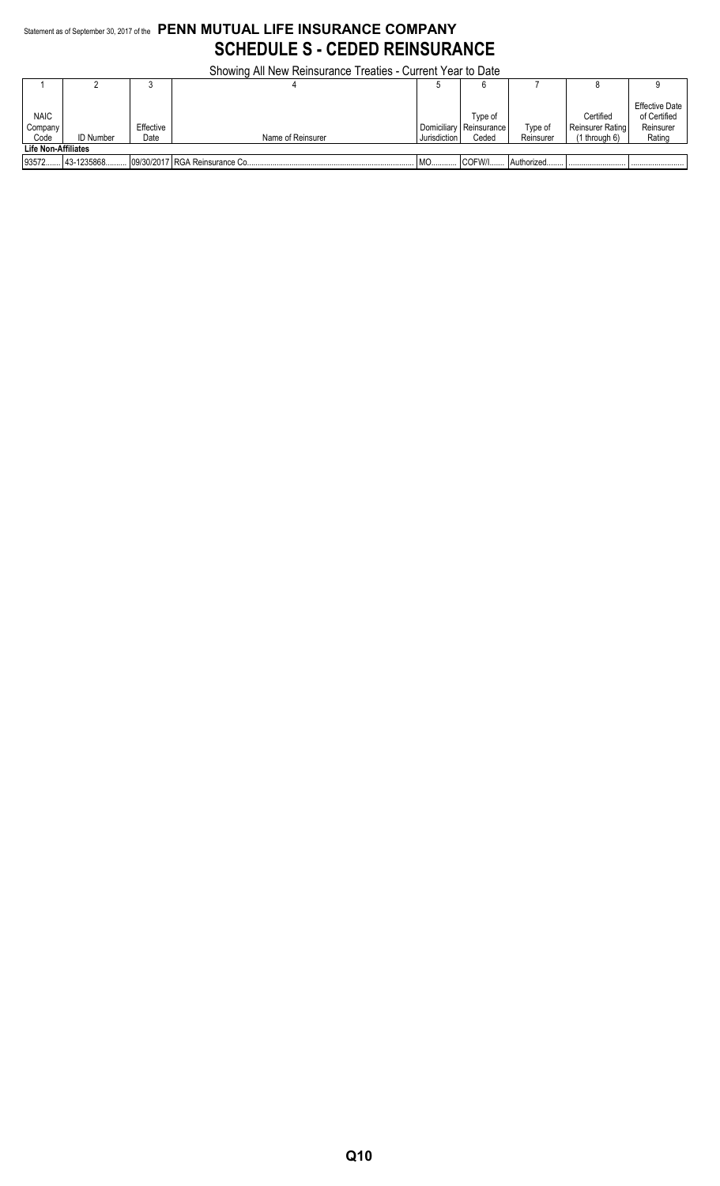Statement as of September 30, 2017 of the **PENN MUTUAL LIFE INSURANCE COMPANY**

# SCHEDULE S - CEDED REINSURANCE

Showing All New Reinsurance Treaties - Current Year to Date

| 1 | 2 | 3 | 4 | 5 | 6 | 7 | 8 | 9 |
|---|---|---|---|---|---|---|---|---|
| NAIC Company Code | ID Number | Effective Date | Name of Reinsurer | Domiciliary Jurisdiction | Type of Reinsurance Ceded | Type of Reinsurer | Certified Reinsurer Rating (1 through 6) | Effective Date of Certified Reinsurer Rating |
| **Life Non-Affiliates** | | | | | | | | |
| 93572 | 43-1235868 | 09/30/2017 | RGA Reinsurance Co. | MO | COFW/I | Authorized | | |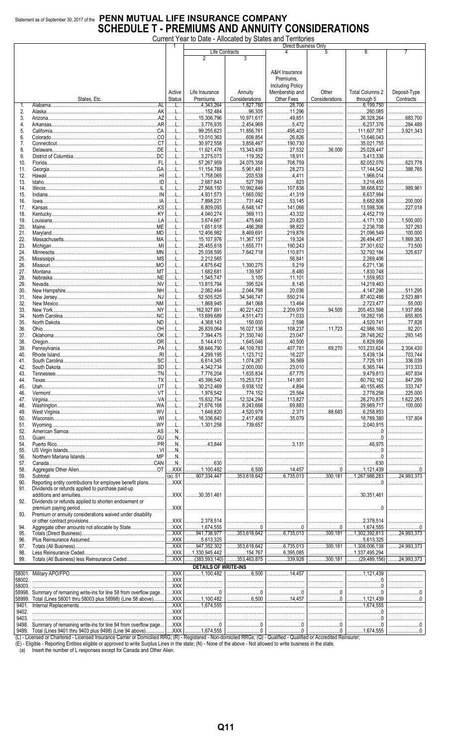Statement as of September 30, 2017 of the **PENN MUTUAL LIFE INSURANCE COMPANY**

# SCHEDULE T - PREMIUMS AND ANNUITY CONSIDERATIONS

Current Year to Date - Allocated by States and Territories

| | | 1 | Direct Business Only | | | | | |
|---|---|---|---|---|---|---|---|---|
| | | | Life Contracts | | 4 | 5 | 6 | 7 |
| | | | 2 | 3 | | | | |
| | States, Etc. | Active Status | Life Insurance Premiums | Annuity Considerations | A&H Insurance Premiums, Including Policy Membership and Other Fees | Other Considerations | Total Columns 2 through 5 | Deposit-Type Contracts |
| 1. | Alabama AL | L | 4,343,264 | 1,827,780 | 28,706 | | 6,199,750 | |
| 2. | Alaska AK | L | 152,484 | 96,305 | 11,296 | | 260,085 | |
| 3. | Arizona AZ | L | 15,306,796 | 10,971,617 | 49,851 | | 26,328,264 | 683,700 |
| 4. | Arkansas AR | L | 3,776,935 | 2,454,969 | 5,472 | | 6,237,376 | 284,489 |
| 5. | California CA | L | 99,255,623 | 11,856,761 | 495,403 | | 111,607,787 | 3,921,343 |
| 6. | Colorado CO | L | 13,010,363 | 608,854 | 26,826 | | 13,646,043 | |
| 7. | Connecticut CT | L | 30,972,558 | 3,858,467 | 190,730 | | 35,021,755 | |
| 8. | Delaware DE | L | 11,621,476 | 13,343,439 | 27,532 | 36,000 | 25,028,447 | |
| 9. | District of Columbia DC | L | 3,275,073 | 119,352 | 18,911 | | 3,413,336 | |
| 10. | Florida FL | L | 57,267,959 | 24,075,358 | 708,759 | | 82,052,076 | 623,778 |
| 11. | Georgia GA | L | 11,154,788 | 5,961,481 | 28,273 | | 17,144,542 | 388,765 |
| 12. | Hawaii HI | L | 1,758,065 | 203,538 | 4,411 | | 1,966,014 | |
| 13. | Idaho ID | L | 2,687,843 | 527,789 | 823 | | 3,216,455 | |
| 14. | Illinois IL | L | 27,568,150 | 10,992,846 | 107,836 | | 38,668,832 | 989,961 |
| 15. | Indiana IN | L | 4,931,573 | 1,665,092 | 41,319 | | 6,637,984 | |
| 16. | Iowa IA | L | 7,898,221 | 731,442 | 53,145 | | 8,682,808 | 200,000 |
| 17. | Kansas KS | L | 6,809,093 | 6,648,147 | 141,066 | | 13,598,306 | 227,018 |
| 18. | Kentucky KY | L | 4,040,274 | 369,113 | 43,332 | | 4,452,719 | |
| 19. | Louisiana LA | L | 3,674,667 | 475,640 | 20,823 | | 4,171,130 | 1,500,000 |
| 20. | Maine ME | L | 1,651,618 | 486,268 | 98,822 | | 2,236,708 | 327,293 |
| 21. | Maryland MD | L | 12,406,982 | 8,469,691 | 219,876 | | 21,096,549 | 100,000 |
| 22. | Massachusetts MA | L | 15,107,976 | 11,367,157 | 19,324 | | 26,494,457 | 1,869,383 |
| 23. | Michigan MI | L | 25,455,618 | 1,655,771 | 190,243 | | 27,301,632 | 73,500 |
| 24. | Minnesota MN | L | 25,038,595 | 7,642,718 | 110,871 | | 32,792,184 | 325,637 |
| 25. | Mississippi MS | L | 2,212,565 | | 56,841 | | 2,269,406 | |
| 26. | Missouri MO | L | 4,875,642 | 1,390,275 | 5,219 | | 6,271,136 | |
| 27. | Montana MT | L | 1,682,681 | 139,587 | 8,480 | | 1,830,748 | |
| 28. | Nebraska NE | L | 1,545,747 | 3,105 | 11,101 | | 1,559,953 | |
| 29. | Nevada NV | L | 13,815,794 | 395,524 | 8,145 | | 14,219,463 | |
| 30. | New Hampshire NH | L | 2,082,464 | 2,044,798 | 20,036 | | 4,147,298 | 511,295 |
| 31. | New Jersey NJ | L | 52,505,525 | 34,346,747 | 550,214 | | 87,402,486 | 2,523,881 |
| 32. | New Mexico NM | L | 1,868,945 | 841,068 | 13,464 | | 2,723,477 | 55,000 |
| 33. | New York NY | L | 162,927,691 | 40,221,423 | 2,209,979 | 94,505 | 205,453,598 | 1,937,856 |
| 34. | North Carolina NC | L | 13,699,689 | 4,511,473 | 71,033 | | 18,282,195 | 655,805 |
| 35. | North Dakota ND | L | 4,368,143 | 150,000 | 2,598 | | 4,520,741 | 77,828 |
| 36. | Ohio OH | L | 26,839,064 | 16,027,136 | 108,237 | 11,723 | 42,986,160 | 92,201 |
| 37. | Oklahoma OK | L | 7,394,475 | 21,330,740 | 23,047 | | 28,748,262 | 293,145 |
| 38. | Oregon OR | L | 5,144,410 | 1,645,046 | 40,500 | | 6,829,956 | |
| 39. | Pennsylvania PA | L | 58,646,790 | 44,109,783 | 407,781 | 69,270 | 103,233,624 | 2,304,430 |
| 40. | Rhode Island RI | L | 4,299,195 | 1,123,712 | 16,227 | | 5,439,134 | 703,744 |
| 41. | South Carolina SC | L | 6,614,345 | 1,074,267 | 36,569 | | 7,725,181 | 336,039 |
| 42. | South Dakota SD | L | 4,342,734 | 2,000,000 | 23,010 | | 6,365,744 | 313,333 |
| 43. | Tennessee TN | L | 7,776,204 | 1,635,834 | 67,775 | | 9,479,813 | 407,834 |
| 44. | Texas TX | L | 45,396,540 | 15,253,721 | 141,901 | | 60,792,162 | 847,299 |
| 45. | Utah UT | L | 30,212,469 | 9,938,102 | 4,894 | | 40,155,465 | 333,747 |
| 46. | Vermont VT | L | 1,978,542 | 774,152 | 25,564 | | 2,778,258 | 225,000 |
| 47. | Virginia VA | L | 15,832,754 | 12,324,294 | 113,827 | | 28,270,875 | 1,622,265 |
| 48. | Washington WA | L | 21,676,168 | 8,243,666 | 69,883 | | 29,989,717 | 100,000 |
| 49. | West Virginia WV | L | 1,646,820 | 4,520,979 | 2,371 | 88,683 | 6,258,853 | |
| 50. | Wisconsin WI | L | 16,336,843 | 2,417,458 | 35,079 | | 18,789,380 | 137,804 |
| 51. | Wyoming WY | L | 1,301,258 | 739,657 | | | 2,040,915 | |
| 52. | American Samoa AS | N | | | | | 0 | |
| 53. | Guam GU | N | | | | | 0 | |
| 54. | Puerto Rico PR | N | 43,844 | | 3,131 | | 46,975 | |
| 55. | US Virgin Islands VI | N | | | | | 0 | |
| 56. | Northern Mariana Islands MP | N | | | | | 0 | |
| 57. | Canada CAN | N | 630 | | | | 630 | |
| 58. | Aggregate Other Alien OT | XXX | 1,100,482 | 6,500 | 14,457 | 0 | 1,121,439 | 0 |
| 59. | Subtotal | (a) 51 | 907,334,447 | 353,618,642 | 6,735,013 | 300,181 | 1,267,988,283 | 24,993,373 |
| 90. | Reporting entity contributions for employee benefit plans | XXX | | | | | 0 | |
| 91. | Dividends or refunds applied to purchase paid-up additions and annuities | XXX | 30,351,461 | | | | 30,351,461 | |
| 92. | Dividends or refunds applied to shorten endowment or premium paying period | XXX | | | | | 0 | |
| 93. | Premium or annuity considerations waived under disability or other contract provisions | XXX | 2,378,514 | | | | 2,378,514 | |
| 94. | Aggregate other amounts not allocable by State | XXX | 1,674,555 | 0 | 0 | 0 | 1,674,555 | 0 |
| 95. | Totals (Direct Business) | XXX | 941,738,977 | 353,618,642 | 6,735,013 | 300,181 | 1,302,392,813 | 24,993,373 |
| 96. | Plus Reinsurance Assumed | XXX | 5,613,325 | | | | 5,613,325 | |
| 97. | Totals (All Business) | XXX | 947,352,302 | 353,618,642 | 6,735,013 | 300,181 | 1,308,006,138 | 24,993,373 |
| 98. | Less Reinsurance Ceded | XXX | 1,330,945,442 | 154,767 | 6,395,085 | | 1,337,495,294 | |
| 99. | Totals (All Business) less Reinsurance Ceded | XXX | (383,593,140) | 353,463,875 | 339,928 | 300,181 | (29,489,156) | 24,993,373 |
| | **DETAILS OF WRITE-INS** | | | | | | | |
| 58001. | Military APO/FPO | XXX | 1,100,482 | 6,500 | 14,457 | | 1,121,439 | |
| 58002. | | XXX | | | | | 0 | |
| 58003. | | XXX | | | | | 0 | |
| 58998. | Summary of remaining write-ins for line 58 from overflow page | XXX | 0 | 0 | 0 | 0 | 0 | 0 |
| 58999. | Total (Lines 58001 thru 58003 plus 58998) (Line 58 above) | XXX | 1,100,482 | 6,500 | 14,457 | 0 | 1,121,439 | 0 |
| 9401. | Internal Replacements | XXX | 1,674,555 | | | | 1,674,555 | |
| 9402. | | XXX | | | | | 0 | |
| 9403. | | XXX | | | | | 0 | |
| 9498. | Summary of remaining write-ins for line 94 from overflow page | XXX | 0 | 0 | 0 | 0 | 0 | 0 |
| 9499. | Total (Lines 9401 thru 9403 plus 9498) (Line 94 above) | XXX | 1,674,555 | 0 | 0 | 0 | 1,674,555 | 0 |

(L) - Licensed or Chartered - Licensed Insurance Carrier or Domiciled RRG; (R) - Registered - Non-domiciled RRGs; (Q) - Qualified - Qualified or Accredited Reinsurer;
(E) - Eligible - Reporting Entities eligible or approved to write Surplus Lines in the state; (N) - None of the above - Not allowed to write business in the state.

(a) Insert the number of L responses except for Canada and Other Alien.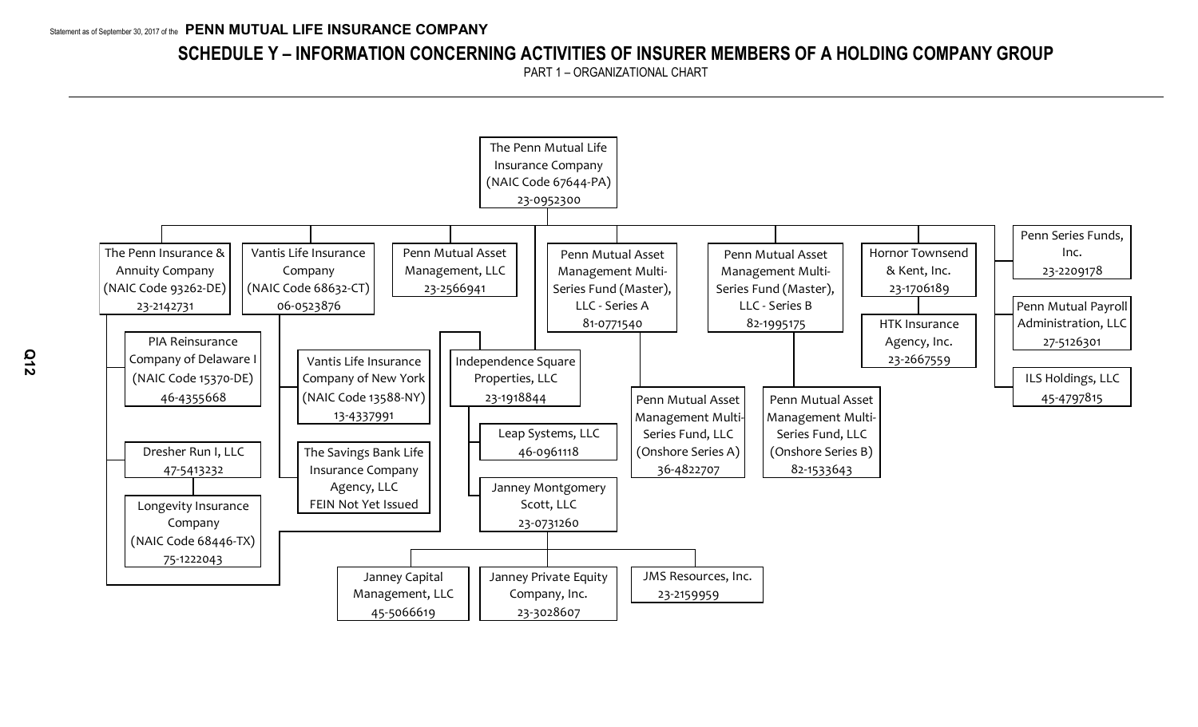Statement as of September 30, 2017 of the **PENN MUTUAL LIFE INSURANCE COMPANY**

## SCHEDULE Y – INFORMATION CONCERNING ACTIVITIES OF INSURER MEMBERS OF A HOLDING COMPANY GROUP

PART 1 – ORGANIZATIONAL CHART

- The Penn Mutual Life Insurance Company (NAIC Code 67644-PA) 23-0952300
  - The Penn Insurance & Annuity Company (NAIC Code 93262-DE) 23-2142731
    - PIA Reinsurance Company of Delaware I (NAIC Code 15370-DE) 46-4355668
    - Dresher Run I, LLC 47-5413232
      - Longevity Insurance Company (NAIC Code 68446-TX) 75-1222043
    - Independence Square Properties, LLC 23-1918844
      - Leap Systems, LLC 46-0961118
      - Janney Montgomery Scott, LLC 23-0731260
        - Janney Capital Management, LLC 45-5066619
        - Janney Private Equity Company, Inc. 23-3028607
        - JMS Resources, Inc. 23-2159959
  - Vantis Life Insurance Company (NAIC Code 68632-CT) 06-0523876
    - Vantis Life Insurance Company of New York (NAIC Code 13588-NY) 13-4337991
    - The Savings Bank Life Insurance Company Agency, LLC FEIN Not Yet Issued
  - Penn Mutual Asset Management, LLC 23-2566941
  - Penn Mutual Asset Management Multi-Series Fund (Master), LLC - Series A 81-0771540
    - Penn Mutual Asset Management Multi-Series Fund, LLC (Onshore Series A) 36-4822707
  - Penn Mutual Asset Management Multi-Series Fund (Master), LLC - Series B 82-1995175
    - Penn Mutual Asset Management Multi-Series Fund, LLC (Onshore Series B) 82-1533643
  - Hornor Townsend & Kent, Inc. 23-1706189
    - HTK Insurance Agency, Inc. 23-2667559
  - Penn Series Funds, Inc. 23-2209178
  - Penn Mutual Payroll Administration, LLC 27-5126301
  - ILS Holdings, LLC 45-4797815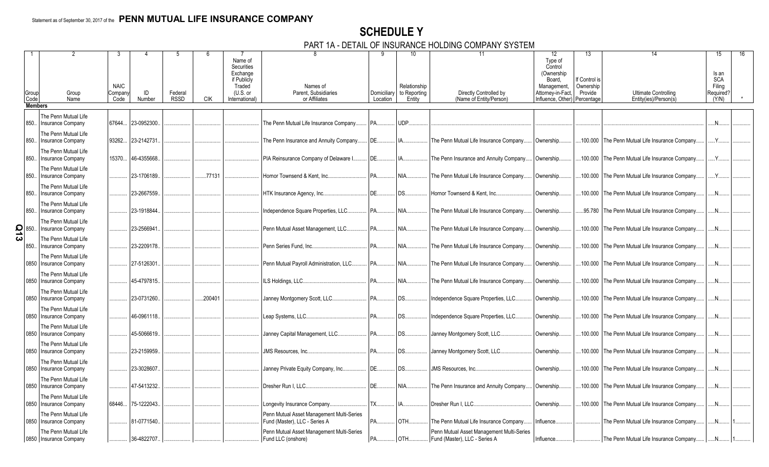Statement as of September 30, 2017 of the **PENN MUTUAL LIFE INSURANCE COMPANY**

# SCHEDULE Y

## PART 1A - DETAIL OF INSURANCE HOLDING COMPANY SYSTEM

| 1 | 2 | 3 | 4 | 5 | 6 | 7 | 8 | 9 | 10 | 11 | 12 | 13 | 14 | 15 | 16 |
|---|---|---|---|---|---|---|---|---|---|---|---|---|---|---|---|
| Group Code | Group Name | NAIC Company Code | ID Number | Federal RSSD | CIK | Name of Securities Exchange if Publicly Traded (U.S. or International) | Names of Parent, Subsidiaries or Affiliates | Domiciliary Location | Relationship to Reporting Entity | Directly Controlled by (Name of Entity/Person) | Type of Control (Ownership Board, Management, Attorney-in-Fact, Influence, Other) | If Control is Ownership Provide Percentage | Ultimate Controlling Entity(ies)/Person(s) | Is an SCA Filing Required? (Y/N) | * |
| **Members** | | | | | | | | | | | | | | | |
| 850 | The Penn Mutual Life Insurance Company | 67644 | 23-0952300 | | | | The Penn Mutual Life Insurance Company | PA | UDP | | | | | N | |
| 850 | The Penn Mutual Life Insurance Company | 93262 | 23-2142731 | | | | The Penn Insurance and Annuity Company | DE | IA | The Penn Mutual Life Insurance Company | Ownership | 100.000 | The Penn Mutual Life Insurance Company | Y | |
| 850 | The Penn Mutual Life Insurance Company | 15370 | 46-4355668 | | | | PIA Reinsurance Company of Delaware I | DE | IA | The Penn Insurance and Annuity Company | Ownership | 100.000 | The Penn Mutual Life Insurance Company | Y | |
| 850 | The Penn Mutual Life Insurance Company | | 23-1706189 | | 77131 | | Hornor Townsend & Kent, Inc. | PA | NIA | The Penn Mutual Life Insurance Company | Ownership | 100.000 | The Penn Mutual Life Insurance Company | Y | |
| 850 | The Penn Mutual Life Insurance Company | | 23-2667559 | | | | HTK Insurance Agency, Inc. | DE | DS | Hornor Townsend & Kent, Inc. | Ownership | 100.000 | The Penn Mutual Life Insurance Company | N | |
| 850 | The Penn Mutual Life Insurance Company | | 23-1918844 | | | | Independence Square Properties, LLC | PA | NIA | The Penn Mutual Life Insurance Company | Ownership | 95.780 | The Penn Mutual Life Insurance Company | N | |
| 850 | The Penn Mutual Life Insurance Company | | 23-2566941 | | | | Penn Mutual Asset Management, LLC | PA | NIA | The Penn Mutual Life Insurance Company | Ownership | 100.000 | The Penn Mutual Life Insurance Company | N | |
| 850 | The Penn Mutual Life Insurance Company | | 23-2209178 | | | | Penn Series Fund, Inc. | PA | NIA | The Penn Mutual Life Insurance Company | Ownership | 100.000 | The Penn Mutual Life Insurance Company | N | |
| 0850 | The Penn Mutual Life Insurance Company | | 27-5126301 | | | | Penn Mutual Payroll Administration, LLC | PA | NIA | The Penn Mutual Life Insurance Company | Ownership | 100.000 | The Penn Mutual Life Insurance Company | N | |
| 0850 | The Penn Mutual Life Insurance Company | | 45-4797815 | | | | ILS Holdings, LLC | PA | NIA | The Penn Mutual Life Insurance Company | Ownership | 100.000 | The Penn Mutual Life Insurance Company | N | |
| 0850 | The Penn Mutual Life Insurance Company | | 23-0731260 | | 200401 | | Janney Montgomery Scott, LLC | PA | DS | Independence Square Properties, LLC | Ownership | 100.000 | The Penn Mutual Life Insurance Company | N | |
| 0850 | The Penn Mutual Life Insurance Company | | 46-0961118 | | | | Leap Systems, LLC | PA | DS | Independence Square Properties, LLC | Ownership | 100.000 | The Penn Mutual Life Insurance Company | N | |
| 0850 | The Penn Mutual Life Insurance Company | | 45-5066619 | | | | Janney Capital Management, LLC | PA | DS | Janney Montgomery Scott, LLC | Ownership | 100.000 | The Penn Mutual Life Insurance Company | N | |
| 0850 | The Penn Mutual Life Insurance Company | | 23-2159959 | | | | JMS Resources, Inc. | PA | DS | Janney Montgomery Scott, LLC | Ownership | 100.000 | The Penn Mutual Life Insurance Company | N | |
| 0850 | The Penn Mutual Life Insurance Company | | 23-3028607 | | | | Janney Private Equity Company, Inc. | DE | DS | JMS Resources, Inc. | Ownership | 100.000 | The Penn Mutual Life Insurance Company | N | |
| 0850 | The Penn Mutual Life Insurance Company | | 47-5413232 | | | | Dresher Run I, LLC | DE | NIA | The Penn Insurance and Annuity Company | Ownership | 100.000 | The Penn Mutual Life Insurance Company | N | |
| 0850 | The Penn Mutual Life Insurance Company | 68446 | 75-1222043 | | | | Longevity Insurance Company | TX | IA | Dresher Run I, LLC | Ownership | 100.000 | The Penn Mutual Life Insurance Company | N | |
| 0850 | The Penn Mutual Life Insurance Company | | 81-0771540 | | | | Penn Mutual Asset Management Multi-Series Fund (Master), LLC - Series A | PA | OTH | The Penn Mutual Life Insurance Company | Influence | | The Penn Mutual Life Insurance Company | N | 1 |
| 0850 | The Penn Mutual Life Insurance Company | | 36-4822707 | | | | Penn Mutual Asset Management Multi-Series Fund LLC (onshore) | PA | OTH | Penn Mutual Asset Management Multi-Series Fund (Master), LLC - Series A | Influence | | The Penn Mutual Life Insurance Company | N | 1 |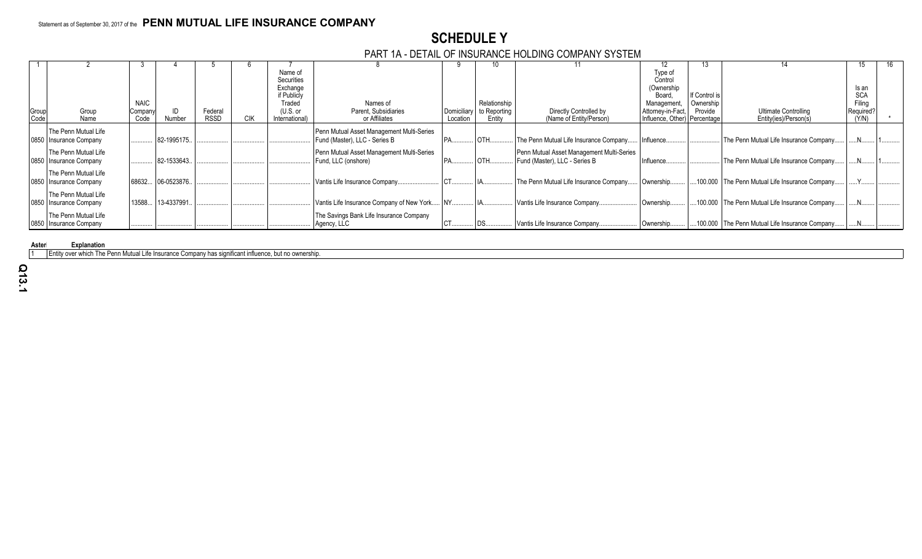Statement as of September 30, 2017 of the **PENN MUTUAL LIFE INSURANCE COMPANY**

# SCHEDULE Y

## PART 1A - DETAIL OF INSURANCE HOLDING COMPANY SYSTEM

| 1 | 2 | 3 | 4 | 5 | 6 | 7 | 8 | 9 | 10 | 11 | 12 | 13 | 14 | 15 | 16 |
|---|---|---|---|---|---|---|---|---|---|---|---|---|---|---|---|
| Group Code | Group Name | NAIC Company Code | ID Number | Federal RSSD | CIK | Name of Securities Exchange if Publicly Traded (U.S. or International) | Names of Parent, Subsidiaries or Affiliates | Domiciliary Location | Relationship to Reporting Entity | Directly Controlled by (Name of Entity/Person) | Type of Control (Ownership Board, Management, Attorney-in-Fact, Influence, Other) | If Control is Ownership Provide Percentage | Ultimate Controlling Entity(ies)/Person(s) | Is an SCA Filing Required? (Y/N) | * |
| 0850 | The Penn Mutual Life Insurance Company | | 82-1995175 | | | | Penn Mutual Asset Management Multi-Series Fund (Master), LLC - Series B | PA | OTH | The Penn Mutual Life Insurance Company | Influence | | The Penn Mutual Life Insurance Company | N | 1 |
| 0850 | The Penn Mutual Life Insurance Company | | 82-1533643 | | | | Penn Mutual Asset Management Multi-Series Fund, LLC (onshore) | PA | OTH | Penn Mutual Asset Management Multi-Series Fund (Master), LLC - Series B | Influence | | The Penn Mutual Life Insurance Company | N | 1 |
| 0850 | The Penn Mutual Life Insurance Company | 68632 | 06-0523876 | | | | Vantis Life Insurance Company | CT | IA | The Penn Mutual Life Insurance Company | Ownership | 100.000 | The Penn Mutual Life Insurance Company | Y | |
| 0850 | The Penn Mutual Life Insurance Company | 13588 | 13-4337991 | | | | Vantis Life Insurance Company of New York | NY | IA | Vantis Life Insurance Company | Ownership | 100.000 | The Penn Mutual Life Insurance Company | N | |
| 0850 | The Penn Mutual Life Insurance Company | | | | | | The Savings Bank Life Insurance Company Agency, LLC | CT | DS | Vantis Life Insurance Company | Ownership | 100.000 | The Penn Mutual Life Insurance Company | N | |

| Asterisk | Explanation |
|---|---|
| 1 | Entity over which The Penn Mutual Life Insurance Company has significant influence, but no ownership. |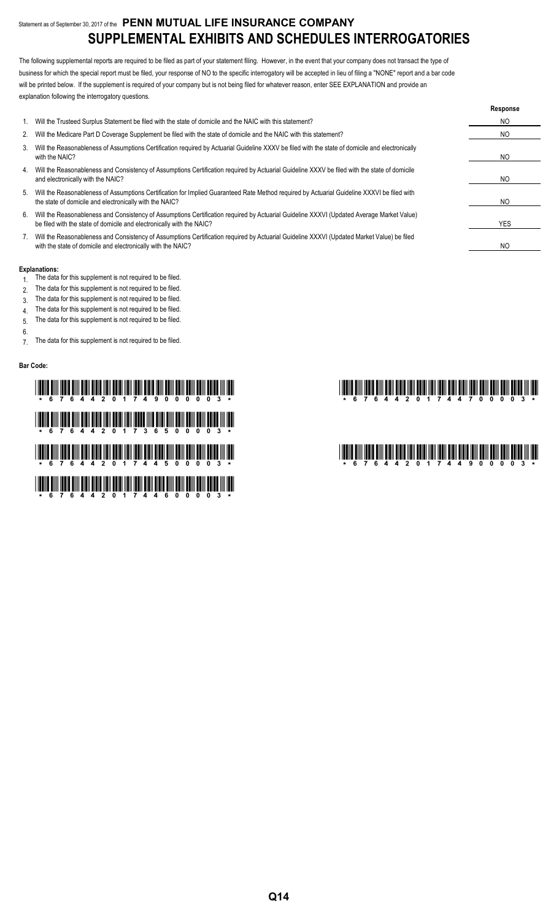Statement as of September 30, 2017 of the **PENN MUTUAL LIFE INSURANCE COMPANY**

# SUPPLEMENTAL EXHIBITS AND SCHEDULES INTERROGATORIES

The following supplemental reports are required to be filed as part of your statement filing. However, in the event that your company does not transact the type of business for which the special report must be filed, your response of NO to the specific interrogatory will be accepted in lieu of filing a "NONE" report and a bar code will be printed below. If the supplement is required of your company but is not being filed for whatever reason, enter SEE EXPLANATION and provide an explanation following the interrogatory questions.

| | | Response |
|---|---|---|
| 1. | Will the Trusteed Surplus Statement be filed with the state of domicile and the NAIC with this statement? | NO |
| 2. | Will the Medicare Part D Coverage Supplement be filed with the state of domicile and the NAIC with this statement? | NO |
| 3. | Will the Reasonableness of Assumptions Certification required by Actuarial Guideline XXXV be filed with the state of domicile and electronically with the NAIC? | NO |
| 4. | Will the Reasonableness and Consistency of Assumptions Certification required by Actuarial Guideline XXXV be filed with the state of domicile and electronically with the NAIC? | NO |
| 5. | Will the Reasonableness of Assumptions Certification for Implied Guaranteed Rate Method required by Actuarial Guideline XXXVI be filed with the state of domicile and electronically with the NAIC? | NO |
| 6. | Will the Reasonableness and Consistency of Assumptions Certification required by Actuarial Guideline XXXVI (Updated Average Market Value) be filed with the state of domicile and electronically with the NAIC? | YES |
| 7. | Will the Reasonableness and Consistency of Assumptions Certification required by Actuarial Guideline XXXVI (Updated Market Value) be filed with the state of domicile and electronically with the NAIC? | NO |

**Explanations:**

1. The data for this supplement is not required to be filed.
2. The data for this supplement is not required to be filed.
3. The data for this supplement is not required to be filed.
4. The data for this supplement is not required to be filed.
5. The data for this supplement is not required to be filed.
6.
7. The data for this supplement is not required to be filed.

**Bar Code:**

\* 6 7 6 4 4 2 0 1 7 4 9 0 0 0 0 0 3 \*

\* 6 7 6 4 4 2 0 1 7 3 6 5 0 0 0 0 3 \*

\* 6 7 6 4 4 2 0 1 7 4 4 5 0 0 0 0 3 \*

\* 6 7 6 4 4 2 0 1 7 4 4 6 0 0 0 0 3 \*

\* 6 7 6 4 4 2 0 1 7 4 4 7 0 0 0 0 3 \*

\* 6 7 6 4 4 2 0 1 7 4 4 9 0 0 0 0 3 \*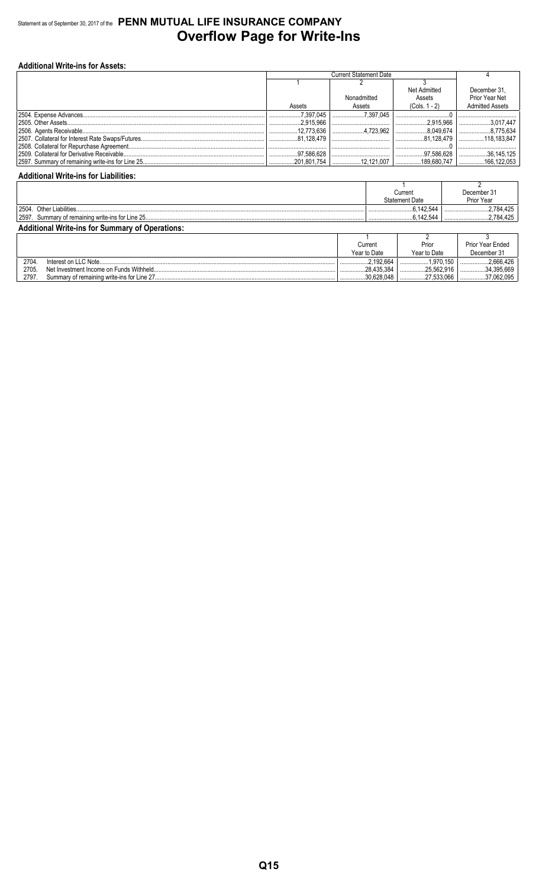Statement as of September 30, 2017 of the **PENN MUTUAL LIFE INSURANCE COMPANY**

# Overflow Page for Write-Ins

**Additional Write-ins for Assets:**

| | Current Statement Date | | | 4 |
|---|---|---|---|---|
| | 1 | 2 | 3 | |
| | Assets | Nonadmitted Assets | Net Admitted Assets (Cols. 1 - 2) | December 31, Prior Year Net Admitted Assets |
| 2504. Expense Advances | 7,397,045 | 7,397,045 | 0 | |
| 2505. Other Assets | 2,915,966 | | 2,915,966 | 3,017,447 |
| 2506. Agents Receivable | 12,773,636 | 4,723,962 | 8,049,674 | 8,775,634 |
| 2507. Collateral for Interest Rate Swaps/Futures | 81,128,479 | | 81,128,479 | 118,183,847 |
| 2508. Collateral for Repurchase Agreement | | | 0 | |
| 2509. Collateral for Derivative Receivable | 97,586,628 | | 97,586,628 | 36,145,125 |
| 2597. Summary of remaining write-ins for Line 25 | 201,801,754 | 12,121,007 | 189,680,747 | 166,122,053 |

**Additional Write-ins for Liabilities:**

| | 1 | 2 |
|---|---|---|
| | Current Statement Date | December 31 Prior Year |
| 2504. Other Liabilities | 6,142,544 | 2,784,425 |
| 2597. Summary of remaining write-ins for Line 25 | 6,142,544 | 2,784,425 |

**Additional Write-ins for Summary of Operations:**

| | 1 | 2 | 3 |
|---|---|---|---|
| | Current Year to Date | Prior Year to Date | Prior Year Ended December 31 |
| 2704. Interest on LLC Note | 2,192,664 | 1,970,150 | 2,666,426 |
| 2705. Net Investment Income on Funds Withheld | 28,435,384 | 25,562,916 | 34,395,669 |
| 2797. Summary of remaining write-ins for Line 27 | 30,628,048 | 27,533,066 | 37,062,095 |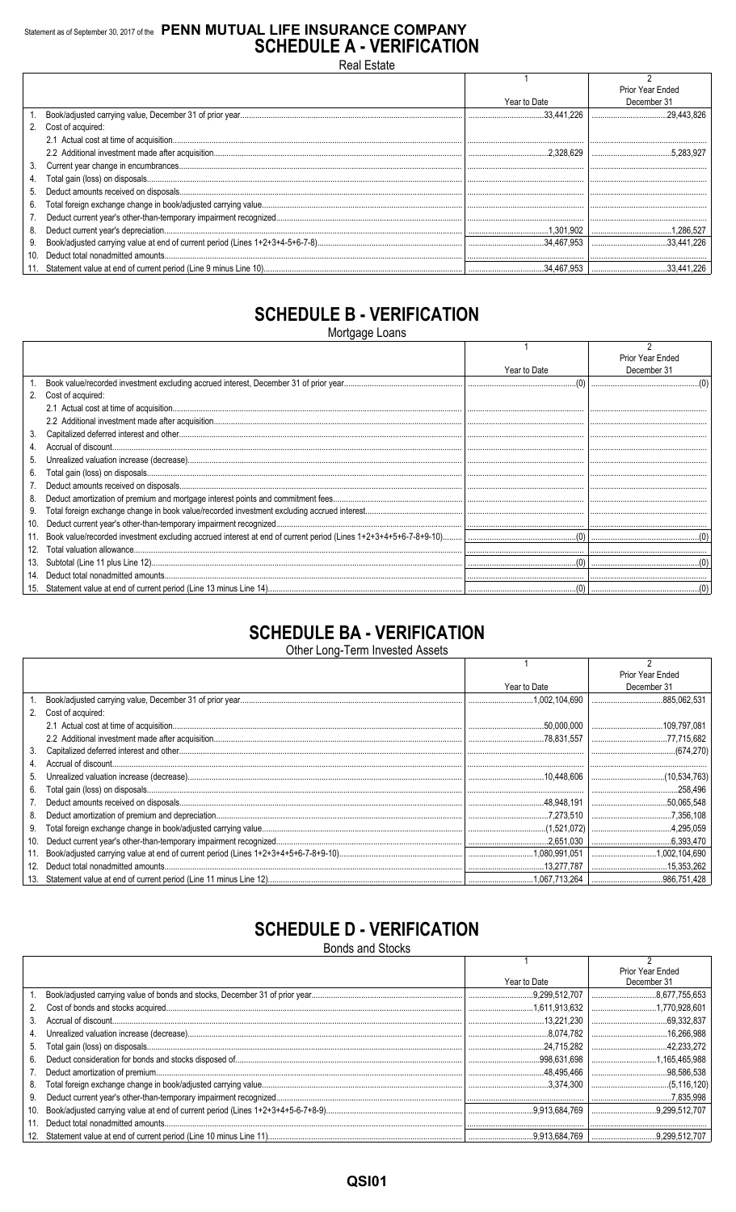Statement as of September 30, 2017 of the **PENN MUTUAL LIFE INSURANCE COMPANY**

# SCHEDULE A - VERIFICATION

Real Estate

| | | 1<br>Year to Date | 2<br>Prior Year Ended<br>December 31 |
|---|---|---|---|
| 1. | Book/adjusted carrying value, December 31 of prior year | 33,441,226 | 29,443,826 |
| 2. | Cost of acquired: | | |
| | 2.1 Actual cost at time of acquisition | | |
| | 2.2 Additional investment made after acquisition | 2,328,629 | 5,283,927 |
| 3. | Current year change in encumbrances | | |
| 4. | Total gain (loss) on disposals | | |
| 5. | Deduct amounts received on disposals | | |
| 6. | Total foreign exchange change in book/adjusted carrying value | | |
| 7. | Deduct current year's other-than-temporary impairment recognized | | |
| 8. | Deduct current year's depreciation | 1,301,902 | 1,286,527 |
| 9. | Book/adjusted carrying value at end of current period (Lines 1+2+3+4-5+6-7-8) | 34,467,953 | 33,441,226 |
| 10. | Deduct total nonadmitted amounts | | |
| 11. | Statement value at end of current period (Line 9 minus Line 10) | 34,467,953 | 33,441,226 |

# SCHEDULE B - VERIFICATION

Mortgage Loans

| | | 1<br>Year to Date | 2<br>Prior Year Ended<br>December 31 |
|---|---|---|---|
| 1. | Book value/recorded investment excluding accrued interest, December 31 of prior year | (0) | (0) |
| 2. | Cost of acquired: | | |
| | 2.1 Actual cost at time of acquisition | | |
| | 2.2 Additional investment made after acquisition | | |
| 3. | Capitalized deferred interest and other | | |
| 4. | Accrual of discount | | |
| 5. | Unrealized valuation increase (decrease) | | |
| 6. | Total gain (loss) on disposals | | |
| 7. | Deduct amounts received on disposals | | |
| 8. | Deduct amortization of premium and mortgage interest points and commitment fees | | |
| 9. | Total foreign exchange change in book value/recorded investment excluding accrued interest | | |
| 10. | Deduct current year's other-than-temporary impairment recognized | | |
| 11. | Book value/recorded investment excluding accrued interest at end of current period (Lines 1+2+3+4+5+6-7-8+9-10) | (0) | (0) |
| 12. | Total valuation allowance | | |
| 13. | Subtotal (Line 11 plus Line 12) | (0) | (0) |
| 14. | Deduct total nonadmitted amounts | | |
| 15. | Statement value at end of current period (Line 13 minus Line 14) | (0) | (0) |

# SCHEDULE BA - VERIFICATION

Other Long-Term Invested Assets

| | | 1<br>Year to Date | 2<br>Prior Year Ended<br>December 31 |
|---|---|---|---|
| 1. | Book/adjusted carrying value, December 31 of prior year | 1,002,104,690 | 885,062,531 |
| 2. | Cost of acquired: | | |
| | 2.1 Actual cost at time of acquisition | 50,000,000 | 109,797,081 |
| | 2.2 Additional investment made after acquisition | 78,831,557 | 77,715,682 |
| 3. | Capitalized deferred interest and other | | (674,270) |
| 4. | Accrual of discount | | |
| 5. | Unrealized valuation increase (decrease) | 10,448,606 | (10,534,763) |
| 6. | Total gain (loss) on disposals | | 258,496 |
| 7. | Deduct amounts received on disposals | 48,948,191 | 50,065,548 |
| 8. | Deduct amortization of premium and depreciation | 7,273,510 | 7,356,108 |
| 9. | Total foreign exchange change in book/adjusted carrying value | (1,521,072) | 4,295,059 |
| 10. | Deduct current year's other-than-temporary impairment recognized | 2,651,030 | 6,393,470 |
| 11. | Book/adjusted carrying value at end of current period (Lines 1+2+3+4+5+6-7-8+9-10) | 1,080,991,051 | 1,002,104,690 |
| 12. | Deduct total nonadmitted amounts | 13,277,787 | 15,353,262 |
| 13. | Statement value at end of current period (Line 11 minus Line 12) | 1,067,713,264 | 986,751,428 |

# SCHEDULE D - VERIFICATION

Bonds and Stocks

| | | 1<br>Year to Date | 2<br>Prior Year Ended<br>December 31 |
|---|---|---|---|
| 1. | Book/adjusted carrying value of bonds and stocks, December 31 of prior year | 9,299,512,707 | 8,677,755,653 |
| 2. | Cost of bonds and stocks acquired | 1,611,913,632 | 1,770,928,601 |
| 3. | Accrual of discount | 13,221,230 | 69,332,837 |
| 4. | Unrealized valuation increase (decrease) | 8,074,782 | 16,266,988 |
| 5. | Total gain (loss) on disposals | 24,715,282 | 42,233,272 |
| 6. | Deduct consideration for bonds and stocks disposed of | 998,631,698 | 1,165,465,988 |
| 7. | Deduct amortization of premium | 48,495,466 | 98,586,538 |
| 8. | Total foreign exchange change in book/adjusted carrying value | 3,374,300 | (5,116,120) |
| 9. | Deduct current year's other-than-temporary impairment recognized | | 7,835,998 |
| 10. | Book/adjusted carrying value at end of current period (Lines 1+2+3+4+5-6-7+8-9) | 9,913,684,769 | 9,299,512,707 |
| 11. | Deduct total nonadmitted amounts | | |
| 12. | Statement value at end of current period (Line 10 minus Line 11) | 9,913,684,769 | 9,299,512,707 |

QSI01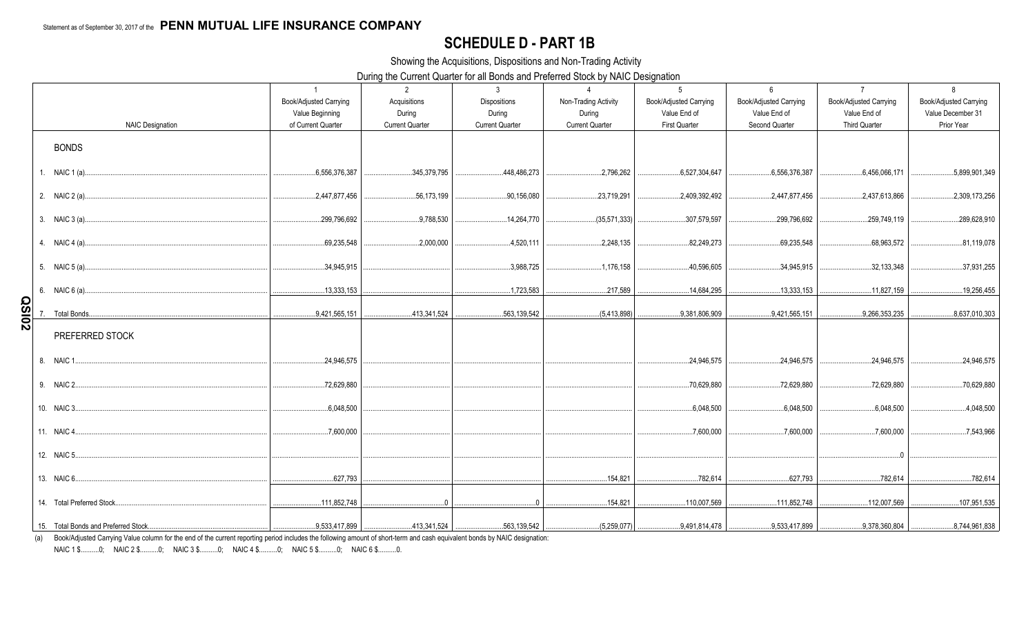Statement as of September 30, 2017 of the **PENN MUTUAL LIFE INSURANCE COMPANY**

# SCHEDULE D - PART 1B

Showing the Acquisitions, Dispositions and Non-Trading Activity

During the Current Quarter for all Bonds and Preferred Stock by NAIC Designation

| NAIC Designation | 1<br>Book/Adjusted Carrying Value Beginning of Current Quarter | 2<br>Acquisitions During Current Quarter | 3<br>Dispositions During Current Quarter | 4<br>Non-Trading Activity During Current Quarter | 5<br>Book/Adjusted Carrying Value End of First Quarter | 6<br>Book/Adjusted Carrying Value End of Second Quarter | 7<br>Book/Adjusted Carrying Value End of Third Quarter | 8<br>Book/Adjusted Carrying Value December 31 Prior Year |
|---|---|---|---|---|---|---|---|---|
| **BONDS** | | | | | | | | |
| 1. NAIC 1 (a) | 6,556,376,387 | 345,379,795 | 448,486,273 | 2,796,262 | 6,527,304,647 | 6,556,376,387 | 6,456,066,171 | 5,899,901,349 |
| 2. NAIC 2 (a) | 2,447,877,456 | 56,173,199 | 90,156,080 | 23,719,291 | 2,409,392,492 | 2,447,877,456 | 2,437,613,866 | 2,309,173,256 |
| 3. NAIC 3 (a) | 299,796,692 | 9,788,530 | 14,264,770 | (35,571,333) | 307,579,597 | 299,796,692 | 259,749,119 | 289,628,910 |
| 4. NAIC 4 (a) | 69,235,548 | 2,000,000 | 4,520,111 | 2,248,135 | 82,249,273 | 69,235,548 | 68,963,572 | 81,119,078 |
| 5. NAIC 5 (a) | 34,945,915 | | 3,988,725 | 1,176,158 | 40,596,605 | 34,945,915 | 32,133,348 | 37,931,255 |
| 6. NAIC 6 (a) | 13,333,153 | | 1,723,583 | 217,589 | 14,684,295 | 13,333,153 | 11,827,159 | 19,256,455 |
| 7. Total Bonds | 9,421,565,151 | 413,341,524 | 563,139,542 | (5,413,898) | 9,381,806,909 | 9,421,565,151 | 9,266,353,235 | 8,637,010,303 |
| **PREFERRED STOCK** | | | | | | | | |
| 8. NAIC 1 | 24,946,575 | | | | 24,946,575 | 24,946,575 | 24,946,575 | 24,946,575 |
| 9. NAIC 2 | 72,629,880 | | | | 70,629,880 | 72,629,880 | 72,629,880 | 70,629,880 |
| 10. NAIC 3 | 6,048,500 | | | | 6,048,500 | 6,048,500 | 6,048,500 | 4,048,500 |
| 11. NAIC 4 | 7,600,000 | | | | 7,600,000 | 7,600,000 | 7,600,000 | 7,543,966 |
| 12. NAIC 5 | | | | | | | 0 | |
| 13. NAIC 6 | 627,793 | | | 154,821 | 782,614 | 627,793 | 782,614 | 782,614 |
| 14. Total Preferred Stock | 111,852,748 | 0 | 0 | 154,821 | 110,007,569 | 111,852,748 | 112,007,569 | 107,951,535 |
| 15. Total Bonds and Preferred Stock | 9,533,417,899 | 413,341,524 | 563,139,542 | (5,259,077) | 9,491,814,478 | 9,533,417,899 | 9,378,360,804 | 8,744,961,838 |

(a) Book/Adjusted Carrying Value column for the end of the current reporting period includes the following amount of short-term and cash equivalent bonds by NAIC designation:
NAIC 1 $..........0; NAIC 2 $..........0; NAIC 3 $..........0; NAIC 4 $..........0; NAIC 5 $..........0; NAIC 6 $..........0.

QSI02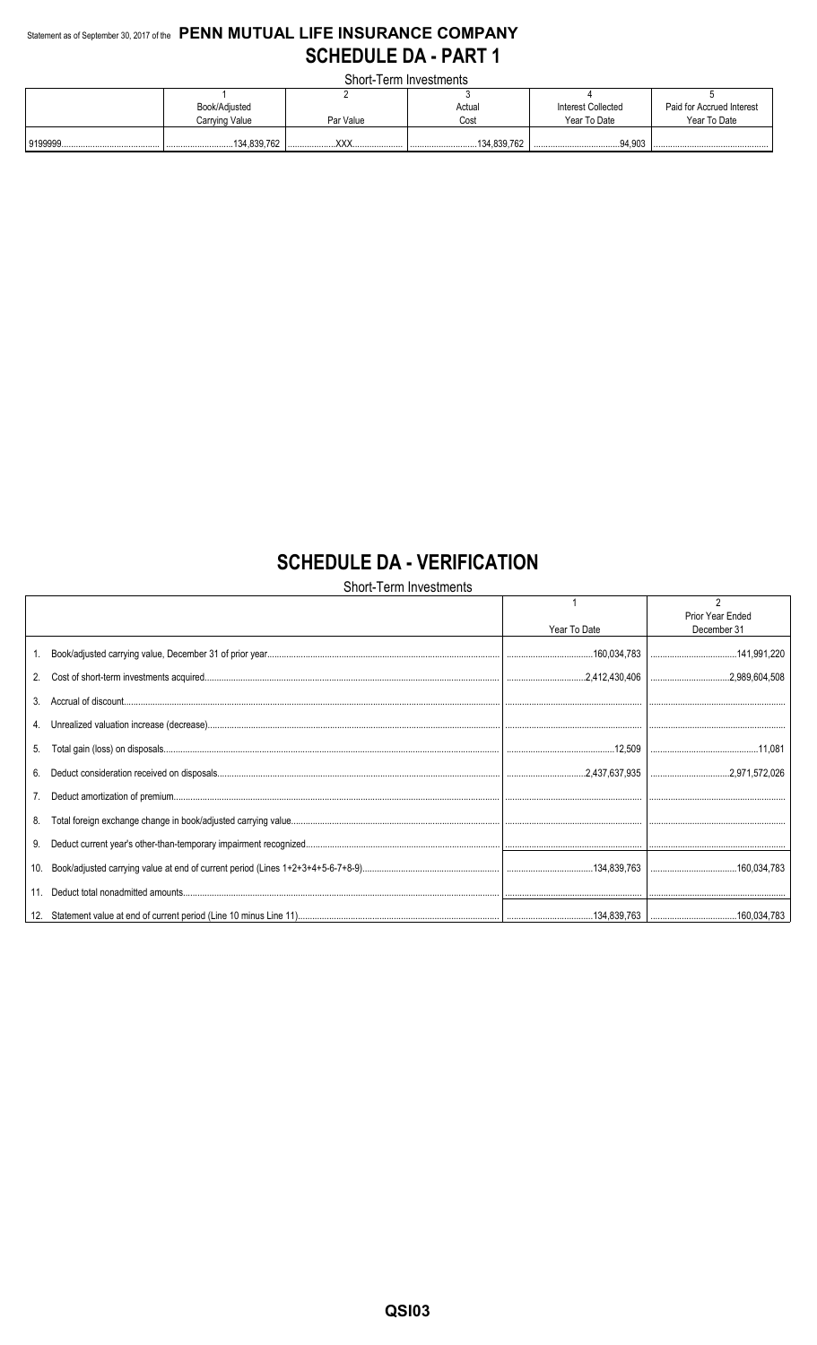Statement as of September 30, 2017 of the **PENN MUTUAL LIFE INSURANCE COMPANY**

# SCHEDULE DA - PART 1

Short-Term Investments

| | 1<br>Book/Adjusted Carrying Value | 2<br>Par Value | 3<br>Actual Cost | 4<br>Interest Collected Year To Date | 5<br>Paid for Accrued Interest Year To Date |
|---|---|---|---|---|---|
| 9199999 | 134,839,762 | XXX | 134,839,762 | 94,903 | |

# SCHEDULE DA - VERIFICATION

Short-Term Investments

| | 1<br>Year To Date | 2<br>Prior Year Ended December 31 |
|---|---|---|
| 1. Book/adjusted carrying value, December 31 of prior year | 160,034,783 | 141,991,220 |
| 2. Cost of short-term investments acquired | 2,412,430,406 | 2,989,604,508 |
| 3. Accrual of discount | | |
| 4. Unrealized valuation increase (decrease) | | |
| 5. Total gain (loss) on disposals | 12,509 | 11,081 |
| 6. Deduct consideration received on disposals | 2,437,637,935 | 2,971,572,026 |
| 7. Deduct amortization of premium | | |
| 8. Total foreign exchange change in book/adjusted carrying value | | |
| 9. Deduct current year's other-than-temporary impairment recognized | | |
| 10. Book/adjusted carrying value at end of current period (Lines 1+2+3+4+5-6-7+8-9) | 134,839,763 | 160,034,783 |
| 11. Deduct total nonadmitted amounts | | |
| 12. Statement value at end of current period (Line 10 minus Line 11) | 134,839,763 | 160,034,783 |

QSI03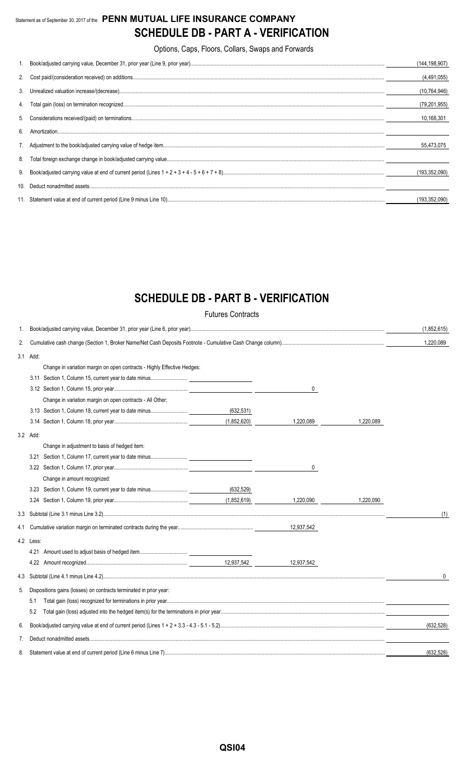Statement as of September 30, 2017 of the **PENN MUTUAL LIFE INSURANCE COMPANY**

# SCHEDULE DB - PART A - VERIFICATION

Options, Caps, Floors, Collars, Swaps and Forwards

| | | |
|---|---|---|
| 1. | Book/adjusted carrying value, December 31, prior year (Line 9, prior year) | (144,198,907) |
| 2. | Cost paid/(consideration received) on additions | (4,491,055) |
| 3. | Unrealized valuation increase/(decrease) | (10,764,946) |
| 4. | Total gain (loss) on termination recognized | (79,201,955) |
| 5. | Considerations received/(paid) on terminations | 10,168,301 |
| 6. | Amortization | |
| 7. | Adjustment to the book/adjusted carrying value of hedge item | 55,473,075 |
| 8. | Total foreign exchange change in book/adjusted carrying value | |
| 9. | Book/adjusted carrying value at end of current period (Lines 1 + 2 + 3 + 4 - 5 + 6 + 7 + 8) | (193,352,090) |
| 10. | Deduct nonadmitted assets | |
| 11. | Statement value at end of current period (Line 9 minus Line 10) | (193,352,090) |

# SCHEDULE DB - PART B - VERIFICATION

Futures Contracts

| | | | | | |
|---|---|---|---|---|---|
| 1. | Book/adjusted carrying value, December 31, prior year (Line 6, prior year) | | | | (1,852,615) |
| 2. | Cumulative cash change (Section 1, Broker Name/Net Cash Deposits Footnote - Cumulative Cash Change column) | | | | 1,220,089 |
| 3.1 | Add: | | | | |
| | Change in variation margin on open contracts - Highly Effective Hedges: | | | | |
| | 3.11 Section 1, Column 15, current year to date minus | | | | |
| | 3.12 Section 1, Column 15, prior year | | 0 | | |
| | Change in variation margin on open contracts - All Other: | | | | |
| | 3.13 Section 1, Column 18, current year to date minus | (632,531) | | | |
| | 3.14 Section 1, Column 18, prior year | (1,852,620) | 1,220,089 | 1,220,089 | |
| 3.2 | Add: | | | | |
| | Change in adjustment to basis of hedged item: | | | | |
| | 3.21 Section 1, Column 17, current year to date minus | | | | |
| | 3.22 Section 1, Column 17, prior year | | 0 | | |
| | Change in amount recognized: | | | | |
| | 3.23 Section 1, Column 19, current year to date minus | (632,529) | | | |
| | 3.24 Section 1, Column 19, prior year | (1,852,619) | 1,220,090 | 1,220,090 | |
| 3.3 | Subtotal (Line 3.1 minus Line 3.2) | | | | (1) |
| 4.1 | Cumulative variation margin on terminated contracts during the year | | 12,937,542 | | |
| 4.2 | Less: | | | | |
| | 4.21 Amount used to adjust basis of hedged item | | | | |
| | 4.22 Amount recognized | 12,937,542 | 12,937,542 | | |
| 4.3 | Subtotal (Line 4.1 minus Line 4.2) | | | | 0 |
| 5. | Dispositions gains (losses) on contracts terminated in prior year: | | | | |
| | 5.1 Total gain (loss) recognized for terminations in prior year | | | | |
| | 5.2 Total gain (loss) adjusted into the hedged item(s) for the terminations in prior year | | | | |
| 6. | Book/adjusted carrying value at end of current period (Lines 1 + 2 + 3.3 - 4.3 - 5.1 - 5.2) | | | | (632,528) |
| 7. | Deduct nonadmitted assets | | | | |
| 8. | Statement value at end of current period (Line 6 minus Line 7) | | | | (632,528) |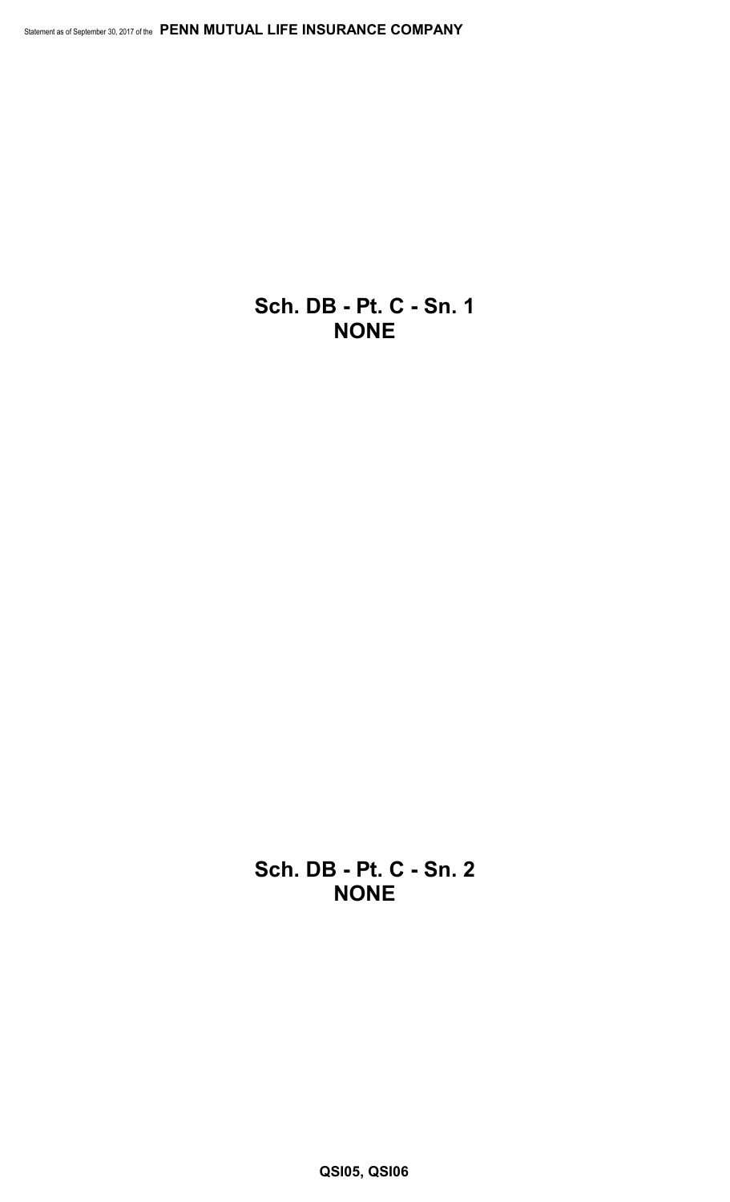# Sch. DB - Pt. C - Sn. 1
# NONE

# Sch. DB - Pt. C - Sn. 2
# NONE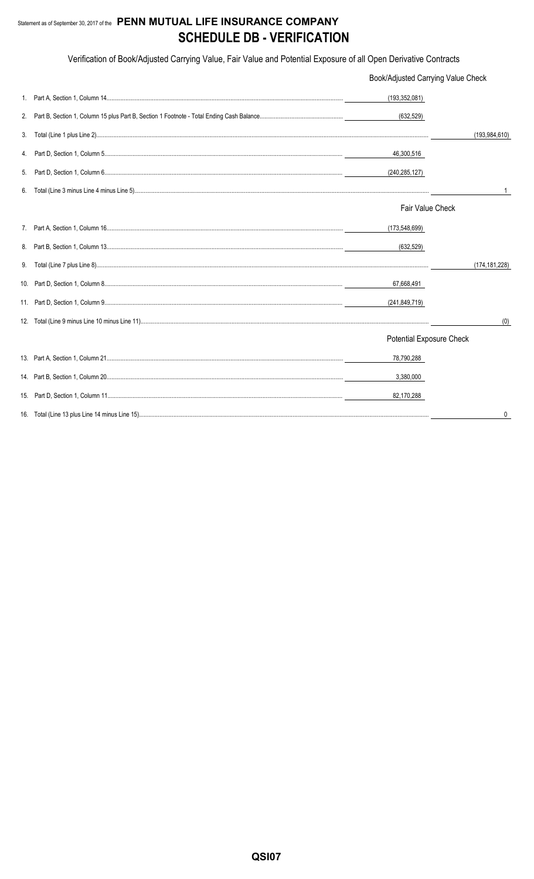Statement as of September 30, 2017 of the **PENN MUTUAL LIFE INSURANCE COMPANY**

# SCHEDULE DB - VERIFICATION

Verification of Book/Adjusted Carrying Value, Fair Value and Potential Exposure of all Open Derivative Contracts

| | | | |
|---|---|---|---|
| | | Book/Adjusted Carrying Value Check | |
| 1. | Part A, Section 1, Column 14 | (193,352,081) | |
| 2. | Part B, Section 1, Column 15 plus Part B, Section 1 Footnote - Total Ending Cash Balance | (632,529) | |
| 3. | Total (Line 1 plus Line 2) | | (193,984,610) |
| 4. | Part D, Section 1, Column 5 | 46,300,516 | |
| 5. | Part D, Section 1, Column 6 | (240,285,127) | |
| 6. | Total (Line 3 minus Line 4 minus Line 5) | | 1 |
| | | Fair Value Check | |
| 7. | Part A, Section 1, Column 16 | (173,548,699) | |
| 8. | Part B, Section 1, Column 13 | (632,529) | |
| 9. | Total (Line 7 plus Line 8) | | (174,181,228) |
| 10. | Part D, Section 1, Column 8 | 67,668,491 | |
| 11. | Part D, Section 1, Column 9 | (241,849,719) | |
| 12. | Total (Line 9 minus Line 10 minus Line 11) | | (0) |
| | | Potential Exposure Check | |
| 13. | Part A, Section 1, Column 21 | 78,790,288 | |
| 14. | Part B, Section 1, Column 20 | 3,380,000 | |
| 15. | Part D, Section 1, Column 11 | 82,170,288 | |
| 16. | Total (Line 13 plus Line 14 minus Line 15) | | 0 |

QSI07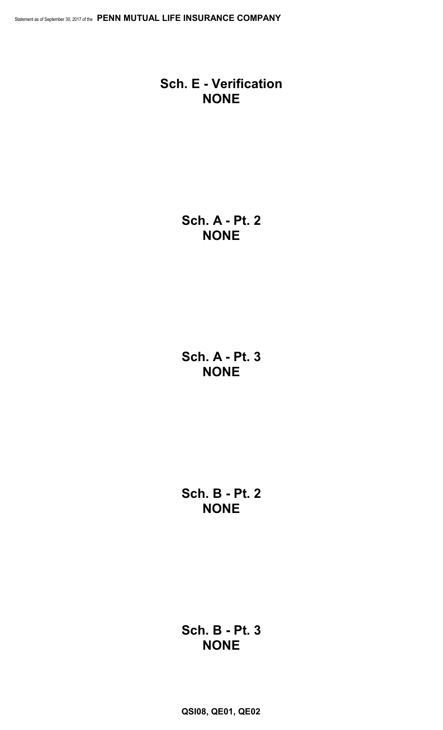# Sch. E - Verification
# NONE

# Sch. A - Pt. 2
# NONE

# Sch. A - Pt. 3
# NONE

# Sch. B - Pt. 2
# NONE

# Sch. B - Pt. 3
# NONE

**QSI08, QE01, QE02**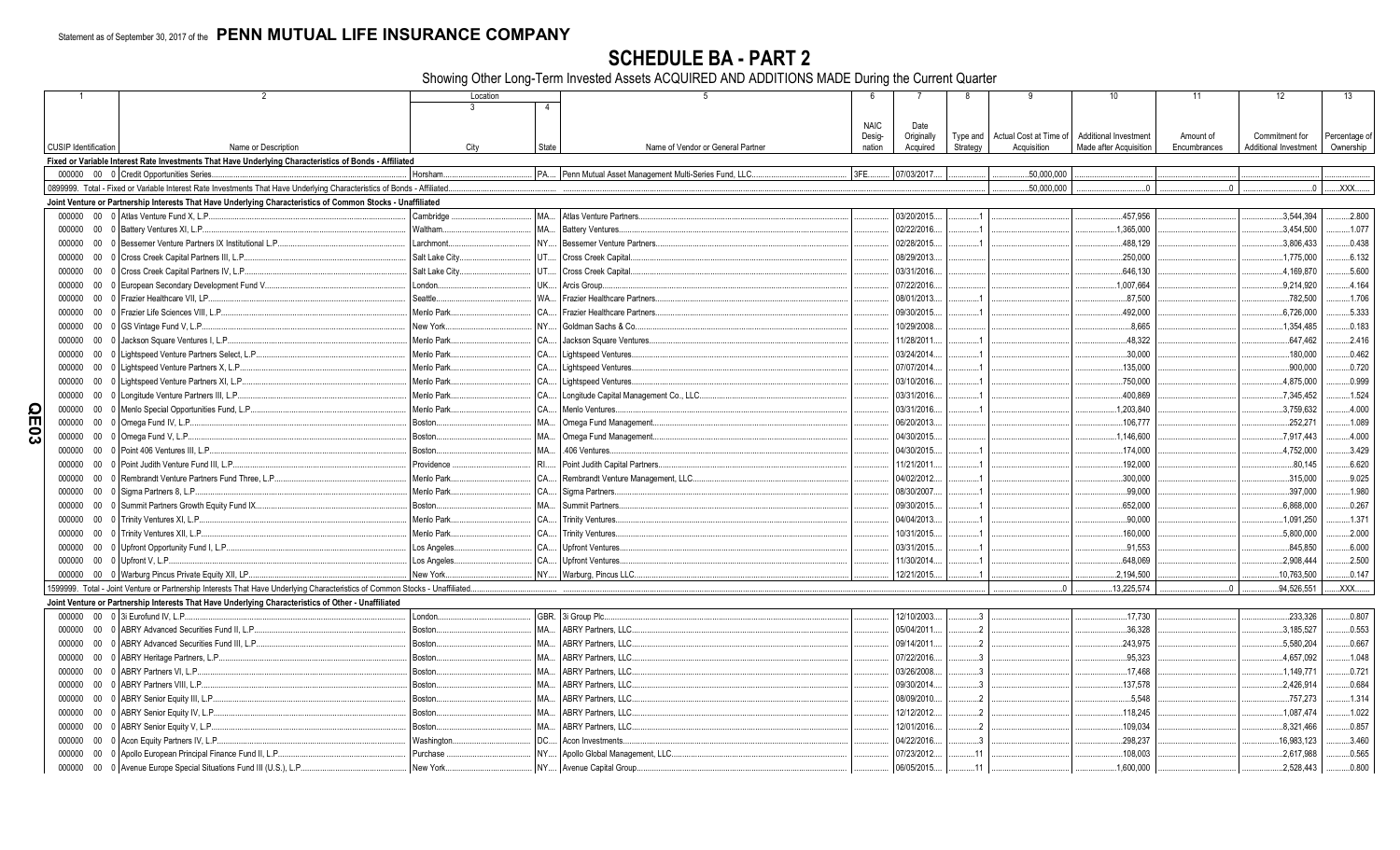Statement as of September 30, 2017 of the **PENN MUTUAL LIFE INSURANCE COMPANY**

# SCHEDULE BA - PART 2

Showing Other Long-Term Invested Assets ACQUIRED AND ADDITIONS MADE During the Current Quarter

| 1 | 2 | Location 3 | 4 | 5 | 6 | 7 | 8 | 9 | 10 | 11 | 12 | 13 |
|---|---|---|---|---|---|---|---|---|---|---|---|---|
| CUSIP Identification | Name or Description | City | State | Name of Vendor or General Partner | NAIC Designation | Date Originally Acquired | Type and Strategy | Actual Cost at Time of Acquisition | Additional Investment Made after Acquisition | Amount of Encumbrances | Commitment for Additional Investment | Percentage of Ownership |
| **Fixed or Variable Interest Rate Investments That Have Underlying Characteristics of Bonds - Affiliated** | | | | | | | | | | | | |
| 000000 00 0 | Credit Opportunities Series | Horsham | PA | Penn Mutual Asset Management Multi-Series Fund, LLC | 3FE | 07/03/2017 | | 50,000,000 | | | | |
| 0899999. Total - Fixed or Variable Interest Rate Investments That Have Underlying Characteristics of Bonds - Affiliated | | | | | | | | 50,000,000 | 0 | 0 | 0 | XXX |
| **Joint Venture or Partnership Interests That Have Underlying Characteristics of Common Stocks - Unaffiliated** | | | | | | | | | | | | |
| 000000 00 0 | Atlas Venture Fund X, L.P. | Cambridge | MA | Atlas Venture Partners | | 03/20/2015 | 1 | | 457,956 | | 3,544,394 | 2.800 |
| 000000 00 0 | Battery Ventures XI, L.P. | Waltham | MA | Battery Ventures | | 02/22/2016 | 1 | | 1,365,000 | | 3,454,500 | 1.077 |
| 000000 00 0 | Bessemer Venture Partners IX Institutional L.P. | Larchmont | NY | Bessemer Venture Partners | | 02/28/2015 | 1 | | 488,129 | | 3,806,433 | 0.438 |
| 000000 00 0 | Cross Creek Capital Partners III, L.P. | Salt Lake City | UT | Cross Creek Capital | | 08/29/2013 | | | 250,000 | | 1,775,000 | 6.132 |
| 000000 00 0 | Cross Creek Capital Partners IV, L.P. | Salt Lake City | UT | Cross Creek Capital | | 03/31/2016 | | | 646,130 | | 4,169,870 | 5.600 |
| 000000 00 0 | European Secondary Development Fund V | London | UK | Arcis Group | | 07/22/2016 | | | 1,007,664 | | 9,214,920 | 4.164 |
| 000000 00 0 | Frazier Healthcare VII, LP | Seattle | WA | Frazier Healthcare Partners | | 08/01/2013 | 1 | | 87,500 | | 782,500 | 1.706 |
| 000000 00 0 | Frazier Life Sciences VIII, L.P. | Menlo Park | CA | Frazier Healthcare Partners | | 09/30/2015 | 1 | | 492,000 | | 6,726,000 | 5.333 |
| 000000 00 0 | GS Vintage Fund V, L.P. | New York | NY | Goldman Sachs & Co. | | 10/29/2008 | | | 8,665 | | 1,354,485 | 0.183 |
| 000000 00 0 | Jackson Square Ventures I, L.P. | Menlo Park | CA | Jackson Square Ventures | | 11/28/2011 | 1 | | 48,322 | | 647,462 | 2.416 |
| 000000 00 0 | Lightspeed Venture Partners Select, L.P. | Menlo Park | CA | Lightspeed Ventures | | 03/24/2014 | 1 | | 30,000 | | 180,000 | 0.462 |
| 000000 00 0 | Lightspeed Venture Partners X, L.P. | Menlo Park | CA | Lightspeed Ventures | | 07/07/2014 | 1 | | 135,000 | | 900,000 | 0.720 |
| 000000 00 0 | Lightspeed Venture Partners XI, L.P. | Menlo Park | CA | Lightspeed Ventures | | 03/10/2016 | 1 | | 750,000 | | 4,875,000 | 0.999 |
| 000000 00 0 | Longitude Venture Partners III, L.P. | Menlo Park | CA | Longitude Capital Management Co., LLC | | 03/31/2016 | 1 | | 400,869 | | 7,345,452 | 1.524 |
| 000000 00 0 | Menlo Special Opportunities Fund, L.P. | Menlo Park | CA | Menlo Ventures | | 03/31/2016 | 1 | | 1,203,840 | | 3,759,632 | 4.000 |
| 000000 00 0 | Omega Fund IV, L.P. | Boston | MA | Omega Fund Management | | 06/20/2013 | | | 106,777 | | 252,271 | 1.089 |
| 000000 00 0 | Omega Fund V, L.P. | Boston | MA | Omega Fund Management | | 04/30/2015 | | | 1,146,600 | | 7,917,443 | 4.000 |
| 000000 00 0 | Point 406 Ventures III, L.P. | Boston | MA | .406 Ventures | | 04/30/2015 | 1 | | 174,000 | | 4,752,000 | 3.429 |
| 000000 00 0 | Point Judith Venture Fund III, L.P. | Providence | RI | Point Judith Capital Partners | | 11/21/2011 | 1 | | 192,000 | | 80,145 | 6.620 |
| 000000 00 0 | Rembrandt Venture Partners Fund Three, L.P. | Menlo Park | CA | Rembrandt Venture Management, LLC | | 04/02/2012 | 1 | | 300,000 | | 315,000 | 9.025 |
| 000000 00 0 | Sigma Partners 8, L.P. | Menlo Park | CA | Sigma Partners | | 08/30/2007 | 1 | | 99,000 | | 397,000 | 1.980 |
| 000000 00 0 | Summit Partners Growth Equity Fund IX | Boston | MA | Summit Partners | | 09/30/2015 | 1 | | 652,000 | | 6,868,000 | 0.267 |
| 000000 00 0 | Trinity Ventures XI, L.P. | Menlo Park | CA | Trinity Ventures | | 04/04/2013 | 1 | | 90,000 | | 1,091,250 | 1.371 |
| 000000 00 0 | Trinity Ventures XII, L.P. | Menlo Park | CA | Trinity Ventures | | 10/31/2015 | 1 | | 160,000 | | 5,800,000 | 2.000 |
| 000000 00 0 | Upfront Opportunity Fund I, L.P. | Los Angeles | CA | Upfront Ventures | | 03/31/2015 | 1 | | 91,553 | | 845,850 | 6.000 |
| 000000 00 0 | Upfront V, L.P. | Los Angeles | CA | Upfront Ventures | | 11/30/2014 | 1 | | 648,069 | | 2,908,444 | 2.500 |
| 000000 00 0 | Warburg Pincus Private Equity XII, LP | New York | NY | Warburg, Pincus LLC | | 12/21/2015 | 1 | | 2,194,500 | | 10,763,500 | 0.147 |
| 1599999. Total - Joint Venture or Partnership Interests That Have Underlying Characteristics of Common Stocks - Unaffiliated | | | | | | | | 0 | 13,225,574 | 0 | 94,526,551 | XXX |
| **Joint Venture or Partnership Interests That Have Underlying Characteristics of Other - Unaffiliated** | | | | | | | | | | | | |
| 000000 00 0 | 3i Eurofund IV, L.P. | London | GBR | 3i Group Plc | | 12/10/2003 | 3 | | 17,730 | | 233,326 | 0.807 |
| 000000 00 0 | ABRY Advanced Securities Fund II, L.P. | Boston | MA | ABRY Partners, LLC | | 05/04/2011 | 2 | | 36,328 | | 3,185,527 | 0.553 |
| 000000 00 0 | ABRY Advanced Securities Fund III, L.P. | Boston | MA | ABRY Partners, LLC | | 09/14/2011 | 2 | | 243,975 | | 5,580,204 | 0.667 |
| 000000 00 0 | ABRY Heritage Partners, L.P. | Boston | MA | ABRY Partners, LLC | | 07/22/2016 | 3 | | 95,323 | | 4,657,092 | 1.048 |
| 000000 00 0 | ABRY Partners VI, L.P. | Boston | MA | ABRY Partners, LLC | | 03/26/2008 | 3 | | 17,468 | | 1,149,771 | 0.721 |
| 000000 00 0 | ABRY Partners VIII, L.P. | Boston | MA | ABRY Partners, LLC | | 09/30/2014 | 3 | | 137,578 | | 2,426,914 | 0.684 |
| 000000 00 0 | ABRY Senior Equity III, L.P. | Boston | MA | ABRY Partners, LLC | | 08/09/2010 | 2 | | 5,548 | | 757,273 | 1.314 |
| 000000 00 0 | ABRY Senior Equity IV, L.P. | Boston | MA | ABRY Partners, LLC | | 12/12/2012 | 2 | | 118,245 | | 1,087,474 | 1.022 |
| 000000 00 0 | ABRY Senior Equity V, L.P. | Boston | MA | ABRY Partners, LLC | | 12/01/2016 | 2 | | 109,034 | | 8,321,466 | 0.857 |
| 000000 00 0 | Acon Equity Partners IV, L.P. | Washington | DC | Acon Investments | | 04/22/2016 | 3 | | 298,237 | | 16,983,123 | 3.460 |
| 000000 00 0 | Apollo European Principal Finance Fund II, L.P. | Purchase | NY | Apollo Global Management, LLC | | 07/23/2012 | 11 | | 108,003 | | 2,617,988 | 0.565 |
| 000000 00 0 | Avenue Europe Special Situations Fund III (U.S.), L.P. | New York | NY | Avenue Capital Group | | 06/05/2015 | 11 | | 1,600,000 | | 2,528,443 | 0.800 |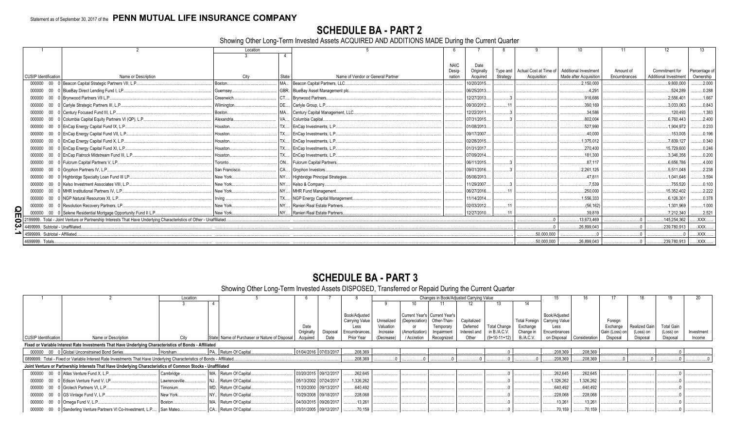Statement as of September 30, 2017 of the **PENN MUTUAL LIFE INSURANCE COMPANY**

# SCHEDULE BA - PART 2

Showing Other Long-Term Invested Assets ACQUIRED AND ADDITIONS MADE During the Current Quarter

| 1 | 2 | Location | | 5 | 6 | 7 | 8 | 9 | 10 | 11 | 12 | 13 |
|---|---|---|---|---|---|---|---|---|---|---|---|---|
| | | 3 | 4 | | | | | | | | | |
| CUSIP Identification | Name or Description | City | State | Name of Vendor or General Partner | NAIC Designation | Date Originally Acquired | Type and Strategy | Actual Cost at Time of Acquisition | Additional Investment Made after Acquisition | Amount of Encumbrances | Commitment for Additional Investment | Percentage of Ownership |
| 000000 00 0 | Beacon Capital Strategic Partners VII, L.P. | Boston | MA | Beacon Capital Partners, LLC | | 10/20/2015 | | | 2,150,000 | | 9,800,000 | 2.000 |
| 000000 00 0 | BlueBay Direct Lending Fund I, LP | Guernsey | GBR | BlueBay Asset Management plc | | 06/25/2013 | | | 4,291 | | 524,289 | 0.288 |
| 000000 00 0 | Brynwood Partners VII L.P. | Greenwich | CT | Brynwood Partners | | 12/27/2013 | 3 | | 916,666 | | 2,556,401 | 1.667 |
| 000000 00 0 | Carlyle Strategic Partners III, L.P. | Wilmington | DE | Carlyle Group, L.P. | | 09/30/2012 | 11 | | 390,169 | | 3,033,063 | 0.843 |
| 000000 00 0 | Century Focused Fund III, L.P. | Boston | MA | Century Capital Management, LLC | | 12/22/2011 | 3 | | 34,586 | | 120,493 | 1.383 |
| 000000 00 0 | Columbia Capital Equity Partners VI (QP), L.P. | Alexandria | VA | Columbia Capital | | 07/31/2015 | 3 | | 802,004 | | 6,760,443 | 2.400 |
| 000000 00 0 | EnCap Energy Capital Fund IX, L.P. | Houston | TX | EnCap Investments, L.P. | | 01/08/2013 | | | 527,990 | | 1,904,972 | 0.233 |
| 000000 00 0 | EnCap Energy Capital Fund VII, L.P. | Houston | TX | EnCap Investments, L.P. | | 09/17/2007 | | | 40,000 | | 153,005 | 0.196 |
| 000000 00 0 | EnCap Energy Capital Fund X, L.P. | Houston | TX | EnCap Investments, L.P. | | 02/28/2015 | | | 1,375,012 | | 7,839,127 | 0.340 |
| 000000 00 0 | EnCap Energy Capital Fund XI, L.P. | Houston | TX | EnCap Investments, L.P. | | 01/31/2017 | | | 270,400 | | 15,729,600 | 0.246 |
| 000000 00 0 | EnCap Flatrock Midstream Fund III, L.P. | Houston | TX | EnCap Investments, L.P. | | 07/09/2014 | | | 181,300 | | 3,346,356 | 0.200 |
| 000000 00 0 | Fulcrum Capital Partners V, LP | Toronto | ON | Fulcrum Capital Partners | | 06/11/2015 | 3 | | 87,117 | | 6,656,786 | 4.000 |
| 000000 00 0 | Gryphon Partners IV, L.P. | San Francisco | CA | Gryphon Investors | | 09/01/2016 | 3 | | 2,261,125 | | 5,511,048 | 2.238 |
| 000000 00 0 | Highbridge Specialty Loan Fund III LP | New York | NY | Highbridge Principal Strategies | | 05/06/2013 | | | 47,811 | | 1,041,646 | 3.594 |
| 000000 00 0 | Kelso Investment Associates VIII, L.P. | New York | NY | Kelso & Company | | 11/29/2007 | 3 | | 7,539 | | 755,520 | 0.103 |
| 000000 00 0 | MHR Institutional Partners IV, L.P. | New York | NY | MHR Fund Management | | 06/27/2016 | 11 | | 250,000 | | 15,352,402 | 2.222 |
| 000000 00 0 | NGP Natural Resources XI, L.P. | Irving | TX | NGP Energy Capital Management | | 11/14/2014 | | | 1,556,333 | | 6,126,301 | 0.378 |
| 000000 00 0 | Resolution Recovery Partners, LP | New York | NY | Ranieri Real Estate Partners | | 02/03/2012 | 11 | | (56,162) | | 1,301,969 | 1.000 |
| 000000 00 0 | Selene Residential Mortgage Opportunity Fund II L.P. | New York | NY | Ranieri Real Estate Partners | | 12/27/2010 | 11 | | 39,819 | | 7,212,340 | 2.521 |
| 2199999. Total - Joint Venture or Partnership Interests That Have Underlying Characteristics of Other - Unaffiliated | | | | | | | | | 13,673,469 | 0 | 145,254,362 | XXX |
| 4499999. Subtotal - Unaffiliated | | | | | | | | 0 | 26,899,043 | 0 | 239,780,913 | XXX |
| 4599999. Subtotal - Affiliated | | | | | | | | 50,000,000 | 0 | 0 | 0 | XXX |
| 4699999. Totals | | | | | | | | 50,000,000 | 26,899,043 | 0 | 239,780,913 | XXX |

# SCHEDULE BA - PART 3

Showing Other Long-Term Invested Assets DISPOSED, Transferred or Repaid During the Current Quarter

| 1 | 2 | Location | | 5 | 6 | 7 | 8 | Changes in Book/Adjusted Carrying Value | | | | | | 15 | 16 | 17 | 18 | 19 | 20 |
|---|---|---|---|---|---|---|---|---|---|---|---|---|---|---|---|---|---|---|---|
| | | 3 | 4 | | | | | 9 | 10 | 11 | 12 | 13 | 14 | | | | | | |
| CUSIP Identification | Name or Description | City | State | Name of Purchaser or Nature of Disposal | Date Originally Acquired | Disposal Date | Book/Adjusted Carrying Value Less Encumbrances, Prior Year | Unrealized Valuation Increase (Decrease) | Current Year's (Depreciation) or (Amortization) / Accretion | Current Year's Other-Than-Temporary Impairment Recognized | Capitalized Deferred Interest and Other | Total Change in B./A.C.V. (9+10-11+12) | Total Foreign Exchange Change in B./A.C.V. | Book/Adjusted Carrying Value Less Encumbrances on Disposal | Consideration | Foreign Exchange Gain (Loss) on Disposal | Realized Gain (Loss) on Disposal | Total Gain (Loss) on Disposal | Investment Income |
| **Fixed or Variable Interest Rate Investments That Have Underlying Characteristics of Bonds - Affiliated** | | | | | | | | | | | | | | | | | | | |
| 000000 00 0 | Global Unconstrained Bond Series | Horsham | PA | Return Of Capital | 01/04/2016 | 07/03/2017 | 208,369 | | | | | 0 | | 208,369 | 208,369 | | | 0 | |
| 0899999. Total - Fixed or Variable Interest Rate Investments That Have Underlying Characteristics of Bonds - Affiliated | | | | | | | 208,369 | 0 | 0 | 0 | 0 | 0 | 0 | 208,369 | 208,369 | 0 | 0 | 0 | 0 |
| **Joint Venture or Partnership Interests That Have Underlying Characteristics of Common Stocks - Unaffiliated** | | | | | | | | | | | | | | | | | | | |
| 000000 00 0 | Atlas Venture Fund X, L.P. | Cambridge | MA | Return Of Capital | 03/20/2015 | 09/12/2017 | 262,645 | | | | | 0 | | 262,645 | 262,645 | | | 0 | |
| 000000 00 0 | Edison Venture Fund V, LP | Lawrenceville | NJ | Return Of Capital | 05/13/2002 | 07/24/2017 | 1,326,262 | | | | | 0 | | 1,326,262 | 1,326,262 | | | 0 | |
| 000000 00 0 | Grotech Partners VI, L.P. | Timonium | MD | Return Of Capital | 11/20/2000 | 09/13/2017 | 640,492 | | | | | 0 | | 640,492 | 640,492 | | | 0 | |
| 000000 00 0 | GS Vintage Fund V, L.P. | New York | NY | Return Of Capital | 10/29/2008 | 09/18/2017 | 228,068 | | | | | 0 | | 228,068 | 228,068 | | | 0 | |
| 000000 00 0 | Omega Fund V, L.P. | Boston | MA | Return Of Capital | 04/30/2015 | 09/26/2017 | 13,261 | | | | | 0 | | 13,261 | 13,261 | | | 0 | |
| 000000 00 0 | Sanderling Venture Partners VI Co-Investment, L.P. | San Mateo | CA | Return Of Capital | 03/31/2005 | 09/12/2017 | 70,159 | | | | | 0 | | 70,159 | 70,159 | | | 0 | |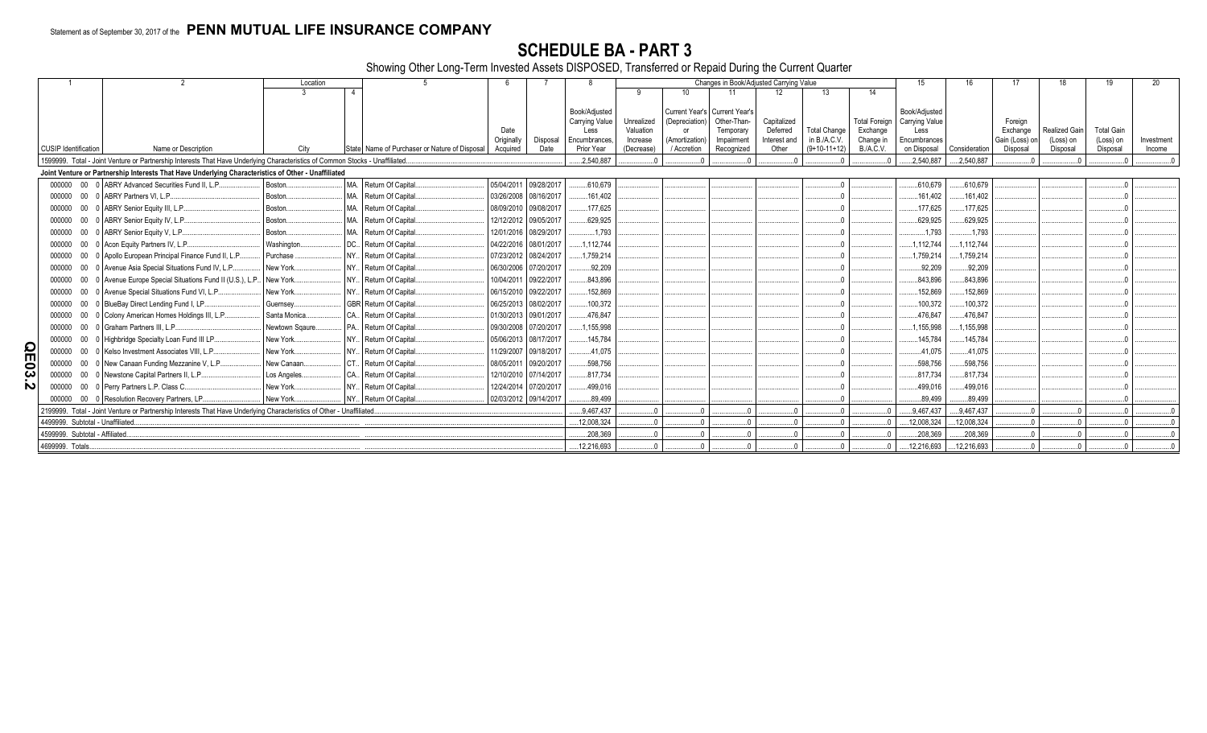Statement as of September 30, 2017 of the **PENN MUTUAL LIFE INSURANCE COMPANY**

# SCHEDULE BA - PART 3

Showing Other Long-Term Invested Assets DISPOSED, Transferred or Repaid During the Current Quarter

| 1 | 2 | Location | | 5 | 6 | 7 | 8 | Changes in Book/Adjusted Carrying Value | | | | | | 15 | 16 | 17 | 18 | 19 | 20 |
|---|---|---|---|---|---|---|---|---|---|---|---|---|---|---|---|---|---|---|---|
| | | 3 | 4 | | | | | 9 | 10 | 11 | 12 | 13 | 14 | | | | | | |
| CUSIP Identification | Name or Description | City | State | Name of Purchaser or Nature of Disposal | Date Originally Acquired | Disposal Date | Book/Adjusted Carrying Value Less Encumbrances, Prior Year | Unrealized Valuation Increase (Decrease) | Current Year's (Depreciation) or (Amortization) / Accretion | Current Year's Other-Than-Temporary Impairment Recognized | Capitalized Deferred Interest and Other | Total Change in B./A.C.V. (9+10-11+12) | Total Foreign Exchange Change in B./A.C.V. | Book/Adjusted Carrying Value Less Encumbrances on Disposal | Consideration | Foreign Exchange Gain (Loss) on Disposal | Realized Gain (Loss) on Disposal | Total Gain (Loss) on Disposal | Investment Income |
| 1599999. Total - Joint Venture or Partnership Interests That Have Underlying Characteristics of Common Stocks - Unaffiliated | | | | | | | 2,540,887 | 0 | 0 | 0 | 0 | 0 | 0 | 2,540,887 | 2,540,887 | 0 | 0 | 0 | 0 |
| **Joint Venture or Partnership Interests That Have Underlying Characteristics of Other - Unaffiliated** | | | | | | | | | | | | | | | | | | | |
| 000000 00 0 | ABRY Advanced Securities Fund II, L.P. | Boston | MA | Return Of Capital | 05/04/2011 | 09/28/2017 | 610,679 | | | | | 0 | | 610,679 | 610,679 | | | 0 | |
| 000000 00 0 | ABRY Partners VI, L.P. | Boston | MA | Return Of Capital | 03/26/2008 | 08/16/2017 | 161,402 | | | | | 0 | | 161,402 | 161,402 | | | 0 | |
| 000000 00 0 | ABRY Senior Equity III, L.P. | Boston | MA | Return Of Capital | 08/09/2010 | 09/08/2017 | 177,625 | | | | | 0 | | 177,625 | 177,625 | | | 0 | |
| 000000 00 0 | ABRY Senior Equity IV, L.P. | Boston | MA | Return Of Capital | 12/12/2012 | 09/05/2017 | 629,925 | | | | | 0 | | 629,925 | 629,925 | | | 0 | |
| 000000 00 0 | ABRY Senior Equity V, L.P. | Boston | MA | Return Of Capital | 12/01/2016 | 08/29/2017 | 1,793 | | | | | 0 | | 1,793 | 1,793 | | | 0 | |
| 000000 00 0 | Acon Equity Partners IV, L.P. | Washington | DC | Return Of Capital | 04/22/2016 | 08/01/2017 | 1,112,744 | | | | | 0 | | 1,112,744 | 1,112,744 | | | 0 | |
| 000000 00 0 | Apollo European Principal Finance Fund II, L.P. | Purchase | NY | Return Of Capital | 07/23/2012 | 08/24/2017 | 1,759,214 | | | | | 0 | | 1,759,214 | 1,759,214 | | | 0 | |
| 000000 00 0 | Avenue Asia Special Situations Fund IV, L.P. | New York | NY | Return Of Capital | 06/30/2006 | 07/20/2017 | 92,209 | | | | | 0 | | 92,209 | 92,209 | | | 0 | |
| 000000 00 0 | Avenue Europe Special Situations Fund II (U.S.), L.P. | New York | NY | Return Of Capital | 10/04/2011 | 09/22/2017 | 843,896 | | | | | 0 | | 843,896 | 843,896 | | | 0 | |
| 000000 00 0 | Avenue Special Situations Fund VI, L.P. | New York | NY | Return Of Capital | 06/15/2010 | 09/22/2017 | 152,869 | | | | | 0 | | 152,869 | 152,869 | | | 0 | |
| 000000 00 0 | BlueBay Direct Lending Fund I, LP | Guernsey | GBR | Return Of Capital | 06/25/2013 | 08/02/2017 | 100,372 | | | | | 0 | | 100,372 | 100,372 | | | 0 | |
| 000000 00 0 | Colony American Homes Holdings III, L.P. | Santa Monica | CA | Return Of Capital | 01/30/2013 | 09/01/2017 | 476,847 | | | | | 0 | | 476,847 | 476,847 | | | 0 | |
| 000000 00 0 | Graham Partners III, L.P. | Newtown Sqaure | PA | Return Of Capital | 09/30/2008 | 07/20/2017 | 1,155,998 | | | | | 0 | | 1,155,998 | 1,155,998 | | | 0 | |
| 000000 00 0 | Highbridge Specialty Loan Fund III LP | New York | NY | Return Of Capital | 05/06/2013 | 08/17/2017 | 145,784 | | | | | 0 | | 145,784 | 145,784 | | | 0 | |
| 000000 00 0 | Kelso Investment Associates VIII, L.P. | New York | NY | Return Of Capital | 11/29/2007 | 09/18/2017 | 41,075 | | | | | 0 | | 41,075 | 41,075 | | | 0 | |
| 000000 00 0 | New Canaan Funding Mezzanine V, L.P. | New Canaan | CT | Return Of Capital | 08/05/2011 | 09/20/2017 | 598,756 | | | | | 0 | | 598,756 | 598,756 | | | 0 | |
| 000000 00 0 | Newstone Capital Partners II, L.P. | Los Angeles | CA | Return Of Capital | 12/10/2010 | 07/14/2017 | 817,734 | | | | | 0 | | 817,734 | 817,734 | | | 0 | |
| 000000 00 0 | Perry Partners L.P. Class C | New York | NY | Return Of Capital | 12/24/2014 | 07/20/2017 | 499,016 | | | | | 0 | | 499,016 | 499,016 | | | 0 | |
| 000000 00 0 | Resolution Recovery Partners, LP | New York | NY | Return Of Capital | 02/03/2012 | 09/14/2017 | 89,499 | | | | | 0 | | 89,499 | 89,499 | | | 0 | |
| 2199999. Total - Joint Venture or Partnership Interests That Have Underlying Characteristics of Other - Unaffiliated | | | | | | | 9,467,437 | 0 | 0 | 0 | 0 | 0 | 0 | 9,467,437 | 9,467,437 | 0 | 0 | 0 | 0 |
| 4499999. Subtotal - Unaffiliated | | | | | | | 12,008,324 | 0 | 0 | 0 | 0 | 0 | 0 | 12,008,324 | 12,008,324 | 0 | 0 | 0 | 0 |
| 4599999. Subtotal - Affiliated | | | | | | | 208,369 | 0 | 0 | 0 | 0 | 0 | 0 | 208,369 | 208,369 | 0 | 0 | 0 | 0 |
| 4699999. Totals | | | | | | | 12,216,693 | 0 | 0 | 0 | 0 | 0 | 0 | 12,216,693 | 12,216,693 | 0 | 0 | 0 | 0 |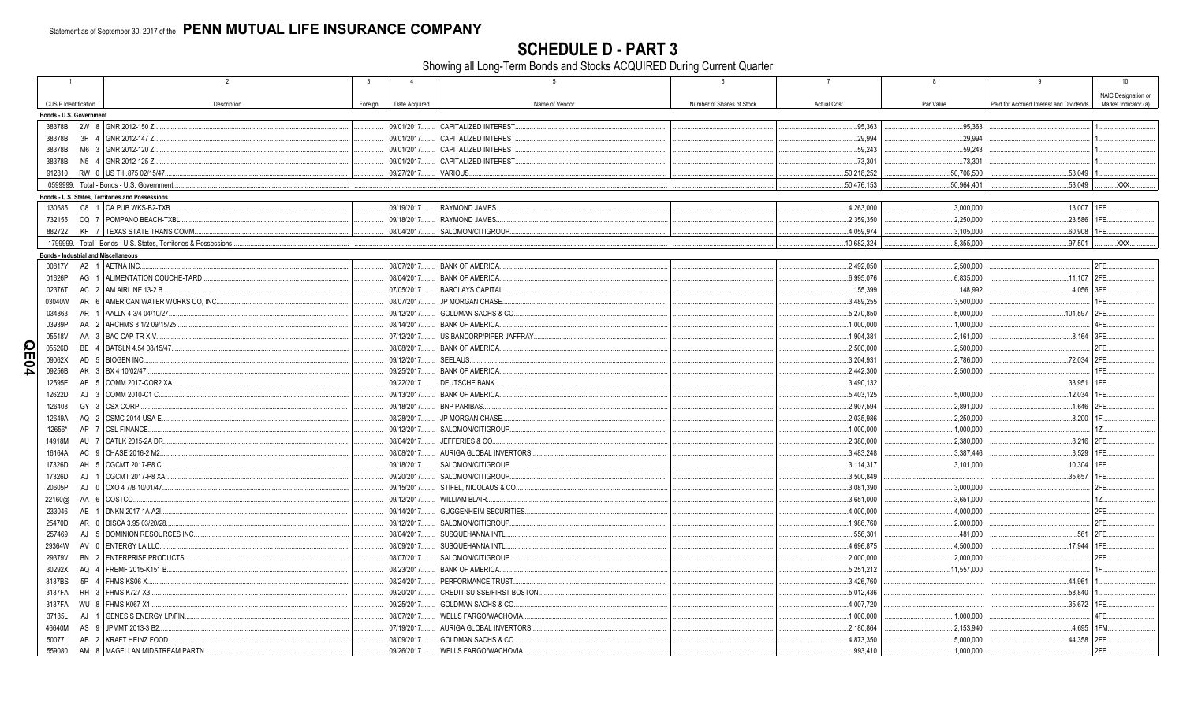Statement as of September 30, 2017 of the **PENN MUTUAL LIFE INSURANCE COMPANY**

# SCHEDULE D - PART 3

Showing all Long-Term Bonds and Stocks ACQUIRED During Current Quarter

| 1 CUSIP Identification | 2 Description | 3 Foreign | 4 Date Acquired | 5 Name of Vendor | 6 Number of Shares of Stock | 7 Actual Cost | 8 Par Value | 9 Paid for Accrued Interest and Dividends | 10 NAIC Designation or Market Indicator (a) |
|---|---|---|---|---|---|---|---|---|---|
| **Bonds - U.S. Government** | | | | | | | | | |
| 38378B 2W 8 | GNR 2012-150 Z. | | 09/01/2017 | CAPITALIZED INTEREST | | 95,363 | 95,363 | | 1 |
| 38378B 3F 4 | GNR 2012-147 Z. | | 09/01/2017 | CAPITALIZED INTEREST | | 29,994 | 29,994 | | 1 |
| 38378B M6 3 | GNR 2012-120 Z. | | 09/01/2017 | CAPITALIZED INTEREST | | 59,243 | 59,243 | | 1 |
| 38378B N5 4 | GNR 2012-125 Z. | | 09/01/2017 | CAPITALIZED INTEREST | | 73,301 | 73,301 | | 1 |
| 912810 RW 0 | US TII .875 02/15/47. | | 09/27/2017 | VARIOUS | | 50,218,252 | 50,706,500 | 53,049 | 1 |
| 0599999. Total - Bonds - U.S. Government | | | | | | 50,476,153 | 50,964,401 | 53,049 | XXX |
| **Bonds - U.S. States, Territories and Possessions** | | | | | | | | | |
| 130685 C8 1 | CA PUB WKS-B2-TXB. | | 09/19/2017 | RAYMOND JAMES | | 4,263,000 | 3,000,000 | 13,007 | 1FE |
| 732155 CQ 7 | POMPANO BEACH-TXBL | | 09/18/2017 | RAYMOND JAMES | | 2,359,350 | 2,250,000 | 23,586 | 1FE |
| 882722 KF 7 | TEXAS STATE TRANS COMM. | | 08/04/2017 | SALOMON/CITIGROUP | | 4,059,974 | 3,105,000 | 60,908 | 1FE |
| 1799999. Total - Bonds - U.S. States, Territories & Possessions | | | | | | 10,682,324 | 8,355,000 | 97,501 | XXX |
| **Bonds - Industrial and Miscellaneous** | | | | | | | | | |
| 00817Y AZ 1 | AETNA INC. | | 08/07/2017 | BANK OF AMERICA | | 2,492,050 | 2,500,000 | | 2FE |
| 01626P AG 1 | ALIMENTATION COUCHE-TARD. | | 08/04/2017 | BANK OF AMERICA | | 6,995,076 | 6,835,000 | 11,107 | 2FE |
| 02376T AC 2 | AM AIRLINE 13-2 B. | | 07/05/2017 | BARCLAYS CAPITAL | | 155,399 | 148,992 | 4,056 | 3FE |
| 03040W AR 6 | AMERICAN WATER WORKS CO, INC. | | 08/07/2017 | JP MORGAN CHASE | | 3,489,255 | 3,500,000 | | 1FE |
| 034863 AR 1 | AALLN 4 3/4 04/10/27. | | 09/12/2017 | GOLDMAN SACHS & CO | | 5,270,850 | 5,000,000 | 101,597 | 2FE |
| 03939P AA 2 | ARCHMS 8 1/2 09/15/25. | | 08/14/2017 | BANK OF AMERICA | | 1,000,000 | 1,000,000 | | 4FE |
| 05518V AA 3 | BAC CAP TR XIV. | | 07/12/2017 | US BANCORP/PIPER JAFFRAY | | 1,904,381 | 2,161,000 | 8,164 | 3FE |
| 05526D BE 4 | BATSLN 4.54 08/15/47. | | 08/08/2017 | BANK OF AMERICA | | 2,500,000 | 2,500,000 | | 2FE |
| 09062X AD 5 | BIOGEN INC. | | 09/12/2017 | SEELAUS | | 3,204,931 | 2,786,000 | 72,034 | 2FE |
| 09256B AK 3 | BX 4 10/02/47. | | 09/25/2017 | BANK OF AMERICA | | 2,442,300 | 2,500,000 | | 1FE |
| 12595E AE 5 | COMM 2017-COR2 XA. | | 09/22/2017 | DEUTSCHE BANK | | 3,490,132 | | 33,951 | 1FE |
| 12622D AJ 3 | COMM 2010-C1 C. | | 09/13/2017 | BANK OF AMERICA | | 5,403,125 | 5,000,000 | 12,034 | 1FE |
| 126408 GY 3 | CSX CORP. | | 09/18/2017 | BNP PARIBAS | | 2,907,594 | 2,891,000 | 1,646 | 2FE |
| 12649A AQ 2 | CSMC 2014-USA E. | | 08/28/2017 | JP MORGAN CHASE | | 2,035,986 | 2,250,000 | 8,200 | 1F |
| 12656* AP 7 | CSL FINANCE. | | 09/12/2017 | SALOMON/CITIGROUP | | 1,000,000 | 1,000,000 | | 1Z |
| 14918M AU 7 | CATLK 2015-2A DR. | | 08/04/2017 | JEFFERIES & CO | | 2,380,000 | 2,380,000 | 8,216 | 2FE |
| 16164A AC 9 | CHASE 2016-2 M2. | | 08/08/2017 | AURIGA GLOBAL INVERTORS | | 3,483,248 | 3,387,446 | 3,529 | 1FE |
| 17326D AH 5 | CGCMT 2017-P8 C. | | 09/18/2017 | SALOMON/CITIGROUP | | 3,114,317 | 3,101,000 | 10,304 | 1FE |
| 17326D AJ 1 | CGCMT 2017-P8 XA. | | 09/20/2017 | SALOMON/CITIGROUP | | 3,500,849 | | 35,657 | 1FE |
| 20605P AJ 0 | CXO 4 7/8 10/01/47. | | 09/15/2017 | STIFEL, NICOLAUS & CO | | 3,081,390 | 3,000,000 | | 2FE |
| 22160@ AA 6 | COSTCO. | | 09/12/2017 | WILLIAM BLAIR | | 3,651,000 | 3,651,000 | | 1Z |
| 233046 AE 1 | DNKN 2017-1A A2I. | | 09/14/2017 | GUGGENHEIM SECURITIES | | 4,000,000 | 4,000,000 | | 2FE |
| 25470D AR 0 | DISCA 3.95 03/20/28. | | 09/12/2017 | SALOMON/CITIGROUP | | 1,986,760 | 2,000,000 | | 2FE |
| 257469 AJ 5 | DOMINION RESOURCES INC. | | 08/04/2017 | SUSQUEHANNA INTL | | 556,301 | 481,000 | 561 | 2FE |
| 29364W AV 0 | ENTERGY LA LLC. | | 08/09/2017 | SUSQUEHANNA INTL | | 4,696,875 | 4,500,000 | 17,944 | 1FE |
| 29379V BN 2 | ENTERPRISE PRODUCTS. | | 08/07/2017 | SALOMON/CITIGROUP | | 2,000,000 | 2,000,000 | | 2FE |
| 30292X AQ 4 | FREMF 2015-K151 B. | | 08/23/2017 | BANK OF AMERICA | | 5,251,212 | 11,557,000 | | 1F |
| 3137BS 5P 4 | FHMS KS06 X. | | 08/24/2017 | PERFORMANCE TRUST | | 3,426,760 | | 44,961 | 1 |
| 3137FA RH 3 | FHMS K727 X3. | | 09/20/2017 | CREDIT SUISSE/FIRST BOSTON | | 5,012,436 | | 58,840 | 1 |
| 3137FA WU 8 | FHMS K067 X1. | | 09/25/2017 | GOLDMAN SACHS & CO | | 4,007,720 | | 35,672 | 1FE |
| 37185L AJ 1 | GENESIS ENERGY LP/FIN. | | 08/07/2017 | WELLS FARGO/WACHOVIA | | 1,000,000 | 1,000,000 | | 4FE |
| 46640M AS 9 | JPMMT 2013-3 B2. | | 07/19/2017 | AURIGA GLOBAL INVERTORS | | 2,180,864 | 2,153,940 | 4,695 | 1FM |
| 50077L AB 2 | KRAFT HEINZ FOOD. | | 08/09/2017 | GOLDMAN SACHS & CO | | 4,873,350 | 5,000,000 | 44,358 | 2FE |
| 559080 AM 8 | MAGELLAN MIDSTREAM PARTN. | | 09/26/2017 | WELLS FARGO/WACHOVIA | | 993,410 | 1,000,000 | | 2FE |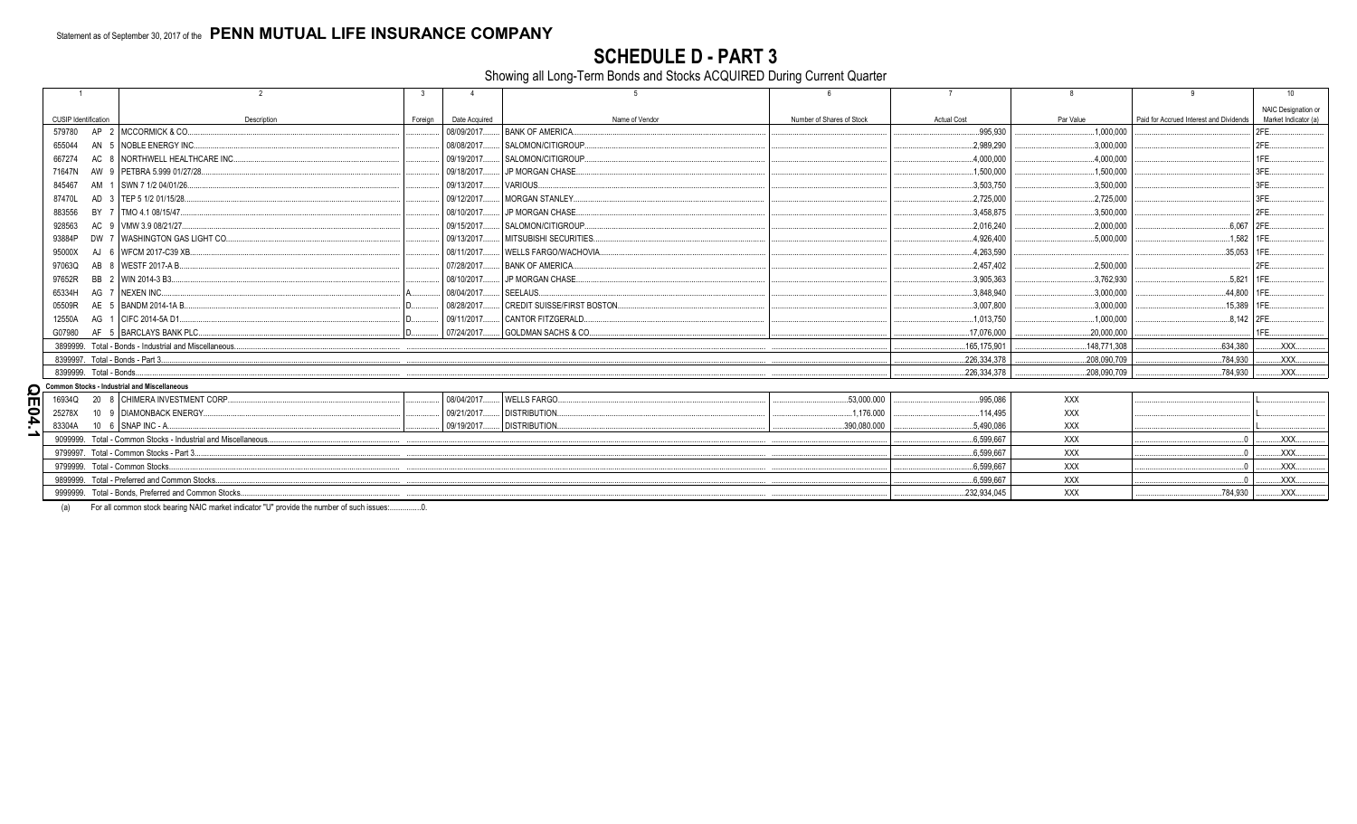Statement as of September 30, 2017 of the **PENN MUTUAL LIFE INSURANCE COMPANY**

# SCHEDULE D - PART 3

Showing all Long-Term Bonds and Stocks ACQUIRED During Current Quarter

| 1 | 2 | 3 | 4 | 5 | 6 | 7 | 8 | 9 | 10 |
|---|---|---|---|---|---|---|---|---|---|
| CUSIP Identification | Description | Foreign | Date Acquired | Name of Vendor | Number of Shares of Stock | Actual Cost | Par Value | Paid for Accrued Interest and Dividends | NAIC Designation or Market Indicator (a) |
| 579780 AP 2 | MCCORMICK & CO. | | 08/09/2017 | BANK OF AMERICA | | 995,930 | 1,000,000 | | 2FE |
| 655044 AN 5 | NOBLE ENERGY INC. | | 08/08/2017 | SALOMON/CITIGROUP | | 2,989,290 | 3,000,000 | | 2FE |
| 667274 AC 8 | NORTHWELL HEALTHCARE INC. | | 09/19/2017 | SALOMON/CITIGROUP | | 4,000,000 | 4,000,000 | | 1FE |
| 71647N AW 9 | PETBRA 5.999 01/27/28 | | 09/18/2017 | JP MORGAN CHASE | | 1,500,000 | 1,500,000 | | 3FE |
| 845467 AM 1 | SWN 7 1/2 04/01/26 | | 09/13/2017 | VARIOUS | | 3,503,750 | 3,500,000 | | 3FE |
| 87470L AD 3 | TEP 5 1/2 01/15/28 | | 09/12/2017 | MORGAN STANLEY | | 2,725,000 | 2,725,000 | | 3FE |
| 883556 BY 7 | TMO 4.1 08/15/47 | | 08/10/2017 | JP MORGAN CHASE | | 3,458,875 | 3,500,000 | | 2FE |
| 928563 AC 9 | VMW 3.9 08/21/27 | | 09/15/2017 | SALOMON/CITIGROUP | | 2,016,240 | 2,000,000 | 6,067 | 2FE |
| 93884P DW 7 | WASHINGTON GAS LIGHT CO. | | 09/13/2017 | MITSUBISHI SECURITIES | | 4,926,400 | 5,000,000 | 1,582 | 1FE |
| 95000X AJ 6 | WFCM 2017-C39 XB | | 08/11/2017 | WELLS FARGO/WACHOVIA | | 4,263,590 | | 35,053 | 1FE |
| 97063Q AB 8 | WESTF 2017-A B | | 07/28/2017 | BANK OF AMERICA | | 2,457,402 | 2,500,000 | | 2FE |
| 97652R BB 2 | WIN 2014-3 B3 | | 08/10/2017 | JP MORGAN CHASE | | 3,905,363 | 3,762,930 | 5,821 | 1FE |
| 65334H AG 7 | NEXEN INC. | A | 08/04/2017 | SEELAUS | | 3,848,940 | 3,000,000 | 44,800 | 1FE |
| 05509R AE 5 | BANDM 2014-1A B | D | 08/28/2017 | CREDIT SUISSE/FIRST BOSTON | | 3,007,800 | 3,000,000 | 15,389 | 1FE |
| 12550A AG 1 | CIFC 2014-5A D1 | D | 09/11/2017 | CANTOR FITZGERALD | | 1,013,750 | 1,000,000 | 8,142 | 2FE |
| G07980 AF 5 | BARCLAYS BANK PLC | D | 07/24/2017 | GOLDMAN SACHS & CO | | 17,076,000 | 20,000,000 | | 1FE |
| 3899999. Total - Bonds - Industrial and Miscellaneous | | | | | | 165,175,901 | 148,771,308 | 634,380 | XXX |
| 8399997. Total - Bonds - Part 3 | | | | | | 226,334,378 | 208,090,709 | 784,930 | XXX |
| 8399999. Total - Bonds | | | | | | 226,334,378 | 208,090,709 | 784,930 | XXX |
| **Common Stocks - Industrial and Miscellaneous** | | | | | | | | | |
| 16934Q 20 8 | CHIMERA INVESTMENT CORP. | | 08/04/2017 | WELLS FARGO | 53,000.000 | 995,086 | XXX | | L |
| 25278X 10 9 | DIAMONDBACK ENERGY | | 09/21/2017 | DISTRIBUTION | 1,176.000 | 114,495 | XXX | | L |
| 83304A 10 6 | SNAP INC - A | | 09/19/2017 | DISTRIBUTION | 390,080.000 | 5,490,086 | XXX | | L |
| 9099999. Total - Common Stocks - Industrial and Miscellaneous | | | | | | 6,599,667 | XXX | 0 | XXX |
| 9799997. Total - Common Stocks - Part 3 | | | | | | 6,599,667 | XXX | 0 | XXX |
| 9799999. Total - Common Stocks | | | | | | 6,599,667 | XXX | 0 | XXX |
| 9899999. Total - Preferred and Common Stocks | | | | | | 6,599,667 | XXX | 0 | XXX |
| 9999999. Total - Bonds, Preferred and Common Stocks | | | | | | 232,934,045 | XXX | 784,930 | XXX |

(a) For all common stock bearing NAIC market indicator "U" provide the number of such issues: 0.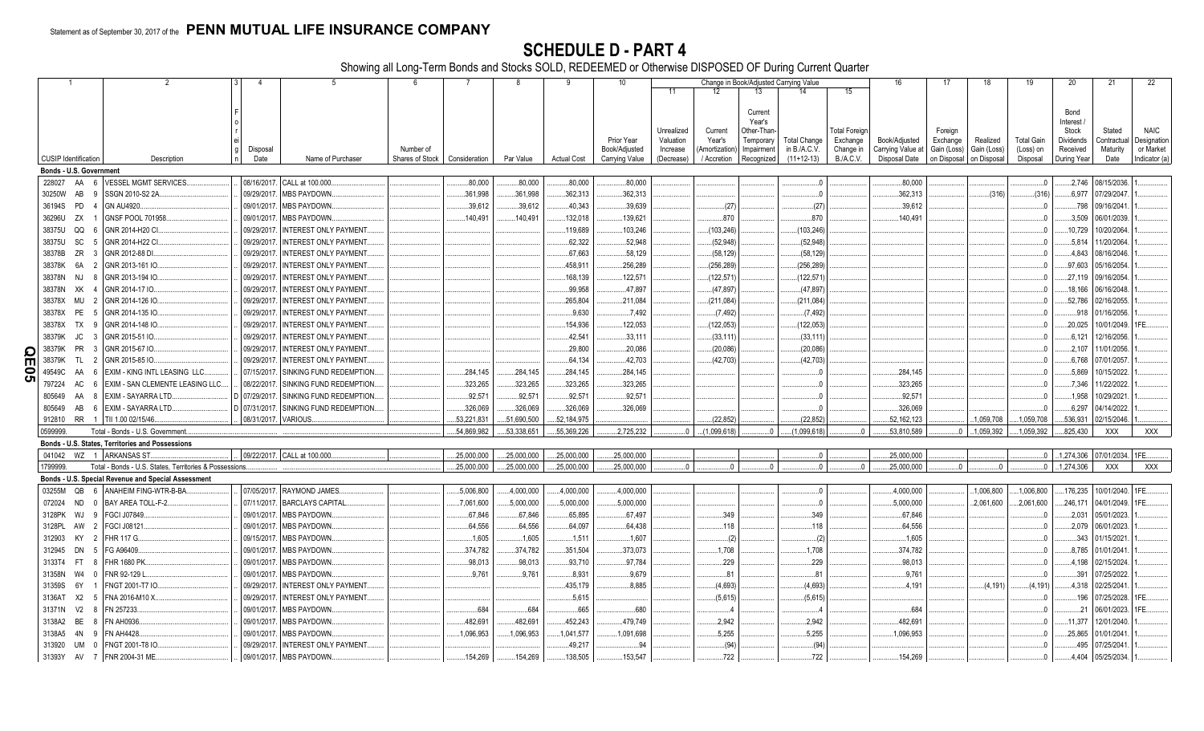Statement as of September 30, 2017 of the **PENN MUTUAL LIFE INSURANCE COMPANY**

# SCHEDULE D - PART 4

Showing all Long-Term Bonds and Stocks SOLD, REDEEMED or Otherwise DISPOSED OF During Current Quarter

| 1 | | 2 | 3 | 4 | 5 | 6 | 7 | 8 | 9 | 10 | Change in Book/Adjusted Carrying Value | | | | | 16 | 17 | 18 | 19 | 20 | 21 | 22 |
|---|---|---|---|---|---|---|---|---|---|---|---|---|---|---|---|---|---|---|---|---|---|---|
| | | | | | | | | | | | 11 | 12 | 13 | 14 | 15 | | | | | | | |
| CUSIP Identification | | Description | Foreign | Disposal Date | Name of Purchaser | Number of Shares of Stock | Consideration | Par Value | Actual Cost | Prior Year Book/Adjusted Carrying Value | Unrealized Valuation Increase (Decrease) | Current Year's (Amortization) / Accretion | Current Year's Other-Than-Temporary Impairment Recognized | Total Change in B./A.C.V. (11+12-13) | Total Foreign Exchange Change in B./A.C.V. | Book/Adjusted Carrying Value at Disposal Date | Foreign Exchange Gain (Loss) on Disposal | Realized Gain (Loss) on Disposal | Total Gain (Loss) on Disposal | Bond Interest / Stock Dividends Received During Year | Stated Contractual Maturity Date | NAIC Designation or Market Indicator (a) |
| **Bonds - U.S. Government** | | | | | | | | | | | | | | | | | | | | | | |
| 228027 | AA 6 | VESSEL MGMT SERVICES. | | 08/16/2017. | CALL at 100.000. | | 80,000 | 80,000 | 80,000 | 80,000 | | | | 0 | | 80,000 | | | 0 | 2,746 | 08/15/2036. | 1. |
| 30250W | AB 9 | SSGN 2010-S2 2A. | | 09/29/2017. | MBS PAYDOWN. | | 361,998 | 361,998 | 362,313 | 362,313 | | | | 0 | | 362,313 | | (316) | (316) | 6,977 | 07/29/2047. | 1. |
| 36194S | PD 4 | GN AU4920. | | 09/01/2017. | MBS PAYDOWN. | | 39,612 | 39,612 | 40,343 | 39,639 | | (27) | | (27) | | 39,612 | | | 0 | 798 | 09/16/2041. | 1. |
| 36296U | ZX 1 | GNSF POOL 701958. | | 09/01/2017. | MBS PAYDOWN. | | 140,491 | 140,491 | 132,018 | 139,621 | | 870 | | 870 | | 140,491 | | | 0 | 3,509 | 06/01/2039. | 1. |
| 38375U | QQ 6 | GNR 2014-H20 CI. | | 09/29/2017. | INTEREST ONLY PAYMENT. | | | | 119,689 | 103,246 | | (103,246) | | (103,246) | | | | | 0 | 10,729 | 10/20/2064. | 1. |
| 38375U | SC 5 | GNR 2014-H22 CI. | | 09/29/2017. | INTEREST ONLY PAYMENT. | | | | 62,322 | 52,948 | | (52,948) | | (52,948) | | | | | 0 | 5,814 | 11/20/2064. | 1. |
| 38378B | ZR 3 | GNR 2012-88 DI. | | 09/29/2017. | INTEREST ONLY PAYMENT. | | | | 67,663 | 58,129 | | (58,129) | | (58,129) | | | | | 0 | 4,843 | 08/16/2046. | 1. |
| 38378K | 6A 2 | GNR 2013-161 IO. | | 09/29/2017. | INTEREST ONLY PAYMENT. | | | | 458,911 | 256,289 | | (256,289) | | (256,289) | | | | | 0 | 97,603 | 05/16/2054. | 1. |
| 38378N | NJ 8 | GNR 2013-194 IO. | | 09/29/2017. | INTEREST ONLY PAYMENT. | | | | 168,139 | 122,571 | | (122,571) | | (122,571) | | | | | 0 | 27,119 | 09/16/2054. | 1. |
| 38378N | XK 4 | GNR 2014-17 IO. | | 09/29/2017. | INTEREST ONLY PAYMENT. | | | | 99,958 | 47,897 | | (47,897) | | (47,897) | | | | | 0 | 18,166 | 06/16/2048. | 1. |
| 38378X | MU 2 | GNR 2014-126 IO. | | 09/29/2017. | INTEREST ONLY PAYMENT. | | | | 265,804 | 211,084 | | (211,084) | | (211,084) | | | | | 0 | 52,786 | 02/16/2055. | 1. |
| 38378X | PE 5 | GNR 2014-135 IO. | | 09/29/2017. | INTEREST ONLY PAYMENT. | | | | 9,630 | 7,492 | | (7,492) | | (7,492) | | | | | 0 | 918 | 01/16/2056. | 1. |
| 38378X | TX 9 | GNR 2014-148 IO. | | 09/29/2017. | INTEREST ONLY PAYMENT. | | | | 154,936 | 122,053 | | (122,053) | | (122,053) | | | | | 0 | 20,025 | 10/01/2049. | 1FE. |
| 38379K | JC 3 | GNR 2015-51 IO. | | 09/29/2017. | INTEREST ONLY PAYMENT. | | | | 42,541 | 33,111 | | (33,111) | | (33,111) | | | | | 0 | 6,121 | 12/16/2056. | 1. |
| 38379K | PR 3 | GNR 2015-67 IO. | | 09/29/2017. | INTEREST ONLY PAYMENT. | | | | 29,800 | 20,086 | | (20,086) | | (20,086) | | | | | 0 | 2,107 | 11/01/2056. | 1. |
| 38379K | TL 2 | GNR 2015-85 IO. | | 09/29/2017. | INTEREST ONLY PAYMENT. | | | | 64,134 | 42,703 | | (42,703) | | (42,703) | | | | | 0 | 6,768 | 07/01/2057. | 1. |
| 49549C | AA 6 | EXIM - KING INTL LEASING LLC. | | 07/15/2017. | SINKING FUND REDEMPTION. | | 284,145 | 284,145 | 284,145 | 284,145 | | | | 0 | | 284,145 | | | 0 | 5,869 | 10/15/2022. | 1. |
| 797224 | AC 6 | EXIM - SAN CLEMENTE LEASING LLC. | | 08/22/2017. | SINKING FUND REDEMPTION. | | 323,265 | 323,265 | 323,265 | 323,265 | | | | 0 | | 323,265 | | | 0 | 7,346 | 11/22/2022. | 1. |
| 805649 | AA 8 | EXIM - SAYARRA LTD. | D | 07/29/2017. | SINKING FUND REDEMPTION. | | 92,571 | 92,571 | 92,571 | 92,571 | | | | 0 | | 92,571 | | | 0 | 1,958 | 10/29/2021. | 1. |
| 805649 | AB 6 | EXIM - SAYARRA LTD. | D | 07/31/2017. | SINKING FUND REDEMPTION. | | 326,069 | 326,069 | 326,069 | 326,069 | | | | 0 | | 326,069 | | | 0 | 6,297 | 04/14/2022. | 1. |
| 912810 | RR 1 | TII 1.00 02/15/46. | | 08/31/2017. | VARIOUS. | | 53,221,831 | 51,690,500 | 52,184,975 | | | (22,852) | | (22,852) | | 52,162,123 | | 1,059,708 | 1,059,708 | 536,931 | 02/15/2046. | 1. |
| 0599999. | | Total - Bonds - U.S. Government. | | | | | 54,869,982 | 53,338,651 | 55,369,226 | 2,725,232 | 0 | (1,099,618) | 0 | (1,099,618) | 0 | 53,810,589 | 0 | 1,059,392 | 1,059,392 | 825,430 | XXX | XXX |
| **Bonds - U.S. States, Territories and Possessions** | | | | | | | | | | | | | | | | | | | | | | |
| 041042 | WZ 1 | ARKANSAS ST. | | 09/22/2017. | CALL at 100.000. | | 25,000,000 | 25,000,000 | 25,000,000 | 25,000,000 | | | | 0 | | 25,000,000 | | | 0 | 1,274,306 | 07/01/2034. | 1FE. |
| 1799999. | | Total - Bonds - U.S. States, Territories & Possessions. | | | | | 25,000,000 | 25,000,000 | 25,000,000 | 25,000,000 | 0 | 0 | 0 | 0 | 0 | 25,000,000 | 0 | 0 | 0 | 1,274,306 | XXX | XXX |
| **Bonds - U.S. Special Revenue and Special Assessment** | | | | | | | | | | | | | | | | | | | | | | |
| 03255M | QB 6 | ANAHEIM FING-WTR-B-BA. | | 07/05/2017. | RAYMOND JAMES. | | 5,006,800 | 4,000,000 | 4,000,000 | 4,000,000 | | | | 0 | | 4,000,000 | | 1,006,800 | 1,006,800 | 176,235 | 10/01/2040. | 1FE. |
| 072024 | ND 0 | BAY AREA TOLL-F-2. | | 07/11/2017. | BARCLAYS CAPITAL. | | 7,061,600 | 5,000,000 | 5,000,000 | 5,000,000 | | | | 0 | | 5,000,000 | | 2,061,600 | 2,061,600 | 246,171 | 04/01/2049. | 1FE. |
| 3128PK | WJ 9 | FGCI J07849. | | 09/01/2017. | MBS PAYDOWN. | | 67,846 | 67,846 | 65,895 | 67,497 | | 349 | | 349 | | 67,846 | | | 0 | 2,031 | 05/01/2023. | 1. |
| 3128PL | AW 2 | FGCI J08121. | | 09/01/2017. | MBS PAYDOWN. | | 64,556 | 64,556 | 64,097 | 64,438 | | 118 | | 118 | | 64,556 | | | 0 | 2,079 | 06/01/2023. | 1. |
| 312903 | KY 2 | FHR 117 G. | | 09/15/2017. | MBS PAYDOWN. | | 1,605 | 1,605 | 1,511 | 1,607 | | (2) | | (2) | | 1,605 | | | 0 | 343 | 01/15/2021. | 1. |
| 312945 | DN 5 | FG A96409. | | 09/01/2017. | MBS PAYDOWN. | | 374,782 | 374,782 | 351,504 | 373,073 | | 1,708 | | 1,708 | | 374,782 | | | 0 | 8,785 | 01/01/2041. | 1. |
| 3133T4 | FT 8 | FHR 1680 PK. | | 09/01/2017. | MBS PAYDOWN. | | 98,013 | 98,013 | 93,710 | 97,784 | | 229 | | 229 | | 98,013 | | | 0 | 4,198 | 02/15/2024. | 1. |
| 31358N | W4 0 | FNR 92-129 L. | | 09/01/2017. | MBS PAYDOWN. | | 9,761 | 9,761 | 8,931 | 9,679 | | 81 | | 81 | | 9,761 | | | 0 | 391 | 07/25/2022. | 1. |
| 31359S | 6Y 1 | FNGT 2001-T7 IO. | | 09/29/2017. | INTEREST ONLY PAYMENT. | | | | 435,179 | 8,885 | | (4,693) | | (4,693) | | 4,191 | | (4,191) | (4,191) | 4,318 | 02/25/2041. | 1. |
| 3136AT | X2 5 | FNA 2016-M10 X. | | 09/29/2017. | INTEREST ONLY PAYMENT. | | | | 5,615 | | | (5,615) | | (5,615) | | | | | 0 | 196 | 07/25/2028. | 1FE. |
| 31371N | V2 8 | FN 257233. | | 09/01/2017. | MBS PAYDOWN. | | 684 | 684 | 665 | 680 | | 4 | | 4 | | 684 | | | 0 | 21 | 06/01/2023. | 1FE. |
| 3138A2 | BE 8 | FN AH0936. | | 09/01/2017. | MBS PAYDOWN. | | 482,691 | 482,691 | 452,243 | 479,749 | | 2,942 | | 2,942 | | 482,691 | | | 0 | 11,377 | 12/01/2040. | 1. |
| 3138A5 | 4N 9 | FN AH4428. | | 09/01/2017. | MBS PAYDOWN. | | 1,096,953 | 1,096,953 | 1,041,577 | 1,091,698 | | 5,255 | | 5,255 | | 1,096,953 | | | 0 | 25,865 | 01/01/2041. | 1. |
| 313920 | UM 0 | FNGT 2001-T8 IO. | | 09/29/2017. | INTEREST ONLY PAYMENT. | | | | 49,217 | 94 | | (94) | | (94) | | | | | 0 | 495 | 07/25/2041. | 1. |
| 31393Y | AV 7 | FNR 2004-31 ME. | | 09/01/2017. | MBS PAYDOWN. | | 154,269 | 154,269 | 138,505 | 153,547 | | 722 | | 722 | | 154,269 | | | 0 | 4,404 | 05/25/2034. | 1. |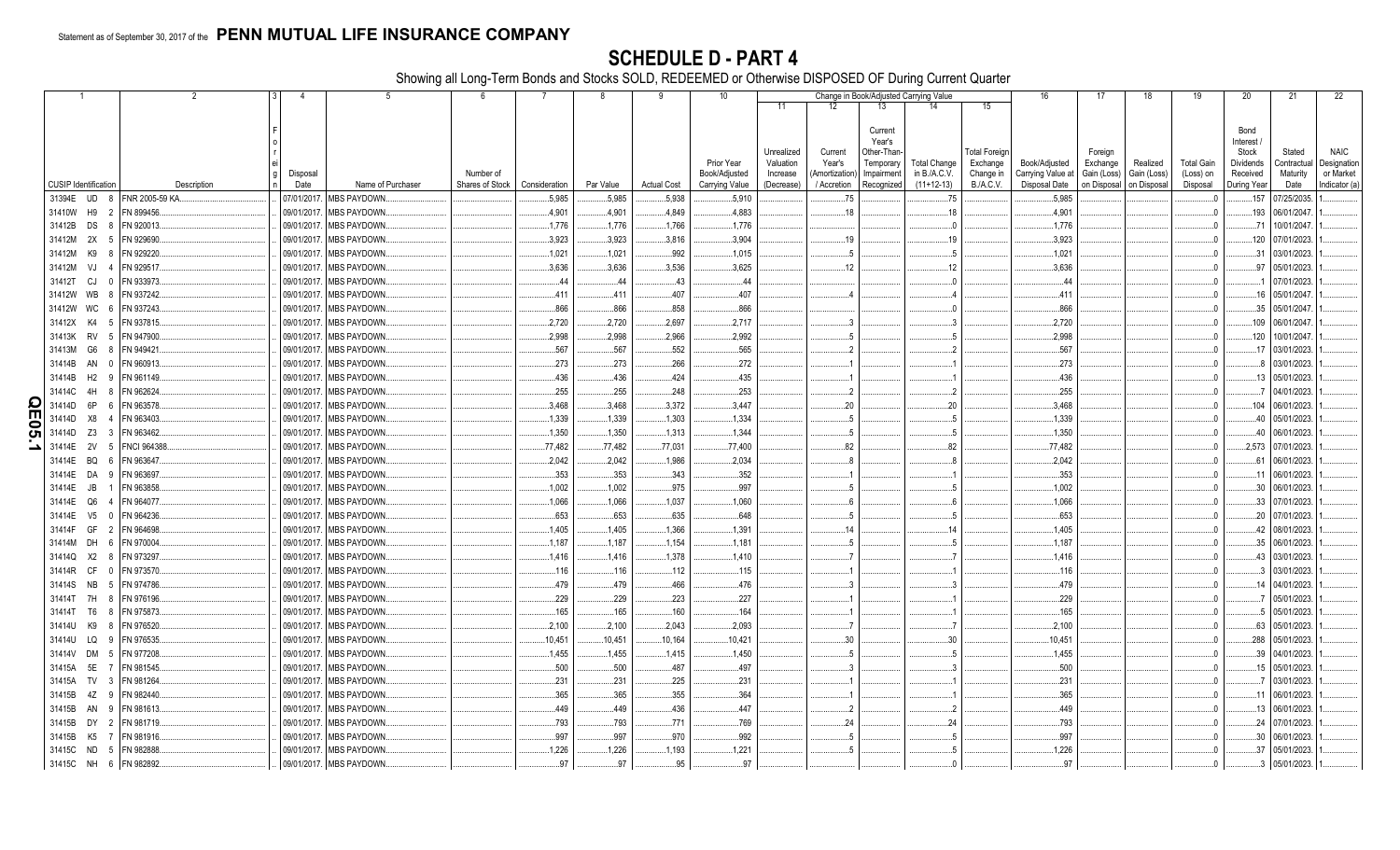Statement as of September 30, 2017 of the **PENN MUTUAL LIFE INSURANCE COMPANY**

# SCHEDULE D - PART 4

Showing all Long-Term Bonds and Stocks SOLD, REDEEMED or Otherwise DISPOSED OF During Current Quarter

| 1 | 2 | 3 | 4 | 5 | 6 | 7 | 8 | 9 | 10 | 11 | 12 | 13 | 14 | 15 | 16 | 17 | 18 | 19 | 20 | 21 | 22 |
|---|---|---|---|---|---|---|---|---|---|---|---|---|---|---|---|---|---|---|---|---|---|
| | | | | | | | | | | Change in Book/Adjusted Carrying Value | | | | | | | | | | | |
| CUSIP Identification | Description | Foreign | Disposal Date | Name of Purchaser | Number of Shares of Stock | Consideration | Par Value | Actual Cost | Prior Year Book/Adjusted Carrying Value | Unrealized Valuation Increase (Decrease) | Current Year's (Amortization) / Accretion | Current Year's Other-Than-Temporary Impairment Recognized | Total Change in B./A.C.V. (11+12-13) | Total Foreign Exchange Change in B./A.C.V. | Book/Adjusted Carrying Value at Disposal Date | Foreign Exchange Gain (Loss) on Disposal | Realized Gain (Loss) on Disposal | Total Gain (Loss) on Disposal | Bond Interest / Stock Dividends Received During Year | Stated Contractual Maturity Date | NAIC Designation or Market Indicator (a) |
| 31394E UD 8 | FNR 2005-59 KA | | 07/01/2017 | MBS PAYDOWN | | 5,985 | 5,985 | 5,938 | 5,910 | | 75 | | 75 | | 5,985 | | | 0 | 157 | 07/25/2035 | 1 |
| 31410W H9 2 | FN 899456 | | 09/01/2017 | MBS PAYDOWN | | 4,901 | 4,901 | 4,849 | 4,883 | | 18 | | 18 | | 4,901 | | | 0 | 193 | 06/01/2047 | 1 |
| 31412B DS 8 | FN 920013 | | 09/01/2017 | MBS PAYDOWN | | 1,776 | 1,776 | 1,766 | 1,776 | | | | 0 | | 1,776 | | | 0 | 71 | 10/01/2047 | 1 |
| 31412M 2X 5 | FN 929690 | | 09/01/2017 | MBS PAYDOWN | | 3,923 | 3,923 | 3,816 | 3,904 | | 19 | | 19 | | 3,923 | | | 0 | 120 | 07/01/2023 | 1 |
| 31412M K9 8 | FN 929220 | | 09/01/2017 | MBS PAYDOWN | | 1,021 | 1,021 | 992 | 1,015 | | 5 | | 5 | | 1,021 | | | 0 | 31 | 03/01/2023 | 1 |
| 31412M VJ 4 | FN 929517 | | 09/01/2017 | MBS PAYDOWN | | 3,636 | 3,636 | 3,536 | 3,625 | | 12 | | 12 | | 3,636 | | | 0 | 97 | 05/01/2023 | 1 |
| 31412T CJ 0 | FN 933973 | | 09/01/2017 | MBS PAYDOWN | | 44 | 44 | 43 | 44 | | | | 0 | | 44 | | | 0 | 1 | 07/01/2023 | 1 |
| 31412W WB 8 | FN 937242 | | 09/01/2017 | MBS PAYDOWN | | 411 | 411 | 407 | 407 | | 4 | | 4 | | 411 | | | 0 | 16 | 05/01/2047 | 1 |
| 31412W WC 6 | FN 937243 | | 09/01/2017 | MBS PAYDOWN | | 866 | 866 | 858 | 866 | | | | 0 | | 866 | | | 0 | 35 | 05/01/2047 | 1 |
| 31412X K4 5 | FN 937815 | | 09/01/2017 | MBS PAYDOWN | | 2,720 | 2,720 | 2,697 | 2,717 | | 3 | | 3 | | 2,720 | | | 0 | 109 | 06/01/2047 | 1 |
| 31413K RV 5 | FN 947900 | | 09/01/2017 | MBS PAYDOWN | | 2,998 | 2,998 | 2,966 | 2,992 | | 5 | | 5 | | 2,998 | | | 0 | 120 | 10/01/2047 | 1 |
| 31413M G6 8 | FN 949421 | | 09/01/2017 | MBS PAYDOWN | | 567 | 567 | 552 | 565 | | 2 | | 2 | | 567 | | | 0 | 17 | 03/01/2023 | 1 |
| 31414B AN 0 | FN 960913 | | 09/01/2017 | MBS PAYDOWN | | 273 | 273 | 266 | 272 | | 1 | | 1 | | 273 | | | 0 | 8 | 03/01/2023 | 1 |
| 31414B H2 9 | FN 961149 | | 09/01/2017 | MBS PAYDOWN | | 436 | 436 | 424 | 435 | | 1 | | 1 | | 436 | | | 0 | 13 | 05/01/2023 | 1 |
| 31414C 4H 8 | FN 962624 | | 09/01/2017 | MBS PAYDOWN | | 255 | 255 | 248 | 253 | | 2 | | 2 | | 255 | | | 0 | 7 | 04/01/2023 | 1 |
| 31414D 6P 6 | FN 963578 | | 09/01/2017 | MBS PAYDOWN | | 3,468 | 3,468 | 3,372 | 3,447 | | 20 | | 20 | | 3,468 | | | 0 | 104 | 06/01/2023 | 1 |
| 31414D X8 4 | FN 963403 | | 09/01/2017 | MBS PAYDOWN | | 1,339 | 1,339 | 1,303 | 1,334 | | 5 | | 5 | | 1,339 | | | 0 | 40 | 05/01/2023 | 1 |
| 31414D Z3 3 | FN 963462 | | 09/01/2017 | MBS PAYDOWN | | 1,350 | 1,350 | 1,313 | 1,344 | | 5 | | 5 | | 1,350 | | | 0 | 40 | 06/01/2023 | 1 |
| 31414E 2V 5 | FNCI 964388 | | 09/01/2017 | MBS PAYDOWN | | 77,482 | 77,482 | 77,031 | 77,400 | | 82 | | 82 | | 77,482 | | | 0 | 2,573 | 07/01/2023 | 1 |
| 31414E BQ 6 | FN 963647 | | 09/01/2017 | MBS PAYDOWN | | 2,042 | 2,042 | 1,986 | 2,034 | | 8 | | 8 | | 2,042 | | | 0 | 61 | 06/01/2023 | 1 |
| 31414E DA 9 | FN 963697 | | 09/01/2017 | MBS PAYDOWN | | 353 | 353 | 343 | 352 | | 1 | | 1 | | 353 | | | 0 | 11 | 06/01/2023 | 1 |
| 31414E JB 1 | FN 963858 | | 09/01/2017 | MBS PAYDOWN | | 1,002 | 1,002 | 975 | 997 | | 5 | | 5 | | 1,002 | | | 0 | 30 | 06/01/2023 | 1 |
| 31414E Q6 4 | FN 964077 | | 09/01/2017 | MBS PAYDOWN | | 1,066 | 1,066 | 1,037 | 1,060 | | 6 | | 6 | | 1,066 | | | 0 | 33 | 07/01/2023 | 1 |
| 31414E V5 0 | FN 964236 | | 09/01/2017 | MBS PAYDOWN | | 653 | 653 | 635 | 648 | | 5 | | 5 | | 653 | | | 0 | 20 | 07/01/2023 | 1 |
| 31414F GF 2 | FN 964698 | | 09/01/2017 | MBS PAYDOWN | | 1,405 | 1,405 | 1,366 | 1,391 | | 14 | | 14 | | 1,405 | | | 0 | 42 | 08/01/2023 | 1 |
| 31414M DH 6 | FN 970004 | | 09/01/2017 | MBS PAYDOWN | | 1,187 | 1,187 | 1,154 | 1,181 | | 5 | | 5 | | 1,187 | | | 0 | 35 | 06/01/2023 | 1 |
| 31414Q X2 8 | FN 973297 | | 09/01/2017 | MBS PAYDOWN | | 1,416 | 1,416 | 1,378 | 1,410 | | 7 | | 7 | | 1,416 | | | 0 | 43 | 03/01/2023 | 1 |
| 31414R CF 0 | FN 973570 | | 09/01/2017 | MBS PAYDOWN | | 116 | 116 | 112 | 115 | | 1 | | 1 | | 116 | | | 0 | 3 | 03/01/2023 | 1 |
| 31414S NB 5 | FN 974786 | | 09/01/2017 | MBS PAYDOWN | | 479 | 479 | 466 | 476 | | 3 | | 3 | | 479 | | | 0 | 14 | 04/01/2023 | 1 |
| 31414T 7H 8 | FN 976196 | | 09/01/2017 | MBS PAYDOWN | | 229 | 229 | 223 | 227 | | 1 | | 1 | | 229 | | | 0 | 7 | 05/01/2023 | 1 |
| 31414T T6 8 | FN 975873 | | 09/01/2017 | MBS PAYDOWN | | 165 | 165 | 160 | 164 | | 1 | | 1 | | 165 | | | 0 | 5 | 05/01/2023 | 1 |
| 31414U K9 8 | FN 976520 | | 09/01/2017 | MBS PAYDOWN | | 2,100 | 2,100 | 2,043 | 2,093 | | 7 | | 7 | | 2,100 | | | 0 | 63 | 05/01/2023 | 1 |
| 31414U LQ 9 | FN 976535 | | 09/01/2017 | MBS PAYDOWN | | 10,451 | 10,451 | 10,164 | 10,421 | | 30 | | 30 | | 10,451 | | | 0 | 288 | 05/01/2023 | 1 |
| 31414V DM 5 | FN 977208 | | 09/01/2017 | MBS PAYDOWN | | 1,455 | 1,455 | 1,415 | 1,450 | | 5 | | 5 | | 1,455 | | | 0 | 39 | 04/01/2023 | 1 |
| 31415A 5E 7 | FN 981545 | | 09/01/2017 | MBS PAYDOWN | | 500 | 500 | 487 | 497 | | 3 | | 3 | | 500 | | | 0 | 15 | 05/01/2023 | 1 |
| 31415A TV 3 | FN 981264 | | 09/01/2017 | MBS PAYDOWN | | 231 | 231 | 225 | 231 | | 1 | | 1 | | 231 | | | 0 | 7 | 03/01/2023 | 1 |
| 31415B 4Z 9 | FN 982440 | | 09/01/2017 | MBS PAYDOWN | | 365 | 365 | 355 | 364 | | 1 | | 1 | | 365 | | | 0 | 11 | 06/01/2023 | 1 |
| 31415B AN 9 | FN 981613 | | 09/01/2017 | MBS PAYDOWN | | 449 | 449 | 436 | 447 | | 2 | | 2 | | 449 | | | 0 | 13 | 06/01/2023 | 1 |
| 31415B DY 2 | FN 981719 | | 09/01/2017 | MBS PAYDOWN | | 793 | 793 | 771 | 769 | | 24 | | 24 | | 793 | | | 0 | 24 | 07/01/2023 | 1 |
| 31415B K5 7 | FN 981916 | | 09/01/2017 | MBS PAYDOWN | | 997 | 997 | 970 | 992 | | 5 | | 5 | | 997 | | | 0 | 30 | 06/01/2023 | 1 |
| 31415C ND 5 | FN 982888 | | 09/01/2017 | MBS PAYDOWN | | 1,226 | 1,226 | 1,193 | 1,221 | | 5 | | 5 | | 1,226 | | | 0 | 37 | 05/01/2023 | 1 |
| 31415C NH 6 | FN 982892 | | 09/01/2017 | MBS PAYDOWN | | 97 | 97 | 95 | 97 | | | | 0 | | 97 | | | 0 | 3 | 05/01/2023 | 1 |

QE05.1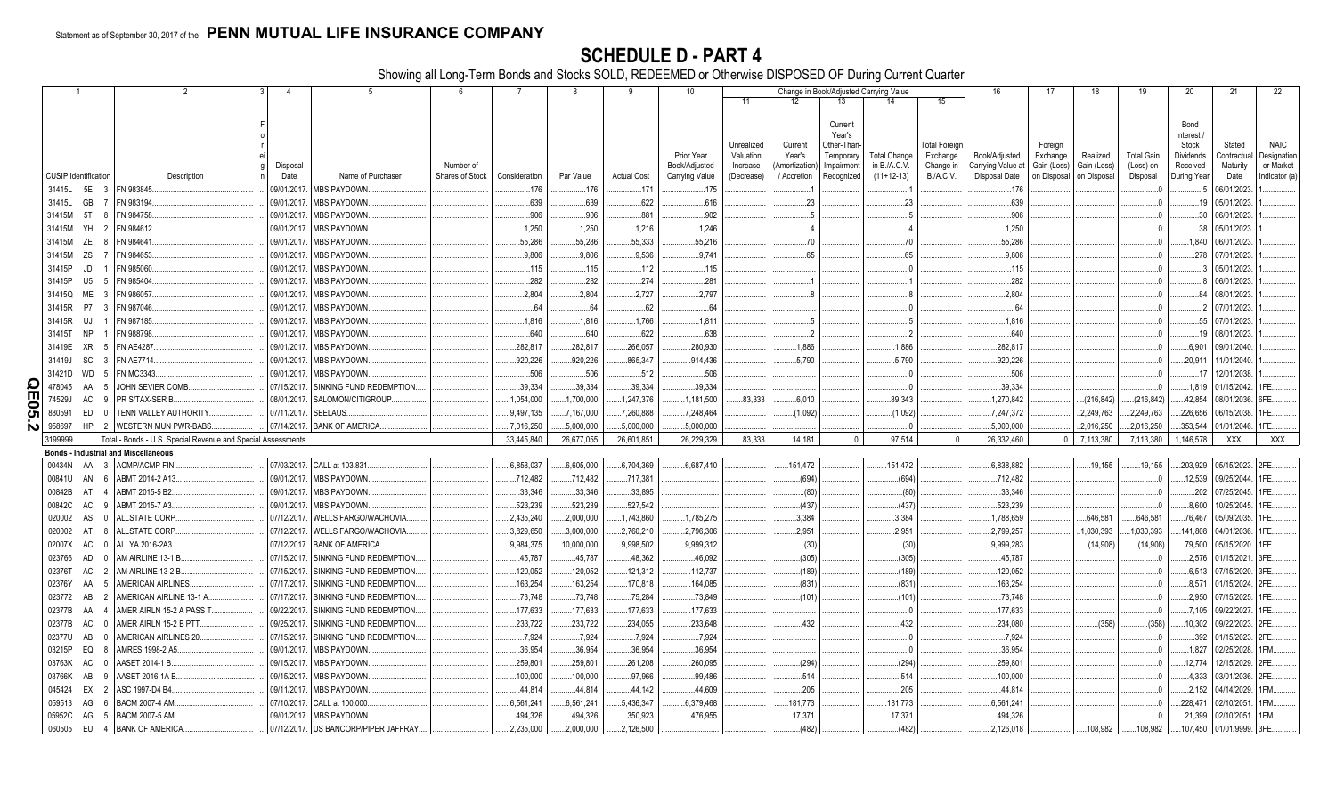Statement as of September 30, 2017 of the **PENN MUTUAL LIFE INSURANCE COMPANY**

# SCHEDULE D - PART 4

Showing all Long-Term Bonds and Stocks SOLD, REDEEMED or Otherwise DISPOSED OF During Current Quarter

| 1 | 2 | 3 | 4 | 5 | 6 | 7 | 8 | 9 | 10 | 11 | 12 | 13 | 14 | 15 | 16 | 17 | 18 | 19 | 20 | 21 | 22 |
|---|---|---|---|---|---|---|---|---|---|---|---|---|---|---|---|---|---|---|---|---|---|
| | | | | | | | | | | Change in Book/Adjusted Carrying Value | | | | | | | | | | | |
| CUSIP Identification | Description | Foreign | Disposal Date | Name of Purchaser | Number of Shares of Stock | Consideration | Par Value | Actual Cost | Prior Year Book/Adjusted Carrying Value | Unrealized Valuation Increase (Decrease) | Current Year's (Amortization) / Accretion | Current Year's Other-Than-Temporary Impairment Recognized | Total Change in B./A.C.V. (11+12-13) | Total Foreign Exchange Change in B./A.C.V. | Book/Adjusted Carrying Value at Disposal Date | Foreign Exchange Gain (Loss) on Disposal | Realized Gain (Loss) on Disposal | Total Gain (Loss) on Disposal | Bond Interest / Stock Dividends Received During Year | Stated Contractual Maturity Date | NAIC Designation or Market Indicator (a) |
| 31415L 5E 3 | FN 983845 | | 09/01/2017 | MBS PAYDOWN | | 176 | 176 | 171 | 175 | | 1 | | 1 | | 176 | | | 0 | 5 | 06/01/2023 | 1 |
| 31415L GB 7 | FN 983194 | | 09/01/2017 | MBS PAYDOWN | | 639 | 639 | 622 | 616 | | 23 | | 23 | | 639 | | | 0 | 19 | 05/01/2023 | 1 |
| 31415M 5T 8 | FN 984758 | | 09/01/2017 | MBS PAYDOWN | | 906 | 906 | 881 | 902 | | 5 | | 5 | | 906 | | | 0 | 30 | 06/01/2023 | 1 |
| 31415M YH 2 | FN 984612 | | 09/01/2017 | MBS PAYDOWN | | 1,250 | 1,250 | 1,216 | 1,246 | | 4 | | 4 | | 1,250 | | | 0 | 38 | 05/01/2023 | 1 |
| 31415M ZE 8 | FN 984641 | | 09/01/2017 | MBS PAYDOWN | | 55,286 | 55,286 | 55,333 | 55,216 | | 70 | | 70 | | 55,286 | | | 0 | 1,840 | 06/01/2023 | 1 |
| 31415M ZS 7 | FN 984653 | | 09/01/2017 | MBS PAYDOWN | | 9,806 | 9,806 | 9,536 | 9,741 | | 65 | | 65 | | 9,806 | | | 0 | 278 | 07/01/2023 | 1 |
| 31415P JD 1 | FN 985060 | | 09/01/2017 | MBS PAYDOWN | | 115 | 115 | 112 | 115 | | | | 0 | | 115 | | | 0 | 3 | 05/01/2023 | 1 |
| 31415P U5 5 | FN 985404 | | 09/01/2017 | MBS PAYDOWN | | 282 | 282 | 274 | 281 | | 1 | | 1 | | 282 | | | 0 | 8 | 06/01/2023 | 1 |
| 31415Q ME 3 | FN 986057 | | 09/01/2017 | MBS PAYDOWN | | 2,804 | 2,804 | 2,727 | 2,797 | | 8 | | 8 | | 2,804 | | | 0 | 84 | 08/01/2023 | 1 |
| 31415R P7 3 | FN 987046 | | 09/01/2017 | MBS PAYDOWN | | 64 | 64 | 62 | 64 | | | | 0 | | 64 | | | 0 | 2 | 07/01/2023 | 1 |
| 31415R UJ 1 | FN 987185 | | 09/01/2017 | MBS PAYDOWN | | 1,816 | 1,816 | 1,766 | 1,811 | | 5 | | 5 | | 1,816 | | | 0 | 55 | 07/01/2023 | 1 |
| 31415T NP 1 | FN 988798 | | 09/01/2017 | MBS PAYDOWN | | 640 | 640 | 622 | 638 | | 2 | | 2 | | 640 | | | 0 | 19 | 08/01/2023 | 1 |
| 31419E XR 5 | FN AE4287 | | 09/01/2017 | MBS PAYDOWN | | 282,817 | 282,817 | 266,057 | 280,930 | | 1,886 | | 1,886 | | 282,817 | | | 0 | 6,901 | 09/01/2040 | 1 |
| 31419J SC 3 | FN AE7714 | | 09/01/2017 | MBS PAYDOWN | | 920,226 | 920,226 | 865,347 | 914,436 | | 5,790 | | 5,790 | | 920,226 | | | 0 | 20,911 | 11/01/2040 | 1 |
| 31421D WD 5 | FN MC3343 | | 09/01/2017 | MBS PAYDOWN | | 506 | 506 | 512 | 506 | | | | 0 | | 506 | | | 0 | 17 | 12/01/2038 | 1 |
| 478045 AA 5 | JOHN SEVIER COMB | | 07/15/2017 | SINKING FUND REDEMPTION | | 39,334 | 39,334 | 39,334 | 39,334 | | | | 0 | | 39,334 | | | 0 | 1,819 | 01/15/2042 | 1FE |
| 74529J AC 9 | PR S/TAX-SER B | | 08/01/2017 | SALOMON/CITIGROUP | | 1,054,000 | 1,700,000 | 1,247,376 | 1,181,500 | 83,333 | 6,010 | | 89,343 | | 1,270,842 | | (216,842) | (216,842) | 42,854 | 08/01/2036 | 6FE |
| 880591 ED 0 | TENN VALLEY AUTHORITY | | 07/11/2017 | SEELAUS | | 9,497,135 | 7,167,000 | 7,260,888 | 7,248,464 | | (1,092) | | (1,092) | | 7,247,372 | | 2,249,763 | 2,249,763 | 226,656 | 06/15/2038 | 1FE |
| 958697 HP 2 | WESTERN MUN PWR-BABS | | 07/14/2017 | BANK OF AMERICA | | 7,016,250 | 5,000,000 | 5,000,000 | 5,000,000 | | | | 0 | | 5,000,000 | | 2,016,250 | 2,016,250 | 353,544 | 01/01/2046 | 1FE |
| 3199999. | Total - Bonds - U.S. Special Revenue and Special Assessments | | | | | 33,445,840 | 26,677,055 | 26,601,851 | 26,229,329 | 83,333 | 14,181 | 0 | 97,514 | 0 | 26,332,460 | 0 | 7,113,380 | 7,113,380 | 1,146,578 | XXX | XXX |
| **Bonds - Industrial and Miscellaneous** | | | | | | | | | | | | | | | | | | | | | |
| 00434N AA 3 | ACMP/ACMP FIN | | 07/03/2017 | CALL at 103.831 | | 6,858,037 | 6,605,000 | 6,704,369 | 6,687,410 | | 151,472 | | 151,472 | | 6,838,882 | | 19,155 | 19,155 | 203,929 | 05/15/2023 | 2FE |
| 00841U AN 6 | ABMT 2014-2 A13 | | 09/01/2017 | MBS PAYDOWN | | 712,482 | 712,482 | 717,381 | | | (694) | | (694) | | 712,482 | | | 0 | 12,539 | 09/25/2044 | 1FE |
| 00842B AT 4 | ABMT 2015-5 B2 | | 09/01/2017 | MBS PAYDOWN | | 33,346 | 33,346 | 33,895 | | | (80) | | (80) | | 33,346 | | | 0 | 202 | 07/25/2045 | 1FE |
| 00842C AC 9 | ABMT 2015-7 A3 | | 09/01/2017 | MBS PAYDOWN | | 523,239 | 523,239 | 527,542 | | | (437) | | (437) | | 523,239 | | | 0 | 8,600 | 10/25/2045 | 1FE |
| 020002 AS 0 | ALLSTATE CORP | | 07/12/2017 | WELLS FARGO/WACHOVIA | | 2,435,240 | 2,000,000 | 1,743,860 | 1,785,275 | | 3,384 | | 3,384 | | 1,788,659 | | 646,581 | 646,581 | 76,467 | 05/09/2035 | 1FE |
| 020002 AT 8 | ALLSTATE CORP | | 07/12/2017 | WELLS FARGO/WACHOVIA | | 3,829,650 | 3,000,000 | 2,760,210 | 2,796,306 | | 2,951 | | 2,951 | | 2,799,257 | | 1,030,393 | 1,030,393 | 141,808 | 04/01/2036 | 1FE |
| 02007X AC 0 | ALLYA 2016-2A3 | | 07/12/2017 | BANK OF AMERICA | | 9,984,375 | 10,000,000 | 9,998,502 | 9,999,312 | | (30) | | (30) | | 9,999,283 | | (14,908) | (14,908) | 79,500 | 05/15/2020 | 1FE |
| 023766 AD 0 | AM AIRLINE 13-1 B | | 07/15/2017 | SINKING FUND REDEMPTION | | 45,787 | 45,787 | 48,362 | 46,092 | | (305) | | (305) | | 45,787 | | | 0 | 2,576 | 01/15/2021 | 3FE |
| 02376T AC 2 | AM AIRLINE 13-2 B | | 07/15/2017 | SINKING FUND REDEMPTION | | 120,052 | 120,052 | 121,312 | 112,737 | | (189) | | (189) | | 120,052 | | | 0 | 6,513 | 07/15/2020 | 3FE |
| 02376Y AA 5 | AMERICAN AIRLINES | | 07/17/2017 | SINKING FUND REDEMPTION | | 163,254 | 163,254 | 170,818 | 164,085 | | (831) | | (831) | | 163,254 | | | 0 | 8,571 | 01/15/2024 | 2FE |
| 023772 AB 2 | AMERICAN AIRLINE 13-1 A | | 07/17/2017 | SINKING FUND REDEMPTION | | 73,748 | 73,748 | 75,284 | 73,849 | | (101) | | (101) | | 73,748 | | | 0 | 2,950 | 07/15/2025 | 1FE |
| 02377B AA 4 | AMER AIRLN 15-2 A PASS T | | 09/22/2017 | SINKING FUND REDEMPTION | | 177,633 | 177,633 | 177,633 | 177,633 | | | | 0 | | 177,633 | | | 0 | 7,105 | 09/22/2027 | 1FE |
| 02377B AC 0 | AMER AIRLN 15-2 B PTT | | 09/25/2017 | SINKING FUND REDEMPTION | | 233,722 | 233,722 | 234,055 | 233,648 | | 432 | | 432 | | 234,080 | | (358) | (358) | 10,302 | 09/22/2023 | 2FE |
| 02377U AB 0 | AMERICAN AIRLINES 20 | | 07/15/2017 | SINKING FUND REDEMPTION | | 7,924 | 7,924 | 7,924 | 7,924 | | | | 0 | | 7,924 | | | 0 | 392 | 01/15/2023 | 2FE |
| 03215P EQ 8 | AMRES 1998-2 A5 | | 09/01/2017 | MBS PAYDOWN | | 36,954 | 36,954 | 36,954 | 36,954 | | | | 0 | | 36,954 | | | 0 | 1,827 | 02/25/2028 | 1FM |
| 03763K AC 0 | AASET 2014-1 B | | 09/15/2017 | MBS PAYDOWN | | 259,801 | 259,801 | 261,208 | 260,095 | | (294) | | (294) | | 259,801 | | | 0 | 12,774 | 12/15/2029 | 2FE |
| 03766K AB 9 | AASET 2016-1A B | | 09/15/2017 | MBS PAYDOWN | | 100,000 | 100,000 | 97,966 | 99,486 | | 514 | | 514 | | 100,000 | | | 0 | 4,333 | 03/01/2036 | 2FE |
| 045424 EX 2 | ASC 1997-D4 B4 | | 09/11/2017 | MBS PAYDOWN | | 44,814 | 44,814 | 44,142 | 44,609 | | 205 | | 205 | | 44,814 | | | 0 | 2,152 | 04/14/2029 | 1FM |
| 059513 AG 6 | BACM 2007-4 AM | | 07/10/2017 | CALL at 100.000 | | 6,561,241 | 6,561,241 | 5,436,347 | 6,379,468 | | 181,773 | | 181,773 | | 6,561,241 | | | 0 | 228,471 | 02/10/2051 | 1FM |
| 05952C AG 5 | BACM 2007-5 AM | | 09/01/2017 | MBS PAYDOWN | | 494,326 | 494,326 | 350,923 | 476,955 | | 17,371 | | 17,371 | | 494,326 | | | 0 | 21,399 | 02/10/2051 | 1FM |
| 060505 EU 4 | BANK OF AMERICA | | 07/12/2017 | US BANCORP/PIPER JAFFRAY | | 2,235,000 | 2,000,000 | 2,126,500 | | | (482) | | (482) | | 2,126,018 | | 108,982 | 108,982 | 107,450 | 01/01/9999 | 3FE |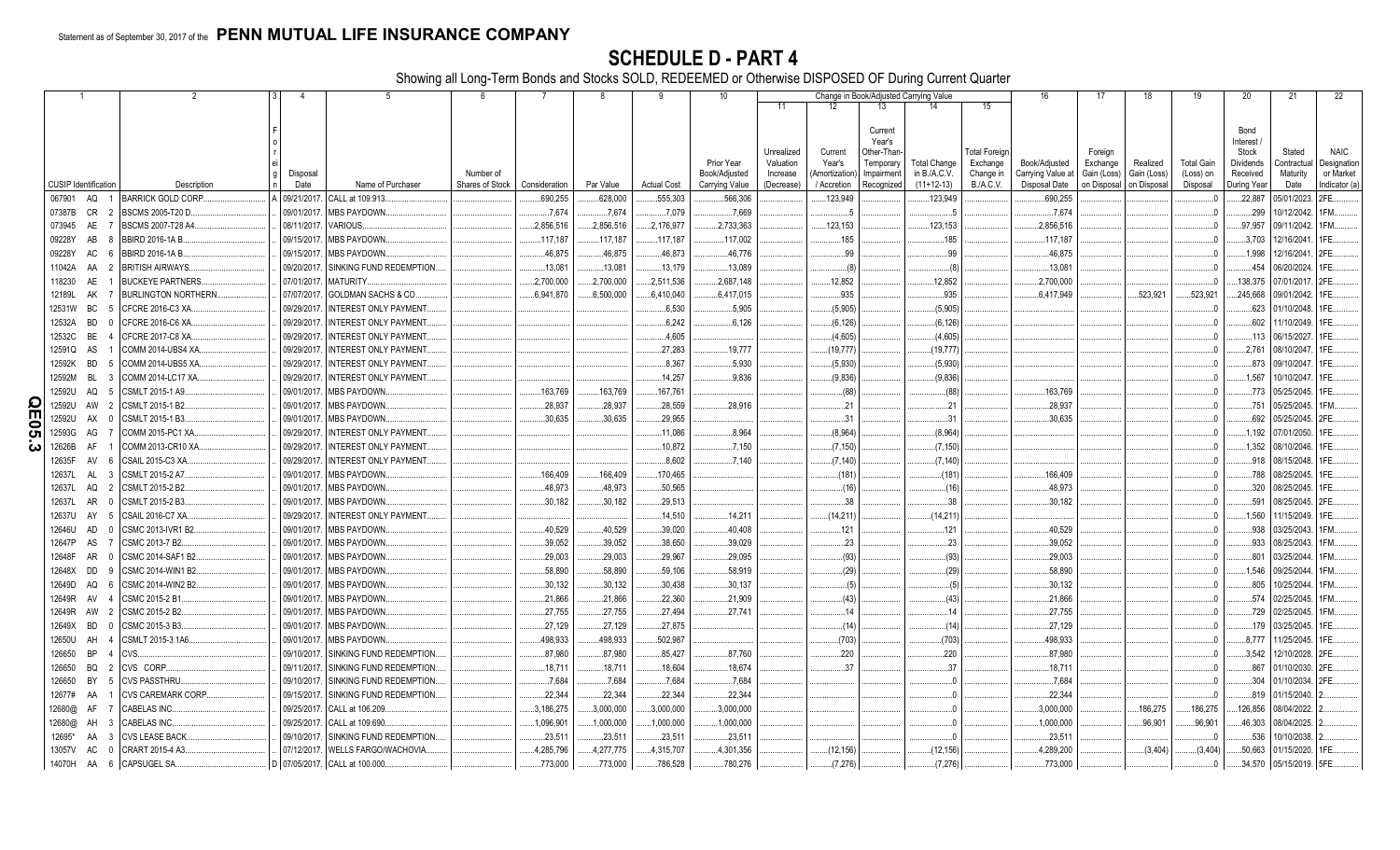Statement as of September 30, 2017 of the **PENN MUTUAL LIFE INSURANCE COMPANY**

# SCHEDULE D - PART 4

Showing all Long-Term Bonds and Stocks SOLD, REDEEMED or Otherwise DISPOSED OF During Current Quarter

| 1 | 2 | 3 | 4 | 5 | 6 | 7 | 8 | 9 | 10 | 11 | 12 | 13 | 14 | 15 | 16 | 17 | 18 | 19 | 20 | 21 | 22 |
|---|---|---|---|---|---|---|---|---|---|---|---|---|---|---|---|---|---|---|---|---|---|
| | | | | | | | | | | Change in Book/Adjusted Carrying Value | | | | | | | | | | | |
| CUSIP Identification | Description | Foreign | Disposal Date | Name of Purchaser | Number of Shares of Stock | Consideration | Par Value | Actual Cost | Prior Year Book/Adjusted Carrying Value | Unrealized Valuation Increase (Decrease) | Current Year's (Amortization) / Accretion | Current Year's Other-Than-Temporary Impairment Recognized | Total Change in B./A.C.V. (11+12-13) | Total Foreign Exchange Change in B./A.C.V. | Book/Adjusted Carrying Value at Disposal Date | Foreign Exchange Gain (Loss) on Disposal | Realized Gain (Loss) on Disposal | Total Gain (Loss) on Disposal | Bond Interest / Stock Dividends Received During Year | Stated Contractual Maturity Date | NAIC Designation or Market Indicator (a) |
| 067901 AQ 1 | BARRICK GOLD CORP. | A | 09/21/2017. | CALL at 109.913. | | 690,255 | 628,000 | 555,303 | 566,306 | | 123,949 | | 123,949 | | 690,255 | | | 0 | 22,887 | 05/01/2023. | 2FE. |
| 07387B CR 2 | BSCMS 2005-T20 D. | | 09/01/2017. | MBS PAYDOWN. | | 7,674 | 7,674 | 7,079 | 7,669 | | 5 | | 5 | | 7,674 | | | 0 | 299 | 10/12/2042. | 1FM. |
| 073945 AE 7 | BSCMS 2007-T28 A4. | | 08/11/2017. | VARIOUS. | | 2,856,516 | 2,856,516 | 2,176,977 | 2,733,363 | | 123,153 | | 123,153 | | 2,856,516 | | | 0 | 97,957 | 09/11/2042. | 1FM. |
| 09228Y AB 8 | BBIRD 2016-1A B. | | 09/15/2017. | MBS PAYDOWN. | | 117,187 | 117,187 | 117,187 | 117,002 | | 185 | | 185 | | 117,187 | | | 0 | 3,703 | 12/16/2041. | 1FE. |
| 09228Y AC 6 | BBIRD 2016-1A B. | | 09/15/2017. | MBS PAYDOWN. | | 46,875 | 46,875 | 46,873 | 46,776 | | 99 | | 99 | | 46,875 | | | 0 | 1,998 | 12/16/2041. | 2FE. |
| 11042A AA 2 | BRITISH AIRWAYS. | | 09/20/2017. | SINKING FUND REDEMPTION. | | 13,081 | 13,081 | 13,179 | 13,089 | | (8) | | (8) | | 13,081 | | | 0 | 454 | 06/20/2024. | 1FE. |
| 118230 AE 1 | BUCKEYE PARTNERS. | | 07/01/2017. | MATURITY. | | 2,700,000 | 2,700,000 | 2,511,536 | 2,687,148 | | 12,852 | | 12,852 | | 2,700,000 | | | 0 | 138,375 | 07/01/2017. | 2FE. |
| 12189L AK 7 | BURLINGTON NORTHERN. | | 07/07/2017. | GOLDMAN SACHS & CO. | | 6,941,870 | 6,500,000 | 6,410,040 | 6,417,015 | | 935 | | 935 | | 6,417,949 | | 523,921 | 523,921 | 245,668 | 09/01/2042. | 1FE. |
| 12531W BC 5 | CFCRE 2016-C3 XA. | | 09/29/2017. | INTEREST ONLY PAYMENT. | | | | 6,530 | 5,905 | | (5,905) | | (5,905) | | | | | 0 | 623 | 01/10/2048. | 1FE. |
| 12532A BD 0 | CFCRE 2016-C6 XA. | | 09/29/2017. | INTEREST ONLY PAYMENT. | | | | 6,242 | 6,126 | | (6,126) | | (6,126) | | | | | 0 | 602 | 11/10/2049. | 1FE. |
| 12532C BE 4 | CFCRE 2017-C8 XA. | | 09/29/2017. | INTEREST ONLY PAYMENT. | | | | 4,605 | | | (4,605) | | (4,605) | | | | | 0 | 113 | 06/15/2027. | 1FE. |
| 12591Q AS 1 | COMM 2014-UBS4 XA. | | 09/29/2017. | INTEREST ONLY PAYMENT. | | | | 27,283 | 19,777 | | (19,777) | | (19,777) | | | | | 0 | 2,761 | 08/10/2047. | 1FE. |
| 12592K BD 5 | COMM 2014-UBS5 XA. | | 09/29/2017. | INTEREST ONLY PAYMENT. | | | | 8,367 | 5,930 | | (5,930) | | (5,930) | | | | | 0 | 873 | 09/10/2047. | 1FE. |
| 12592M BL 3 | COMM 2014-LC17 XA. | | 09/29/2017. | INTEREST ONLY PAYMENT. | | | | 14,257 | 9,836 | | (9,836) | | (9,836) | | | | | 0 | 1,567 | 10/10/2047. | 1FE. |
| 12592U AQ 5 | CSMLT 2015-1 A9. | | 09/01/2017. | MBS PAYDOWN. | | 163,769 | 163,769 | 167,761 | | | (88) | | (88) | | 163,769 | | | 0 | 773 | 05/25/2045. | 1FE. |
| 12592U AW 2 | CSMLT 2015-1 B2. | | 09/01/2017. | MBS PAYDOWN. | | 28,937 | 28,937 | 28,559 | 28,916 | | 21 | | 21 | | 28,937 | | | 0 | 751 | 05/25/2045. | 1FM. |
| 12592U AX 0 | CSMLT 2015-1 B3. | | 09/01/2017. | MBS PAYDOWN. | | 30,635 | 30,635 | 29,955 | | | 31 | | 31 | | 30,635 | | | 0 | 692 | 05/25/2045. | 2FE. |
| 12593G AG 7 | COMM 2015-PC1 XA. | | 09/29/2017. | INTEREST ONLY PAYMENT. | | | | 11,086 | 8,964 | | (8,964) | | (8,964) | | | | | 0 | 1,192 | 07/01/2050. | 1FE. |
| 12626B AF 1 | COMM 2013-CR10 XA. | | 09/29/2017. | INTEREST ONLY PAYMENT. | | | | 10,872 | 7,150 | | (7,150) | | (7,150) | | | | | 0 | 1,352 | 08/10/2046. | 1FE. |
| 12635F AV 6 | CSAIL 2015-C3 XA. | | 09/29/2017. | INTEREST ONLY PAYMENT. | | | | 8,602 | 7,140 | | (7,140) | | (7,140) | | | | | 0 | 918 | 08/15/2048. | 1FE. |
| 12637L AL 3 | CSMLT 2015-2 A7. | | 09/01/2017. | MBS PAYDOWN. | | 166,409 | 166,409 | 170,465 | | | (181) | | (181) | | 166,409 | | | 0 | 788 | 08/25/2045. | 1FE. |
| 12637L AQ 2 | CSMLT 2015-2 B2. | | 09/01/2017. | MBS PAYDOWN. | | 48,973 | 48,973 | 50,565 | | | (16) | | (16) | | 48,973 | | | 0 | 320 | 08/25/2045. | 1FE. |
| 12637L AR 0 | CSMLT 2015-2 B3. | | 09/01/2017. | MBS PAYDOWN. | | 30,182 | 30,182 | 29,513 | | | 38 | | 38 | | 30,182 | | | 0 | 591 | 08/25/2045. | 2FE. |
| 12637U AY 5 | CSAIL 2016-C7 XA. | | 09/29/2017. | INTEREST ONLY PAYMENT. | | | | 14,510 | 14,211 | | (14,211) | | (14,211) | | | | | 0 | 1,560 | 11/15/2049. | 1FE. |
| 12646U AD 0 | CSMC 2013-IVR1 B2. | | 09/01/2017. | MBS PAYDOWN. | | 40,529 | 40,529 | 39,020 | 40,408 | | 121 | | 121 | | 40,529 | | | 0 | 938 | 03/25/2043. | 1FM. |
| 12647P AS 7 | CSMC 2013-7 B2. | | 09/01/2017. | MBS PAYDOWN. | | 39,052 | 39,052 | 38,650 | 39,029 | | 23 | | 23 | | 39,052 | | | 0 | 933 | 08/25/2043. | 1FM. |
| 12648F AR 0 | CSMC 2014-SAF1 B2. | | 09/01/2017. | MBS PAYDOWN. | | 29,003 | 29,003 | 29,967 | 29,095 | | (93) | | (93) | | 29,003 | | | 0 | 801 | 03/25/2044. | 1FM. |
| 12648X DD 9 | CSMC 2014-WIN1 B2. | | 09/01/2017. | MBS PAYDOWN. | | 58,890 | 58,890 | 59,106 | 58,919 | | (29) | | (29) | | 58,890 | | | 0 | 1,546 | 09/25/2044. | 1FM. |
| 12649D AQ 6 | CSMC 2014-WIN2 B2. | | 09/01/2017. | MBS PAYDOWN. | | 30,132 | 30,132 | 30,438 | 30,137 | | (5) | | (5) | | 30,132 | | | 0 | 805 | 10/25/2044. | 1FM. |
| 12649R AV 4 | CSMC 2015-2 B1. | | 09/01/2017. | MBS PAYDOWN. | | 21,866 | 21,866 | 22,360 | 21,909 | | (43) | | (43) | | 21,866 | | | 0 | 574 | 02/25/2045. | 1FM. |
| 12649R AW 2 | CSMC 2015-2 B2. | | 09/01/2017. | MBS PAYDOWN. | | 27,755 | 27,755 | 27,494 | 27,741 | | 14 | | 14 | | 27,755 | | | 0 | 729 | 02/25/2045. | 1FM. |
| 12649X BD 0 | CSMC 2015-3 B3. | | 09/01/2017. | MBS PAYDOWN. | | 27,129 | 27,129 | 27,875 | | | (14) | | (14) | | 27,129 | | | 0 | 179 | 03/25/2045. | 1FE. |
| 12650U AH 4 | CSMLT 2015-3 1A6. | | 09/01/2017. | MBS PAYDOWN. | | 498,933 | 498,933 | 502,987 | | | (703) | | (703) | | 498,933 | | | 0 | 8,777 | 11/25/2045. | 1FE. |
| 126650 BP 4 | CVS. | | 09/10/2017. | SINKING FUND REDEMPTION. | | 87,980 | 87,980 | 85,427 | 87,760 | | 220 | | 220 | | 87,980 | | | 0 | 3,542 | 12/10/2028. | 2FE. |
| 126650 BQ 2 | CVS CORP. | | 09/11/2017. | SINKING FUND REDEMPTION. | | 18,711 | 18,711 | 18,604 | 18,674 | | 37 | | 37 | | 18,711 | | | 0 | 867 | 01/10/2030. | 2FE. |
| 126650 BY 5 | CVS PASSTHRU. | | 09/10/2017. | SINKING FUND REDEMPTION. | | 7,684 | 7,684 | 7,684 | 7,684 | | | | 0 | | 7,684 | | | 0 | 304 | 01/10/2034. | 2FE. |
| 12677# AA 1 | CVS CAREMARK CORP. | | 09/15/2017. | SINKING FUND REDEMPTION. | | 22,344 | 22,344 | 22,344 | 22,344 | | | | 0 | | 22,344 | | | 0 | 819 | 01/15/2040. | 2. |
| 12680@ AF 7 | CABELAS INC. | | 09/25/2017. | CALL at 106.209. | | 3,186,275 | 3,000,000 | 3,000,000 | 3,000,000 | | | | 0 | | 3,000,000 | | 186,275 | 186,275 | 126,856 | 08/04/2022. | 2. |
| 12680@ AH 3 | CABELAS INC. | | 09/25/2017. | CALL at 109.690. | | 1,096,901 | 1,000,000 | 1,000,000 | 1,000,000 | | | | 0 | | 1,000,000 | | 96,901 | 96,901 | 46,303 | 08/04/2025. | 2. |
| 12695* AA 3 | CVS LEASE BACK. | | 09/10/2017. | SINKING FUND REDEMPTION. | | 23,511 | 23,511 | 23,511 | 23,511 | | | | 0 | | 23,511 | | | 0 | 536 | 10/10/2038. | 2. |
| 13057V AC 0 | CRART 2015-4 A3. | | 07/12/2017. | WELLS FARGO/WACHOVIA. | | 4,285,796 | 4,277,775 | 4,315,707 | 4,301,356 | | (12,156) | | (12,156) | | 4,289,200 | | (3,404) | (3,404) | 50,663 | 01/15/2020. | 1FE. |
| 14070H AA 6 | CAPSUGEL SA. | D | 07/05/2017. | CALL at 100.000. | | 773,000 | 773,000 | 786,528 | 780,276 | | (7,276) | | (7,276) | | 773,000 | | | 0 | 34,570 | 05/15/2019. | 5FE. |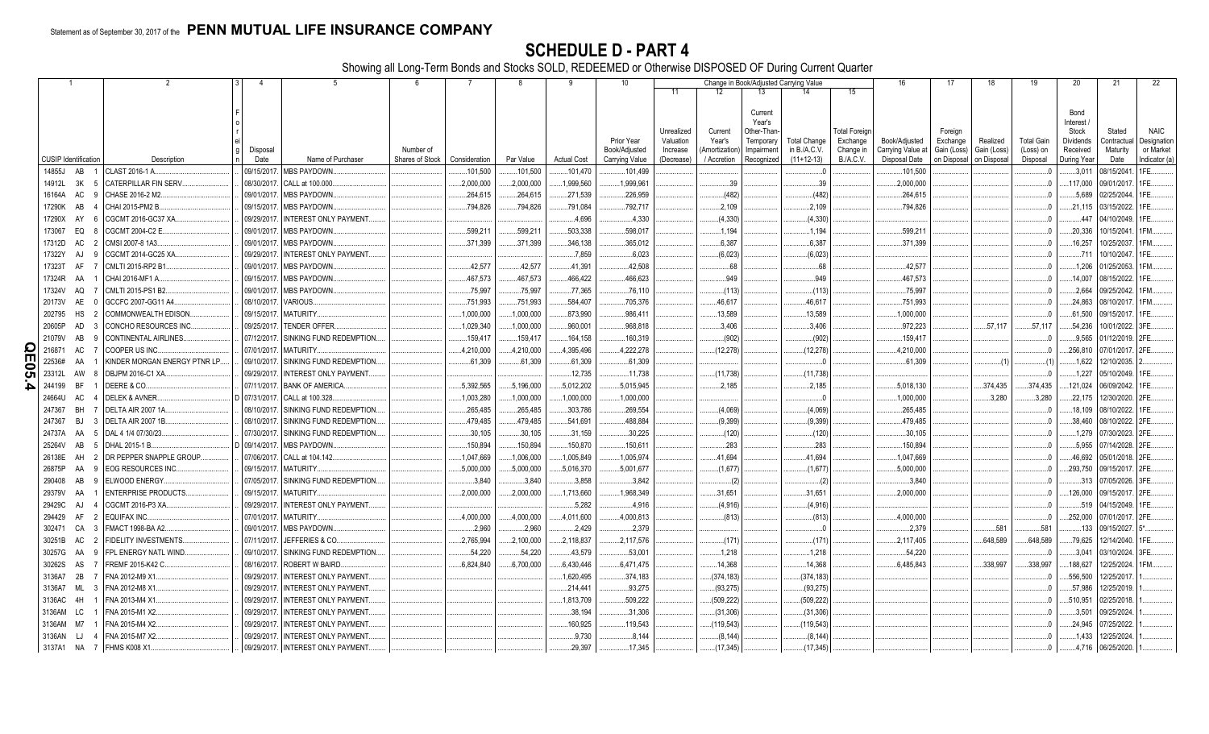Statement as of September 30, 2017 of the **PENN MUTUAL LIFE INSURANCE COMPANY**

# SCHEDULE D - PART 4

Showing all Long-Term Bonds and Stocks SOLD, REDEEMED or Otherwise DISPOSED OF During Current Quarter

| 1 | 2 | 3 | 4 | 5 | 6 | 7 | 8 | 9 | 10 | Change in Book/Adjusted Carrying Value | | | | | 16 | 17 | 18 | 19 | 20 | 21 | 22 |
|---|---|---|---|---|---|---|---|---|---|---|---|---|---|---|---|---|---|---|---|---|---|
| | | | | | | | | | | 11 | 12 | 13 | 14 | 15 | | | | | | | |
| CUSIP Identification | Description | Foreign | Disposal Date | Name of Purchaser | Number of Shares of Stock | Consideration | Par Value | Actual Cost | Prior Year Book/Adjusted Carrying Value | Unrealized Valuation Increase (Decrease) | Current Year's (Amortization) / Accretion | Current Year's Other-Than-Temporary Impairment Recognized | Total Change in B./A.C.V. (11+12-13) | Total Foreign Exchange Change in B./A.C.V. | Book/Adjusted Carrying Value at Disposal Date | Foreign Exchange Gain (Loss) on Disposal | Realized Gain (Loss) on Disposal | Total Gain (Loss) on Disposal | Bond Interest / Stock Dividends Received During Year | Stated Contractual Maturity Date | NAIC Designation or Market Indicator (a) |
| 14855J AB 1 | CLAST 2016-1 A. | | 09/15/2017. | MBS PAYDOWN. | | 101,500 | 101,500 | 101,470 | 101,499 | | | | 0 | | 101,500 | | | 0 | 3,011 | 08/15/2041. | 1FE. |
| 14912L 3K 5 | CATERPILLAR FIN SERV. | | 08/30/2017. | CALL at 100.000. | | 2,000,000 | 2,000,000 | 1,999,560 | 1,999,961 | | 39 | | 39 | | 2,000,000 | | | 0 | 117,000 | 09/01/2017. | 1FE. |
| 16164A AC 9 | CHASE 2016-2 M2. | | 09/01/2017. | MBS PAYDOWN. | | 264,615 | 264,615 | 271,539 | 226,959 | | (482) | | (482) | | 264,615 | | | 0 | 5,689 | 02/25/2044. | 1FE. |
| 17290K AB 4 | CHAI 2015-PM2 B. | | 09/15/2017. | MBS PAYDOWN. | | 794,826 | 794,826 | 791,084 | 792,717 | | 2,109 | | 2,109 | | 794,826 | | | 0 | 21,115 | 03/15/2022. | 1FE. |
| 17290X AY 6 | CGCMT 2016-GC37 XA. | | 09/29/2017. | INTEREST ONLY PAYMENT. | | | | 4,696 | 4,330 | | (4,330) | | (4,330) | | | | | 0 | 447 | 04/10/2049. | 1FE. |
| 173067 EQ 8 | CGCMT 2004-C2 E. | | 09/01/2017. | MBS PAYDOWN. | | 599,211 | 599,211 | 503,338 | 598,017 | | 1,194 | | 1,194 | | 599,211 | | | 0 | 20,336 | 10/15/2041. | 1FM. |
| 17312D AC 2 | CMSI 2007-8 1A3. | | 09/01/2017. | MBS PAYDOWN. | | 371,399 | 371,399 | 346,138 | 365,012 | | 6,387 | | 6,387 | | 371,399 | | | 0 | 16,257 | 10/25/2037. | 1FM. |
| 17322Y AJ 9 | CGCMT 2014-GC25 XA. | | 09/29/2017. | INTEREST ONLY PAYMENT. | | | | 7,859 | 6,023 | | (6,023) | | (6,023) | | | | | 0 | 711 | 10/10/2047. | 1FE. |
| 17323T AF 7 | CMLTI 2015-RP2 B1. | | 09/01/2017. | MBS PAYDOWN. | | 42,577 | 42,577 | 41,391 | 42,508 | | 68 | | 68 | | 42,577 | | | 0 | 1,206 | 01/25/2053. | 1FM. |
| 17324R AA 1 | CHAI 2016-MF1 A. | | 09/15/2017. | MBS PAYDOWN. | | 467,573 | 467,573 | 466,422 | 466,623 | | 949 | | 949 | | 467,573 | | | 0 | 14,007 | 08/15/2022. | 1FE. |
| 17324V AQ 7 | CMLTI 2015-PS1 B2. | | 09/01/2017. | MBS PAYDOWN. | | 75,997 | 75,997 | 77,365 | 76,110 | | (113) | | (113) | | 75,997 | | | 0 | 2,664 | 09/25/2042. | 1FM. |
| 20173V AE 0 | GCCFC 2007-GG11 A4. | | 08/10/2017. | VARIOUS. | | 751,993 | 751,993 | 584,407 | 705,376 | | 46,617 | | 46,617 | | 751,993 | | | 0 | 24,863 | 08/10/2017. | 1FM. |
| 202795 HS 2 | COMMONWEALTH EDISON. | | 09/15/2017. | MATURITY. | | 1,000,000 | 1,000,000 | 873,990 | 986,411 | | 13,589 | | 13,589 | | 1,000,000 | | | 0 | 61,500 | 09/15/2017. | 1FE. |
| 20605P AD 3 | CONCHO RESOURCES INC. | | 09/25/2017. | TENDER OFFER. | | 1,029,340 | 1,000,000 | 960,001 | 968,818 | | 3,406 | | 3,406 | | 972,223 | | 57,117 | 57,117 | 54,236 | 10/01/2022. | 3FE. |
| 21079V AB 9 | CONTINENTAL AIRLINES. | | 07/12/2017. | SINKING FUND REDEMPTION. | | 159,417 | 159,417 | 164,158 | 160,319 | | (902) | | (902) | | 159,417 | | | 0 | 9,565 | 01/12/2019. | 2FE. |
| 216871 AC 7 | COOPER US INC. | | 07/01/2017. | MATURITY. | | 4,210,000 | 4,210,000 | 4,395,496 | 4,222,278 | | (12,278) | | (12,278) | | 4,210,000 | | | 0 | 256,810 | 07/01/2017. | 2FE. |
| 22536# AA 1 | KINDER MORGAN ENERGY PTNR LP. | | 09/10/2017. | SINKING FUND REDEMPTION. | | 61,309 | 61,309 | 61,309 | 61,309 | | | | 0 | | 61,309 | | (1) | (1) | 1,622 | 12/10/2035. | 2. |
| 23312L AW 8 | DBJPM 2016-C1 XA. | | 09/29/2017. | INTEREST ONLY PAYMENT. | | | | 12,735 | 11,738 | | (11,738) | | (11,738) | | | | | 0 | 1,227 | 05/10/2049. | 1FE. |
| 244199 BF 1 | DEERE & CO. | | 07/11/2017. | BANK OF AMERICA. | | 5,392,565 | 5,196,000 | 5,012,202 | 5,015,945 | | 2,185 | | 2,185 | | 5,018,130 | | 374,435 | 374,435 | 121,024 | 06/09/2042. | 1FE. |
| 24664U AC 4 | DELEK & AVNER. | D | 07/31/2017. | CALL at 100.328. | | 1,003,280 | 1,000,000 | 1,000,000 | 1,000,000 | | | | 0 | | 1,000,000 | | 3,280 | 3,280 | 22,175 | 12/30/2020. | 2FE. |
| 247367 BH 7 | DELTA AIR 2007 1A. | | 08/10/2017. | SINKING FUND REDEMPTION. | | 265,485 | 265,485 | 303,786 | 269,554 | | (4,069) | | (4,069) | | 265,485 | | | 0 | 18,109 | 08/10/2022. | 1FE. |
| 247367 BJ 3 | DELTA AIR 2007 1B. | | 08/10/2017. | SINKING FUND REDEMPTION. | | 479,485 | 479,485 | 541,691 | 488,884 | | (9,399) | | (9,399) | | 479,485 | | | 0 | 38,460 | 08/10/2022. | 2FE. |
| 24737A AA 5 | DAL 4 1/4 07/30/23. | | 07/30/2017. | SINKING FUND REDEMPTION. | | 30,105 | 30,105 | 31,159 | 30,225 | | (120) | | (120) | | 30,105 | | | 0 | 1,279 | 07/30/2023. | 2FE. |
| 25264V AB 5 | DHAL 2015-1 B. | D | 09/14/2017. | MBS PAYDOWN. | | 150,894 | 150,894 | 150,870 | 150,611 | | 283 | | 283 | | 150,894 | | | 0 | 5,955 | 07/14/2028. | 2FE. |
| 26138E AH 2 | DR PEPPER SNAPPLE GROUP. | | 07/06/2017. | CALL at 104.142. | | 1,047,669 | 1,006,000 | 1,005,849 | 1,005,974 | | 41,694 | | 41,694 | | 1,047,669 | | | 0 | 46,692 | 05/01/2018. | 2FE. |
| 26875P AA 9 | EOG RESOURCES INC. | | 09/15/2017. | MATURITY. | | 5,000,000 | 5,000,000 | 5,016,370 | 5,001,677 | | (1,677) | | (1,677) | | 5,000,000 | | | 0 | 293,750 | 09/15/2017. | 2FE. |
| 290408 AB 9 | ELWOOD ENERGY. | | 07/05/2017. | SINKING FUND REDEMPTION. | | 3,840 | 3,840 | 3,858 | 3,842 | | (2) | | (2) | | 3,840 | | | 0 | 313 | 07/05/2026. | 3FE. |
| 29379V AA 1 | ENTERPRISE PRODUCTS. | | 09/15/2017. | MATURITY. | | 2,000,000 | 2,000,000 | 1,713,660 | 1,968,349 | | 31,651 | | 31,651 | | 2,000,000 | | | 0 | 126,000 | 09/15/2017. | 2FE. |
| 29429C AJ 4 | CGCMT 2016-P3 XA. | | 09/29/2017. | INTEREST ONLY PAYMENT. | | | | 5,282 | 4,916 | | (4,916) | | (4,916) | | | | | 0 | 519 | 04/15/2049. | 1FE. |
| 294429 AF 2 | EQUIFAX INC. | | 07/01/2017. | MATURITY. | | 4,000,000 | 4,000,000 | 4,011,600 | 4,000,813 | | (813) | | (813) | | 4,000,000 | | | 0 | 252,000 | 07/01/2017. | 2FE. |
| 302471 CA 3 | FMACT 1998-BA A2. | | 09/01/2017. | MBS PAYDOWN. | | 2,960 | 2,960 | 2,429 | 2,379 | | | | 0 | | 2,379 | | 581 | 581 | 133 | 09/15/2027. | 5*. |
| 30251B AC 2 | FIDELITY INVESTMENTS. | | 07/11/2017. | JEFFERIES & CO. | | 2,765,994 | 2,100,000 | 2,118,837 | 2,117,576 | | (171) | | (171) | | 2,117,405 | | 648,589 | 648,589 | 79,625 | 12/14/2040. | 1FE. |
| 30257G AA 9 | FPL ENERGY NATL WIND. | | 09/10/2017. | SINKING FUND REDEMPTION. | | 54,220 | 54,220 | 43,579 | 53,001 | | 1,218 | | 1,218 | | 54,220 | | | 0 | 3,041 | 03/10/2024. | 3FE. |
| 30262S AS 7 | FREMF 2015-K42 C. | | 08/16/2017. | ROBERT W BAIRD. | | 6,824,840 | 6,700,000 | 6,430,446 | 6,471,475 | | 14,368 | | 14,368 | | 6,485,843 | | 338,997 | 338,997 | 188,627 | 12/25/2024. | 1FM. |
| 3136A7 2B 7 | FNA 2012-M9 X1. | | 09/29/2017. | INTEREST ONLY PAYMENT. | | | | 1,620,495 | 374,183 | | (374,183) | | (374,183) | | | | | 0 | 556,500 | 12/25/2017. | 1. |
| 3136A7 ML 3 | FNA 2012-M8 X1. | | 09/29/2017. | INTEREST ONLY PAYMENT. | | | | 214,441 | 93,275 | | (93,275) | | (93,275) | | | | | 0 | 57,986 | 12/25/2019. | 1. |
| 3136AC 4H 1 | FNA 2013-M4 X1. | | 09/29/2017. | INTEREST ONLY PAYMENT. | | | | 1,813,709 | 509,222 | | (509,222) | | (509,222) | | | | | 0 | 510,951 | 02/25/2018. | 1. |
| 3136AM LC 1 | FNA 2015-M1 X2. | | 09/29/2017. | INTEREST ONLY PAYMENT. | | | | 38,194 | 31,306 | | (31,306) | | (31,306) | | | | | 0 | 3,501 | 09/25/2024. | 1. |
| 3136AM M7 1 | FNA 2015-M4 X2. | | 09/29/2017. | INTEREST ONLY PAYMENT. | | | | 160,925 | 119,543 | | (119,543) | | (119,543) | | | | | 0 | 24,945 | 07/25/2022. | 1. |
| 3136AN LJ 4 | FNA 2015-M7 X2. | | 09/29/2017. | INTEREST ONLY PAYMENT. | | | | 9,730 | 8,144 | | (8,144) | | (8,144) | | | | | 0 | 1,433 | 12/25/2024. | 1. |
| 3137A1 NA 7 | FHMS K008 X1. | | 09/29/2017. | INTEREST ONLY PAYMENT. | | | | 29,397 | 17,345 | | (17,345) | | (17,345) | | | | | 0 | 4,716 | 06/25/2020. | 1. |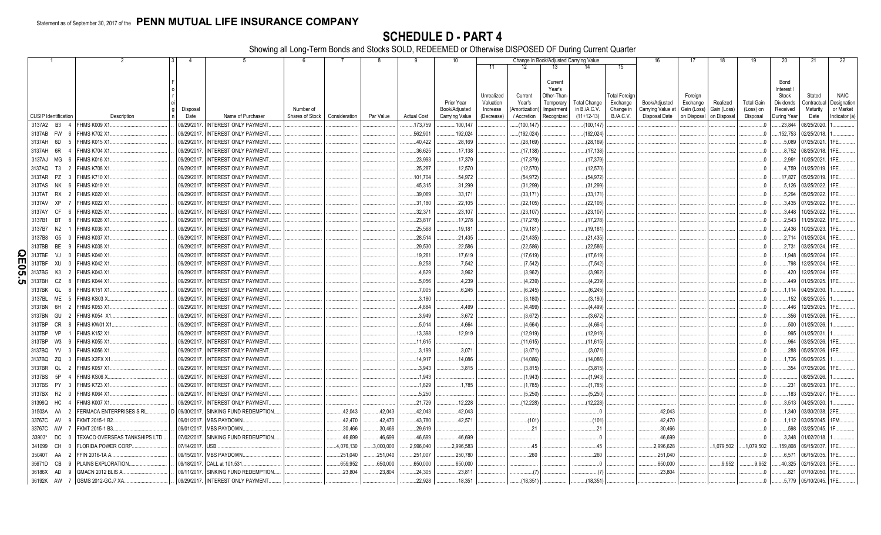Statement as of September 30, 2017 of the **PENN MUTUAL LIFE INSURANCE COMPANY**

# SCHEDULE D - PART 4

Showing all Long-Term Bonds and Stocks SOLD, REDEEMED or Otherwise DISPOSED OF During Current Quarter

| 1 | 2 | 3 | 4 | 5 | 6 | 7 | 8 | 9 | 10 | Change in Book/Adjusted Carrying Value | | | | | 16 | 17 | 18 | 19 | 20 | 21 | 22 |
|---|---|---|---|---|---|---|---|---|---|---|---|---|---|---|---|---|---|---|---|---|---|
| | | | | | | | | | | 11 | 12 | 13 | 14 | 15 | | | | | | | |
| CUSIP Identification | Description | Foreign | Disposal Date | Name of Purchaser | Number of Shares of Stock | Consideration | Par Value | Actual Cost | Prior Year Book/Adjusted Carrying Value | Unrealized Valuation Increase (Decrease) | Current Year's (Amortization) / Accretion | Current Year's Other-Than-Temporary Impairment Recognized | Total Change in B./A.C.V. (11+12-13) | Total Foreign Exchange Change in B./A.C.V. | Book/Adjusted Carrying Value at Disposal Date | Foreign Exchange Gain (Loss) on Disposal | Realized Gain (Loss) on Disposal | Total Gain (Loss) on Disposal | Bond Interest / Stock Dividends Received During Year | Stated Contractual Maturity Date | NAIC Designation or Market Indicator (a) |
| 3137A2 B3 4 | FHMS K009 X1 | | 09/29/2017 | INTEREST ONLY PAYMENT | | | | 173,759 | 100,147 | | (100,147) | | (100,147) | | | | | 0 | 23,844 | 08/25/2020 | 1 |
| 3137AB FW 6 | FHMS K702 X1 | | 09/29/2017 | INTEREST ONLY PAYMENT | | | | 562,901 | 192,024 | | (192,024) | | (192,024) | | | | | 0 | 152,753 | 02/25/2018 | 1 |
| 3137AH 6D 5 | FHMS K015 X1 | | 09/29/2017 | INTEREST ONLY PAYMENT | | | | 40,422 | 28,169 | | (28,169) | | (28,169) | | | | | 0 | 5,089 | 07/25/2021 | 1FE |
| 3137AH 6R 4 | FHMS K704 X1 | | 09/29/2017 | INTEREST ONLY PAYMENT | | | | 36,625 | 17,138 | | (17,138) | | (17,138) | | | | | 0 | 8,752 | 08/25/2018 | 1FE |
| 3137AJ MG 6 | FHMS K016 X1 | | 09/29/2017 | INTEREST ONLY PAYMENT | | | | 23,993 | 17,379 | | (17,379) | | (17,379) | | | | | 0 | 2,991 | 10/25/2021 | 1FE |
| 3137AQ T3 2 | FHMS K708 X1 | | 09/29/2017 | INTEREST ONLY PAYMENT | | | | 25,287 | 12,570 | | (12,570) | | (12,570) | | | | | 0 | 4,759 | 01/25/2019 | 1FE |
| 3137AR PZ 3 | FHMS K710 X1 | | 09/29/2017 | INTEREST ONLY PAYMENT | | | | 101,704 | 54,972 | | (54,972) | | (54,972) | | | | | 0 | 17,827 | 05/25/2019 | 1FE |
| 3137AS NK 6 | FHMS K019 X1 | | 09/29/2017 | INTEREST ONLY PAYMENT | | | | 45,315 | 31,299 | | (31,299) | | (31,299) | | | | | 0 | 5,126 | 03/25/2022 | 1FE |
| 3137AT RX 2 | FHMS K020 X1 | | 09/29/2017 | INTEREST ONLY PAYMENT | | | | 39,069 | 33,171 | | (33,171) | | (33,171) | | | | | 0 | 5,294 | 05/25/2022 | 1FE |
| 3137AV XP 7 | FHMS K022 X1 | | 09/29/2017 | INTEREST ONLY PAYMENT | | | | 31,180 | 22,105 | | (22,105) | | (22,105) | | | | | 0 | 3,435 | 07/25/2022 | 1FE |
| 3137AY CF 6 | FHMS K025 X1 | | 09/29/2017 | INTEREST ONLY PAYMENT | | | | 32,371 | 23,107 | | (23,107) | | (23,107) | | | | | 0 | 3,448 | 10/25/2022 | 1FE |
| 3137B1 BT 8 | FHMS K026 X1 | | 09/29/2017 | INTEREST ONLY PAYMENT | | | | 23,817 | 17,278 | | (17,278) | | (17,278) | | | | | 0 | 2,543 | 11/25/2022 | 1FE |
| 3137B7 N2 1 | FHMS K036 X1 | | 09/29/2017 | INTEREST ONLY PAYMENT | | | | 25,568 | 19,181 | | (19,181) | | (19,181) | | | | | 0 | 2,436 | 10/25/2023 | 1FE |
| 3137B8 G5 0 | FHMS K037 X1 | | 09/29/2017 | INTEREST ONLY PAYMENT | | | | 28,514 | 21,435 | | (21,435) | | (21,435) | | | | | 0 | 2,714 | 01/25/2024 | 1FE |
| 3137BB BE 9 | FHMS K038 X1 | | 09/29/2017 | INTEREST ONLY PAYMENT | | | | 29,530 | 22,586 | | (22,586) | | (22,586) | | | | | 0 | 2,731 | 03/25/2024 | 1FE |
| 3137BE VJ 0 | FHMS K040 X1 | | 09/29/2017 | INTEREST ONLY PAYMENT | | | | 19,261 | 17,619 | | (17,619) | | (17,619) | | | | | 0 | 1,948 | 09/25/2024 | 1FE |
| 3137BF XU 0 | FHMS K042 X1 | | 09/29/2017 | INTEREST ONLY PAYMENT | | | | 9,258 | 7,542 | | (7,542) | | (7,542) | | | | | 0 | 798 | 12/25/2024 | 1FE |
| 3137BG K3 2 | FHMS K043 X1 | | 09/29/2017 | INTEREST ONLY PAYMENT | | | | 4,829 | 3,962 | | (3,962) | | (3,962) | | | | | 0 | 420 | 12/25/2024 | 1FE |
| 3137BH CZ 8 | FHMS K044 X1 | | 09/29/2017 | INTEREST ONLY PAYMENT | | | | 5,056 | 4,239 | | (4,239) | | (4,239) | | | | | 0 | 449 | 01/25/2025 | 1FE |
| 3137BK GL 8 | FHMS K151 X1 | | 09/29/2017 | INTEREST ONLY PAYMENT | | | | 7,005 | 6,245 | | (6,245) | | (6,245) | | | | | 0 | 1,114 | 04/25/2030 | 1 |
| 3137BL ME 5 | FHMS KS03 X | | 09/29/2017 | INTEREST ONLY PAYMENT | | | | 3,180 | | | (3,180) | | (3,180) | | | | | 0 | 152 | 08/25/2025 | 1 |
| 3137BN 6H 2 | FHMS K053 X1 | | 09/29/2017 | INTEREST ONLY PAYMENT | | | | 4,884 | 4,499 | | (4,499) | | (4,499) | | | | | 0 | 446 | 12/25/2025 | 1FE |
| 3137BN GU 2 | FHMS K054 X1 | | 09/29/2017 | INTEREST ONLY PAYMENT | | | | 3,949 | 3,672 | | (3,672) | | (3,672) | | | | | 0 | 356 | 01/25/2026 | 1FE |
| 3137BP CR 8 | FHMS KW01 X1 | | 09/29/2017 | INTEREST ONLY PAYMENT | | | | 5,014 | 4,664 | | (4,664) | | (4,664) | | | | | 0 | 500 | 01/25/2026 | 1 |
| 3137BP VP 1 | FHMS K152 X1 | | 09/29/2017 | INTEREST ONLY PAYMENT | | | | 13,398 | 12,919 | | (12,919) | | (12,919) | | | | | 0 | 995 | 01/25/2031 | 1 |
| 3137BP W3 9 | FHMS K055 X1 | | 09/29/2017 | INTEREST ONLY PAYMENT | | | | 11,615 | | | (11,615) | | (11,615) | | | | | 0 | 964 | 03/25/2026 | 1FE |
| 3137BQ YV 3 | FHMS K056 X1 | | 09/29/2017 | INTEREST ONLY PAYMENT | | | | 3,199 | 3,071 | | (3,071) | | (3,071) | | | | | 0 | 288 | 05/25/2026 | 1FE |
| 3137BQ ZQ 3 | FHMS X2FX X1 | | 09/29/2017 | INTEREST ONLY PAYMENT | | | | 14,917 | 14,086 | | (14,086) | | (14,086) | | | | | 0 | 1,726 | 09/25/2025 | 1 |
| 3137BR QL 2 | FHMS K057 X1 | | 09/29/2017 | INTEREST ONLY PAYMENT | | | | 3,943 | 3,815 | | (3,815) | | (3,815) | | | | | 0 | 354 | 07/25/2026 | 1FE |
| 3137BS 5P 4 | FHMS KS06 X | | 09/29/2017 | INTEREST ONLY PAYMENT | | | | 1,943 | | | (1,943) | | (1,943) | | | | | 0 | | 08/25/2026 | 1 |
| 3137BS PY 3 | FHMS K723 X1 | | 09/29/2017 | INTEREST ONLY PAYMENT | | | | 1,829 | 1,785 | | (1,785) | | (1,785) | | | | | 0 | 231 | 08/25/2023 | 1FE |
| 3137BX R2 0 | FHMS K064 X1 | | 09/29/2017 | INTEREST ONLY PAYMENT | | | | 5,250 | | | (5,250) | | (5,250) | | | | | 0 | 183 | 03/25/2027 | 1FE |
| 31398Q HC 4 | FHMS K007 X1 | | 09/29/2017 | INTEREST ONLY PAYMENT | | | | 21,729 | 12,228 | | (12,228) | | (12,228) | | | | | 0 | 3,513 | 04/25/2020 | 1 |
| 31503A AA 2 | FERMACA ENTERPRISES S RL | D | 09/30/2017 | SINKING FUND REDEMPTION | | 42,043 | 42,043 | 42,043 | 42,043 | | | | 0 | | 42,043 | | | 0 | 1,340 | 03/30/2038 | 2FE |
| 33767C AV 9 | FKMT 2015-1 B2 | | 09/01/2017 | MBS PAYDOWN | | 42,470 | 42,470 | 43,780 | 42,571 | | (101) | | (101) | | 42,470 | | | 0 | 1,112 | 03/25/2045 | 1FM |
| 33767C AW 7 | FKMT 2015-1 B3 | | 09/01/2017 | MBS PAYDOWN | | 30,466 | 30,466 | 29,619 | | | 21 | | 21 | | 30,466 | | | 0 | 598 | 03/25/2045 | 1F |
| 33903* DC 0 | TEXACO OVERSEAS TANKSHIPS LTD | | 07/02/2017 | SINKING FUND REDEMPTION | | 46,699 | 46,699 | 46,699 | 46,699 | | | | 0 | | 46,699 | | | 0 | 3,348 | 01/02/2018 | 1 |
| 341099 CH 0 | FLORIDA POWER CORP | | 07/14/2017 | USB | | 4,076,130 | 3,000,000 | 2,996,040 | 2,996,583 | | 45 | | 45 | | 2,996,628 | | 1,079,502 | 1,079,502 | 159,808 | 09/15/2037 | 1FE |
| 35040T AA 2 | FFIN 2016-1A A | | 09/15/2017 | MBS PAYDOWN | | 251,040 | 251,040 | 251,007 | 250,780 | | 260 | | 260 | | 251,040 | | | 0 | 6,571 | 06/15/2035 | 1FE |
| 35671D CB 9 | PLAINS EXPLORATION | | 09/18/2017 | CALL at 101.531 | | 659,952 | 650,000 | 650,000 | 650,000 | | | | 0 | | 650,000 | | 9,952 | 9,952 | 40,325 | 02/15/2023 | 3FE |
| 36186X AD 9 | GMACN 2012 BLIS A | | 09/11/2017 | SINKING FUND REDEMPTION | | 23,804 | 23,804 | 24,305 | 23,811 | | (7) | | (7) | | 23,804 | | | 0 | 821 | 07/10/2050 | 1FE |
| 36192K AW 7 | GSMS 2012-GCJ7 XA | | 09/29/2017 | INTEREST ONLY PAYMENT | | | | 22,928 | 18,351 | | (18,351) | | (18,351) | | | | | 0 | 5,779 | 05/10/2045 | 1FE |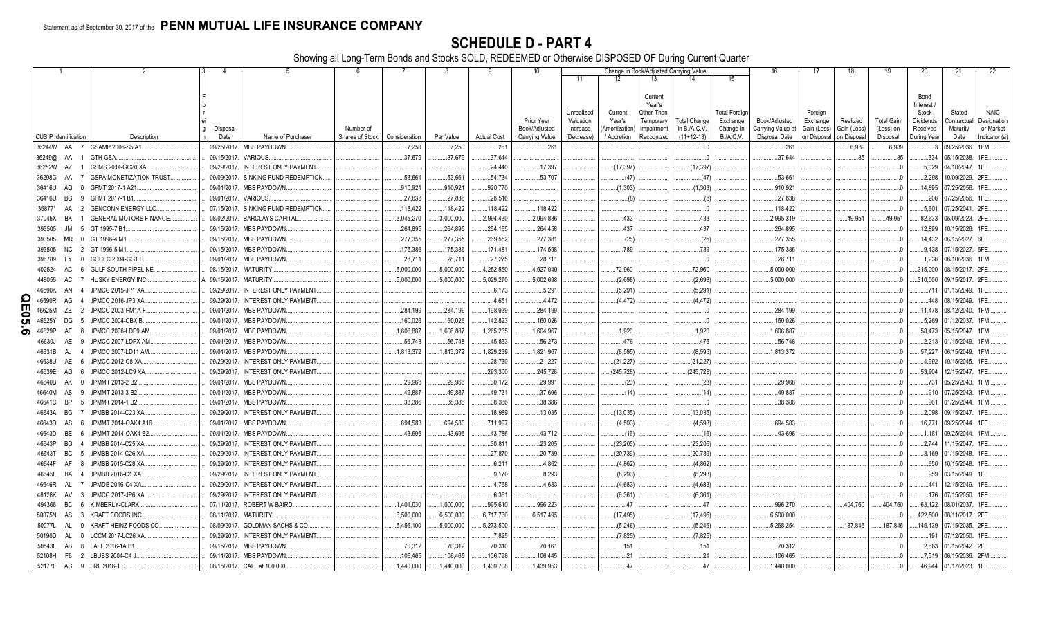Statement as of September 30, 2017 of the **PENN MUTUAL LIFE INSURANCE COMPANY**

# SCHEDULE D - PART 4

Showing all Long-Term Bonds and Stocks SOLD, REDEEMED or Otherwise DISPOSED OF During Current Quarter

| 1 | 2 | 3 | 4 | 5 | 6 | 7 | 8 | 9 | 10 | 11 | 12 | 13 | 14 | 15 | 16 | 17 | 18 | 19 | 20 | 21 | 22 |
|---|---|---|---|---|---|---|---|---|---|---|---|---|---|---|---|---|---|---|---|---|---|
| | | | | | | | | | | Change in Book/Adjusted Carrying Value | | | | | | | | | | | |
| CUSIP Identification | Description | Foreign | Disposal Date | Name of Purchaser | Number of Shares of Stock | Consideration | Par Value | Actual Cost | Prior Year Book/Adjusted Carrying Value | Unrealized Valuation Increase (Decrease) | Current Year's (Amortization) / Accretion | Current Year's Other-Than-Temporary Impairment Recognized | Total Change in B./A.C.V. (11+12-13) | Total Foreign Exchange Change in B./A.C.V. | Book/Adjusted Carrying Value at Disposal Date | Foreign Exchange Gain (Loss) on Disposal | Realized Gain (Loss) on Disposal | Total Gain (Loss) on Disposal | Bond Interest / Stock Dividends Received During Year | Stated Contractual Maturity Date | NAIC Designation or Market Indicator (a) |
| 36244W AA 7 | GSAMP 2006-S5 A1 | | 09/25/2017 | MBS PAYDOWN | | 7,250 | 7,250 | 261 | 261 | | | | 0 | | 261 | | 6,989 | 6,989 | 3 | 09/25/2036 | 1FM |
| 36249@ AA 1 | GTH GSA | | 09/15/2017 | VARIOUS | | 37,679 | 37,679 | 37,644 | | | | | 0 | | 37,644 | | 35 | 35 | 334 | 05/15/2038 | 1FE |
| 36252W AZ 1 | GSMS 2014-GC20 XA | | 09/29/2017 | INTEREST ONLY PAYMENT | | | | 24,440 | 17,397 | | (17,397) | | (17,397) | | | | | 0 | 5,029 | 04/10/2047 | 1FE |
| 36298G AA 7 | GSPA MONETIZATION TRUST | | 09/09/2017 | SINKING FUND REDEMPTION | | 53,661 | 53,661 | 54,734 | 53,707 | | (47) | | (47) | | 53,661 | | | 0 | 2,298 | 10/09/2029 | 2FE |
| 36416U AG 0 | GFMT 2017-1 A21 | | 09/01/2017 | MBS PAYDOWN | | 910,921 | 910,921 | 920,770 | | | (1,303) | | (1,303) | | 910,921 | | | 0 | 14,895 | 07/25/2056 | 1FE |
| 36416U BG 9 | GFMT 2017-1 B1 | | 09/01/2017 | VARIOUS | | 27,838 | 27,838 | 28,516 | | | (8) | | (8) | | 27,838 | | | 0 | 206 | 07/25/2056 | 1FE |
| 36877* AA 2 | GENCONN ENERGY LLC | | 07/15/2017 | SINKING FUND REDEMPTION | | 118,422 | 118,422 | 118,422 | 118,422 | | | | 0 | | 118,422 | | | 0 | 5,601 | 07/25/2041 | 2FE |
| 37045X BK 1 | GENERAL MOTORS FINANCE | | 08/02/2017 | BARCLAYS CAPITAL | | 3,045,270 | 3,000,000 | 2,994,430 | 2,994,886 | | 433 | | 433 | | 2,995,319 | | 49,951 | 49,951 | 82,633 | 05/09/2023 | 2FE |
| 393505 JM 5 | GT 1995-7 B1 | | 09/15/2017 | MBS PAYDOWN | | 264,895 | 264,895 | 254,165 | 264,458 | | 437 | | 437 | | 264,895 | | | 0 | 12,899 | 10/15/2026 | 1FE |
| 393505 MR 0 | GT 1996-4 M1 | | 09/15/2017 | MBS PAYDOWN | | 277,355 | 277,355 | 269,552 | 277,381 | | (25) | | (25) | | 277,355 | | | 0 | 14,432 | 06/15/2027 | 6FE |
| 393505 NC 2 | GT 1996-5 M1 | | 09/15/2017 | MBS PAYDOWN | | 175,386 | 175,386 | 171,481 | 174,598 | | 789 | | 789 | | 175,386 | | | 0 | 9,438 | 07/15/2027 | 6FE |
| 396789 FY 0 | GCCFC 2004-GG1 F | | 09/01/2017 | MBS PAYDOWN | | 28,711 | 28,711 | 27,275 | 28,711 | | | | 0 | | 28,711 | | | 0 | 1,236 | 06/10/2036 | 1FM |
| 402524 AC 6 | GULF SOUTH PIPELINE | | 08/15/2017 | MATURITY | | 5,000,000 | 5,000,000 | 4,252,550 | 4,927,040 | | 72,960 | | 72,960 | | 5,000,000 | | | 0 | 315,000 | 08/15/2017 | 2FE |
| 448055 AC 7 | HUSKY ENERGY INC | A | 09/15/2017 | MATURITY | | 5,000,000 | 5,000,000 | 5,029,270 | 5,002,698 | | (2,698) | | (2,698) | | 5,000,000 | | | 0 | 310,000 | 09/15/2017 | 2FE |
| 46590K AN 4 | JPMCC 2015-JP1 XA | | 09/29/2017 | INTEREST ONLY PAYMENT | | | | 6,173 | 5,291 | | (5,291) | | (5,291) | | | | | 0 | 711 | 01/15/2049 | 1FE |
| 46590R AG 4 | JPMCC 2016-JP3 XA | | 09/29/2017 | INTEREST ONLY PAYMENT | | | | 4,651 | 4,472 | | (4,472) | | (4,472) | | | | | 0 | 448 | 08/15/2049 | 1FE |
| 46625M ZE 2 | JPMCC 2003-PM1A F | | 09/01/2017 | MBS PAYDOWN | | 284,199 | 284,199 | 198,939 | 284,199 | | | | 0 | | 284,199 | | | 0 | 11,478 | 08/12/2040 | 1FM |
| 46625Y DG 5 | JPMCC 2004-CBX B | | 09/01/2017 | MBS PAYDOWN | | 160,026 | 160,026 | 142,823 | 160,026 | | | | 0 | | 160,026 | | | 0 | 5,269 | 01/12/2037 | 1FM |
| 46629P AE 8 | JPMCC 2006-LDP9 AM | | 09/01/2017 | MBS PAYDOWN | | 1,606,887 | 1,606,887 | 1,265,235 | 1,604,967 | | 1,920 | | 1,920 | | 1,606,887 | | | 0 | 58,473 | 05/15/2047 | 1FM |
| 46630J AE 9 | JPMCC 2007-LDPX AM | | 09/01/2017 | MBS PAYDOWN | | 56,748 | 56,748 | 45,833 | 56,273 | | 476 | | 476 | | 56,748 | | | 0 | 2,213 | 01/15/2049 | 1FM |
| 46631B AJ 4 | JPMCC 2007-LD11 AM | | 09/01/2017 | MBS PAYDOWN | | 1,813,372 | 1,813,372 | 1,829,239 | 1,821,967 | | (8,595) | | (8,595) | | 1,813,372 | | | 0 | 57,227 | 06/15/2049 | 1FM |
| 46638U AE 6 | JPMCC 2012-C8 XA | | 09/29/2017 | INTEREST ONLY PAYMENT | | | | 28,730 | 21,227 | | (21,227) | | (21,227) | | | | | 0 | 4,992 | 10/15/2045 | 1FE |
| 46639E AG 6 | JPMCC 2012-LC9 XA | | 09/29/2017 | INTEREST ONLY PAYMENT | | | | 293,300 | 245,728 | | (245,728) | | (245,728) | | | | | 0 | 53,904 | 12/15/2047 | 1FE |
| 46640B AK 0 | JPMMT 2013-2 B2 | | 09/01/2017 | MBS PAYDOWN | | 29,968 | 29,968 | 30,172 | 29,991 | | (23) | | (23) | | 29,968 | | | 0 | 731 | 05/25/2043 | 1FM |
| 46640M AS 9 | JPMMT 2013-3 B2 | | 09/01/2017 | MBS PAYDOWN | | 49,887 | 49,887 | 49,731 | 37,696 | | (14) | | (14) | | 49,887 | | | 0 | 910 | 07/25/2043 | 1FM |
| 46641C BP 5 | JPMMT 2014-1 B2 | | 09/01/2017 | MBS PAYDOWN | | 38,386 | 38,386 | 38,386 | 38,386 | | | | 0 | | 38,386 | | | 0 | 961 | 01/25/2044 | 1FM |
| 46643A BG 7 | JPMBB 2014-C23 XA | | 09/29/2017 | INTEREST ONLY PAYMENT | | | | 18,989 | 13,035 | | (13,035) | | (13,035) | | | | | 0 | 2,098 | 09/15/2047 | 1FE |
| 46643D AS 6 | JPMMT 2014-OAK4 A16 | | 09/01/2017 | MBS PAYDOWN | | 694,583 | 694,583 | 711,997 | | | (4,593) | | (4,593) | | 694,583 | | | 0 | 16,771 | 09/25/2044 | 1FE |
| 46643D BE 6 | JPMMT 2014-OAK4 B2 | | 09/01/2017 | MBS PAYDOWN | | 43,696 | 43,696 | 43,786 | 43,712 | | (16) | | (16) | | 43,696 | | | 0 | 1,181 | 09/25/2044 | 1FM |
| 46643P BG 4 | JPMBB 2014-C25 XA | | 09/29/2017 | INTEREST ONLY PAYMENT | | | | 30,811 | 23,205 | | (23,205) | | (23,205) | | | | | 0 | 2,744 | 11/15/2047 | 1FE |
| 46643T BC 5 | JPMBB 2014-C26 XA | | 09/29/2017 | INTEREST ONLY PAYMENT | | | | 27,870 | 20,739 | | (20,739) | | (20,739) | | | | | 0 | 3,169 | 01/15/2048 | 1FE |
| 46644F AF 8 | JPMBB 2015-C28 XA | | 09/29/2017 | INTEREST ONLY PAYMENT | | | | 6,211 | 4,862 | | (4,862) | | (4,862) | | | | | 0 | 650 | 10/15/2048 | 1FE |
| 46645L BA 4 | JPMBB 2016-C1 XA | | 09/29/2017 | INTEREST ONLY PAYMENT | | | | 9,170 | 8,293 | | (8,293) | | (8,293) | | | | | 0 | 959 | 03/15/2049 | 1FE |
| 46646R AL 7 | JPMDB 2016-C4 XA | | 09/29/2017 | INTEREST ONLY PAYMENT | | | | 4,768 | 4,683 | | (4,683) | | (4,683) | | | | | 0 | 441 | 12/15/2049 | 1FE |
| 48128K AV 3 | JPMCC 2017-JP6 XA | | 09/29/2017 | INTEREST ONLY PAYMENT | | | | 6,361 | | | (6,361) | | (6,361) | | | | | 0 | 176 | 07/15/2050 | 1FE |
| 494368 BC 6 | KIMBERLY-CLARK | | 07/11/2017 | ROBERT W BAIRD | | 1,401,030 | 1,000,000 | 995,610 | 996,223 | | 47 | | 47 | | 996,270 | | 404,760 | 404,760 | 63,122 | 08/01/2037 | 1FE |
| 50075N AS 3 | KRAFT FOODS INC | | 08/11/2017 | MATURITY | | 6,500,000 | 6,500,000 | 6,717,730 | 6,517,495 | | (17,495) | | (17,495) | | 6,500,000 | | | 0 | 422,500 | 08/11/2017 | 2FE |
| 50077L AL 0 | KRAFT HEINZ FOODS CO | | 08/09/2017 | GOLDMAN SACHS & CO | | 5,456,100 | 5,000,000 | 5,273,500 | | | (5,246) | | (5,246) | | 5,268,254 | | 187,846 | 187,846 | 145,139 | 07/15/2035 | 2FE |
| 50190D AL 0 | LCCM 2017-LC26 XA | | 09/29/2017 | INTEREST ONLY PAYMENT | | | | 7,825 | | | (7,825) | | (7,825) | | | | | 0 | 191 | 07/12/2050 | 1FE |
| 50543L AB 8 | LAFL 2016-1A B1 | | 09/15/2017 | MBS PAYDOWN | | 70,312 | 70,312 | 70,310 | 70,161 | | 151 | | 151 | | 70,312 | | | 0 | 2,663 | 01/15/2042 | 2FE |
| 52108H F8 2 | LBUBS 2004-C4 J | | 09/11/2017 | MBS PAYDOWN | | 106,465 | 106,465 | 106,798 | 106,445 | | 21 | | 21 | | 106,465 | | | 0 | 7,519 | 06/15/2036 | 2FM |
| 52177F AG 9 | LRF 2016-1 D | | 08/15/2017 | CALL at 100.000 | | 1,440,000 | 1,440,000 | 1,439,708 | 1,439,953 | | 47 | | 47 | | 1,440,000 | | | 0 | 46,944 | 01/17/2023 | 1FE |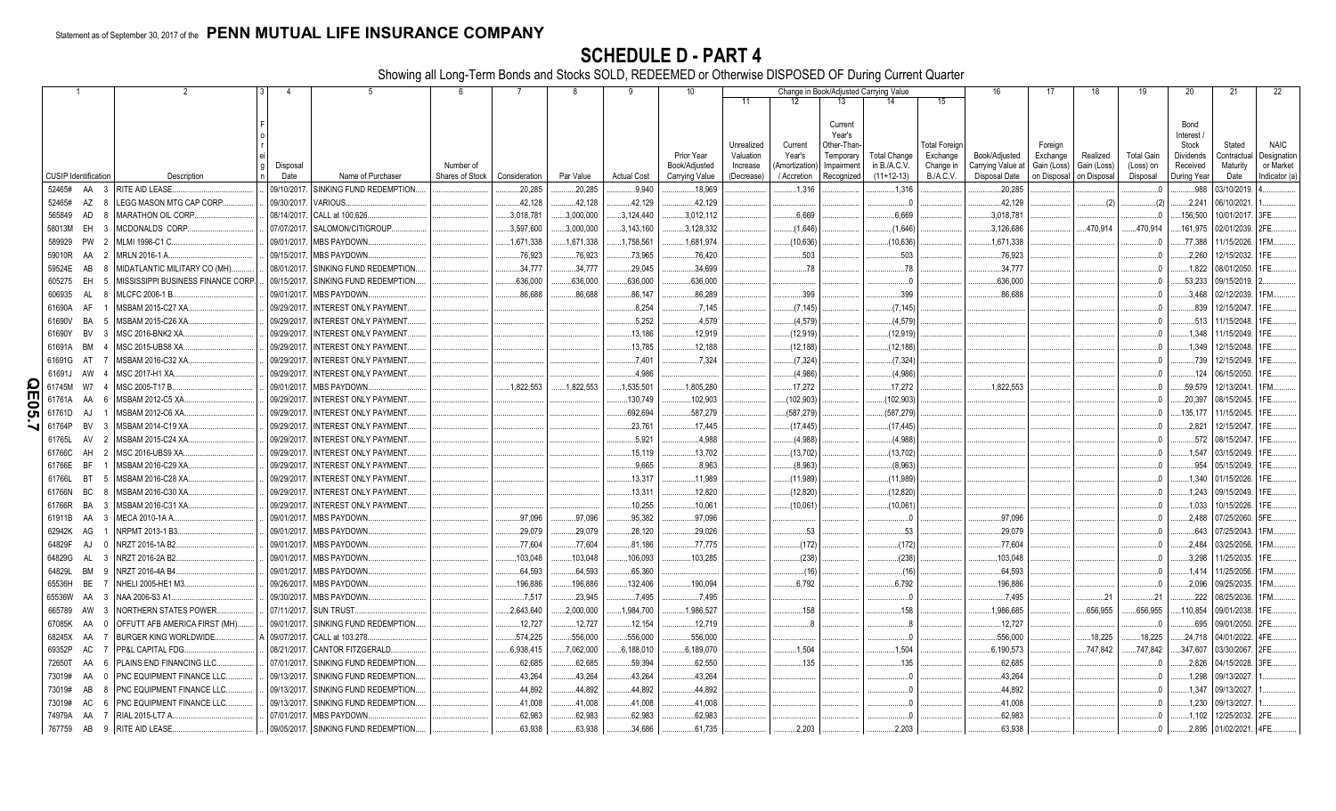Statement as of September 30, 2017 of the **PENN MUTUAL LIFE INSURANCE COMPANY**

# SCHEDULE D - PART 4

Showing all Long-Term Bonds and Stocks SOLD, REDEEMED or Otherwise DISPOSED OF During Current Quarter

| 1 | 2 | 3 | 4 | 5 | 6 | 7 | 8 | 9 | 10 | 11 | 12 | 13 | 14 | 15 | 16 | 17 | 18 | 19 | 20 | 21 | 22 |
|---|---|---|---|---|---|---|---|---|---|---|---|---|---|---|---|---|---|---|---|---|---|
| | | | | | | | | | | Change in Book/Adjusted Carrying Value | | | | | | | | | | | |
| CUSIP Identification | Description | Foreign | Disposal Date | Name of Purchaser | Number of Shares of Stock | Consideration | Par Value | Actual Cost | Prior Year Book/Adjusted Carrying Value | Unrealized Valuation Increase (Decrease) | Current Year's (Amortization) / Accretion | Current Year's Other-Than-Temporary Impairment Recognized | Total Change in B./A.C.V. (11+12-13) | Total Foreign Exchange Change in B./A.C.V. | Book/Adjusted Carrying Value at Disposal Date | Foreign Exchange Gain (Loss) on Disposal | Realized Gain (Loss) on Disposal | Total Gain (Loss) on Disposal | Bond Interest / Stock Dividends Received During Year | Stated Contractual Maturity Date | NAIC Designation or Market Indicator (a) |
| 52465# AA 3 | RITE AID LEASE | | 09/10/2017 | SINKING FUND REDEMPTION | | 20,285 | 20,285 | 9,940 | 18,969 | | 1,316 | | 1,316 | | 20,285 | | | 0 | 988 | 03/10/2019 | 4 |
| 52465# AZ 8 | LEGG MASON MTG CAP CORP | | 09/30/2017 | VARIOUS | | 42,128 | 42,128 | 42,129 | 42,129 | | | | 0 | | 42,129 | | (2) | (2) | 2,241 | 06/10/2021 | 1 |
| 565849 AD 8 | MARATHON OIL CORP | | 08/14/2017 | CALL at 100.626 | | 3,018,781 | 3,000,000 | 3,124,440 | 3,012,112 | | 6,669 | | 6,669 | | 3,018,781 | | | 0 | 156,500 | 10/01/2017 | 3FE |
| 58013M EH 3 | MCDONALDS CORP | | 07/07/2017 | SALOMON/CITIGROUP | | 3,597,600 | 3,000,000 | 3,143,160 | 3,128,332 | | (1,646) | | (1,646) | | 3,126,686 | | 470,914 | 470,914 | 161,975 | 02/01/2039 | 2FE |
| 589929 PW 2 | MLMI 1998-C1 C | | 09/01/2017 | MBS PAYDOWN | | 1,671,338 | 1,671,338 | 1,758,561 | 1,681,974 | | (10,636) | | (10,636) | | 1,671,338 | | | 0 | 77,388 | 11/15/2026 | 1FM |
| 59010R AA 2 | MRLN 2016-1 A | | 09/15/2017 | MBS PAYDOWN | | 76,923 | 76,923 | 73,965 | 76,420 | | 503 | | 503 | | 76,923 | | | 0 | 2,260 | 12/15/2032 | 1FE |
| 59524E AB 8 | MIDATLANTIC MILITARY CO (MH) | | 08/01/2017 | SINKING FUND REDEMPTION | | 34,777 | 34,777 | 29,045 | 34,699 | | 78 | | 78 | | 34,777 | | | 0 | 1,822 | 08/01/2050 | 1FE |
| 605275 EH 5 | MISSISSIPPI BUSINESS FINANCE CORP | | 09/15/2017 | SINKING FUND REDEMPTION | | 636,000 | 636,000 | 636,000 | 636,000 | | | | 0 | | 636,000 | | | 0 | 53,233 | 09/15/2019 | 2 |
| 606935 AL 8 | MLCFC 2006-1 B | | 09/01/2017 | MBS PAYDOWN | | 86,688 | 86,688 | 86,147 | 86,289 | | 399 | | 399 | | 86,688 | | | 0 | 3,468 | 02/12/2039 | 1FM |
| 61690A AF 1 | MSBAM 2015-C27 XA | | 09/29/2017 | INTEREST ONLY PAYMENT | | | | 8,254 | 7,145 | | (7,145) | | (7,145) | | | | | 0 | 839 | 12/15/2047 | 1FE |
| 61690V BA 5 | MSBAM 2015-C26 XA | | 09/29/2017 | INTEREST ONLY PAYMENT | | | | 5,252 | 4,579 | | (4,579) | | (4,579) | | | | | 0 | 513 | 11/15/2048 | 1FE |
| 61690Y BV 3 | MSC 2016-BNK2 XA | | 09/29/2017 | INTEREST ONLY PAYMENT | | | | 13,186 | 12,919 | | (12,919) | | (12,919) | | | | | 0 | 1,348 | 11/15/2049 | 1FE |
| 61691A BM 4 | MSC 2015-UBS8 XA | | 09/29/2017 | INTEREST ONLY PAYMENT | | | | 13,785 | 12,188 | | (12,188) | | (12,188) | | | | | 0 | 1,349 | 12/15/2048 | 1FE |
| 61691G AT 7 | MSBAM 2016-C32 XA | | 09/29/2017 | INTEREST ONLY PAYMENT | | | | 7,401 | 7,324 | | (7,324) | | (7,324) | | | | | 0 | 739 | 12/15/2049 | 1FE |
| 61691J AW 4 | MSC 2017-H1 XA | | 09/29/2017 | INTEREST ONLY PAYMENT | | | | 4,986 | | | (4,986) | | (4,986) | | | | | 0 | 124 | 06/15/2050 | 1FE |
| 61745M W7 4 | MSC 2005-T17 B | | 09/01/2017 | MBS PAYDOWN | | 1,822,553 | 1,822,553 | 1,535,501 | 1,805,280 | | 17,272 | | 17,272 | | 1,822,553 | | | 0 | 59,579 | 12/13/2041 | 1FM |
| 61761A AA 6 | MSBAM 2012-C5 XA | | 09/29/2017 | INTEREST ONLY PAYMENT | | | | 130,749 | 102,903 | | (102,903) | | (102,903) | | | | | 0 | 20,397 | 08/15/2045 | 1FE |
| 61761D AJ 1 | MSBAM 2012-C6 XA | | 09/29/2017 | INTEREST ONLY PAYMENT | | | | 692,694 | 587,279 | | (587,279) | | (587,279) | | | | | 0 | 135,177 | 11/15/2045 | 1FE |
| 61764P BV 3 | MSBAM 2014-C19 XA | | 09/29/2017 | INTEREST ONLY PAYMENT | | | | 23,761 | 17,445 | | (17,445) | | (17,445) | | | | | 0 | 2,821 | 12/15/2047 | 1FE |
| 61765L AV 2 | MSBAM 2015-C24 XA | | 09/29/2017 | INTEREST ONLY PAYMENT | | | | 5,921 | 4,988 | | (4,988) | | (4,988) | | | | | 0 | 572 | 08/15/2047 | 1FE |
| 61766C AH 2 | MSC 2016-UBS9 XA | | 09/29/2017 | INTEREST ONLY PAYMENT | | | | 15,119 | 13,702 | | (13,702) | | (13,702) | | | | | 0 | 1,547 | 03/15/2049 | 1FE |
| 61766E BF 1 | MSBAM 2016-C29 XA | | 09/29/2017 | INTEREST ONLY PAYMENT | | | | 9,665 | 8,963 | | (8,963) | | (8,963) | | | | | 0 | 954 | 05/15/2049 | 1FE |
| 61766L BT 5 | MSBAM 2016-C28 XA | | 09/29/2017 | INTEREST ONLY PAYMENT | | | | 13,317 | 11,989 | | (11,989) | | (11,989) | | | | | 0 | 1,340 | 01/15/2026 | 1FE |
| 61766N BC 8 | MSBAM 2016-C30 XA | | 09/29/2017 | INTEREST ONLY PAYMENT | | | | 13,311 | 12,820 | | (12,820) | | (12,820) | | | | | 0 | 1,243 | 09/15/2049 | 1FE |
| 61766R BA 3 | MSBAM 2016-C31 XA | | 09/29/2017 | INTEREST ONLY PAYMENT | | | | 10,255 | 10,061 | | (10,061) | | (10,061) | | | | | 0 | 1,033 | 10/15/2026 | 1FE |
| 61911B AA 3 | MECA 2010-1A A | | 09/01/2017 | MBS PAYDOWN | | 97,096 | 97,096 | 95,382 | 97,096 | | | | 0 | | 97,096 | | | 0 | 2,488 | 07/25/2060 | 5FE |
| 62942K AG 1 | NRPMT 2013-1 B3 | | 09/01/2017 | MBS PAYDOWN | | 29,079 | 29,079 | 28,120 | 29,026 | | 53 | | 53 | | 29,079 | | | 0 | 643 | 07/25/2043 | 1FM |
| 64829F AJ 0 | NRZT 2016-1A B2 | | 09/01/2017 | MBS PAYDOWN | | 77,604 | 77,604 | 81,186 | 77,775 | | (172) | | (172) | | 77,604 | | | 0 | 2,484 | 03/25/2056 | 1FM |
| 64829G AL 3 | NRZT 2016-2A B2 | | 09/01/2017 | MBS PAYDOWN | | 103,048 | 103,048 | 106,093 | 103,285 | | (238) | | (238) | | 103,048 | | | 0 | 3,298 | 11/25/2035 | 1FE |
| 64829L BM 9 | NRZT 2016-4A B4 | | 09/01/2017 | MBS PAYDOWN | | 64,593 | 64,593 | 65,360 | | | (16) | | (16) | | 64,593 | | | 0 | 1,414 | 11/25/2056 | 1FM |
| 65536H BE 7 | NHELI 2005-HE1 M3 | | 09/26/2017 | MBS PAYDOWN | | 196,886 | 196,886 | 132,406 | 190,094 | | 6,792 | | 6,792 | | 196,886 | | | 0 | 2,096 | 09/25/2035 | 1FM |
| 65536W AA 3 | NAA 2006-S3 A1 | | 09/30/2017 | MBS PAYDOWN | | 7,517 | 23,945 | 7,495 | 7,495 | | | | 0 | | 7,495 | | 21 | 21 | 222 | 08/25/2036 | 1FM |
| 665789 AW 3 | NORTHERN STATES POWER | | 07/11/2017 | SUN TRUST | | 2,643,640 | 2,000,000 | 1,984,700 | 1,986,527 | | 158 | | 158 | | 1,986,685 | | 656,955 | 656,955 | 110,854 | 09/01/2038 | 1FE |
| 67085K AA 0 | OFFUTT AFB AMERICA FIRST (MH) | | 09/01/2017 | SINKING FUND REDEMPTION | | 12,727 | 12,727 | 12,154 | 12,719 | | 8 | | 8 | | 12,727 | | | 0 | 695 | 09/01/2050 | 2FE |
| 68245X AA 7 | BURGER KING WORLDWIDE | A | 09/07/2017 | CALL at 103.278 | | 574,225 | 556,000 | 556,000 | 556,000 | | | | 0 | | 556,000 | | 18,225 | 18,225 | 24,718 | 04/01/2022 | 4FE |
| 69352P AC 7 | PP&L CAPITAL FDG | | 08/21/2017 | CANTOR FITZGERALD | | 6,938,415 | 7,062,000 | 6,188,010 | 6,189,070 | | 1,504 | | 1,504 | | 6,190,573 | | 747,842 | 747,842 | 347,607 | 03/30/2067 | 2FE |
| 72650T AA 6 | PLAINS END FINANCING LLC | | 07/01/2017 | SINKING FUND REDEMPTION | | 62,685 | 62,685 | 59,394 | 62,550 | | 135 | | 135 | | 62,685 | | | 0 | 2,826 | 04/15/2028 | 3FE |
| 73019# AA 0 | PNC EQUIPMENT FINANCE LLC | | 09/13/2017 | SINKING FUND REDEMPTION | | 43,264 | 43,264 | 43,264 | 43,264 | | | | 0 | | 43,264 | | | 0 | 1,298 | 09/13/2027 | 1 |
| 73019# AB 8 | PNC EQUIPMENT FINANCE LLC | | 09/13/2017 | SINKING FUND REDEMPTION | | 44,892 | 44,892 | 44,892 | 44,892 | | | | 0 | | 44,892 | | | 0 | 1,347 | 09/13/2027 | 1 |
| 73019# AC 6 | PNC EQUIPMENT FINANCE LLC | | 09/13/2017 | SINKING FUND REDEMPTION | | 41,008 | 41,008 | 41,008 | 41,008 | | | | 0 | | 41,008 | | | 0 | 1,230 | 09/13/2027 | 1 |
| 74979A AA 7 | RIAL 2015-LT7 A | | 07/01/2017 | MBS PAYDOWN | | 62,983 | 62,983 | 62,983 | 62,983 | | | | 0 | | 62,983 | | | 0 | 1,102 | 12/25/2032 | 2FE |
| 767759 AB 9 | RITE AID LEASE | | 09/05/2017 | SINKING FUND REDEMPTION | | 63,938 | 63,938 | 34,686 | 61,735 | | 2,203 | | 2,203 | | 63,938 | | | 0 | 2,895 | 01/02/2021 | 4FE |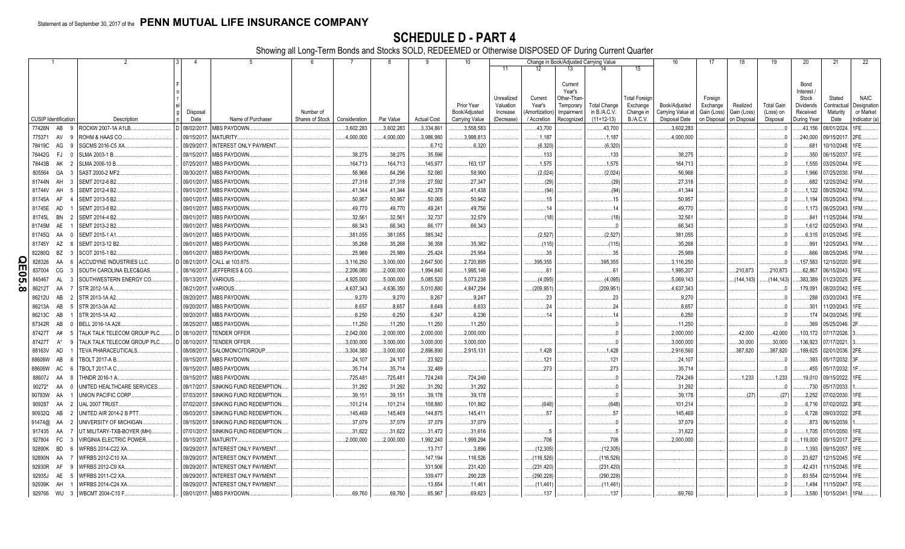Statement as of September 30, 2017 of the **PENN MUTUAL LIFE INSURANCE COMPANY**

# SCHEDULE D - PART 4

Showing all Long-Term Bonds and Stocks SOLD, REDEEMED or Otherwise DISPOSED OF During Current Quarter

| 1 CUSIP Identification | | | 2 Description | 3 Foreign | 4 Disposal Date | 5 Name of Purchaser | 6 Number of Shares of Stock | 7 Consideration | 8 Par Value | 9 Actual Cost | 10 Prior Year Book/Adjusted Carrying Value | 11 Unrealized Valuation Increase (Decrease) | 12 Current Year's (Amortization) / Accretion | 13 Current Year's Other-Than-Temporary Impairment Recognized | 14 Total Change in B./A.C.V. (11+12-13) | 15 Total Foreign Exchange Change in B./A.C.V. | 16 Book/Adjusted Carrying Value at Disposal Date | 17 Foreign Exchange Gain (Loss) on Disposal | 18 Realized Gain (Loss) on Disposal | 19 Total Gain (Loss) on Disposal | 20 Bond Interest / Stock Dividends Received During Year | 21 Stated Contractual Maturity Date | 22 NAIC Designation or Market Indicator (a) |
|---|---|---|---|---|---|---|---|---|---|---|---|---|---|---|---|---|---|---|---|---|---|---|---|
| 77426N | AB | 9 | ROCKW 2007-1A A1LB | D | 08/02/2017 | MBS PAYDOWN | | 3,602,283 | 3,602,283 | 3,334,861 | 3,558,583 | | 43,700 | | 43,700 | | 3,602,283 | | | 0 | 43,156 | 08/01/2024 | 1FE |
| 775371 | AV | 9 | ROHM & HAAS CO | | 09/15/2017 | MATURITY | | 4,000,000 | 4,000,000 | 3,986,980 | 3,998,813 | | 1,187 | | 1,187 | | 4,000,000 | | | 0 | 240,000 | 09/15/2017 | 2FE |
| 78419C | AG | 9 | SGCMS 2016-C5 XA | | 09/29/2017 | INTEREST ONLY PAYMENT | | | | 6,712 | 6,320 | | (6,320) | | (6,320) | | | | | 0 | 681 | 10/10/2048 | 1FE |
| 78442G | FJ | 0 | SLMA 2003-1 B | | 09/15/2017 | MBS PAYDOWN | | 38,275 | 38,275 | 35,596 | | | 133 | | 133 | | 38,275 | | | 0 | 350 | 06/15/2037 | 1FE |
| 78443B | AK | 2 | SLMA 2006-10 B | | 07/25/2017 | MBS PAYDOWN | | 164,713 | 164,713 | 145,977 | 163,137 | | 1,575 | | 1,575 | | 164,713 | | | 0 | 1,555 | 03/25/2044 | 1FE |
| 805564 | GA | 3 | SAST 2000-2 MF2 | | 09/30/2017 | MBS PAYDOWN | | 56,966 | 64,296 | 52,080 | 58,990 | | (2,024) | | (2,024) | | 56,966 | | | 0 | 1,966 | 07/25/2030 | 1FM |
| 81744N | AH | 3 | SEMT 2012-6 B2 | | 09/01/2017 | MBS PAYDOWN | | 27,318 | 27,318 | 27,592 | 27,347 | | (29) | | (29) | | 27,318 | | | 0 | 682 | 12/25/2042 | 1FM |
| 81744V | AH | 5 | SEMT 2012-4 B2 | | 09/01/2017 | MBS PAYDOWN | | 41,344 | 41,344 | 42,378 | 41,438 | | (94) | | (94) | | 41,344 | | | 0 | 1,122 | 09/25/2042 | 1FM |
| 81745A | AF | 4 | SEMT 2013-5 B2 | | 09/01/2017 | MBS PAYDOWN | | 50,957 | 50,957 | 50,065 | 50,942 | | 15 | | 15 | | 50,957 | | | 0 | 1,194 | 05/25/2043 | 1FM |
| 81745E | AD | 1 | SEMT 2013-8 B2 | | 09/01/2017 | MBS PAYDOWN | | 49,770 | 49,770 | 49,241 | 49,756 | | 14 | | 14 | | 49,770 | | | 0 | 1,173 | 06/25/2043 | 1FM |
| 81745L | BN | 2 | SEMT 2014-4 B2 | | 09/01/2017 | MBS PAYDOWN | | 32,561 | 32,561 | 32,737 | 32,579 | | (18) | | (18) | | 32,561 | | | 0 | 841 | 11/25/2044 | 1FM |
| 81745M | AE | 1 | SEMT 2013-2 B2 | | 09/01/2017 | MBS PAYDOWN | | 66,343 | 66,343 | 66,177 | 66,343 | | | | 0 | | 66,343 | | | 0 | 1,612 | 02/25/2043 | 1FM |
| 81745Q | AA | 0 | SEMT 2015-1 A1 | | 09/01/2017 | MBS PAYDOWN | | 381,055 | 381,055 | 385,342 | | | (2,527) | | (2,527) | | 381,055 | | | 0 | 6,315 | 01/25/2045 | 1FE |
| 81745Y | AZ | 8 | SEMT 2013-12 B2 | | 09/01/2017 | MBS PAYDOWN | | 35,268 | 35,268 | 36,358 | 35,382 | | (115) | | (115) | | 35,268 | | | 0 | 991 | 12/25/2043 | 1FM |
| 82280Q | BZ | 3 | SCOT 2015-1 B2 | | 09/01/2017 | MBS PAYDOWN | | 25,989 | 25,989 | 25,424 | 25,954 | | 35 | | 35 | | 25,989 | | | 0 | 666 | 08/25/2045 | 1FM |
| 828326 | AA | 6 | ACCUDYNE INDUSTRIES LLC | D | 08/21/2017 | CALL at 103.875 | | 3,116,250 | 3,000,000 | 2,647,500 | 2,720,895 | | 395,355 | | 395,355 | | 3,116,250 | | | 0 | 157,583 | 12/15/2020 | 5FE |
| 837004 | CG | 3 | SOUTH CAROLINA ELEC&GAS | | 08/16/2017 | JEFFERIES & CO | | 2,206,080 | 2,000,000 | 1,994,840 | 1,995,146 | | 61 | | 61 | | 1,995,207 | | 210,873 | 210,873 | 62,867 | 06/15/2043 | 1FE |
| 845467 | AL | 3 | SOUTHWESTERN ENERGY CO | | 09/13/2017 | VARIOUS | | 4,925,000 | 5,000,000 | 5,085,520 | 5,073,238 | | (4,095) | | (4,095) | | 5,069,143 | | (144,143) | (144,143) | 383,389 | 01/23/2025 | 3FE |
| 86212T | AA | 7 | STR 2012-1A A | | 08/21/2017 | VARIOUS | | 4,637,343 | 4,636,350 | 5,010,880 | 4,847,294 | | (209,951) | | (209,951) | | 4,637,343 | | | 0 | 179,091 | 08/20/2042 | 1FE |
| 86212U | AB | 2 | STR 2013-1A A2 | | 09/20/2017 | MBS PAYDOWN | | 9,270 | 9,270 | 9,267 | 9,247 | | 23 | | 23 | | 9,270 | | | 0 | 288 | 03/20/2043 | 1FE |
| 86213A | AB | 5 | STR 2013-3A A2 | | 09/20/2017 | MBS PAYDOWN | | 8,657 | 8,657 | 8,649 | 8,633 | | 24 | | 24 | | 8,657 | | | 0 | 301 | 11/20/2043 | 1FE |
| 86213C | AB | 1 | STR 2015-1A A2 | | 09/20/2017 | MBS PAYDOWN | | 6,250 | 6,250 | 6,247 | 6,236 | | 14 | | 14 | | 6,250 | | | 0 | 174 | 04/20/2045 | 1FE |
| 87342R | AB | 0 | BELL 2016-1A A2II | | 08/25/2017 | MBS PAYDOWN | | 11,250 | 11,250 | 11,250 | 11,250 | | | | 0 | | 11,250 | | | 0 | 369 | 05/25/2046 | 2F |
| 87427T | A# | 5 | TALK TALK TELECOM GROUP PLC | D | 08/10/2017 | TENDER OFFER | | 2,042,000 | 2,000,000 | 2,000,000 | 2,000,000 | | | | 0 | | 2,000,000 | | 42,000 | 42,000 | 103,172 | 07/17/2026 | 3 |
| 87427T | A* | 9 | TALK TALK TELECOM GROUP PLC | D | 08/10/2017 | TENDER OFFER | | 3,030,000 | 3,000,000 | 3,000,000 | 3,000,000 | | | | 0 | | 3,000,000 | | 30,000 | 30,000 | 136,923 | 07/17/2021 | 3 |
| 88163V | AD | 1 | TEVA PHARACEUTICALS | | 08/08/2017 | SALOMON/CITIGROUP | | 3,304,380 | 3,000,000 | 2,896,890 | 2,915,131 | | 1,428 | | 1,428 | | 2,916,560 | | 387,820 | 387,820 | 189,625 | 02/01/2036 | 2FE |
| 88606W | AB | 8 | TBOLT 2017-A B | | 09/15/2017 | MBS PAYDOWN | | 24,107 | 24,107 | 23,922 | | | 121 | | 121 | | 24,107 | | | 0 | 393 | 05/17/2032 | 3F |
| 88606W | AC | 6 | TBOLT 2017-A C | | 09/15/2017 | MBS PAYDOWN | | 35,714 | 35,714 | 32,489 | | | 273 | | 273 | | 35,714 | | | 0 | 455 | 05/17/2032 | 1F |
| 88607J | AA | 8 | THNDR 2016-1 A | | 09/15/2017 | MBS PAYDOWN | | 725,481 | 725,481 | 724,249 | 724,249 | | | | 0 | | 724,249 | | 1,233 | 1,233 | 19,010 | 09/15/2022 | 1FE |
| 90272* | AA | 0 | UNITED HEALTHCARE SERVICES | | 09/17/2017 | SINKING FUND REDEMPTION | | 31,292 | 31,292 | 31,292 | 31,292 | | | | 0 | | 31,292 | | | 0 | 730 | 05/17/2033 | 1 |
| 90783W | AA | 1 | UNION PACIFIC CORP | | 07/03/2017 | SINKING FUND REDEMPTION | | 39,151 | 39,151 | 39,178 | 39,178 | | | | 0 | | 39,178 | | (27) | (27) | 2,252 | 07/02/2030 | 1FE |
| 909287 | AA | 2 | UAL 2007 TRUST | | 07/02/2017 | SINKING FUND REDEMPTION | | 101,214 | 101,214 | 108,880 | 101,862 | | (648) | | (648) | | 101,214 | | | 0 | 6,716 | 07/02/2022 | 3FE |
| 90932Q | AB | 2 | UNITED AIR 2014-2 B PTT | | 09/03/2017 | SINKING FUND REDEMPTION | | 145,469 | 145,469 | 144,875 | 145,411 | | 57 | | 57 | | 145,469 | | | 0 | 6,728 | 09/03/2022 | 2FE |
| 91474@ | AA | 2 | UNIVERSITY OF MICHIGAN | | 09/15/2017 | SINKING FUND REDEMPTION | | 37,079 | 37,079 | 37,079 | 37,079 | | | | 0 | | 37,079 | | | 0 | 873 | 06/15/2039 | 1 |
| 917435 | AA | 7 | UT MILITARY-TXB-BOYER (MH) | | 07/01/2017 | SINKING FUND REDEMPTION | | 31,622 | 31,622 | 31,472 | 31,616 | | 5 | | 5 | | 31,622 | | | 0 | 1,705 | 07/01/2050 | 1FE |
| 927804 | FC | 3 | VIRGINIA ELECTRIC POWER | | 09/15/2017 | MATURITY | | 2,000,000 | 2,000,000 | 1,992,240 | 1,999,294 | | 706 | | 706 | | 2,000,000 | | | 0 | 119,000 | 09/15/2017 | 2FE |
| 92890K | BD | 6 | WFRBS 2014-C22 XA | | 09/29/2017 | INTEREST ONLY PAYMENT | | | | 13,717 | 3,896 | | (12,305) | | (12,305) | | | | | 0 | 1,393 | 09/15/2057 | 1FE |
| 92890N | AA | 7 | WFRBS 2012-C10 XA | | 09/29/2017 | INTEREST ONLY PAYMENT | | | | 147,194 | 116,526 | | (116,526) | | (116,526) | | | | | 0 | 23,627 | 12/15/2045 | 1FE |
| 92930R | AF | 9 | WFRBS 2012-C9 XA | | 09/29/2017 | INTEREST ONLY PAYMENT | | | | 331,906 | 231,420 | | (231,420) | | (231,420) | | | | | 0 | 42,431 | 11/15/2045 | 1FE |
| 92935J | AE | 5 | WFRBS 2011-C2 XA | | 09/29/2017 | INTEREST ONLY PAYMENT | | | | 339,477 | 290,228 | | (290,228) | | (290,228) | | | | | 0 | 83,554 | 02/15/2044 | 1FE |
| 92939K | AH | 1 | WFRBS 2014-C24 XA | | 09/29/2017 | INTEREST ONLY PAYMENT | | | | 13,654 | 11,461 | | (11,461) | | (11,461) | | | | | 0 | 1,484 | 11/15/2047 | 1FE |
| 929766 | WU | 3 | WBCMT 2004-C15 F | | 09/01/2017 | MBS PAYDOWN | | 69,760 | 69,760 | 65,967 | 69,623 | | 137 | | 137 | | 69,760 | | | 0 | 3,580 | 10/15/2041 | 1FM |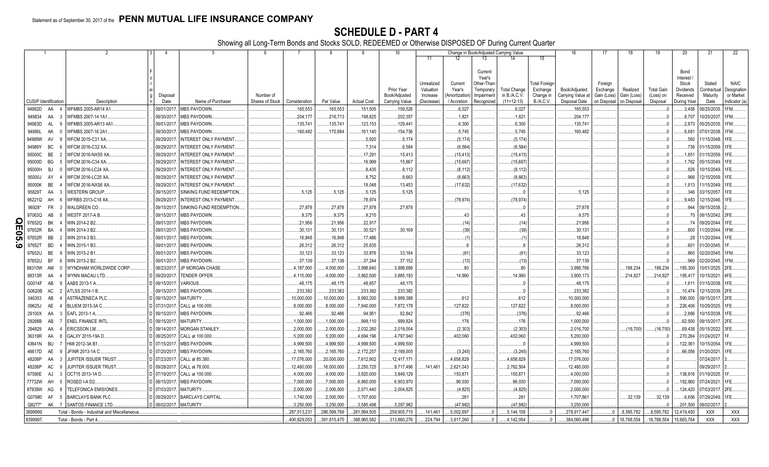Statement as of September 30, 2017 of the **PENN MUTUAL LIFE INSURANCE COMPANY**

# SCHEDULE D - PART 4

Showing all Long-Term Bonds and Stocks SOLD, REDEEMED or Otherwise DISPOSED OF During Current Quarter

| 1 CUSIP Identification | 2 Description | 3 Foreign | 4 Disposal Date | 5 Name of Purchaser | 6 Number of Shares of Stock | 7 Consideration | 8 Par Value | 9 Actual Cost | 10 Prior Year Book/Adjusted Carrying Value | 11 Unrealized Valuation Increase (Decrease) | 12 Current Year's (Amortization) / Accretion | 13 Current Year's Other-Than-Temporary Impairment Recognized | 14 Total Change in B./A.C.V. (11+12-13) | 15 Total Foreign Exchange Change in B./A.C.V. | 16 Book/Adjusted Carrying Value at Disposal Date | 17 Foreign Exchange Gain (Loss) on Disposal | 18 Realized Gain (Loss) on Disposal | 19 Total Gain (Loss) on Disposal | 20 Bond Interest / Stock Dividends Received During Year | 21 Stated Contractual Maturity Date | 22 NAIC Designation or Market Indicator (a) |
|---|---|---|---|---|---|---|---|---|---|---|---|---|---|---|---|---|---|---|---|---|---|
| 94982D AA 4 | WFMBS 2005-AR14 A1 | | 09/01/2017 | MBS PAYDOWN | | 165,553 | 165,553 | 151,505 | 159,526 | | 6,027 | | 6,027 | | 165,553 | | | 0 | 3,458 | 08/25/2035 | 1FM |
| 949834 AA 3 | WFMBS 2007-14 1A1 | | 09/30/2017 | MBS PAYDOWN | | 204,177 | 216,713 | 198,825 | 202,357 | | 1,821 | | 1,821 | | 204,177 | | | 0 | 8,707 | 10/25/2037 | 1FM |
| 94983D AL 9 | WFMBS 2005-AR13 4A1 | | 09/01/2017 | MBS PAYDOWN | | 135,741 | 135,741 | 123,153 | 129,441 | | 6,300 | | 6,300 | | 135,741 | | | 0 | 2,873 | 05/25/2035 | 1FM |
| 94986L AK 0 | WFMBS 2007-16 2A1 | | 09/30/2017 | MBS PAYDOWN | | 160,482 | 170,884 | 161,140 | 154,736 | | 5,745 | | 5,745 | | 160,482 | | | 0 | 6,681 | 07/01/2038 | 1FM |
| 94989W AV 9 | WFCM 2015-C31 XA | | 09/29/2017 | INTEREST ONLY PAYMENT | | | | 5,920 | 5,174 | | (5,174) | | (5,174) | | | | | 0 | 580 | 11/15/2048 | 1FE |
| 94989Y BC 6 | WFCM 2016-C32 XA | | 09/29/2017 | INTEREST ONLY PAYMENT | | | | 7,314 | 6,584 | | (6,584) | | (6,584) | | | | | 0 | 736 | 01/15/2059 | 1FE |
| 95000C BE 2 | WFCM 2016-NXS5 XA | | 09/29/2017 | INTEREST ONLY PAYMENT | | | | 17,291 | 15,413 | | (15,413) | | (15,413) | | | | | 0 | 1,651 | 01/15/2059 | 1FE |
| 95000D BG 5 | WFCM 2016-C34 XA | | 09/29/2017 | INTEREST ONLY PAYMENT | | | | 16,999 | 15,667 | | (15,667) | | (15,667) | | | | | 0 | 1,762 | 05/15/2049 | 1FE |
| 95000H BJ 0 | WFCM 2016-LC24 XA | | 09/29/2017 | INTEREST ONLY PAYMENT | | | | 8,435 | 8,112 | | (8,112) | | (8,112) | | | | | 0 | 826 | 10/15/2049 | 1FE |
| 95000J AY 4 | WFCM 2016-LC25 XA | | 09/29/2017 | INTEREST ONLY PAYMENT | | | | 8,752 | 8,663 | | (8,663) | | (8,663) | | | | | 0 | 966 | 12/15/2059 | 1FE |
| 95000K BE 4 | WFCM 2016-NXS6 XA | | 09/29/2017 | INTEREST ONLY PAYMENT | | | | 18,048 | 13,453 | | (17,632) | | (17,632) | | | | | 0 | 1,813 | 11/15/2049 | 1FE |
| 95829T AA 3 | WESTERN GROUP | | 09/15/2017 | SINKING FUND REDEMPTION | | 5,125 | 5,125 | 5,125 | 5,125 | | | | 0 | | 5,125 | | | 0 | 346 | 03/15/2057 | 1FE |
| 96221Q AH 6 | WFRBS 2013-C18 XA | | 09/29/2017 | INTEREST ONLY PAYMENT | | | | 78,974 | | | (78,974) | | (78,974) | | | | | 0 | 9,483 | 12/15/2046 | 1FE |
| 96928* FR 3 | WALGREEN CO | | 09/15/2017 | SINKING FUND REDEMPTION | | 27,878 | 27,878 | 27,878 | 27,878 | | | | 0 | | 27,878 | | | 0 | 944 | 09/15/2038 | 2 |
| 97063Q AB 8 | WESTF 2017-A B | | 09/15/2017 | MBS PAYDOWN | | 9,375 | 9,375 | 9,215 | | | 43 | | 43 | | 9,375 | | | 0 | 70 | 08/15/2042 | 2FE |
| 97652Q BK 4 | WIN 2014-2 B2 | | 09/01/2017 | MBS PAYDOWN | | 21,956 | 21,956 | 22,917 | | | (14) | | (14) | | 21,956 | | | 0 | 74 | 09/20/2044 | 1FE |
| 97652R BA 4 | WIN 2014-3 B2 | | 09/01/2017 | MBS PAYDOWN | | 30,131 | 30,131 | 30,521 | 30,169 | | (39) | | (39) | | 30,131 | | | 0 | 800 | 11/20/2044 | 1FM |
| 97652R BB 2 | WIN 2014-3 B3 | | 09/01/2017 | MBS PAYDOWN | | 16,848 | 16,848 | 17,486 | | | (1) | | (1) | | 16,848 | | | 0 | 28 | 11/20/2044 | 1FE |
| 97652T BD 4 | WIN 2015-1 B3 | | 09/01/2017 | MBS PAYDOWN | | 26,312 | 26,312 | 25,635 | | | 8 | | 8 | | 26,312 | | | 0 | 601 | 01/20/2045 | 1F |
| 97652U BE 9 | WIN 2015-2 B1 | | 09/01/2017 | MBS PAYDOWN | | 33,123 | 33,123 | 33,876 | 33,184 | | (61) | | (61) | | 33,123 | | | 0 | 865 | 02/20/2045 | 1FM |
| 97652U BF 6 | WIN 2015-2 B2 | | 09/01/2017 | MBS PAYDOWN | | 37,139 | 37,139 | 37,244 | 37,152 | | (13) | | (13) | | 37,139 | | | 0 | 969 | 02/20/2045 | 1FM |
| 98310W AM 0 | WYNDHAM WORLDWIDE CORP | | 08/23/2017 | JP MORGAN CHASE | | 4,187,000 | 4,000,000 | 3,998,640 | 3,998,686 | | 80 | | 80 | | 3,998,766 | | 188,234 | 188,234 | 185,300 | 10/01/2025 | 2FE |
| 98313R AA 4 | WYNN MACAU LTD | D | 09/20/2017 | TENDER OFFER | | 4,115,000 | 4,000,000 | 3,862,500 | 3,885,183 | | 14,990 | | 14,990 | | 3,900,173 | | 214,827 | 214,827 | 195,417 | 10/15/2021 | 4FE |
| G0014F AB 9 | AABS 2013-1 A | D | 09/15/2017 | VARIOUS | | 48,175 | 48,175 | 48,657 | 48,175 | | | | 0 | | 48,175 | | | 0 | 1,611 | 01/15/2038 | 1FE |
| G0620B AC 2 | ATLSS 2014-1 B | D | 09/15/2017 | MBS PAYDOWN | | 233,382 | 233,382 | 233,382 | 233,382 | | | | 0 | | 233,382 | | | 0 | 10,474 | 12/15/2039 | 2FE |
| 046353 AB 4 | ASTRAZENECA PLC | D | 09/15/2017 | MATURITY | | 10,000,000 | 10,000,000 | 9,993,200 | 9,999,388 | | 612 | | 612 | | 10,000,000 | | | 0 | 590,000 | 09/15/2017 | 2FE |
| 09625J AE 4 | BLUEM 2013-3A C | D | 07/31/2017 | CALL at 100.000 | | 8,000,000 | 8,000,000 | 7,840,000 | 7,872,178 | | 127,822 | | 127,822 | | 8,000,000 | | | 0 | 226,406 | 10/29/2025 | 1FE |
| 29100X AA 3 | EAFL 2013-1 A | D | 09/15/2017 | MBS PAYDOWN | | 92,466 | 92,466 | 94,951 | 92,842 | | (376) | | (376) | | 92,466 | | | 0 | 2,866 | 10/15/2038 | 1FE |
| 29268B AB 7 | ENEL FINANCE INTL | D | 09/15/2017 | MATURITY | | 1,000,000 | 1,000,000 | 998,110 | 999,824 | | 176 | | 176 | | 1,000,000 | | | 0 | 62,500 | 09/15/2017 | 2FE |
| 294829 AA 4 | ERICSSON LM | D | 09/14/2017 | MORGAN STANLEY | | 2,000,000 | 2,000,000 | 2,032,260 | 2,019,004 | | (2,303) | | (2,303) | | 2,016,700 | | (16,700) | (16,700) | 69,438 | 05/15/2022 | 3FE |
| 36319R AA 8 | GALXY 2015-19A D | D | 08/25/2017 | CALL at 100.000 | | 5,200,000 | 5,200,000 | 4,694,196 | 4,797,940 | | 402,060 | | 402,060 | | 5,200,000 | | | 0 | 270,264 | 01/24/2027 | 1F |
| 43641N BU 7 | HMI 2012-3A B1 | D | 07/15/2017 | MBS PAYDOWN | | 4,999,500 | 4,999,500 | 4,999,500 | 4,999,500 | | | | 0 | | 4,999,500 | | | 0 | 122,061 | 10/15/2054 | 1FE |
| 46617D AE 9 | JFINR 2013-1A C | D | 07/20/2017 | MBS PAYDOWN | | 2,165,760 | 2,165,760 | 2,172,257 | 2,169,005 | | (3,245) | | (3,245) | | 2,165,760 | | | 0 | 66,056 | 01/20/2021 | 1FE |
| 48206P AA 3 | JUPITER ISSUER TRUST | D | 07/23/2017 | CALL at 85.380 | | 17,076,000 | 20,000,000 | 7,612,902 | 12,417,171 | | 4,658,829 | | 4,658,829 | | 17,076,000 | | | 0 | | 07/24/2017 | 3 |
| 48206P AC 9 | JUPITER ISSUER TRUST | D | 09/28/2017 | CALL at 78.000 | | 12,480,000 | 16,000,000 | 2,250,725 | 9,717,496 | 141,461 | 2,621,043 | | 2,762,504 | | 12,480,000 | | | 0 | | 09/29/2017 | 2 |
| 67590E AJ 3 | OCT15 2013-1A D | D | 07/19/2017 | CALL at 100.000 | | 4,000,000 | 4,000,000 | 3,820,000 | 3,849,129 | | 150,871 | | 150,871 | | 4,000,000 | | | 0 | 138,616 | 01/19/2025 | 1F |
| 77732W AH 5 | ROSED I-A D2 | D | 08/15/2017 | MBS PAYDOWN | | 7,000,000 | 7,000,000 | 6,860,000 | 6,903,970 | | 96,030 | | 96,030 | | 7,000,000 | | | 0 | 192,860 | 07/24/2021 | 1FE |
| 87938W AG 8 | TELEFONICA EMISIONES | D | 07/03/2017 | MATURITY | | 2,000,000 | 2,000,000 | 2,071,440 | 2,004,825 | | (4,825) | | (4,825) | | 2,000,000 | | | 0 | 124,420 | 07/03/2017 | 2FE |
| G07980 AF 5 | BARCLAYS BANK PLC | D | 09/29/2017 | BARCLAYS CAPITAL | | 1,740,000 | 2,000,000 | 1,707,600 | | | 261 | | 261 | | 1,707,861 | | 32,139 | 32,139 | 6,656 | 07/29/2049 | 1FE |
| Q8277* AK 7 | SANTOS FINANCE LTD | D | 08/02/2017 | MATURITY | | 3,250,000 | 3,250,000 | 3,585,498 | 3,297,982 | | (47,982) | | (47,982) | | 3,250,000 | | | 0 | 201,500 | 08/02/2017 | 2 |
| 3899999. | Total - Bonds - Industrial and Miscellaneous | | | | | 287,513,231 | 286,599,769 | 261,994,505 | 259,905,715 | 141,461 | 5,002,697 | 0 | 5,144,158 | 0 | 278,917,447 | 0 | 8,595,782 | 8,595,782 | 12,419,450 | XXX | XXX |
| 8399997. | Total - Bonds - Part 4 | | | | | 400,829,053 | 391,615,475 | 368,965,582 | 313,860,276 | 224,794 | 3,917,260 | 0 | 4,142,054 | 0 | 384,060,496 | 0 | 16,768,554 | 16,768,554 | 15,665,764 | XXX | XXX |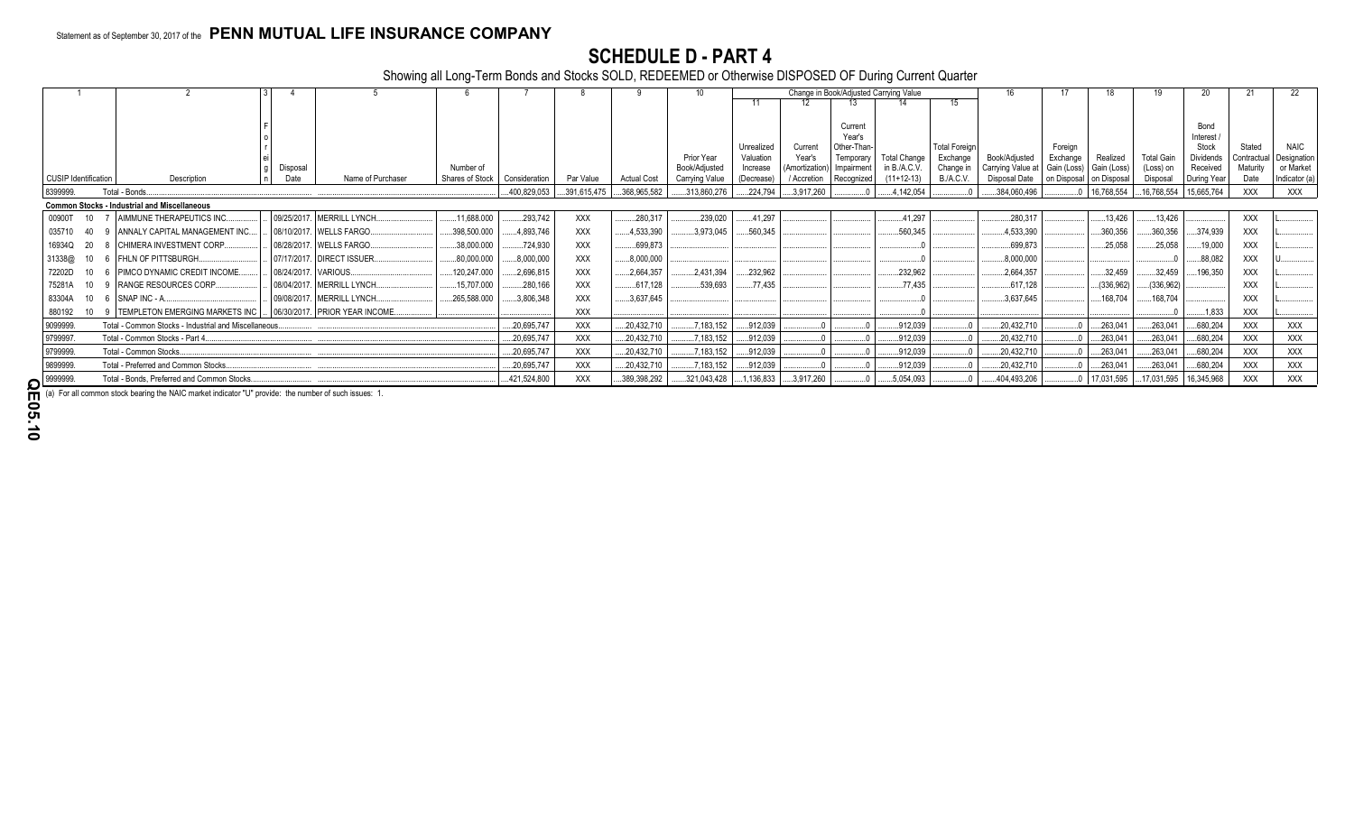Statement as of September 30, 2017 of the **PENN MUTUAL LIFE INSURANCE COMPANY**

# SCHEDULE D - PART 4

Showing all Long-Term Bonds and Stocks SOLD, REDEEMED or Otherwise DISPOSED OF During Current Quarter

| 1 | 2 | 3 | 4 | 5 | 6 | 7 | 8 | 9 | 10 | Change in Book/Adjusted Carrying Value | | | | | 16 | 17 | 18 | 19 | 20 | 21 | 22 |
|---|---|---|---|---|---|---|---|---|---|---|---|---|---|---|---|---|---|---|---|---|---|
| | | | | | | | | | | 11 | 12 | 13 | 14 | 15 | | | | | | | |
| CUSIP Identification | Description | Foreign | Disposal Date | Name of Purchaser | Number of Shares of Stock | Consideration | Par Value | Actual Cost | Prior Year Book/Adjusted Carrying Value | Unrealized Valuation Increase (Decrease) | Current Year's (Amortization) / Accretion | Current Year's Other-Than-Temporary Impairment Recognized | Total Change in B./A.C.V. (11+12-13) | Total Foreign Exchange Change in B./A.C.V. | Book/Adjusted Carrying Value at Disposal Date | Foreign Exchange Gain (Loss) on Disposal | Realized Gain (Loss) on Disposal | Total Gain (Loss) on Disposal | Bond Interest / Stock Dividends Received During Year | Stated Contractual Maturity Date | NAIC Designation or Market Indicator (a) |
| 8399999. | Total - Bonds | | | | | 400,829,053 | 391,615,475 | 368,965,582 | 313,860,276 | 224,794 | 3,917,260 | 0 | 4,142,054 | 0 | 384,060,496 | 0 | 16,768,554 | 16,768,554 | 15,665,764 | XXX | XXX |
| **Common Stocks - Industrial and Miscellaneous** | | | | | | | | | | | | | | | | | | | | | |
| 00900T 10 7 | AIMMUNE THERAPEUTICS INC. | | 09/25/2017 | MERRILL LYNCH | 11,688.000 | 293,742 | XXX | 280,317 | 239,020 | 41,297 | | | 41,297 | | 280,317 | | 13,426 | 13,426 | | XXX | L |
| 035710 40 9 | ANNALY CAPITAL MANAGEMENT INC. | | 08/10/2017 | WELLS FARGO | 398,500.000 | 4,893,746 | XXX | 4,533,390 | 3,973,045 | 560,345 | | | 560,345 | | 4,533,390 | | 360,356 | 360,356 | 374,939 | XXX | L |
| 16934Q 20 8 | CHIMERA INVESTMENT CORP. | | 08/28/2017 | WELLS FARGO | 38,000.000 | 724,930 | XXX | 699,873 | | | | | 0 | | 699,873 | | 25,058 | 25,058 | 19,000 | XXX | L |
| 31338@ 10 6 | FHLN OF PITTSBURGH | | 07/17/2017 | DIRECT ISSUER | 80,000.000 | 8,000,000 | XXX | 8,000,000 | | | | | 0 | | 8,000,000 | | | 0 | 88,082 | XXX | U |
| 72202D 10 6 | PIMCO DYNAMIC CREDIT INCOME | | 08/24/2017 | VARIOUS | 120,247.000 | 2,696,815 | XXX | 2,664,357 | 2,431,394 | 232,962 | | | 232,962 | | 2,664,357 | | 32,459 | 32,459 | 196,350 | XXX | L |
| 75281A 10 9 | RANGE RESOURCES CORP. | | 08/04/2017 | MERRILL LYNCH | 15,707.000 | 280,166 | XXX | 617,128 | 539,693 | 77,435 | | | 77,435 | | 617,128 | | (336,962) | (336,962) | | XXX | L |
| 83304A 10 6 | SNAP INC - A | | 09/08/2017 | MERRILL LYNCH | 265,588.000 | 3,806,348 | XXX | 3,637,645 | | | | | 0 | | 3,637,645 | | 168,704 | 168,704 | | XXX | L |
| 880192 10 9 | TEMPLETON EMERGING MARKETS INC | | 06/30/2017 | PRIOR YEAR INCOME | | | XXX | | | | | | 0 | | | | | 0 | 1,833 | XXX | L |
| 9099999. | Total - Common Stocks - Industrial and Miscellaneous | | | | | 20,695,747 | XXX | 20,432,710 | 7,183,152 | 912,039 | 0 | 0 | 912,039 | 0 | 20,432,710 | 0 | 263,041 | 263,041 | 680,204 | XXX | XXX |
| 9799997. | Total - Common Stocks - Part 4 | | | | | 20,695,747 | XXX | 20,432,710 | 7,183,152 | 912,039 | 0 | 0 | 912,039 | 0 | 20,432,710 | 0 | 263,041 | 263,041 | 680,204 | XXX | XXX |
| 9799999. | Total - Common Stocks | | | | | 20,695,747 | XXX | 20,432,710 | 7,183,152 | 912,039 | 0 | 0 | 912,039 | 0 | 20,432,710 | 0 | 263,041 | 263,041 | 680,204 | XXX | XXX |
| 9899999. | Total - Preferred and Common Stocks | | | | | 20,695,747 | XXX | 20,432,710 | 7,183,152 | 912,039 | 0 | 0 | 912,039 | 0 | 20,432,710 | 0 | 263,041 | 263,041 | 680,204 | XXX | XXX |
| 9999999. | Total - Bonds, Preferred and Common Stocks | | | | | 421,524,800 | XXX | 389,398,292 | 321,043,428 | 1,136,833 | 3,917,260 | 0 | 5,054,093 | 0 | 404,493,206 | 0 | 17,031,595 | 17,031,595 | 16,345,968 | XXX | XXX |

(a) For all common stock bearing the NAIC market indicator "U" provide: the number of such issues: 1.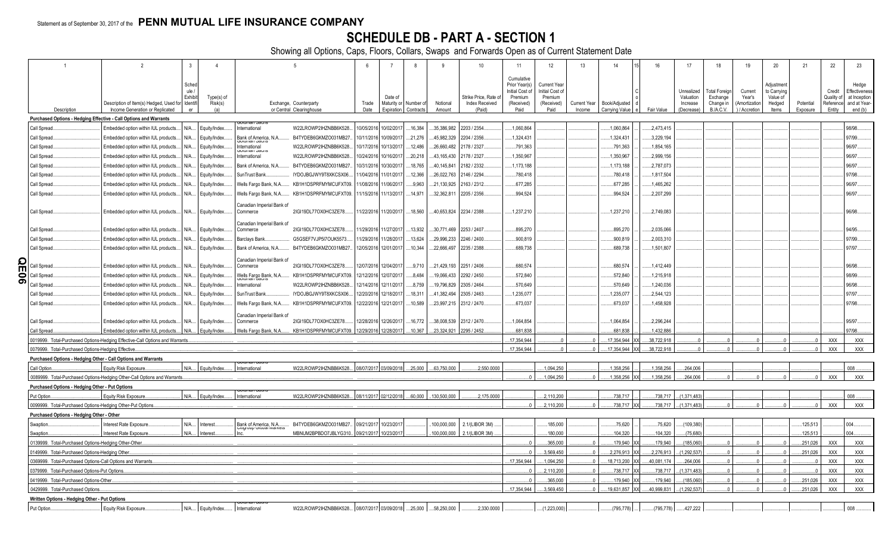Statement as of September 30, 2017 of the **PENN MUTUAL LIFE INSURANCE COMPANY**

# SCHEDULE DB - PART A - SECTION 1

Showing all Options, Caps, Floors, Collars, Swaps and Forwards Open as of Current Statement Date

| 1 Description | 2 Description of Item(s) Hedged, Used for Income Generation or Replicated | 3 Schedule / Exhibit Identifier | 4 Type(s) of Risk(s) (a) | 5 Exchange, Counterparty or Central Clearinghouse | | 6 Trade Date | 7 Date of Maturity or Expiration | 8 Number of Contracts | 9 Notional Amount | 10 Strike Price, Rate of Index Received (Paid) | 11 Cumulative Prior Year(s) Initial Cost of Premium (Received) Paid | 12 Current Year Initial Cost of Premium (Received) Paid | 13 Current Year Income | 14 Book/Adjusted Carrying Value | 15 Code | 16 Fair Value | 17 Unrealized Valuation Increase (Decrease) | 18 Total Foreign Exchange Change in B./A.C.V. | 19 Current Year's (Amortization) / Accretion | 20 Adjustment to Carrying Value of Hedged Items | 21 Potential Exposure | 22 Credit Quality of Reference Entity | 23 Hedge Effectiveness at Inception and at Year-end (b) |
|---|---|---|---|---|---|---|---|---|---|---|---|---|---|---|---|---|---|---|---|---|---|---|---|
| **Purchased Options - Hedging Effective - Call Options and Warrants** | | | | | | | | | | | | | | | | | | | | | | | |
| Call Spread | Embedded option within IUL products | N/A | Equity/Index | Goldman Sachs International | W22LROWP2IHZNBB6K528 | 10/05/2016 | 10/02/2017 | 16,384 | 35,386,982 | 2203 / 2354 | 1,060,864 | | | 1,060,864 | | 2,473,415 | | | | | | | 98/98 |
| Call Spread | Embedded option within IUL products | N/A | Equity/Index | Bank of America, N.A. | B4TYDEB6GKMZO031MB27 | 10/11/2016 | 10/09/2017 | 21,276 | 45,982,329 | 2204 / 2356 | 1,324,431 | | | 1,324,431 | | 3,229,194 | | | | | | | 97/99 |
| Call Spread | Embedded option within IUL products | N/A | Equity/Index | Goldman Sachs International | W22LROWP2IHZNBB6K528 | 10/17/2016 | 10/13/2017 | 12,486 | 26,660,482 | 2178 / 2327 | 791,363 | | | 791,363 | | 1,854,165 | | | | | | | 96/97 |
| Call Spread | Embedded option within IUL products | N/A | Equity/Index | Goldman Sachs International | W22LROWP2IHZNBB6K528 | 10/24/2016 | 10/16/2017 | 20,218 | 43,165,430 | 2178 / 2327 | 1,350,967 | | | 1,350,967 | | 2,999,156 | | | | | | | 96/97 |
| Call Spread | Embedded option within IUL products | N/A | Equity/Index | Bank of America, N.A. | B4TYDEB6GKMZO031MB27 | 10/31/2016 | 10/30/2017 | 18,765 | 40,145,841 | 2182 / 2332 | 1,173,188 | | | 1,173,188 | | 2,787,073 | | | | | | | 96/97 |
| Call Spread | Embedded option within IUL products | N/A | Equity/Index | SunTrust Bank | IYDOJBGJWY9T8XKCSX06 | 11/04/2016 | 11/01/2017 | 12,366 | 26,022,763 | 2146 / 2294 | 780,418 | | | 780,418 | | 1,817,504 | | | | | | | 97/98 |
| Call Spread | Embedded option within IUL products | N/A | Equity/Index | Wells Fargo Bank, N.A. | KB1H1DSPRFMYMCUFXT09 | 11/08/2016 | 11/06/2017 | 9,963 | 21,130,925 | 2163 / 2312 | 677,285 | | | 677,285 | | 1,465,262 | | | | | | | 96/97 |
| Call Spread | Embedded option within IUL products | N/A | Equity/Index | Wells Fargo Bank, N.A. | KB1H1DSPRFMYMCUFXT09 | 11/15/2016 | 11/13/2017 | 14,971 | 32,362,811 | 2205 / 2356 | 994,524 | | | 994,524 | | 2,207,299 | | | | | | | 96/97 |
| Call Spread | Embedded option within IUL products | N/A | Equity/Index | Canadian Imperial Bank of Commerce | 2IGI19DL77OX0HC3ZE78 | 11/22/2016 | 11/20/2017 | 18,560 | 40,653,824 | 2234 / 2388 | 1,237,210 | | | 1,237,210 | | 2,749,083 | | | | | | | 96/98 |
| Call Spread | Embedded option within IUL products | N/A | Equity/Index | Canadian Imperial Bank of Commerce | 2IGI19DL77OX0HC3ZE78 | 11/29/2016 | 11/27/2017 | 13,932 | 30,771,469 | 2253 / 2407 | 895,270 | | | 895,270 | | 2,035,066 | | | | | | | 94/95 |
| Call Spread | Embedded option within IUL products | N/A | Equity/Index | Barclays Bank | G5GSEF7VJP5I7OUK5573 | 11/29/2016 | 11/28/2017 | 13,624 | 29,996,233 | 2246 / 2400 | 900,819 | | | 900,819 | | 2,003,310 | | | | | | | 97/99 |
| Call Spread | Embedded option within IUL products | N/A | Equity/Index | Bank of America, N.A. | B4TYDEB6GKMZO031MB27 | 12/05/2016 | 12/01/2017 | 10,344 | 22,666,497 | 2235 / 2388 | 689,738 | | | 689,738 | | 1,501,807 | | | | | | | 97/97 |
| Call Spread | Embedded option within IUL products | N/A | Equity/Index | Canadian Imperial Bank of Commerce | 2IGI19DL77OX0HC3ZE78 | 12/07/2016 | 12/04/2017 | 9,710 | 21,429,193 | 2251 / 2406 | 680,574 | | | 680,574 | | 1,412,449 | | | | | | | 96/98 |
| Call Spread | Embedded option within IUL products | N/A | Equity/Index | Wells Fargo Bank, N.A. | KB1H1DSPRFMYMCUFXT09 | 12/12/2016 | 12/07/2017 | 8,484 | 19,066,433 | 2292 / 2450 | 572,840 | | | 572,840 | | 1,215,918 | | | | | | | 98/99 |
| Call Spread | Embedded option within IUL products | N/A | Equity/Index | Goldman Sachs International | W22LROWP2IHZNBB6K528 | 12/14/2016 | 12/11/2017 | 8,759 | 19,796,829 | 2305 / 2464 | 570,649 | | | 570,649 | | 1,240,036 | | | | | | | 96/98 |
| Call Spread | Embedded option within IUL products | N/A | Equity/Index | SunTrust Bank | IYDOJBGJWY9T8XKCSX06 | 12/20/2016 | 12/18/2017 | 18,311 | 41,382,494 | 2305 / 2463 | 1,235,077 | | | 1,235,077 | | 2,544,123 | | | | | | | 97/97 |
| Call Spread | Embedded option within IUL products | N/A | Equity/Index | Wells Fargo Bank, N.A. | KB1H1DSPRFMYMCUFXT09 | 12/22/2016 | 12/21/2017 | 10,589 | 23,997,215 | 2312 / 2470 | 673,037 | | | 673,037 | | 1,458,928 | | | | | | | 97/98 |
| Call Spread | Embedded option within IUL products | N/A | Equity/Index | Canadian Imperial Bank of Commerce | 2IGI19DL77OX0HC3ZE78 | 12/28/2016 | 12/26/2017 | 16,772 | 38,008,539 | 2312 / 2470 | 1,064,854 | | | 1,064,854 | | 2,296,244 | | | | | | | 95/97 |
| Call Spread | Embedded option within IUL products | N/A | Equity/Index | Wells Fargo Bank, N.A. | KB1H1DSPRFMYMCUFXT09 | 12/29/2016 | 12/28/2017 | 10,367 | 23,324,921 | 2295 / 2452 | 681,838 | | | 681,838 | | 1,432,886 | | | | | | | 97/98 |
| 0019999. Total-Purchased Options-Hedging Effective-Call Options and Warrants | | | | | | | | | | | 17,354,944 | 0 | 0 | 17,354,944 | XX | 38,722,918 | 0 | 0 | 0 | 0 | 0 | XXX | XXX |
| 0079999. Total-Purchased Options-Hedging Effective | | | | | | | | | | | 17,354,944 | 0 | 0 | 17,354,944 | XX | 38,722,918 | 0 | 0 | 0 | 0 | 0 | XXX | XXX |
| **Purchased Options - Hedging Other - Call Options and Warrants** | | | | | | | | | | | | | | | | | | | | | | | |
| Call Option | Equity Risk Exposure | N/A | Equity/Index | Goldman Sachs International | W22LROWP2IHZNBB6K528 | 08/07/2017 | 03/09/2018 | 25,000 | 63,750,000 | 2,550.0000 | | 1,094,250 | | 1,358,256 | | 1,358,256 | 264,006 | | | | | | 008 |
| 0089999. Total-Purchased Options-Hedging Other-Call Options and Warrants | | | | | | | | | | | 0 | 1,094,250 | 0 | 1,358,256 | XX | 1,358,256 | 264,006 | 0 | 0 | 0 | 0 | XXX | XXX |
| **Purchased Options - Hedging Other - Put Options** | | | | | | | | | | | | | | | | | | | | | | | |
| Put Option | Equity Risk Exposure | N/A | Equity/Index | Goldman Sachs International | W22LROWP2IHZNBB6K528 | 08/11/2017 | 02/12/2018 | 60,000 | 130,500,000 | 2,175.0000 | | 2,110,200 | | 738,717 | | 738,717 | (1,371,483) | | | | | | 008 |
| 0099999. Total-Purchased Options-Hedging Other-Put Options | | | | | | | | | | | 0 | 2,110,200 | 0 | 738,717 | XX | 738,717 | (1,371,483) | 0 | 0 | 0 | 0 | XXX | XXX |
| **Purchased Options - Hedging Other - Other** | | | | | | | | | | | | | | | | | | | | | | | |
| Swaption | Interest Rate Exposure | N/A | Interest | Bank of America, N.A. | B4TYDEB6GKMZO031MB27 | 09/21/2017 | 10/23/2017 | | 100,000,000 | 2.1/(LIBOR 3M) | | 185,000 | | 75,620 | | 75,620 | (109,380) | | | | 125,513 | | 004 |
| Swaption | Interest Rate Exposure | N/A | Interest | Citigroup Global Markets Inc. | MBNUM2BPBDO7JBLYG310 | 09/21/2017 | 10/23/2017 | | 100,000,000 | 2.1/(LIBOR 3M) | | 180,000 | | 104,320 | | 104,320 | (75,680) | | | | 125,513 | | 004 |
| 0139999. Total-Purchased Options-Hedging Other-Other | | | | | | | | | | | 0 | 365,000 | 0 | 179,940 | XX | 179,940 | (185,060) | 0 | 0 | 0 | 251,026 | XXX | XXX |
| 0149999. Total-Purchased Options-Hedging Other | | | | | | | | | | | 0 | 3,569,450 | 0 | 2,276,913 | XX | 2,276,913 | (1,292,537) | 0 | 0 | 0 | 251,026 | XXX | XXX |
| 0369999. Total-Purchased Options-Call Options and Warrants | | | | | | | | | | | 17,354,944 | 1,094,250 | 0 | 18,713,200 | XX | 40,081,174 | 264,006 | 0 | 0 | 0 | 0 | XXX | XXX |
| 0379999. Total-Purchased Options-Put Options | | | | | | | | | | | 0 | 2,110,200 | 0 | 738,717 | XX | 738,717 | (1,371,483) | 0 | 0 | 0 | 0 | XXX | XXX |
| 0419999. Total-Purchased Options-Other | | | | | | | | | | | 0 | 365,000 | 0 | 179,940 | XX | 179,940 | (185,060) | 0 | 0 | 0 | 251,026 | XXX | XXX |
| 0429999. Total-Purchased Options | | | | | | | | | | | 17,354,944 | 3,569,450 | 0 | 19,631,857 | XX | 40,999,831 | (1,292,537) | 0 | 0 | 0 | 251,026 | XXX | XXX |
| **Written Options - Hedging Other - Put Options** | | | | | | | | | | | | | | | | | | | | | | | |
| Put Option | Equity Risk Exposure | N/A | Equity/Index | Goldman Sachs International | W22LROWP2IHZNBB6K528 | 08/07/2017 | 03/09/2018 | 25,000 | 58,250,000 | 2,330.0000 | | (1,223,000) | | (795,778) | | (795,778) | 427,222 | | | | | | 008 |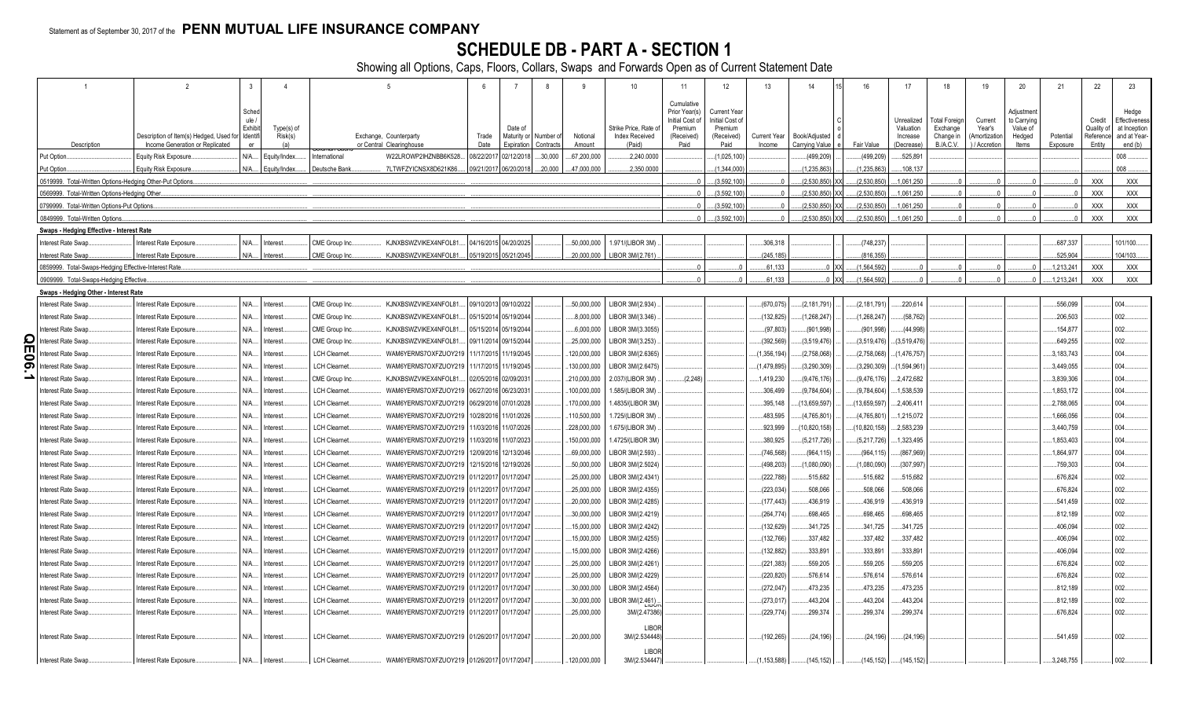Statement as of September 30, 2017 of the **PENN MUTUAL LIFE INSURANCE COMPANY**

# SCHEDULE DB - PART A - SECTION 1

Showing all Options, Caps, Floors, Collars, Swaps and Forwards Open as of Current Statement Date

| 1 | 2 | 3 | 4 | 5 | | 6 | 7 | 8 | 9 | 10 | 11 | 12 | 13 | 14 | 15 | 16 | 17 | 18 | 19 | 20 | 21 | 22 | 23 |
|---|---|---|---|---|---|---|---|---|---|---|---|---|---|---|---|---|---|---|---|---|---|---|---|
| Description | Description of Item(s) Hedged, Used for Income Generation or Replicated | Schedule / Exhibit Identifier | Type(s) of Risk(s) (a) | Exchange, Counterparty or Central Clearinghouse | | Trade Date | Date of Maturity or Expiration | Number of Contracts | Notional Amount | Strike Price, Rate of Index Received (Paid) | Cumulative Prior Year(s) Initial Cost of Premium (Received) Paid | Current Year Initial Cost of Premium (Received) Paid | Current Year Income | Book/Adjusted Carrying Value | Code | Fair Value | Unrealized Valuation Increase (Decrease) | Total Foreign Exchange Change in B./A.C.V. | Current Year's (Amortization) / Accretion | Adjustment to Carrying Value of Hedged Items | Potential Exposure | Credit Quality of Reference Entity | Hedge Effectiveness at Inception and at Year-end (b) |
| Put Option | Equity Risk Exposure | N/A | Equity/Index | Goldman Sachs International | W22LROWP2IHZNBB6K528 | 08/22/2017 | 02/12/2018 | 30,000 | 67,200,000 | 2,240.0000 | | (1,025,100) | | (499,209) | | (499,209) | 525,891 | | | | | | 008 |
| Put Option | Equity Risk Exposure | N/A | Equity/Index | Deutsche Bank | 7LTWFZYICNSX8D621K86 | 09/21/2017 | 06/20/2018 | 20,000 | 47,000,000 | 2,350.0000 | | (1,344,000) | | (1,235,863) | | (1,235,863) | 108,137 | | | | | | 008 |
| 0519999. Total-Written Options-Hedging Other-Put Options | | | | | | | | | | | 0 | (3,592,100) | 0 | (2,530,850) | XX | (2,530,850) | 1,061,250 | 0 | 0 | 0 | 0 | XXX | XXX |
| 0569999. Total-Written Options-Hedging Other | | | | | | | | | | | 0 | (3,592,100) | 0 | (2,530,850) | XX | (2,530,850) | 1,061,250 | 0 | 0 | 0 | 0 | XXX | XXX |
| 0799999. Total-Written Options-Put Options | | | | | | | | | | | 0 | (3,592,100) | 0 | (2,530,850) | XX | (2,530,850) | 1,061,250 | 0 | 0 | 0 | 0 | XXX | XXX |
| 0849999. Total-Written Options | | | | | | | | | | | 0 | (3,592,100) | 0 | (2,530,850) | XX | (2,530,850) | 1,061,250 | 0 | 0 | 0 | 0 | XXX | XXX |
| **Swaps - Hedging Effective - Interest Rate** | | | | | | | | | | | | | | | | | | | | | | | |
| Interest Rate Swap | Interest Rate Exposure | N/A | Interest | CME Group Inc. | KJNXBSWZVIKEX4NFOL81 | 04/16/2015 | 04/20/2025 | | 50,000,000 | 1.971/(LIBOR 3M) | | | 306,318 | | | (748,237) | | | | | 687,337 | | 101/100 |
| Interest Rate Swap | Interest Rate Exposure | N/A | Interest | CME Group Inc. | KJNXBSWZVIKEX4NFOL81 | 05/19/2015 | 05/21/2045 | | 20,000,000 | LIBOR 3M/(2.761) | | | (245,185) | | | (816,355) | | | | | 525,904 | | 104/103 |
| 0859999. Total-Swaps-Hedging Effective-Interest Rate | | | | | | | | | | | 0 | 0 | 61,133 | 0 | XX | (1,564,592) | 0 | 0 | 0 | 0 | 1,213,241 | XXX | XXX |
| 0909999. Total-Swaps-Hedging Effective | | | | | | | | | | | 0 | 0 | 61,133 | 0 | XX | (1,564,592) | 0 | 0 | 0 | 0 | 1,213,241 | XXX | XXX |
| **Swaps - Hedging Other - Interest Rate** | | | | | | | | | | | | | | | | | | | | | | | |
| Interest Rate Swap | Interest Rate Exposure | N/A | Interest | CME Group Inc. | KJNXBSWZVIKEX4NFOL81 | 09/10/2013 | 09/10/2022 | | 50,000,000 | LIBOR 3M/(2.934) | | | (670,075) | (2,181,791) | | (2,181,791) | 220,614 | | | | 556,099 | | 004 |
| Interest Rate Swap | Interest Rate Exposure | N/A | Interest | CME Group Inc. | KJNXBSWZVIKEX4NFOL81 | 05/15/2014 | 05/19/2044 | | 8,000,000 | LIBOR 3M/(3.346) | | | (132,825) | (1,268,247) | | (1,268,247) | (58,762) | | | | 206,503 | | 002 |
| Interest Rate Swap | Interest Rate Exposure | N/A | Interest | CME Group Inc. | KJNXBSWZVIKEX4NFOL81 | 05/15/2014 | 05/19/2044 | | 6,000,000 | LIBOR 3M/(3.3055) | | | (97,803) | (901,998) | | (901,998) | (44,998) | | | | 154,877 | | 002 |
| Interest Rate Swap | Interest Rate Exposure | N/A | Interest | CME Group Inc. | KJNXBSWZVIKEX4NFOL81 | 09/11/2014 | 09/15/2044 | | 25,000,000 | LIBOR 3M/(3.253) | | | (392,569) | (3,519,476) | | (3,519,476) | (3,519,476) | | | | 649,255 | | 002 |
| Interest Rate Swap | Interest Rate Exposure | N/A | Interest | LCH Clearnet | WAM6YERMS7OXFZUOY219 | 11/17/2015 | 11/19/2045 | | 120,000,000 | LIBOR 3M/(2.6365) | | | (1,356,194) | (2,758,068) | | (2,758,068) | (1,476,757) | | | | 3,183,743 | | 004 |
| Interest Rate Swap | Interest Rate Exposure | N/A | Interest | LCH Clearnet | WAM6YERMS7OXFZUOY219 | 11/17/2015 | 11/19/2045 | | 130,000,000 | LIBOR 3M/(2.6475) | | | (1,479,895) | (3,290,309) | | (3,290,309) | (1,594,961) | | | | 3,449,055 | | 004 |
| Interest Rate Swap | Interest Rate Exposure | N/A | Interest | CME Group Inc. | KJNXBSWZVIKEX4NFOL81 | 02/05/2016 | 02/09/2031 | | 210,000,000 | 2.037/(LIBOR 3M) | (2,248) | | 1,419,230 | (9,476,176) | | (9,476,176) | 2,472,682 | | | | 3,839,306 | | 004 |
| Interest Rate Swap | Interest Rate Exposure | N/A | Interest | LCH Clearnet | WAM6YERMS7OXFZUOY219 | 06/27/2016 | 06/23/2031 | | 100,000,000 | 1.585/(LIBOR 3M) | | | 306,499 | (9,784,604) | | (9,784,604) | 1,538,539 | | | | 1,853,172 | | 004 |
| Interest Rate Swap | Interest Rate Exposure | N/A | Interest | LCH Clearnet | WAM6YERMS7OXFZUOY219 | 06/29/2016 | 07/01/2028 | | 170,000,000 | 1.4835/(LIBOR 3M) | | | 395,148 | (13,659,597) | | (13,659,597) | 2,406,411 | | | | 2,788,065 | | 004 |
| Interest Rate Swap | Interest Rate Exposure | N/A | Interest | LCH Clearnet | WAM6YERMS7OXFZUOY219 | 10/28/2016 | 11/01/2026 | | 110,500,000 | 1.725/(LIBOR 3M) | | | 483,595 | (4,765,801) | | (4,765,801) | 1,215,072 | | | | 1,666,056 | | 004 |
| Interest Rate Swap | Interest Rate Exposure | N/A | Interest | LCH Clearnet | WAM6YERMS7OXFZUOY219 | 11/03/2016 | 11/07/2026 | | 228,000,000 | 1.675/(LIBOR 3M) | | | 923,999 | (10,820,158) | | (10,820,158) | 2,583,239 | | | | 3,440,759 | | 004 |
| Interest Rate Swap | Interest Rate Exposure | N/A | Interest | LCH Clearnet | WAM6YERMS7OXFZUOY219 | 11/03/2016 | 11/07/2023 | | 150,000,000 | 1.4725/(LIBOR 3M) | | | 380,925 | (5,217,726) | | (5,217,726) | 1,323,495 | | | | 1,853,403 | | 004 |
| Interest Rate Swap | Interest Rate Exposure | N/A | Interest | LCH Clearnet | WAM6YERMS7OXFZUOY219 | 12/09/2016 | 12/13/2046 | | 69,000,000 | LIBOR 3M/(2.593) | | | (746,568) | (964,115) | | (964,115) | (867,969) | | | | 1,864,977 | | 004 |
| Interest Rate Swap | Interest Rate Exposure | N/A | Interest | LCH Clearnet | WAM6YERMS7OXFZUOY219 | 12/15/2016 | 12/19/2026 | | 50,000,000 | LIBOR 3M/(2.5024) | | | (498,203) | (1,080,090) | | (1,080,090) | (307,997) | | | | 759,303 | | 004 |
| Interest Rate Swap | Interest Rate Exposure | N/A | Interest | LCH Clearnet | WAM6YERMS7OXFZUOY219 | 01/12/2017 | 01/17/2047 | | 25,000,000 | LIBOR 3M/(2.4341) | | | (222,788) | 515,682 | | 515,682 | 515,682 | | | | 676,824 | | 002 |
| Interest Rate Swap | Interest Rate Exposure | N/A | Interest | LCH Clearnet | WAM6YERMS7OXFZUOY219 | 01/12/2017 | 01/17/2047 | | 25,000,000 | LIBOR 3M/(2.4355) | | | (223,034) | 508,066 | | 508,066 | 508,066 | | | | 676,824 | | 002 |
| Interest Rate Swap | Interest Rate Exposure | N/A | Interest | LCH Clearnet | WAM6YERMS7OXFZUOY219 | 01/12/2017 | 01/17/2047 | | 20,000,000 | LIBOR 3M/(2.4285) | | | (177,443) | 436,919 | | 436,919 | 436,919 | | | | 541,459 | | 002 |
| Interest Rate Swap | Interest Rate Exposure | N/A | Interest | LCH Clearnet | WAM6YERMS7OXFZUOY219 | 01/12/2017 | 01/17/2047 | | 30,000,000 | LIBOR 3M/(2.4219) | | | (264,774) | 698,465 | | 698,465 | 698,465 | | | | 812,189 | | 002 |
| Interest Rate Swap | Interest Rate Exposure | N/A | Interest | LCH Clearnet | WAM6YERMS7OXFZUOY219 | 01/12/2017 | 01/17/2047 | | 15,000,000 | LIBOR 3M/(2.4242) | | | (132,629) | 341,725 | | 341,725 | 341,725 | | | | 406,094 | | 002 |
| Interest Rate Swap | Interest Rate Exposure | N/A | Interest | LCH Clearnet | WAM6YERMS7OXFZUOY219 | 01/12/2017 | 01/17/2047 | | 15,000,000 | LIBOR 3M/(2.4255) | | | (132,766) | 337,482 | | 337,482 | 337,482 | | | | 406,094 | | 002 |
| Interest Rate Swap | Interest Rate Exposure | N/A | Interest | LCH Clearnet | WAM6YERMS7OXFZUOY219 | 01/12/2017 | 01/17/2047 | | 15,000,000 | LIBOR 3M/(2.4266) | | | (132,882) | 333,891 | | 333,891 | 333,891 | | | | 406,094 | | 002 |
| Interest Rate Swap | Interest Rate Exposure | N/A | Interest | LCH Clearnet | WAM6YERMS7OXFZUOY219 | 01/12/2017 | 01/17/2047 | | 25,000,000 | LIBOR 3M/(2.4261) | | | (221,383) | 559,205 | | 559,205 | 559,205 | | | | 676,824 | | 002 |
| Interest Rate Swap | Interest Rate Exposure | N/A | Interest | LCH Clearnet | WAM6YERMS7OXFZUOY219 | 01/12/2017 | 01/17/2047 | | 25,000,000 | LIBOR 3M/(2.4229) | | | (220,820) | 576,614 | | 576,614 | 576,614 | | | | 676,824 | | 002 |
| Interest Rate Swap | Interest Rate Exposure | N/A | Interest | LCH Clearnet | WAM6YERMS7OXFZUOY219 | 01/12/2017 | 01/17/2047 | | 30,000,000 | LIBOR 3M/(2.4564) | | | (272,047) | 473,235 | | 473,235 | 473,235 | | | | 812,189 | | 002 |
| Interest Rate Swap | Interest Rate Exposure | N/A | Interest | LCH Clearnet | WAM6YERMS7OXFZUOY219 | 01/12/2017 | 01/17/2047 | | 30,000,000 | LIBOR 3M/(2.461) | | | (273,017) | 443,204 | | 443,204 | 443,204 | | | | 812,189 | | 002 |
| Interest Rate Swap | Interest Rate Exposure | N/A | Interest | LCH Clearnet | WAM6YERMS7OXFZUOY219 | 01/12/2017 | 01/17/2047 | | 25,000,000 | LIBOR 3M/(2.47386) | | | (229,774) | 299,374 | | 299,374 | 299,374 | | | | 676,824 | | 002 |
| Interest Rate Swap | Interest Rate Exposure | N/A | Interest | LCH Clearnet | WAM6YERMS7OXFZUOY219 | 01/26/2017 | 01/17/2047 | | 20,000,000 | LIBOR 3M/(2.534448) | | | (192,265) | (24,196) | | (24,196) | (24,196) | | | | 541,459 | | 002 |
| Interest Rate Swap | Interest Rate Exposure | N/A | Interest | LCH Clearnet | WAM6YERMS7OXFZUOY219 | 01/26/2017 | 01/17/2047 | | 120,000,000 | LIBOR 3M/(2.534447) | | | (1,153,588) | (145,152) | | (145,152) | (145,152) | | | | 3,248,755 | | 002 |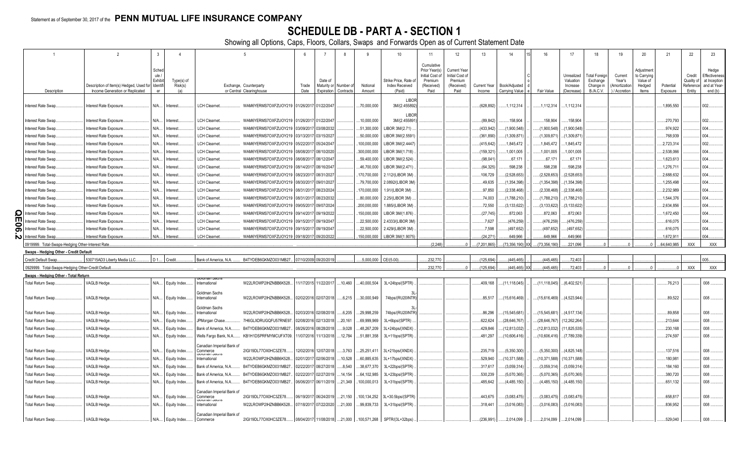Statement as of September 30, 2017 of the **PENN MUTUAL LIFE INSURANCE COMPANY**

# SCHEDULE DB - PART A - SECTION 1

Showing all Options, Caps, Floors, Collars, Swaps and Forwards Open as of Current Statement Date

| 1 | 2 | 3 | 4 | 5 | | 6 | 7 | 8 | 9 | 10 | 11 | 12 | 13 | 14 | 15 | 16 | 17 | 18 | 19 | 20 | 21 | 22 | 23 |
|---|---|---|---|---|---|---|---|---|---|---|---|---|---|---|---|---|---|---|---|---|---|---|---|
| Description | Description of Item(s) Hedged, Used for Income Generation or Replicated | Schedule / Exhibit Identifier | Type(s) of Risk(s) (a) | Exchange, Counterparty or Central Clearinghouse | | Trade Date | Date of Maturity or Expiration | Number of Contracts | Notional Amount | Strike Price, Rate of Index Received (Paid) | Cumulative Prior Year(s) Initial Cost of Premium (Received) Paid | Current Year Initial Cost of Premium (Received) Paid | Current Year Income | Book/Adjusted Carrying Value | Code | Fair Value | Unrealized Valuation Increase (Decrease) | Total Foreign Exchange Change in B./A.C.V. | Current Year's (Amortization) / Accretion | Adjustment to Carrying Value of Hedged Items | Potential Exposure | Credit Quality of Reference Entity | Hedge Effectiveness at Inception and at Year-end (b) |
| Interest Rate Swap | Interest Rate Exposure | N/A | Interest | LCH Clearnet | WAM6YERMS7OXFZUOY219 | 01/26/2017 | 01/22/2047 | | 70,000,000 | LIBOR 3M/(2.455892) | | | (628,892) | 1,112,314 | | 1,112,314 | 1,112,314 | | | | 1,895,550 | | 002 |
| Interest Rate Swap | Interest Rate Exposure | N/A | Interest | LCH Clearnet | WAM6YERMS7OXFZUOY219 | 01/26/2017 | 01/22/2047 | | 10,000,000 | LIBOR 3M/(2.455891) | | | (89,842) | 158,904 | | 158,904 | 158,904 | | | | 270,793 | | 002 |
| Interest Rate Swap | Interest Rate Exposure | N/A | Interest | LCH Clearnet | WAM6YERMS7OXFZUOY219 | 03/09/2017 | 03/08/2032 | | 51,300,000 | LIBOR 3M/(2.71) | | | (433,942) | (1,900,548) | | (1,900,548) | (1,900,548) | | | | 974,922 | | 004 |
| Interest Rate Swap | Interest Rate Exposure | N/A | Interest | LCH Clearnet | WAM6YERMS7OXFZUOY219 | 03/13/2017 | 03/15/2027 | | 50,000,000 | LIBOR 3M/(2.5591) | | | (361,890) | (1,309,871) | | (1,309,871) | (1,309,871) | | | | 768,939 | | 004 |
| Interest Rate Swap | Interest Rate Exposure | N/A | Interest | LCH Clearnet | WAM6YERMS7OXFZUOY219 | 05/22/2017 | 05/24/2047 | | 100,000,000 | LIBOR 3M/(2.4447) | | | (415,642) | 1,845,472 | | 1,845,472 | 1,845,472 | | | | 2,723,314 | | 002 |
| Interest Rate Swap | Interest Rate Exposure | N/A | Interest | LCH Clearnet | WAM6YERMS7OXFZUOY219 | 08/08/2017 | 08/10/2020 | | 300,000,000 | LIBOR 3M/(1.718) | | | (159,321) | 1,001,005 | | 1,001,005 | 1,001,005 | | | | 2,538,066 | | 004 |
| Interest Rate Swap | Interest Rate Exposure | N/A | Interest | LCH Clearnet | WAM6YERMS7OXFZUOY219 | 08/08/2017 | 08/12/2047 | | 59,400,000 | LIBOR 3M/(2.524) | | | (98,041) | 67,171 | | 67,171 | 67,171 | | | | 1,623,613 | | 004 |
| Interest Rate Swap | Interest Rate Exposure | N/A | Interest | LCH Clearnet | WAM6YERMS7OXFZUOY219 | 08/14/2017 | 08/16/2047 | | 46,700,000 | LIBOR 3M/(2.471) | | | (64,325) | 598,238 | | 598,238 | 598,238 | | | | 1,276,711 | | 004 |
| Interest Rate Swap | Interest Rate Exposure | N/A | Interest | LCH Clearnet | WAM6YERMS7OXFZUOY219 | 08/23/2017 | 08/31/2027 | | 170,700,000 | 2.112/(LIBOR 3M) | | | 106,729 | (2,528,653) | | (2,528,653) | (2,528,653) | | | | 2,688,632 | | 004 |
| Interest Rate Swap | Interest Rate Exposure | N/A | Interest | LCH Clearnet | WAM6YERMS7OXFZUOY219 | 08/30/2017 | 09/01/2027 | | 79,700,000 | 2.0892/(LIBOR 3M) | | | 49,635 | (1,354,398) | | (1,354,398) | (1,354,398) | | | | 1,255,498 | | 004 |
| Interest Rate Swap | Interest Rate Exposure | N/A | Interest | LCH Clearnet | WAM6YERMS7OXFZUOY219 | 08/31/2017 | 08/23/2024 | | 170,000,000 | 1.91/(LIBOR 3M) | | | 97,850 | (2,338,468) | | (2,338,468) | (2,338,468) | | | | 2,232,989 | | 004 |
| Interest Rate Swap | Interest Rate Exposure | N/A | Interest | LCH Clearnet | WAM6YERMS7OXFZUOY219 | 08/31/2017 | 08/23/2032 | | 80,000,000 | 2.25/(LIBOR 3M) | | | 74,003 | (1,788,210) | | (1,788,210) | (1,788,210) | | | | 1,544,376 | | 004 |
| Interest Rate Swap | Interest Rate Exposure | N/A | Interest | LCH Clearnet | WAM6YERMS7OXFZUOY219 | 09/05/2017 | 09/07/2024 | | 200,000,000 | 1.885/(LIBOR 3M) | | | 72,550 | (3,133,622) | | (3,133,622) | (3,133,622) | | | | 2,634,856 | | 004 |
| Interest Rate Swap | Interest Rate Exposure | N/A | Interest | LCH Clearnet | WAM6YERMS7OXFZUOY219 | 09/14/2017 | 09/19/2022 | | 150,000,000 | LIBOR 3M/(1.876) | | | (27,745) | 872,063 | | 872,063 | 872,063 | | | | 1,672,450 | | 004 |
| Interest Rate Swap | Interest Rate Exposure | N/A | Interest | LCH Clearnet | WAM6YERMS7OXFZUOY219 | 09/15/2017 | 09/19/2047 | | 22,500,000 | 2.4333/(LIBOR 3M) | | | 7,627 | (476,259) | | (476,259) | (476,259) | | | | 616,075 | | 004 |
| Interest Rate Swap | Interest Rate Exposure | N/A | Interest | LCH Clearnet | WAM6YERMS7OXFZUOY219 | 09/15/2017 | 09/19/2047 | | 22,500,000 | 2.429/(LIBOR 3M) | | | 7,598 | (497,652) | | (497,652) | (497,652) | | | | 616,075 | | 004 |
| Interest Rate Swap | Interest Rate Exposure | N/A | Interest | LCH Clearnet | WAM6YERMS7OXFZUOY219 | 09/18/2017 | 09/20/2022 | | 150,000,000 | LIBOR 3M/(1.9075) | | | (24,271) | 649,966 | | 649,966 | 649,966 | | | | 1,672,911 | | 004 |
| 0919999. Total-Swaps-Hedging Other-Interest Rate | | | | | | | | | | | (2,248) | 0 | (7,201,865) | (73,356,190) | XX | (73,356,190) | 221,096 | 0 | 0 | 0 | 64,640,985 | XXX | XXX |
| **Swaps - Hedging Other - Credit Default** | | | | | | | | | | | | | | | | | | | | | | | |
| Credit Default Swap | 530715AD3 Liberty Media LLC | D 1 | Credit | Bank of America, N.A. | B4TYDEB6GKMZO031MB27 | 07/10/2009 | 09/20/2019 | | 5,000,000 | CE/(5.00) | 232,770 | | (125,694) | (445,465) | | (445,465) | 72,403 | | | | | | 005 |
| 0929999. Total-Swaps-Hedging Other-Credit Default | | | | | | | | | | | 232,770 | 0 | (125,694) | (445,465) | XX | (445,465) | 72,403 | 0 | 0 | 0 | 0 | XXX | XXX |
| **Swaps - Hedging Other - Total Return** | | | | | | | | | | | | | | | | | | | | | | | |
| Total Return Swap | VAGLB Hedge | N/A | Equity Index | Goldman Sachs International | W22LROWP2IHZNBB6K528 | 11/17/2015 | 11/22/2017 | 10,460 | 40,000,504 | 3L+24bps/(SPTR) | | | 409,168 | (11,118,045) | | (11,118,045) | (6,402,521) | | | | 76,213 | | 008 |
| Total Return Swap | VAGLB Hedge | N/A | Equity Index | Goldman Sachs International | W22LROWP2IHZNBB6K528 | 02/02/2016 | 02/07/2018 | 6,215 | 30,000,949 | 3L-74bps/(RU20INTR) | | | 85,517 | (15,616,469) | | (15,616,469) | (4,523,944) | | | | 89,522 | | 008 |
| Total Return Swap | VAGLB Hedge | N/A | Equity Index | Goldman Sachs International | W22LROWP2IHZNBB6K528 | 02/03/2016 | 02/08/2018 | 6,205 | 29,998,259 | 3L-74bps/(RU20INTR) | | | 86,296 | (15,545,681) | | (15,545,681) | (4,517,134) | | | | 89,858 | | 008 |
| Total Return Swap | VAGLB Hedge | N/A | Equity Index | JPMorgan Chase | 7H6GLXDRUGQFU57RNE97 | 02/08/2016 | 02/13/2018 | 20,161 | 69,999,969 | 3L+6bps/(SPTR) | | | 622,624 | (28,646,767) | | (28,646,767) | (12,262,264) | | | | 213,644 | | 008 |
| Total Return Swap | VAGLB Hedge | N/A | Equity Index | Bank of America, N.A. | B4TYDEB6GKMZO031MB27 | 08/26/2016 | 08/28/2018 | 9,028 | 48,267,209 | 3L+24bps/(XNDX) | | | 429,846 | (12,813,032) | | (12,813,032) | (11,825,535) | | | | 230,168 | | 008 |
| Total Return Swap | VAGLB Hedge | N/A | Equity Index | Wells Fargo Bank, N.A. | KB1H1DSPRFMYMCUFXT09 | 11/07/2016 | 11/13/2018 | 12,784 | 51,881,358 | 3L+11bps/(SPTR) | | | 481,297 | (10,606,416) | | (10,606,416) | (7,789,339) | | | | 274,597 | | 008 |
| Total Return Swap | VAGLB Hedge | N/A | Equity Index | Canadian Imperial Bank of Commerce | 2IGI19DL77OX0HC3ZE78 | 12/02/2016 | 12/07/2018 | 3,763 | 25,251,411 | 3L+21bps/(XNDX) | | | 235,719 | (5,350,300) | | (5,350,300) | (4,825,148) | | | | 137,516 | | 008 |
| Total Return Swap | VAGLB Hedge | N/A | Equity Index | Goldman Sachs International | W22LROWP2IHZNBB6K528 | 02/01/2017 | 02/06/2018 | 10,528 | 60,885,635 | 3L+17bps/(XNDX) | | | 529,940 | (10,371,588) | | (10,371,588) | (10,371,588) | | | | 180,981 | | 008 |
| Total Return Swap | VAGLB Hedge | N/A | Equity Index | Bank of America, N.A. | B4TYDEB6GKMZO031MB27 | 02/22/2017 | 08/27/2018 | 8,540 | 38,677,370 | 3L+22bps/(SPTR) | | | 317,617 | (3,059,314) | | (3,059,314) | (3,059,314) | | | | 184,160 | | 008 |
| Total Return Swap | VAGLB Hedge | N/A | Equity Index | Bank of America, N.A. | B4TYDEB6GKMZO031MB27 | 02/22/2017 | 02/27/2019 | 14,154 | 64,102,985 | 3L+23bps/(SPTR) | | | 530,239 | (5,070,365) | | (5,070,365) | (5,070,365) | | | | 380,720 | | 008 |
| Total Return Swap | VAGLB Hedge | N/A | Equity Index | Bank of America, N.A. | B4TYDEB6GKMZO031MB27 | 06/06/2017 | 06/11/2019 | 21,349 | 100,000,013 | 3L+31bps/(SPTR) | | | 485,642 | (4,485,150) | | (4,485,150) | (4,485,150) | | | | 651,132 | | 008 |
| Total Return Swap | VAGLB Hedge | N/A | Equity Index | Canadian Imperial Bank of Commerce | 2IGI19DL77OX0HC3ZE78 | 06/19/2017 | 06/24/2019 | 21,150 | 100,134,252 | 3L+30.5bps/(SPTR) | | | 443,675 | (3,083,475) | | (3,083,475) | (3,083,475) | | | | 658,817 | | 008 |
| Total Return Swap | VAGLB Hedge | N/A | Equity Index | Goldman Sachs International | W22LROWP2IHZNBB6K528 | 07/18/2017 | 07/22/2020 | 21,000 | 99,839,733 | 3L+31bps/(SPTR) | | | 318,441 | (3,016,083) | | (3,016,083) | (3,016,083) | | | | 836,952 | | 008 |
| Total Return Swap | VAGLB Hedge | N/A | Equity Index | Canadian Imperial Bank of Commerce | 2IGI19DL77OX0HC3ZE78 | 08/04/2017 | 11/08/2018 | 21,000 | 100,571,268 | SPTR/(3L+32bps) | | | (236,991) | 2,014,099 | | 2,014,099 | 2,014,099 | | | | 529,040 | | 008 |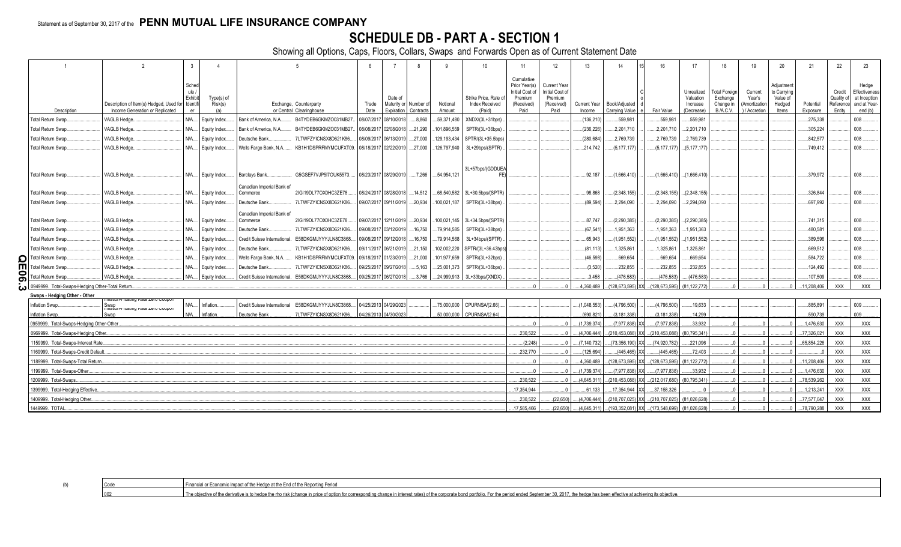Statement as of September 30, 2017 of the **PENN MUTUAL LIFE INSURANCE COMPANY**

# SCHEDULE DB - PART A - SECTION 1

Showing all Options, Caps, Floors, Collars, Swaps and Forwards Open as of Current Statement Date

| 1 | 2 | 3 | 4 | 5 | | 6 | 7 | 8 | 9 | 10 | 11 | 12 | 13 | 14 | 15 | 16 | 17 | 18 | 19 | 20 | 21 | 22 | 23 |
|---|---|---|---|---|---|---|---|---|---|---|---|---|---|---|---|---|---|---|---|---|---|---|---|
| Description | Description of Item(s) Hedged, Used for Income Generation or Replicated | Schedule / Exhibit Identifier | Type(s) of Risk(s) (a) | Exchange, Counterparty or Central Clearinghouse | | Trade Date | Date of Maturity or Expiration | Number of Contracts | Notional Amount | Strike Price, Rate of Index Received (Paid) | Cumulative Prior Year(s) Initial Cost of Premium (Received) Paid | Current Year Initial Cost of Premium (Received) Paid | Current Year Income | Book/Adjusted Carrying Value | Code | Fair Value | Unrealized Valuation Increase (Decrease) | Total Foreign Exchange Change in B./A.C.V. | Current Year's (Amortization) / Accretion | Adjustment to Carrying Value of Hedged Items | Potential Exposure | Credit Quality of Reference Entity | Hedge Effectiveness at Inception and at Year-end (b) |
| Total Return Swap | VAGLB Hedge | N/A | Equity Index | Bank of America, N.A. | B4TYDEB6GKMZO031MB27 | 08/07/2017 | 08/10/2018 | 8,860 | 59,371,480 | XNDX/(3L+31bps) | | | (136,210) | 559,981 | | 559,981 | 559,981 | | | | 275,338 | | 008 |
| Total Return Swap | VAGLB Hedge | N/A | Equity Index | Bank of America, N.A. | B4TYDEB6GKMZO031MB27 | 08/08/2017 | 02/08/2018 | 21,290 | 101,896,559 | SPTR/(3L+36bps) | | | (236,226) | 2,201,710 | | 2,201,710 | 2,201,710 | | | | 305,224 | | 008 |
| Total Return Swap | VAGLB Hedge | N/A | Equity Index | Deutsche Bank | 7LTWFZYICNSX8D621K86 | 08/09/2017 | 06/13/2019 | 27,000 | 129,193,434 | SPTR/(3L+35.5bps) | | | (280,684) | 2,769,739 | | 2,769,739 | 2,769,739 | | | | 842,577 | | 008 |
| Total Return Swap | VAGLB Hedge | N/A | Equity Index | Wells Fargo Bank, N.A. | KB1H1DSPRFMYMCUFXT09 | 08/18/2017 | 02/22/2019 | 27,000 | 126,797,940 | 3L+29bps/(SPTR) | | | 214,742 | (5,177,177) | | (5,177,177) | (5,177,177) | | | | 749,412 | | 008 |
| Total Return Swap | VAGLB Hedge | N/A | Equity Index | Barclays Bank | G5GSEF7VJP5I7OUK5573 | 08/23/2017 | 08/29/2019 | 7,266 | 54,954,121 | 3L+57bps/(GDDUEAFE) | | | 92,187 | (1,666,410) | | (1,666,410) | (1,666,410) | | | | 379,972 | | 008 |
| Total Return Swap | VAGLB Hedge | N/A | Equity Index | Canadian Imperial Bank of Commerce | 2IGI19DL77OX0HC3ZE78 | 08/24/2017 | 08/28/2018 | 14,512 | 68,540,582 | 3L+30.5bps/(SPTR) | | | 98,868 | (2,348,155) | | (2,348,155) | (2,348,155) | | | | 326,844 | | 008 |
| Total Return Swap | VAGLB Hedge | N/A | Equity Index | Deutsche Bank | 7LTWFZYICNSX8D621K86 | 09/07/2017 | 09/11/2019 | 20,934 | 100,021,187 | SPTR/(3L+38bps) | | | (89,594) | 2,294,090 | | 2,294,090 | 2,294,090 | | | | 697,992 | | 008 |
| Total Return Swap | VAGLB Hedge | N/A | Equity Index | Canadian Imperial Bank of Commerce | 2IGI19DL77OX0HC3ZE78 | 09/07/2017 | 12/11/2019 | 20,934 | 100,021,145 | 3L+34.5bps/(SPTR) | | | 87,747 | (2,290,385) | | (2,290,385) | (2,290,385) | | | | 741,315 | | 008 |
| Total Return Swap | VAGLB Hedge | N/A | Equity Index | Deutsche Bank | 7LTWFZYICNSX8D621K86 | 09/08/2017 | 03/12/2019 | 16,750 | 79,914,585 | SPTR/(3L+38bps) | | | (67,541) | 1,951,363 | | 1,951,363 | 1,951,363 | | | | 480,581 | | 008 |
| Total Return Swap | VAGLB Hedge | N/A | Equity Index | Credit Suisse International | E58DKGMJYYYJLN8C3868 | 09/08/2017 | 09/12/2018 | 16,750 | 79,914,568 | 3L+34bps/(SPTR) | | | 65,943 | (1,951,552) | | (1,951,552) | (1,951,552) | | | | 389,596 | | 008 |
| Total Return Swap | VAGLB Hedge | N/A | Equity Index | Deutsche Bank | 7LTWFZYICNSX8D621K86 | 09/11/2017 | 06/21/2019 | 21,150 | 102,002,220 | SPTR/(3L+36.43bps) | | | (81,113) | 1,325,861 | | 1,325,861 | 1,325,861 | | | | 669,512 | | 008 |
| Total Return Swap | VAGLB Hedge | N/A | Equity Index | Wells Fargo Bank, N.A. | KB1H1DSPRFMYMCUFXT09 | 09/18/2017 | 01/23/2019 | 21,000 | 101,977,659 | SPTR/(3L+32bps) | | | (46,598) | 669,654 | | 669,654 | 669,654 | | | | 584,722 | | 008 |
| Total Return Swap | VAGLB Hedge | N/A | Equity Index | Deutsche Bank | 7LTWFZYICNSX8D621K86 | 09/25/2017 | 09/27/2018 | 5,163 | 25,001,373 | SPTR/(3L+36bps) | | | (3,520) | 232,855 | | 232,855 | 232,855 | | | | 124,492 | | 008 |
| Total Return Swap | VAGLB Hedge | N/A | Equity Index | Credit Suisse International | E58DKGMJYYYJLN8C3868 | 09/25/2017 | 06/27/2018 | 3,766 | 24,999,913 | 3L+33bps/(XNDX) | | | 3,458 | (476,583) | | (476,583) | (476,583) | | | | 107,509 | | 008 |
| 0949999. Total-Swaps-Hedging Other-Total Return | | | | | | | | | | | 0 | 0 | 4,360,489 | (128,673,595) | XX | (128,673,595) | (81,122,772) | 0 | 0 | 0 | 11,208,406 | XXX | XXX |
| **Swaps - Hedging Other - Other** | | | | | | | | | | | | | | | | | | | | | | | |
| Inflation Swap | Inflation-Floating Rate Zero Coupon Swap | N/A | Inflation | Credit Suisse International | E58DKGMJYYYJLN8C3868 | 04/25/2013 | 04/29/2023 | | 75,000,000 | CPURNSA/(2.66) | | | (1,048,553) | (4,796,500) | | (4,796,500) | 19,633 | | | | 885,891 | | 009 |
| Inflation Swap | Inflation-Floating Rate Zero Coupon Swap | N/A | Inflation | Deutsche Bank | 7LTWFZYICNSX8D621K86 | 04/26/2013 | 04/30/2023 | | 50,000,000 | CPURNSA/(2.64) | | | (690,821) | (3,181,338) | | (3,181,338) | 14,299 | | | | 590,739 | | 009 |
| 0959999. Total-Swaps-Hedging Other-Other | | | | | | | | | | | 0 | 0 | (1,739,374) | (7,977,838) | XX | (7,977,838) | 33,932 | 0 | 0 | 0 | 1,476,630 | XXX | XXX |
| 0969999. Total-Swaps-Hedging Other | | | | | | | | | | | 230,522 | 0 | (4,706,444) | (210,453,088) | XX | (210,453,088) | (80,795,341) | 0 | 0 | 0 | 77,326,021 | XXX | XXX |
| 1159999. Total-Swaps-Interest Rate | | | | | | | | | | | (2,248) | 0 | (7,140,732) | (73,356,190) | XX | (74,920,782) | 221,096 | 0 | 0 | 0 | 65,854,226 | XXX | XXX |
| 1169999. Total-Swaps-Credit Default | | | | | | | | | | | 232,770 | 0 | (125,694) | (445,465) | XX | (445,465) | 72,403 | 0 | 0 | 0 | 0 | XXX | XXX |
| 1189999. Total-Swaps-Total Return | | | | | | | | | | | 0 | 0 | 4,360,489 | (128,673,595) | XX | (128,673,595) | (81,122,772) | 0 | 0 | 0 | 11,208,406 | XXX | XXX |
| 1199999. Total-Swaps-Other | | | | | | | | | | | 0 | 0 | (1,739,374) | (7,977,838) | XX | (7,977,838) | 33,932 | 0 | 0 | 0 | 1,476,630 | XXX | XXX |
| 1209999. Total-Swaps | | | | | | | | | | | 230,522 | 0 | (4,645,311) | (210,453,088) | XX | (212,017,680) | (80,795,341) | 0 | 0 | 0 | 78,539,262 | XXX | XXX |
| 1399999. Total-Hedging Effective | | | | | | | | | | | 17,354,944 | 0 | 61,133 | 17,354,944 | XX | 37,158,326 | 0 | 0 | 0 | 0 | 1,213,241 | XXX | XXX |
| 1409999. Total-Hedging Other | | | | | | | | | | | 230,522 | (22,650) | (4,706,444) | (210,707,025) | XX | (210,707,025) | (81,026,628) | 0 | 0 | 0 | 77,577,047 | XXX | XXX |
| 1449999. TOTAL | | | | | | | | | | | 17,585,466 | (22,650) | (4,645,311) | (193,352,081) | XX | (173,548,699) | (81,026,628) | 0 | 0 | 0 | 78,790,288 | XXX | XXX |

(b)

| Code | Financial or Economic Impact of the Hedge at the End of the Reporting Period |
|---|---|
| 002 | The objective of the derivative is to hedge the rho risk (change in price of option for corresponding change in interest rates) of the corporate bond portfolio. For the period ended September 30, 2017, the hedge has been effective at achieving its objective. |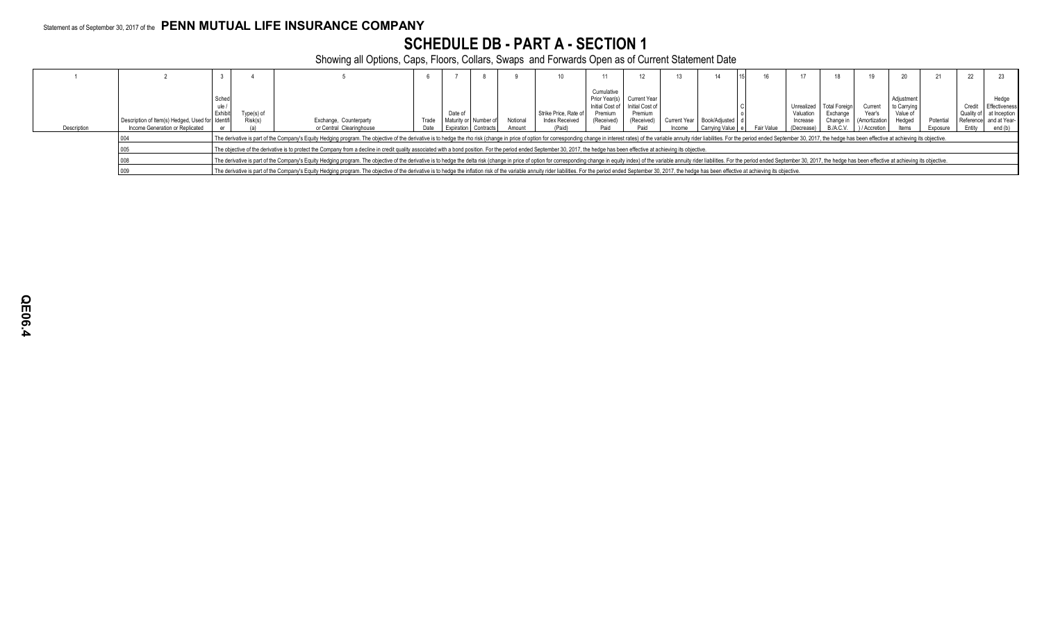Statement as of September 30, 2017 of the **PENN MUTUAL LIFE INSURANCE COMPANY**

# SCHEDULE DB - PART A - SECTION 1

Showing all Options, Caps, Floors, Collars, Swaps and Forwards Open as of Current Statement Date

| 1 | 2 | 3 | 4 | 5 | 6 | 7 | 8 | 9 | 10 | 11 | 12 | 13 | 14 | 15 | 16 | 17 | 18 | 19 | 20 | 21 | 22 | 23 |
|---|---|---|---|---|---|---|---|---|---|---|---|---|---|---|---|---|---|---|---|---|---|---|
| Description | Description of Item(s) Hedged, Used for Income Generation or Replicated | Schedule / Exhibit Identifier | Type(s) of Risk(s) (a) | Exchange, Counterparty or Central Clearinghouse | Trade Date | Date of Maturity or Expiration | Number of Contracts | Notional Amount | Strike Price, Rate of Index Received (Paid) | Cumulative Prior Year(s) Initial Cost of Premium (Received) Paid | Current Year Initial Cost of Premium (Received) Paid | Current Year Income | Book/Adjusted Carrying Value | Code | Fair Value | Unrealized Valuation Increase (Decrease) | Total Foreign Exchange Change in B./A.C.V. | Current Year's (Amortization) / Accretion | Adjustment to Carrying Value of Hedged Items | Potential Exposure | Credit Quality of Reference Entity | Hedge Effectiveness at Inception and at Year-end (b) |
| | 004 | The derivative is part of the Company's Equity Hedging program. The objective of the derivative is to hedge the rho risk (change in price of option for corresponding change in interest rates) of the variable annuity rider liabilities. For the period ended September 30, 2017, the hedge has been effective at achieving its objective. | | | | | | | | | | | | | | | | | | | | |
| | 005 | The objective of the derivative is to protect the Company from a decline in credit quality associated with a bond position. For the period ended September 30, 2017, the hedge has been effective at achieving its objective. | | | | | | | | | | | | | | | | | | | | |
| | 008 | The derivative is part of the Company's Equity Hedging program. The objective of the derivative is to hedge the delta risk (change in price of option for corresponding change in equity index) of the variable annuity rider liabilities. For the period ended September 30, 2017, the hedge has been effective at achieving its objective. | | | | | | | | | | | | | | | | | | | | |
| | 009 | The derivative is part of the Company's Equity Hedging program. The objective of the derivative is to hedge the inflation risk of the variable annuity rider liabilities. For the period ended September 30, 2017, the hedge has been effective at achieving its objective. | | | | | | | | | | | | | | | | | | | | |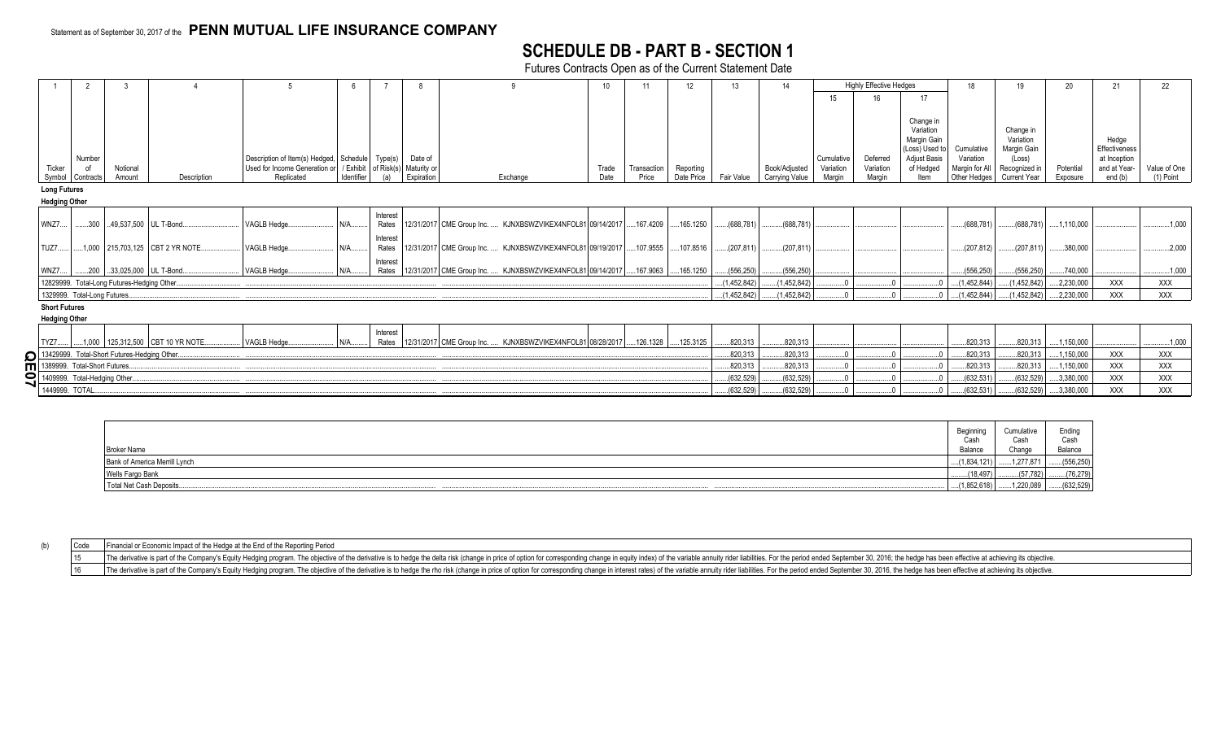Statement as of September 30, 2017 of the **PENN MUTUAL LIFE INSURANCE COMPANY**

# SCHEDULE DB - PART B - SECTION 1

Futures Contracts Open as of the Current Statement Date

| 1 | 2 | 3 | 4 | 5 | 6 | 7 | 8 | 9 | 10 | 11 | 12 | 13 | 14 | Highly Effective Hedges | | | 18 | 19 | 20 | 21 | 22 |
|---|---|---|---|---|---|---|---|---|---|---|---|---|---|---|---|---|---|---|---|---|---|
| | | | | | | | | | | | | | | 15 | 16 | 17 | | | | | |
| Ticker Symbol | Number of Contracts | Notional Amount | Description | Description of Item(s) Hedged, Used for Income Generation or Replicated | Schedule / Exhibit Identifier | Type(s) of Risk(s) (a) | Date of Maturity or Expiration | Exchange | Trade Date | Transaction Price | Reporting Date Price | Fair Value | Book/Adjusted Carrying Value | Cumulative Variation Margin | Deferred Variation Margin | Change in Variation Margin Gain (Loss) Used to Adjust Basis of Hedged Item | Cumulative Variation Margin for All Other Hedges | Change in Variation Margin Gain (Loss) Recognized in Current Year | Potential Exposure | Hedge Effectiveness at Inception and at Year-end (b) | Value of One (1) Point |
| **Long Futures** | | | | | | | | | | | | | | | | | | | | | |
| **Hedging Other** | | | | | | | | | | | | | | | | | | | | | |
| WNZ7 | 300 | 49,537,500 | UL T-Bond | VAGLB Hedge | N/A | Interest Rates | 12/31/2017 | CME Group Inc. .... KJNXBSWZVIKEX4NFOL81 | 09/14/2017 | 167.4209 | 165.1250 | (688,781) | (688,781) | | | | (688,781) | (688,781) | 1,110,000 | | 1,000 |
| TUZ7 | 1,000 | 215,703,125 | CBT 2 YR NOTE | VAGLB Hedge | N/A | Interest Rates | 12/31/2017 | CME Group Inc. .... KJNXBSWZVIKEX4NFOL81 | 09/19/2017 | 107.9555 | 107.8516 | (207,811) | (207,811) | | | | (207,812) | (207,811) | 380,000 | | 2,000 |
| WNZ7 | 200 | 33,025,000 | UL T-Bond | VAGLB Hedge | N/A | Interest Rates | 12/31/2017 | CME Group Inc. .... KJNXBSWZVIKEX4NFOL81 | 09/14/2017 | 167.9063 | 165.1250 | (556,250) | (556,250) | | | | (556,250) | (556,250) | 740,000 | | 1,000 |
| 12829999. Total-Long Futures-Hedging Other | | | | | | | | | | | | (1,452,842) | (1,452,842) | 0 | 0 | 0 | (1,452,844) | (1,452,842) | 2,230,000 | XXX | XXX |
| 1329999. Total-Long Futures | | | | | | | | | | | | (1,452,842) | (1,452,842) | 0 | 0 | 0 | (1,452,844) | (1,452,842) | 2,230,000 | XXX | XXX |
| **Short Futures** | | | | | | | | | | | | | | | | | | | | | |
| **Hedging Other** | | | | | | | | | | | | | | | | | | | | | |
| TYZ7 | 1,000 | 125,312,500 | CBT 10 YR NOTE | VAGLB Hedge | N/A | Interest Rates | 12/31/2017 | CME Group Inc. .... KJNXBSWZVIKEX4NFOL81 | 08/28/2017 | 126.1328 | 125.3125 | 820,313 | 820,313 | | | | 820,313 | 820,313 | 1,150,000 | | 1,000 |
| 13429999. Total-Short Futures-Hedging Other | | | | | | | | | | | | 820,313 | 820,313 | 0 | 0 | 0 | 820,313 | 820,313 | 1,150,000 | XXX | XXX |
| 1389999. Total-Short Futures | | | | | | | | | | | | 820,313 | 820,313 | 0 | 0 | 0 | 820,313 | 820,313 | 1,150,000 | XXX | XXX |
| 1409999. Total-Hedging Other | | | | | | | | | | | | (632,529) | (632,529) | 0 | 0 | 0 | (632,531) | (632,529) | 3,380,000 | XXX | XXX |
| 1449999. TOTAL | | | | | | | | | | | | (632,529) | (632,529) | 0 | 0 | 0 | (632,531) | (632,529) | 3,380,000 | XXX | XXX |

| Broker Name | Beginning Cash Balance | Cumulative Cash Change | Ending Cash Balance |
|---|---|---|---|
| Bank of America Merrill Lynch | (1,834,121) | 1,277,871 | (556,250) |
| Wells Fargo Bank | (18,497) | (57,782) | (76,279) |
| Total Net Cash Deposits | (1,852,618) | 1,220,089 | (632,529) |

(b)

| Code | Financial or Economic Impact of the Hedge at the End of the Reporting Period |
|---|---|
| 15 | The derivative is part of the Company's Equity Hedging program. The objective of the derivative is to hedge the delta risk (change in price of option for corresponding change in equity index) of the variable annuity rider liabilities. For the period ended September 30, 2016; the hedge has been effective at achieving its objective. |
| 16 | The derivative is part of the Company's Equity Hedging program. The objective of the derivative is to hedge the rho risk (change in price of option for corresponding change in interest rates) of the variable annuity rider liabilities. For the period ended September 30, 2016, the hedge has been effective at achieving its objective. |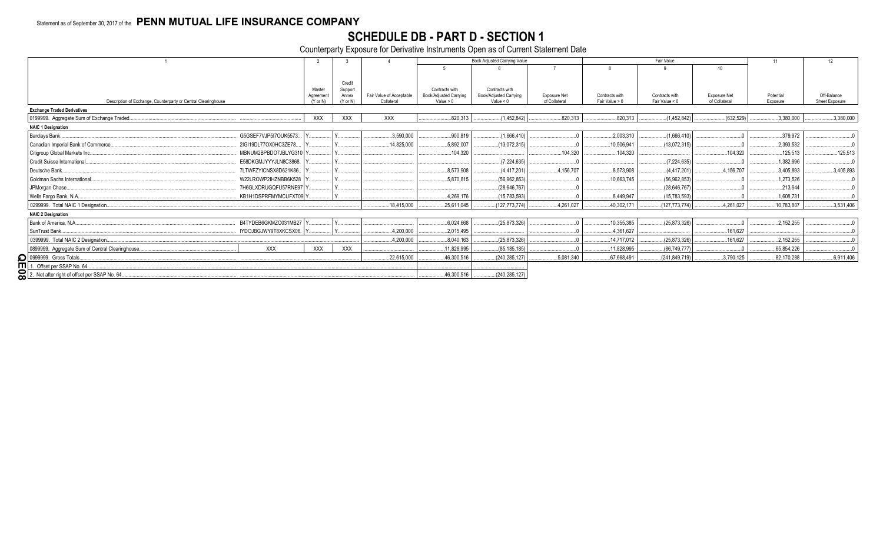Statement as of September 30, 2017 of the **PENN MUTUAL LIFE INSURANCE COMPANY**

# SCHEDULE DB - PART D - SECTION 1

Counterparty Exposure for Derivative Instruments Open as of Current Statement Date

| 1 | | 2 | 3 | 4 | Book Adjusted Carrying Value | | | Fair Value | | | 11 | 12 |
|---|---|---|---|---|---|---|---|---|---|---|---|---|
| | | | | | 5 | 6 | 7 | 8 | 9 | 10 | | |
| Description of Exchange, Counterparty or Central Clearinghouse | | Master Agreement (Y or N) | Credit Support Annex (Y or N) | Fair Value of Acceptable Collateral | Contracts with Book/Adjusted Carrying Value > 0 | Contracts with Book/Adjusted Carrying Value < 0 | Exposure Net of Collateral | Contracts with Fair Value > 0 | Contracts with Fair Value < 0 | Exposure Net of Collateral | Potential Exposure | Off-Balance Sheet Exposure |
| **Exchange Traded Derivatives** | | | | | | | | | | | | |
| 0199999. Aggregate Sum of Exchange Traded | | XXX | XXX | XXX | 820,313 | (1,452,842) | 820,313 | 820,313 | (1,452,842) | (632,529) | 3,380,000 | 3,380,000 |
| **NAIC 1 Designation** | | | | | | | | | | | | |
| Barclays Bank | G5GSEF7VJP5I7OUK5573 | Y | Y | 3,590,000 | 900,819 | (1,666,410) | 0 | 2,003,310 | (1,666,410) | 0 | 379,972 | 0 |
| Canadian Imperial Bank of Commerce | 2IGI19DL77OX0HC3ZE78 | Y | Y | 14,825,000 | 5,892,007 | (13,072,315) | 0 | 10,506,941 | (13,072,315) | 0 | 2,393,532 | 0 |
| Citigroup Global Markets Inc | MBNUM2BPBDO7JBLYG310 | Y | Y | | 104,320 | | 104,320 | 104,320 | | 104,320 | 125,513 | 125,513 |
| Credit Suisse International | E58DKGMJYYYJLN8C3868 | Y | Y | | | (7,224,635) | 0 | | (7,224,635) | 0 | 1,382,996 | 0 |
| Deutsche Bank | 7LTWFZYICNSX8D621K86 | Y | Y | | 8,573,908 | (4,417,201) | 4,156,707 | 8,573,908 | (4,417,201) | 4,156,707 | 3,405,893 | 3,405,893 |
| Goldman Sachs International | W22LROWP2IHZNBB6K528 | Y | Y | | 5,870,815 | (56,962,853) | 0 | 10,663,745 | (56,962,853) | 0 | 1,273,526 | 0 |
| JPMorgan Chase | 7H6GLXDRUGQFU57RNE97 | Y | Y | | | (28,646,767) | 0 | | (28,646,767) | 0 | 213,644 | 0 |
| Wells Fargo Bank, N.A. | KB1H1DSPRFMYMCUFXT09 | Y | Y | | 4,269,176 | (15,783,593) | 0 | 8,449,947 | (15,783,593) | 0 | 1,608,731 | 0 |
| 0299999. Total NAIC 1 Designation | | | | 18,415,000 | 25,611,045 | (127,773,774) | 4,261,027 | 40,302,171 | (127,773,774) | 4,261,027 | 10,783,807 | 3,531,406 |
| **NAIC 2 Designation** | | | | | | | | | | | | |
| Bank of America, N.A. | B4TYDEB6GKMZO031MB27 | Y | Y | | 6,024,668 | (25,873,326) | 0 | 10,355,385 | (25,873,326) | 0 | 2,152,255 | 0 |
| SunTrust Bank | IYDOJBGJWY9T8XKCSX06 | Y | Y | 4,200,000 | 2,015,495 | | 0 | 4,361,627 | | 161,627 | | 0 |
| 0399999. Total NAIC 2 Designation | | | | 4,200,000 | 8,040,163 | (25,873,326) | 0 | 14,717,012 | (25,873,326) | 161,627 | 2,152,255 | 0 |
| 0899999. Aggregate Sum of Central Clearinghouse | XXX | XXX | XXX | | 11,828,995 | (85,185,185) | 0 | 11,828,995 | (86,749,777) | 0 | 65,854,226 | 0 |
| 0999999. Gross Totals | | | | 22,615,000 | 46,300,516 | (240,285,127) | 5,081,340 | 67,668,491 | (241,849,719) | 3,790,125 | 82,170,288 | 6,911,406 |
| 1. Offset per SSAP No. 64 | | | | | | | | | | | | |
| 2. Net after right of offset per SSAP No. 64 | | | | | 46,300,516 | (240,285,127) | | | | | | |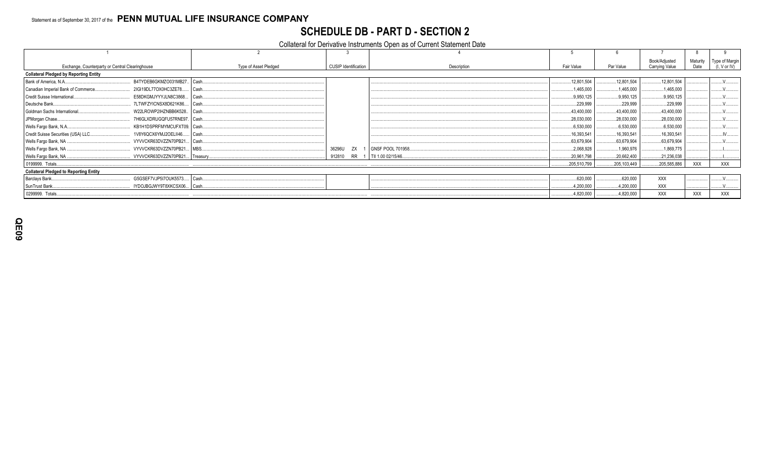Statement as of September 30, 2017 of the **PENN MUTUAL LIFE INSURANCE COMPANY**

# SCHEDULE DB - PART D - SECTION 2

Collateral for Derivative Instruments Open as of Current Statement Date

| 1 | | 2 | 3 | 4 | 5 | 6 | 7 | 8 | 9 |
|---|---|---|---|---|---|---|---|---|---|
| Exchange, Counterparty or Central Clearinghouse | | Type of Asset Pledged | CUSIP Identification | Description | Fair Value | Par Value | Book/Adjusted Carrying Value | Maturity Date | Type of Margin (I, V or IV) |
| **Collateral Pledged by Reporting Entity** | | | | | | | | | |
| Bank of America, N.A. | B4TYDEB6GKMZO031MB27 | Cash | | | 12,801,504 | 12,801,504 | 12,801,504 | | V |
| Canadian Imperial Bank of Commerce | 2IGI19DL77OX0HC3ZE78 | Cash | | | 1,465,000 | 1,465,000 | 1,465,000 | | V |
| Credit Suisse International | E58DKGMJYYYJLN8C3868 | Cash | | | 9,950,125 | 9,950,125 | 9,950,125 | | V |
| Deutsche Bank | 7LTWFZYICNSX8D621K86 | Cash | | | 229,999 | 229,999 | 229,999 | | V |
| Goldman Sachs International | W22LROWP2IHZNBB6K528 | Cash | | | 43,400,000 | 43,400,000 | 43,400,000 | | V |
| JPMorgan Chase | 7H6GLXDRUGQFU57RNE97 | Cash | | | 28,030,000 | 28,030,000 | 28,030,000 | | V |
| Wells Fargo Bank, N.A. | KB1H1DSPRFMYMCUFXT09 | Cash | | | 6,530,000 | 6,530,000 | 6,530,000 | | V |
| Credit Suisse Securities (USA) LLC | 1V8Y6QCX6YMJ2OELII46 | Cash | | | 16,393,541 | 16,393,541 | 16,393,541 | | IV |
| Wells Fargo Bank, NA | VYVVCKR63DVZZN70PB21 | Cash | | | 63,679,904 | 63,679,904 | 63,679,904 | | V |
| Wells Fargo Bank, NA | VYVVCKR63DVZZN70PB21 | MBS | 36296U ZX 1 | GNSF POOL 701958 | 2,068,928 | 1,960,976 | 1,869,775 | | I |
| Wells Fargo Bank, NA | VYVVCKR63DVZZN70PB21 | Treasury | 912810 RR 1 | TII 1.00 02/15/46 | 20,961,798 | 20,662,400 | 21,236,038 | | I |
| 0199999. Totals | | | | | 205,510,799 | 205,103,449 | 205,585,886 | XXX | XXX |
| **Collateral Pledged to Reporting Entity** | | | | | | | | | |
| Barclays Bank | G5GSEF7VJP5I7OUK5573 | Cash | | | 620,000 | 620,000 | XXX | | V |
| SunTrust Bank | IYDOJBGJWY9T8XKCSX06 | Cash | | | 4,200,000 | 4,200,000 | XXX | | V |
| 0299999. Totals | | | | | 4,820,000 | 4,820,000 | XXX | XXX | XXX |

QE09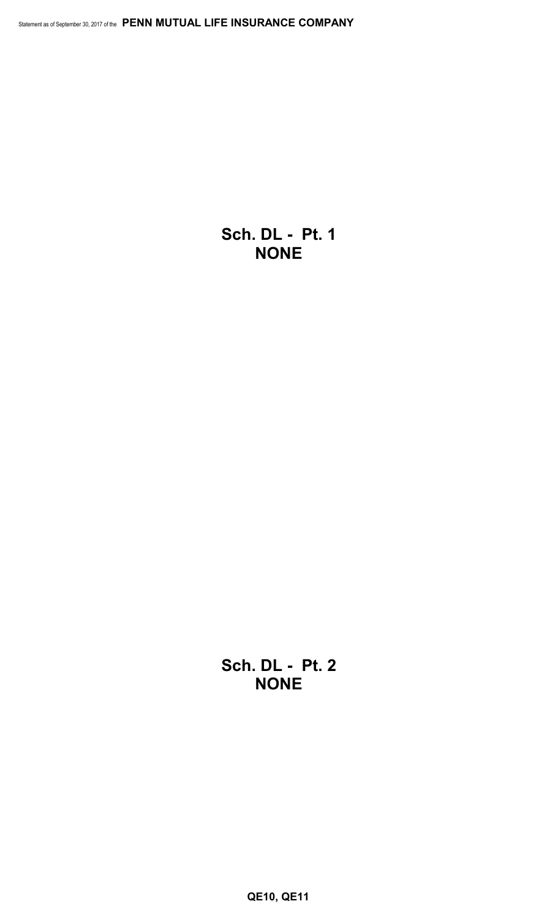**Sch. DL - Pt. 1**
**NONE**

**Sch. DL - Pt. 2**
**NONE**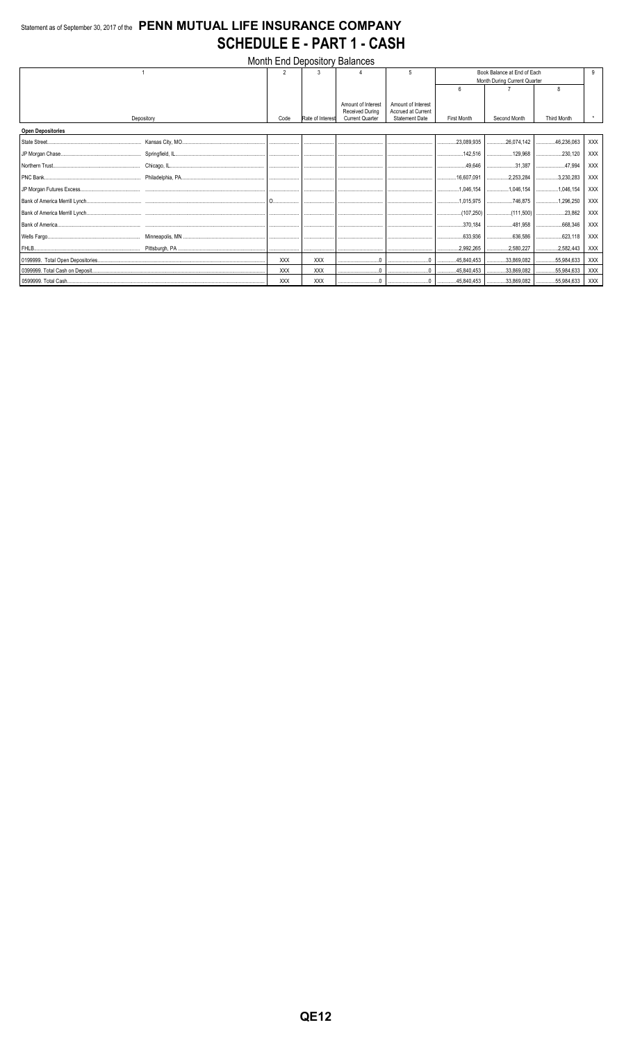Statement as of September 30, 2017 of the **PENN MUTUAL LIFE INSURANCE COMPANY**

# SCHEDULE E - PART 1 - CASH

Month End Depository Balances

| 1 | | 2 | 3 | 4 | 5 | Book Balance at End of Each Month During Current Quarter | | | 9 |
|---|---|---|---|---|---|---|---|---|---|
| | | | | | | 6 | 7 | 8 | |
| Depository | | Code | Rate of Interest | Amount of Interest Received During Current Quarter | Amount of Interest Accrued at Current Statement Date | First Month | Second Month | Third Month | * |
| **Open Depositories** | | | | | | | | | |
| State Street | Kansas City, MO | | | | | 23,089,935 | 26,074,142 | 46,236,063 | XXX |
| JP Morgan Chase | Springfield, IL | | | | | 142,516 | 129,968 | 230,120 | XXX |
| Northern Trust | Chicago, IL | | | | | 49,646 | 31,387 | 47,994 | XXX |
| PNC Bank | Philadelphia, PA | | | | | 16,607,091 | 2,253,284 | 3,230,283 | XXX |
| JP Morgan Futures Excess | | | | | | 1,046,154 | 1,046,154 | 1,046,154 | XXX |
| Bank of America Merrill Lynch | | O | | | | 1,015,975 | 746,875 | 1,296,250 | XXX |
| Bank of America Merrill Lynch | | | | | | (107,250) | (111,500) | 23,862 | XXX |
| Bank of America | | | | | | 370,184 | 481,958 | 668,346 | XXX |
| Wells Fargo | Minneapolis, MN | | | | | 633,936 | 636,586 | 623,118 | XXX |
| FHLB | Pittsburgh, PA | | | | | 2,992,265 | 2,580,227 | 2,582,443 | XXX |
| 0199999. Total Open Depositories | | XXX | XXX | 0 | 0 | 45,840,453 | 33,869,082 | 55,984,633 | XXX |
| 0399999. Total Cash on Deposit | | XXX | XXX | 0 | 0 | 45,840,453 | 33,869,082 | 55,984,633 | XXX |
| 0599999. Total Cash | | XXX | XXX | 0 | 0 | 45,840,453 | 33,869,082 | 55,984,633 | XXX |

QE12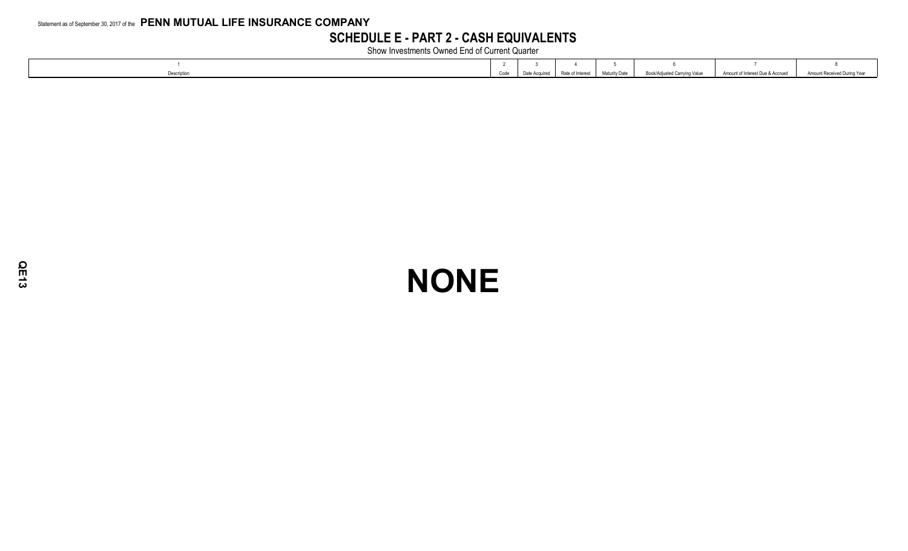Statement as of September 30, 2017 of the **PENN MUTUAL LIFE INSURANCE COMPANY**

## SCHEDULE E - PART 2 - CASH EQUIVALENTS

Show Investments Owned End of Current Quarter

| 1 | 2 | 3 | 4 | 5 | 6 | 7 | 8 |
|---|---|---|---|---|---|---|---|
| Description | Code | Date Acquired | Rate of Interest | Maturity Date | Book/Adjusted Carrying Value | Amount of Interest Due & Accrued | Amount Received During Year |

# NONE